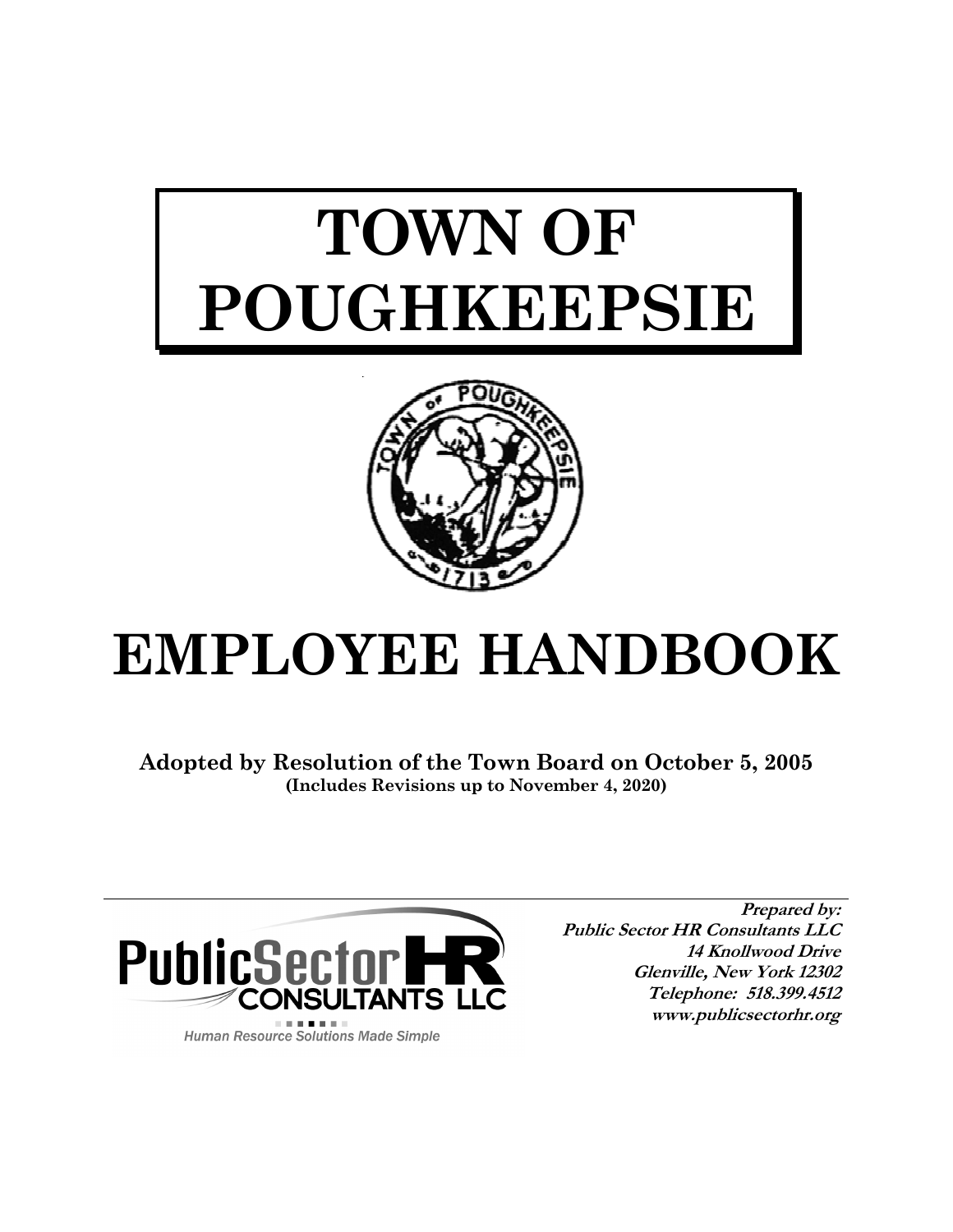# TOWN OF POUGHKEEPSIE

# EMPLOYEE HANDBOOK

**Adopted by Resolution of the Town Board on October 5, 2005**
**(Includes Revisions up to November 4, 2020)**

PublicSector HR CONSULTANTS LLC
Human Resource Solutions Made Simple

***Prepared by:***
***Public Sector HR Consultants LLC***
***14 Knollwood Drive***
***Glenville, New York 12302***
***Telephone: 518.399.4512***
***www.publicsectorhr.org***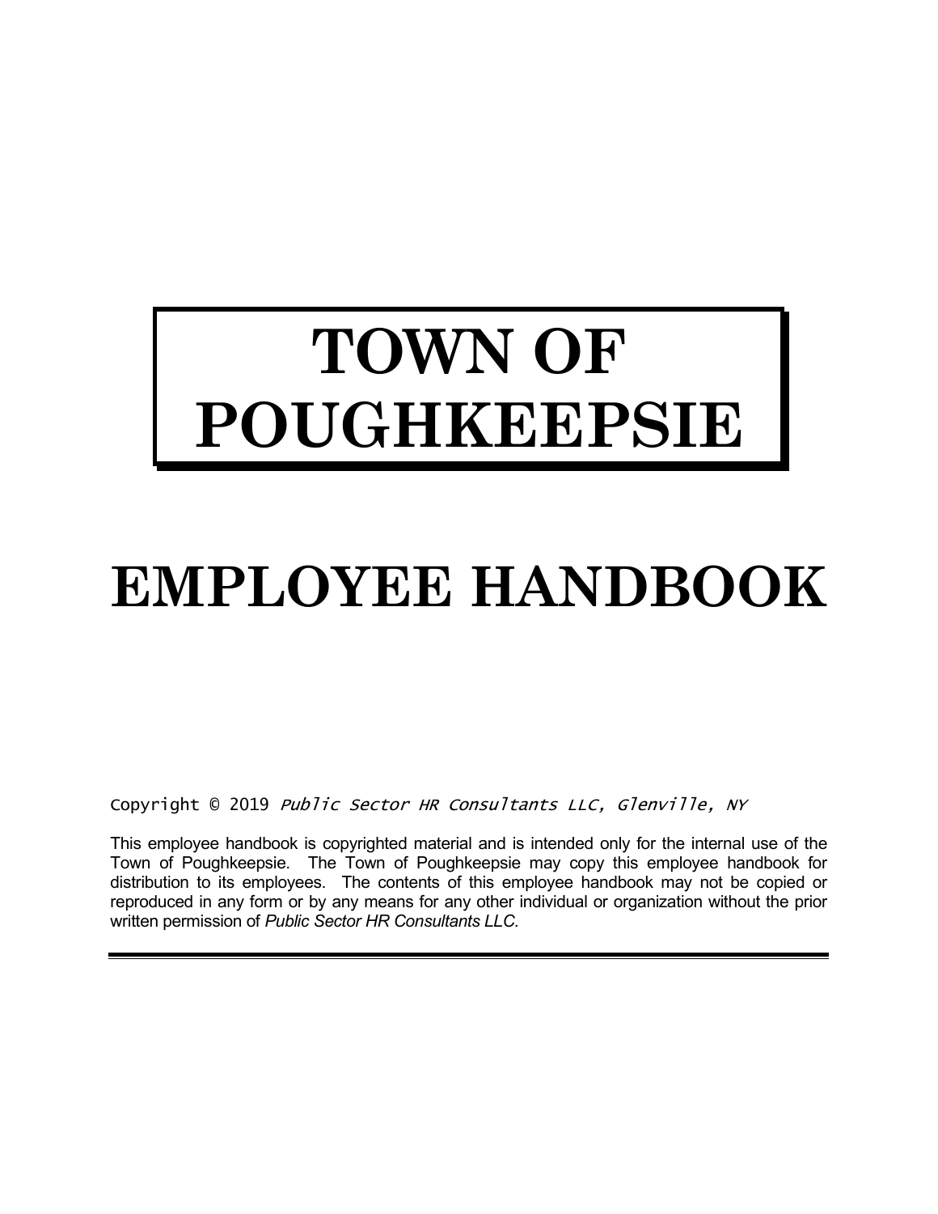# TOWN OF POUGHKEEPSIE

# EMPLOYEE HANDBOOK

Copyright © 2019 *Public Sector HR Consultants LLC, Glenville, NY*

This employee handbook is copyrighted material and is intended only for the internal use of the Town of Poughkeepsie. The Town of Poughkeepsie may copy this employee handbook for distribution to its employees. The contents of this employee handbook may not be copied or reproduced in any form or by any means for any other individual or organization without the prior written permission of *Public Sector HR Consultants LLC.*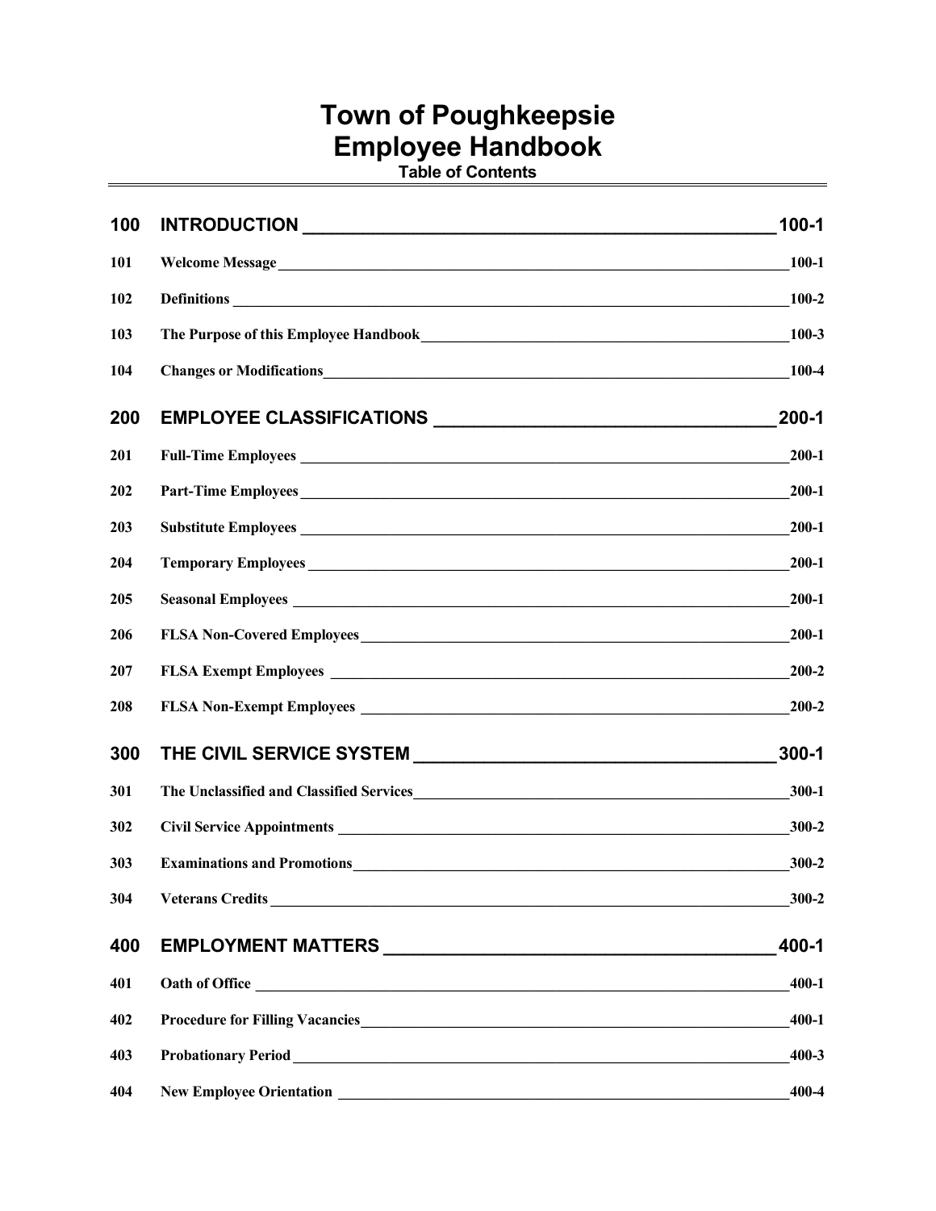# Town of Poughkeepsie
# Employee Handbook

**Table of Contents**

| | | |
|---|---|---|
| **100** | **INTRODUCTION** | **100-1** |
| 101 | Welcome Message | 100-1 |
| 102 | Definitions | 100-2 |
| 103 | The Purpose of this Employee Handbook | 100-3 |
| 104 | Changes or Modifications | 100-4 |
| **200** | **EMPLOYEE CLASSIFICATIONS** | **200-1** |
| 201 | Full-Time Employees | 200-1 |
| 202 | Part-Time Employees | 200-1 |
| 203 | Substitute Employees | 200-1 |
| 204 | Temporary Employees | 200-1 |
| 205 | Seasonal Employees | 200-1 |
| 206 | FLSA Non-Covered Employees | 200-1 |
| 207 | FLSA Exempt Employees | 200-2 |
| 208 | FLSA Non-Exempt Employees | 200-2 |
| **300** | **THE CIVIL SERVICE SYSTEM** | **300-1** |
| 301 | The Unclassified and Classified Services | 300-1 |
| 302 | Civil Service Appointments | 300-2 |
| 303 | Examinations and Promotions | 300-2 |
| 304 | Veterans Credits | 300-2 |
| **400** | **EMPLOYMENT MATTERS** | **400-1** |
| 401 | Oath of Office | 400-1 |
| 402 | Procedure for Filling Vacancies | 400-1 |
| 403 | Probationary Period | 400-3 |
| 404 | New Employee Orientation | 400-4 |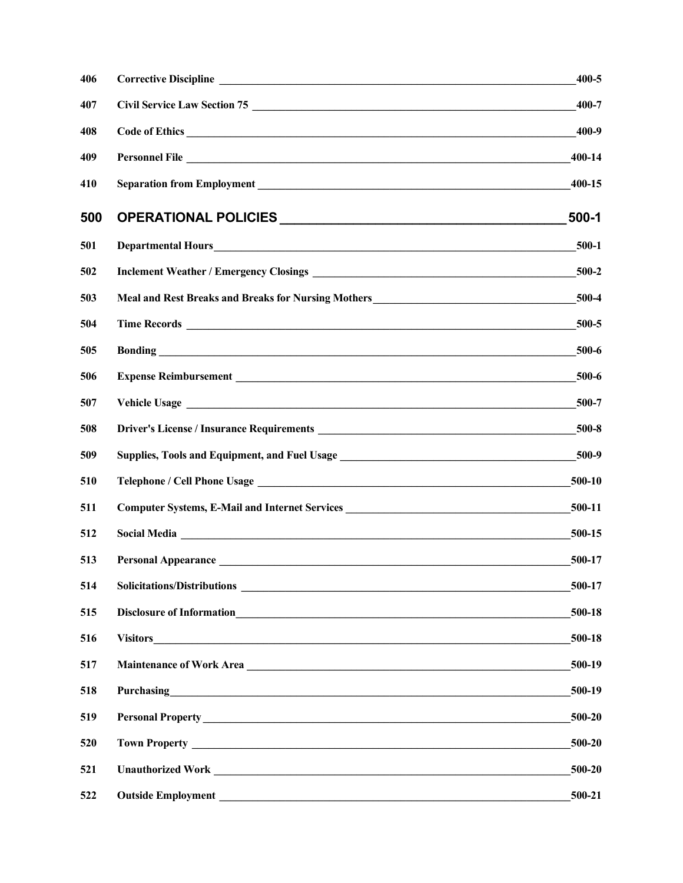| | | |
|---|---|---|
| 406 | Corrective Discipline | 400-5 |
| 407 | Civil Service Law Section 75 | 400-7 |
| 408 | Code of Ethics | 400-9 |
| 409 | Personnel File | 400-14 |
| 410 | Separation from Employment | 400-15 |
| **500** | **OPERATIONAL POLICIES** | **500-1** |
| 501 | Departmental Hours | 500-1 |
| 502 | Inclement Weather / Emergency Closings | 500-2 |
| 503 | Meal and Rest Breaks and Breaks for Nursing Mothers | 500-4 |
| 504 | Time Records | 500-5 |
| 505 | Bonding | 500-6 |
| 506 | Expense Reimbursement | 500-6 |
| 507 | Vehicle Usage | 500-7 |
| 508 | Driver's License / Insurance Requirements | 500-8 |
| 509 | Supplies, Tools and Equipment, and Fuel Usage | 500-9 |
| 510 | Telephone / Cell Phone Usage | 500-10 |
| 511 | Computer Systems, E-Mail and Internet Services | 500-11 |
| 512 | Social Media | 500-15 |
| 513 | Personal Appearance | 500-17 |
| 514 | Solicitations/Distributions | 500-17 |
| 515 | Disclosure of Information | 500-18 |
| 516 | Visitors | 500-18 |
| 517 | Maintenance of Work Area | 500-19 |
| 518 | Purchasing | 500-19 |
| 519 | Personal Property | 500-20 |
| 520 | Town Property | 500-20 |
| 521 | Unauthorized Work | 500-20 |
| 522 | Outside Employment | 500-21 |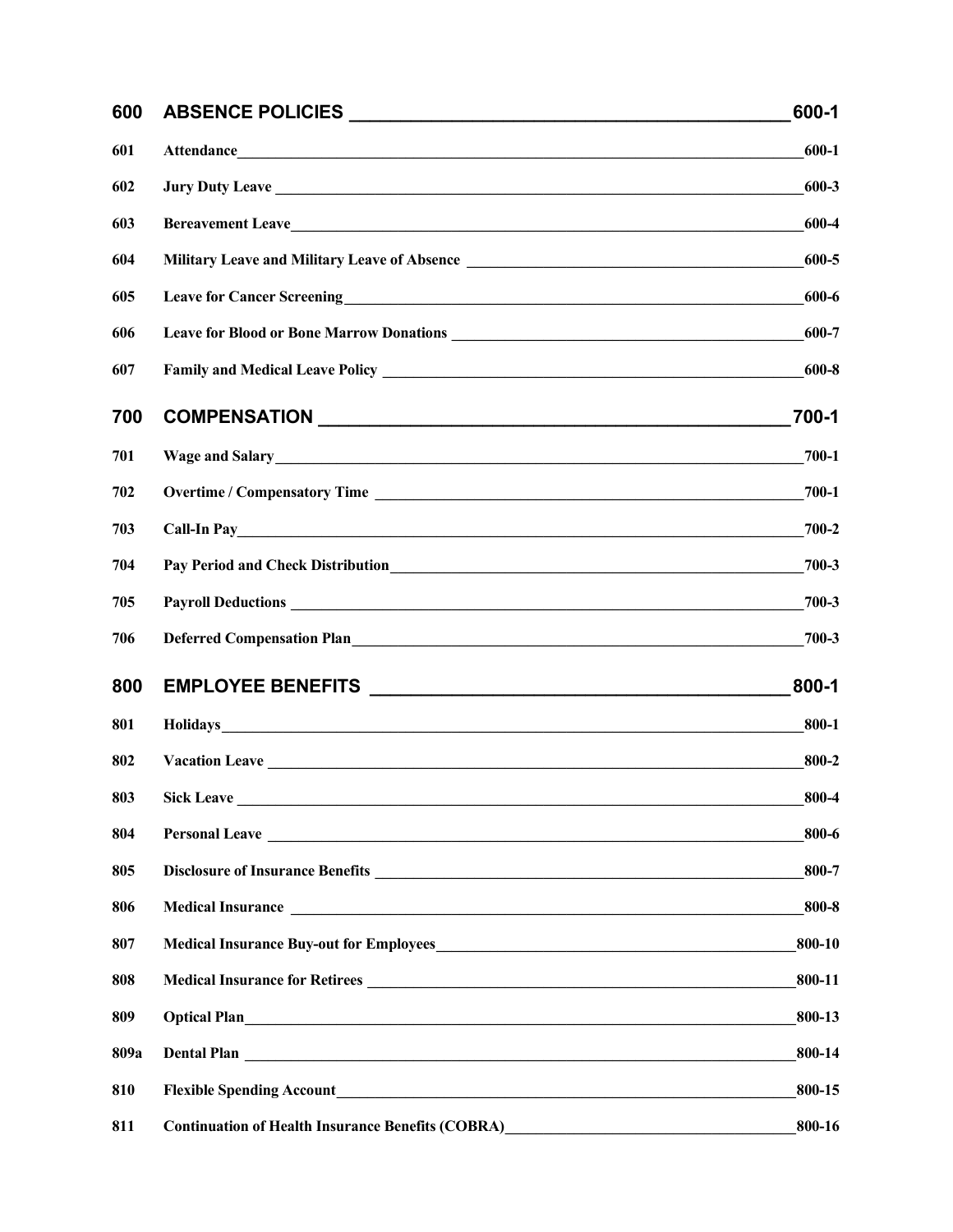| | | |
|---|---|---|
| **600** | **ABSENCE POLICIES** | **600-1** |
| 601 | Attendance | 600-1 |
| 602 | Jury Duty Leave | 600-3 |
| 603 | Bereavement Leave | 600-4 |
| 604 | Military Leave and Military Leave of Absence | 600-5 |
| 605 | Leave for Cancer Screening | 600-6 |
| 606 | Leave for Blood or Bone Marrow Donations | 600-7 |
| 607 | Family and Medical Leave Policy | 600-8 |
| **700** | **COMPENSATION** | **700-1** |
| 701 | Wage and Salary | 700-1 |
| 702 | Overtime / Compensatory Time | 700-1 |
| 703 | Call-In Pay | 700-2 |
| 704 | Pay Period and Check Distribution | 700-3 |
| 705 | Payroll Deductions | 700-3 |
| 706 | Deferred Compensation Plan | 700-3 |
| **800** | **EMPLOYEE BENEFITS** | **800-1** |
| 801 | Holidays | 800-1 |
| 802 | Vacation Leave | 800-2 |
| 803 | Sick Leave | 800-4 |
| 804 | Personal Leave | 800-6 |
| 805 | Disclosure of Insurance Benefits | 800-7 |
| 806 | Medical Insurance | 800-8 |
| 807 | Medical Insurance Buy-out for Employees | 800-10 |
| 808 | Medical Insurance for Retirees | 800-11 |
| 809 | Optical Plan | 800-13 |
| 809a | Dental Plan | 800-14 |
| 810 | Flexible Spending Account | 800-15 |
| 811 | Continuation of Health Insurance Benefits (COBRA) | 800-16 |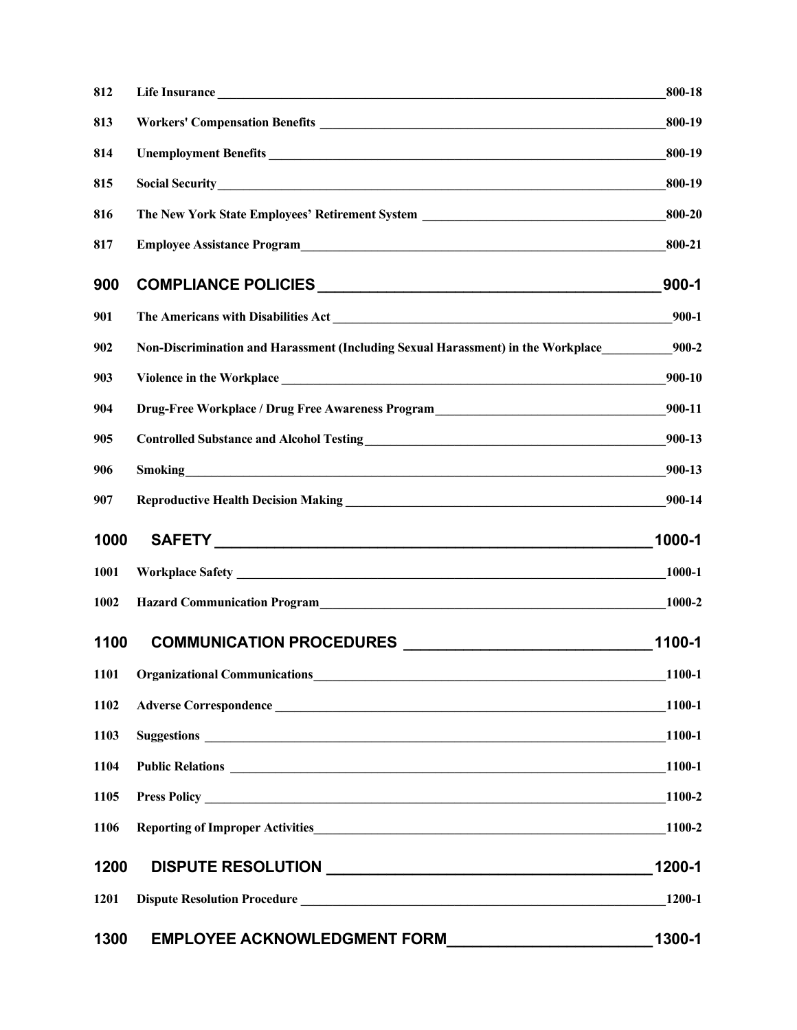| | | |
|---|---|---|
| 812 | Life Insurance | 800-18 |
| 813 | Workers' Compensation Benefits | 800-19 |
| 814 | Unemployment Benefits | 800-19 |
| 815 | Social Security | 800-19 |
| 816 | The New York State Employees' Retirement System | 800-20 |
| 817 | Employee Assistance Program | 800-21 |
| **900** | **COMPLIANCE POLICIES** | **900-1** |
| 901 | The Americans with Disabilities Act | 900-1 |
| 902 | Non-Discrimination and Harassment (Including Sexual Harassment) in the Workplace | 900-2 |
| 903 | Violence in the Workplace | 900-10 |
| 904 | Drug-Free Workplace / Drug Free Awareness Program | 900-11 |
| 905 | Controlled Substance and Alcohol Testing | 900-13 |
| 906 | Smoking | 900-13 |
| 907 | Reproductive Health Decision Making | 900-14 |
| **1000** | **SAFETY** | **1000-1** |
| 1001 | Workplace Safety | 1000-1 |
| 1002 | Hazard Communication Program | 1000-2 |
| **1100** | **COMMUNICATION PROCEDURES** | **1100-1** |
| 1101 | Organizational Communications | 1100-1 |
| 1102 | Adverse Correspondence | 1100-1 |
| 1103 | Suggestions | 1100-1 |
| 1104 | Public Relations | 1100-1 |
| 1105 | Press Policy | 1100-2 |
| 1106 | Reporting of Improper Activities | 1100-2 |
| **1200** | **DISPUTE RESOLUTION** | **1200-1** |
| 1201 | Dispute Resolution Procedure | 1200-1 |
| **1300** | **EMPLOYEE ACKNOWLEDGMENT FORM** | **1300-1** |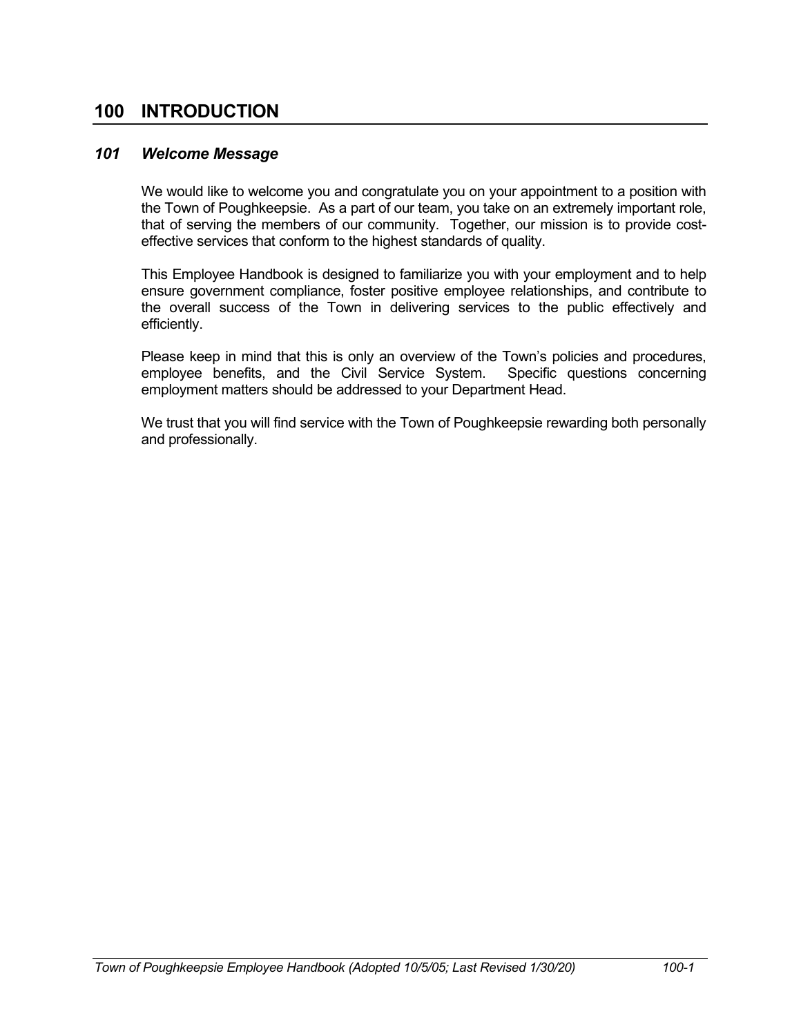# 100 INTRODUCTION

## *101 Welcome Message*

We would like to welcome you and congratulate you on your appointment to a position with the Town of Poughkeepsie. As a part of our team, you take on an extremely important role, that of serving the members of our community. Together, our mission is to provide cost-effective services that conform to the highest standards of quality.

This Employee Handbook is designed to familiarize you with your employment and to help ensure government compliance, foster positive employee relationships, and contribute to the overall success of the Town in delivering services to the public effectively and efficiently.

Please keep in mind that this is only an overview of the Town's policies and procedures, employee benefits, and the Civil Service System. Specific questions concerning employment matters should be addressed to your Department Head.

We trust that you will find service with the Town of Poughkeepsie rewarding both personally and professionally.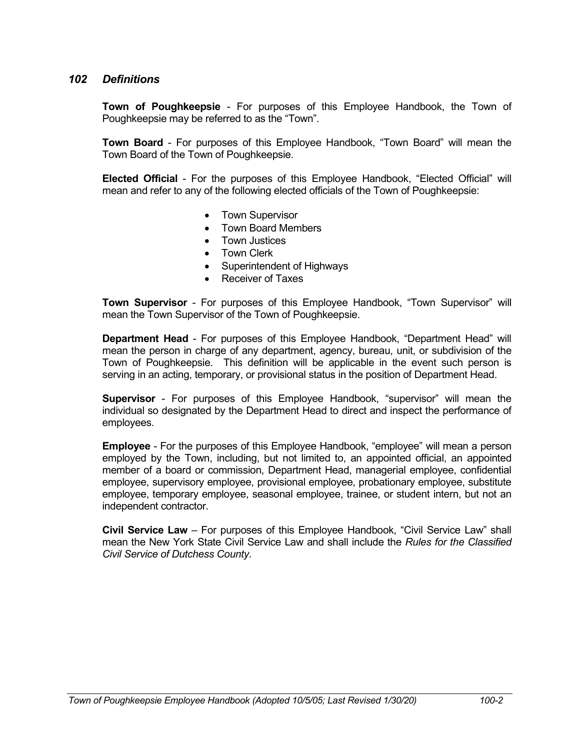## *102 Definitions*

**Town of Poughkeepsie** - For purposes of this Employee Handbook, the Town of Poughkeepsie may be referred to as the "Town".

**Town Board** - For purposes of this Employee Handbook, "Town Board" will mean the Town Board of the Town of Poughkeepsie.

**Elected Official** - For the purposes of this Employee Handbook, "Elected Official" will mean and refer to any of the following elected officials of the Town of Poughkeepsie:

- Town Supervisor
- Town Board Members
- Town Justices
- Town Clerk
- Superintendent of Highways
- Receiver of Taxes

**Town Supervisor** - For purposes of this Employee Handbook, "Town Supervisor" will mean the Town Supervisor of the Town of Poughkeepsie.

**Department Head** - For purposes of this Employee Handbook, "Department Head" will mean the person in charge of any department, agency, bureau, unit, or subdivision of the Town of Poughkeepsie. This definition will be applicable in the event such person is serving in an acting, temporary, or provisional status in the position of Department Head.

**Supervisor** - For purposes of this Employee Handbook, "supervisor" will mean the individual so designated by the Department Head to direct and inspect the performance of employees.

**Employee** - For the purposes of this Employee Handbook, "employee" will mean a person employed by the Town, including, but not limited to, an appointed official, an appointed member of a board or commission, Department Head, managerial employee, confidential employee, supervisory employee, provisional employee, probationary employee, substitute employee, temporary employee, seasonal employee, trainee, or student intern, but not an independent contractor.

**Civil Service Law** – For purposes of this Employee Handbook, "Civil Service Law" shall mean the New York State Civil Service Law and shall include the *Rules for the Classified Civil Service of Dutchess County*.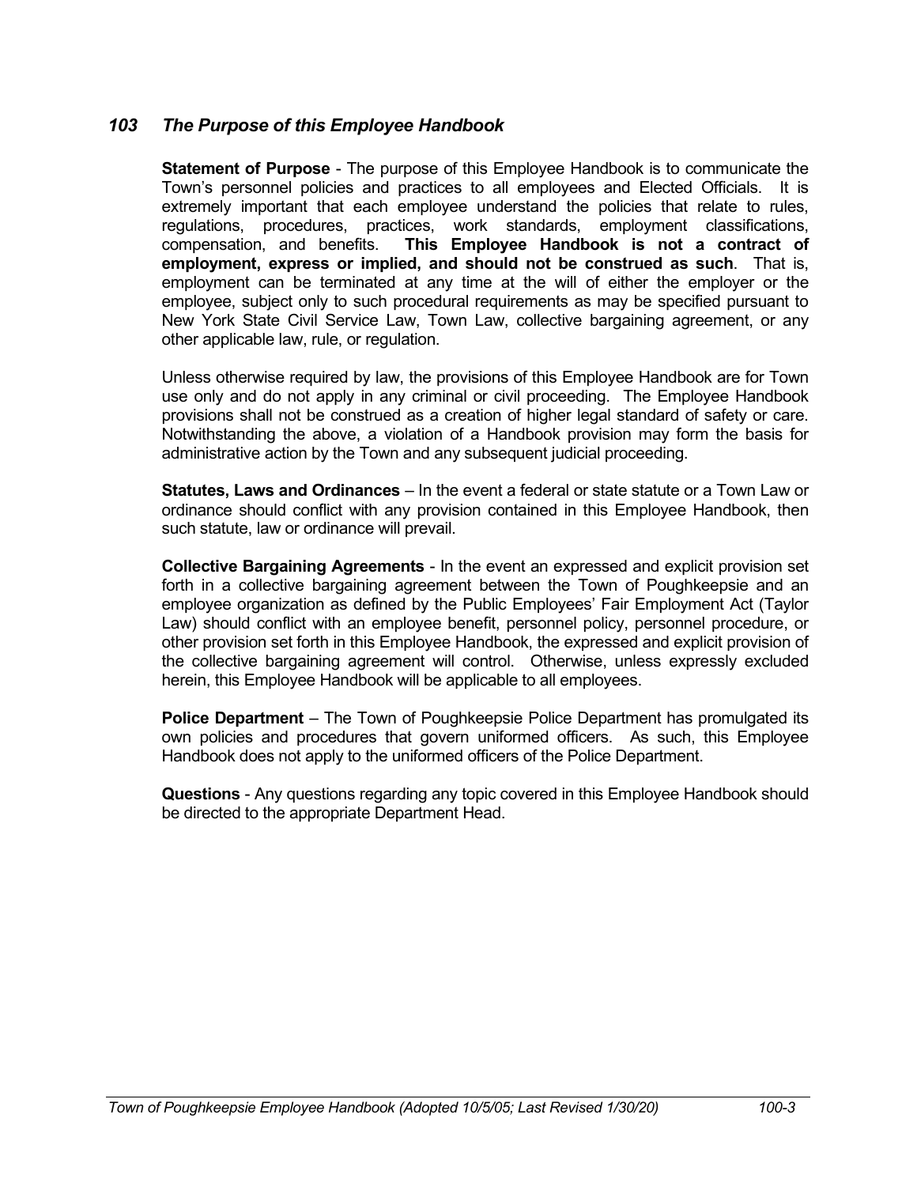## *103 The Purpose of this Employee Handbook*

**Statement of Purpose** - The purpose of this Employee Handbook is to communicate the Town's personnel policies and practices to all employees and Elected Officials. It is extremely important that each employee understand the policies that relate to rules, regulations, procedures, practices, work standards, employment classifications, compensation, and benefits. **This Employee Handbook is not a contract of employment, express or implied, and should not be construed as such**. That is, employment can be terminated at any time at the will of either the employer or the employee, subject only to such procedural requirements as may be specified pursuant to New York State Civil Service Law, Town Law, collective bargaining agreement, or any other applicable law, rule, or regulation.

Unless otherwise required by law, the provisions of this Employee Handbook are for Town use only and do not apply in any criminal or civil proceeding. The Employee Handbook provisions shall not be construed as a creation of higher legal standard of safety or care. Notwithstanding the above, a violation of a Handbook provision may form the basis for administrative action by the Town and any subsequent judicial proceeding.

**Statutes, Laws and Ordinances** – In the event a federal or state statute or a Town Law or ordinance should conflict with any provision contained in this Employee Handbook, then such statute, law or ordinance will prevail.

**Collective Bargaining Agreements** - In the event an expressed and explicit provision set forth in a collective bargaining agreement between the Town of Poughkeepsie and an employee organization as defined by the Public Employees' Fair Employment Act (Taylor Law) should conflict with an employee benefit, personnel policy, personnel procedure, or other provision set forth in this Employee Handbook, the expressed and explicit provision of the collective bargaining agreement will control. Otherwise, unless expressly excluded herein, this Employee Handbook will be applicable to all employees.

**Police Department** – The Town of Poughkeepsie Police Department has promulgated its own policies and procedures that govern uniformed officers. As such, this Employee Handbook does not apply to the uniformed officers of the Police Department.

**Questions** - Any questions regarding any topic covered in this Employee Handbook should be directed to the appropriate Department Head.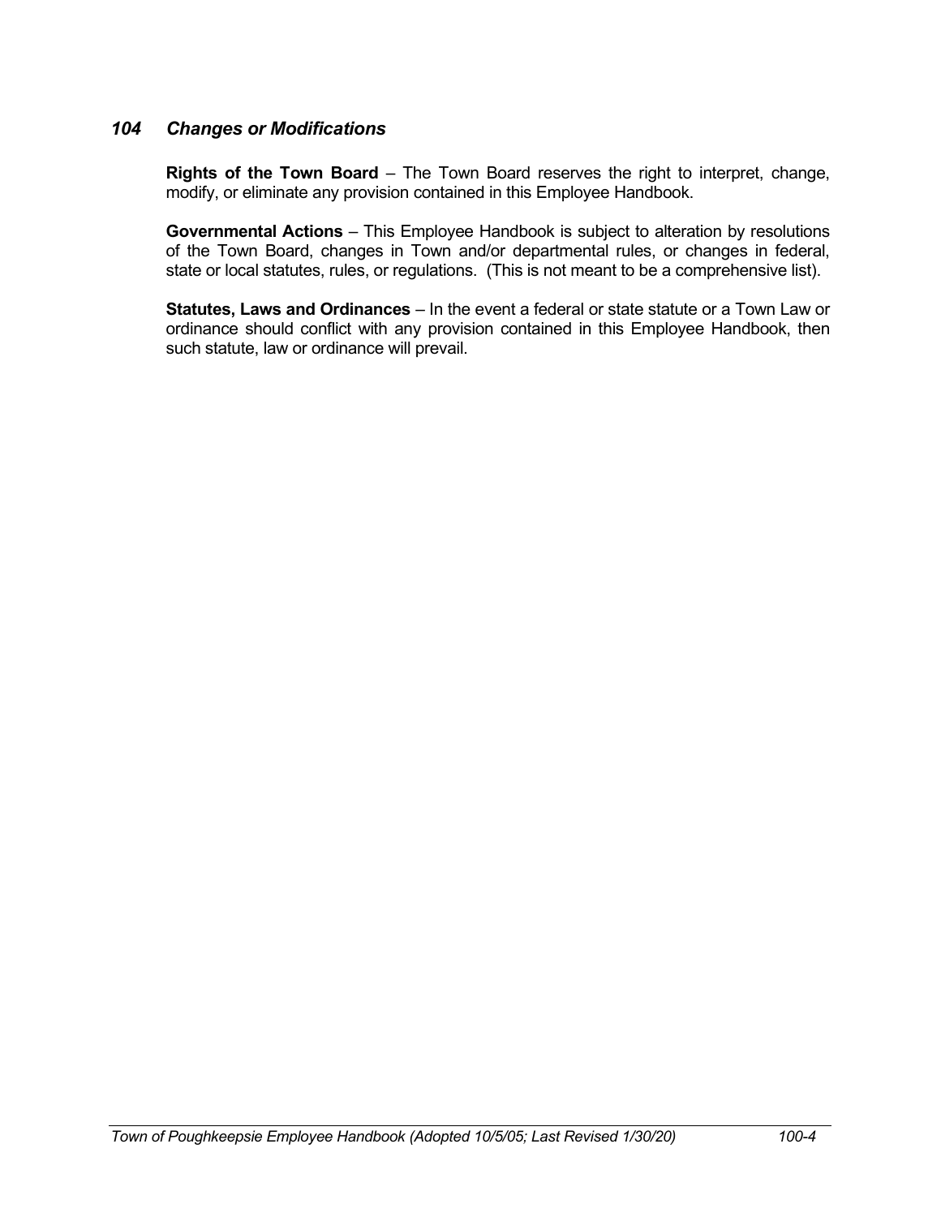### *104 Changes or Modifications*

**Rights of the Town Board** – The Town Board reserves the right to interpret, change, modify, or eliminate any provision contained in this Employee Handbook.

**Governmental Actions** – This Employee Handbook is subject to alteration by resolutions of the Town Board, changes in Town and/or departmental rules, or changes in federal, state or local statutes, rules, or regulations. (This is not meant to be a comprehensive list).

**Statutes, Laws and Ordinances** – In the event a federal or state statute or a Town Law or ordinance should conflict with any provision contained in this Employee Handbook, then such statute, law or ordinance will prevail.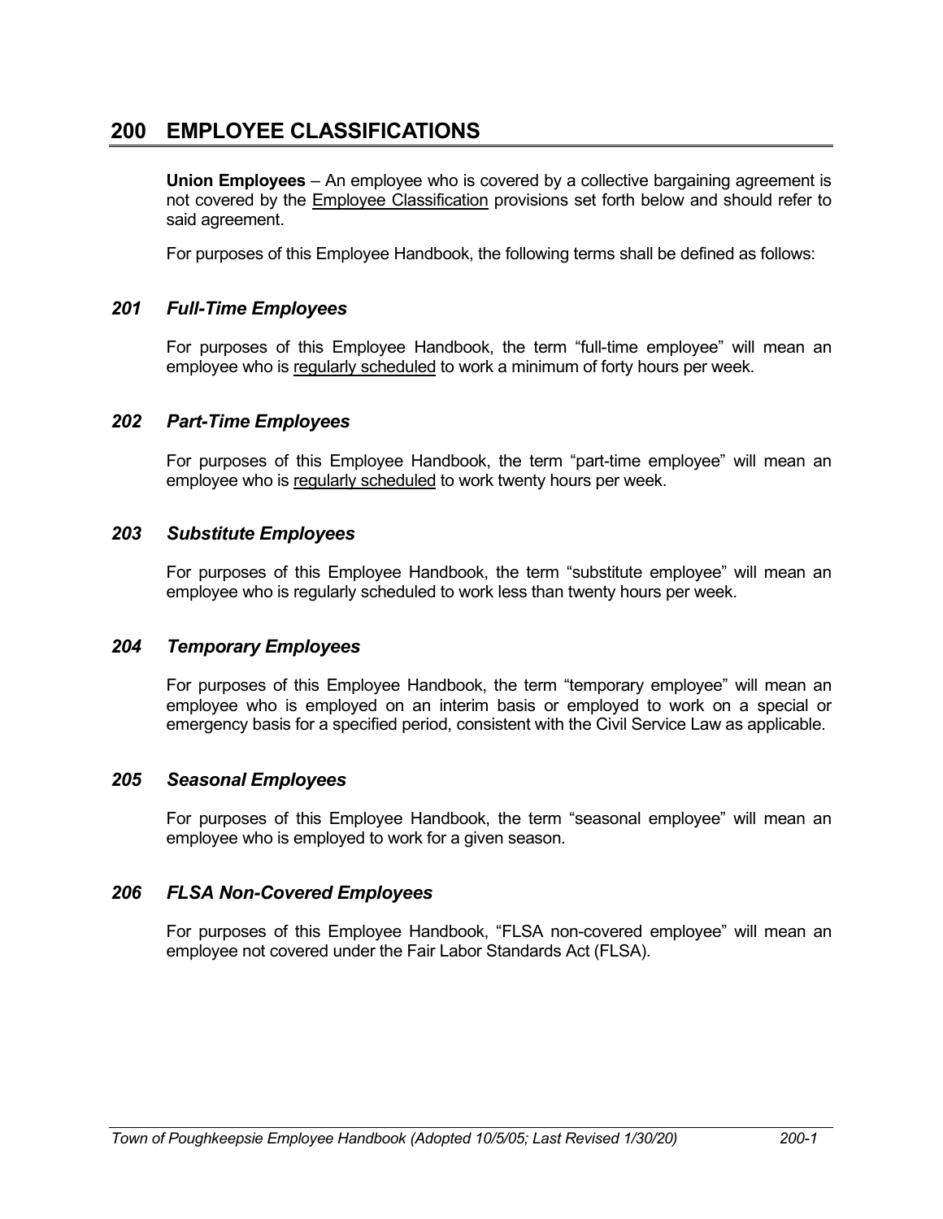# 200 EMPLOYEE CLASSIFICATIONS

**Union Employees** – An employee who is covered by a collective bargaining agreement is not covered by the Employee Classification provisions set forth below and should refer to said agreement.

For purposes of this Employee Handbook, the following terms shall be defined as follows:

### *201 Full-Time Employees*

For purposes of this Employee Handbook, the term "full-time employee" will mean an employee who is regularly scheduled to work a minimum of forty hours per week.

### *202 Part-Time Employees*

For purposes of this Employee Handbook, the term "part-time employee" will mean an employee who is regularly scheduled to work twenty hours per week.

### *203 Substitute Employees*

For purposes of this Employee Handbook, the term "substitute employee" will mean an employee who is regularly scheduled to work less than twenty hours per week.

### *204 Temporary Employees*

For purposes of this Employee Handbook, the term "temporary employee" will mean an employee who is employed on an interim basis or employed to work on a special or emergency basis for a specified period, consistent with the Civil Service Law as applicable.

### *205 Seasonal Employees*

For purposes of this Employee Handbook, the term "seasonal employee" will mean an employee who is employed to work for a given season.

### *206 FLSA Non-Covered Employees*

For purposes of this Employee Handbook, "FLSA non-covered employee" will mean an employee not covered under the Fair Labor Standards Act (FLSA).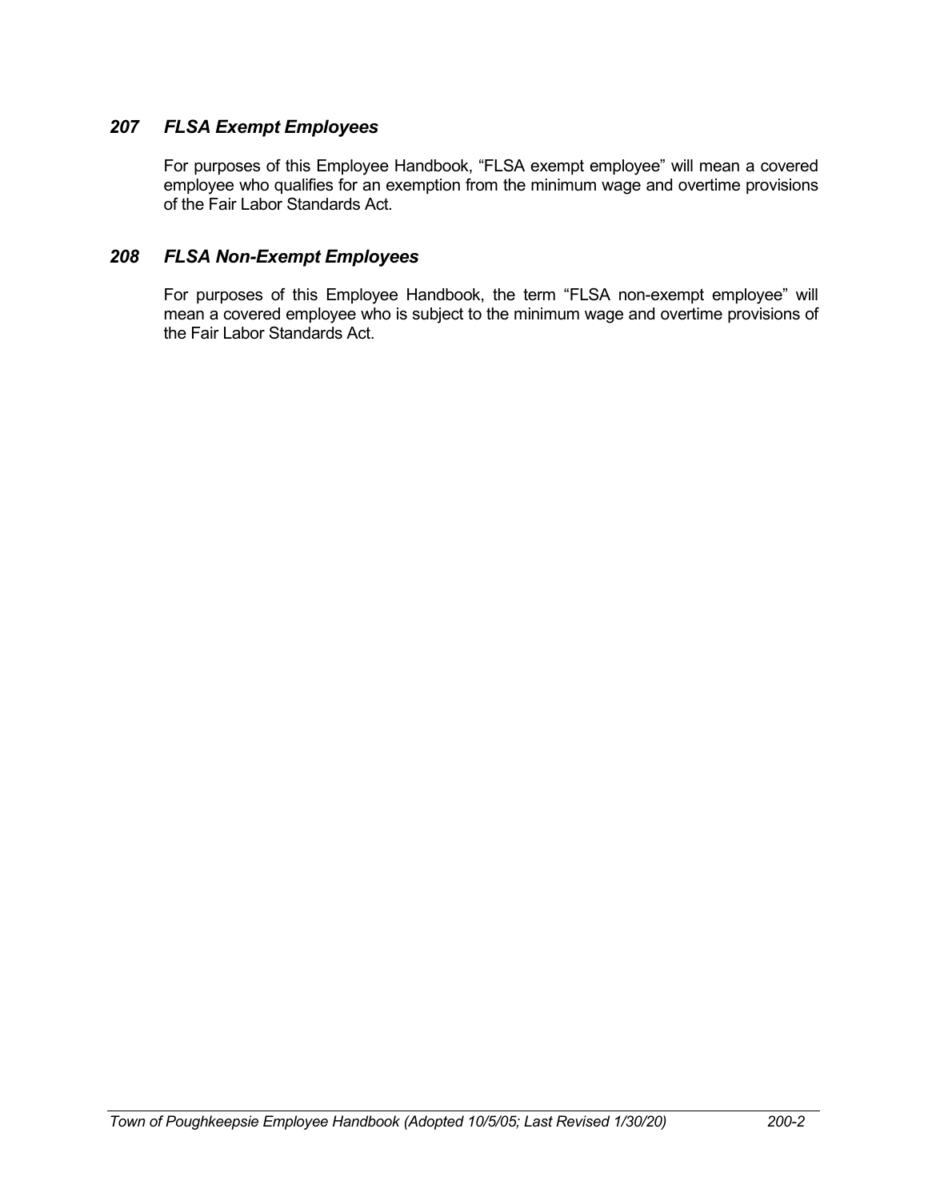### *207 FLSA Exempt Employees*

For purposes of this Employee Handbook, "FLSA exempt employee" will mean a covered employee who qualifies for an exemption from the minimum wage and overtime provisions of the Fair Labor Standards Act.

### *208 FLSA Non-Exempt Employees*

For purposes of this Employee Handbook, the term "FLSA non-exempt employee" will mean a covered employee who is subject to the minimum wage and overtime provisions of the Fair Labor Standards Act.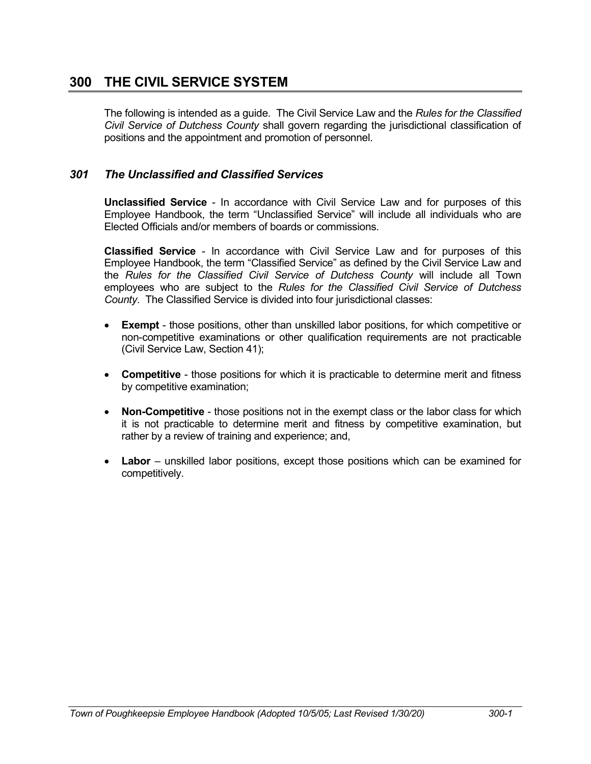# 300 THE CIVIL SERVICE SYSTEM

The following is intended as a guide. The Civil Service Law and the *Rules for the Classified Civil Service of Dutchess County* shall govern regarding the jurisdictional classification of positions and the appointment and promotion of personnel.

## *301 The Unclassified and Classified Services*

**Unclassified Service** - In accordance with Civil Service Law and for purposes of this Employee Handbook, the term "Unclassified Service" will include all individuals who are Elected Officials and/or members of boards or commissions.

**Classified Service** - In accordance with Civil Service Law and for purposes of this Employee Handbook, the term "Classified Service" as defined by the Civil Service Law and the *Rules for the Classified Civil Service of Dutchess County* will include all Town employees who are subject to the *Rules for the Classified Civil Service of Dutchess County*. The Classified Service is divided into four jurisdictional classes:

- **Exempt** - those positions, other than unskilled labor positions, for which competitive or non-competitive examinations or other qualification requirements are not practicable (Civil Service Law, Section 41);

- **Competitive** - those positions for which it is practicable to determine merit and fitness by competitive examination;

- **Non-Competitive** - those positions not in the exempt class or the labor class for which it is not practicable to determine merit and fitness by competitive examination, but rather by a review of training and experience; and,

- **Labor** – unskilled labor positions, except those positions which can be examined for competitively.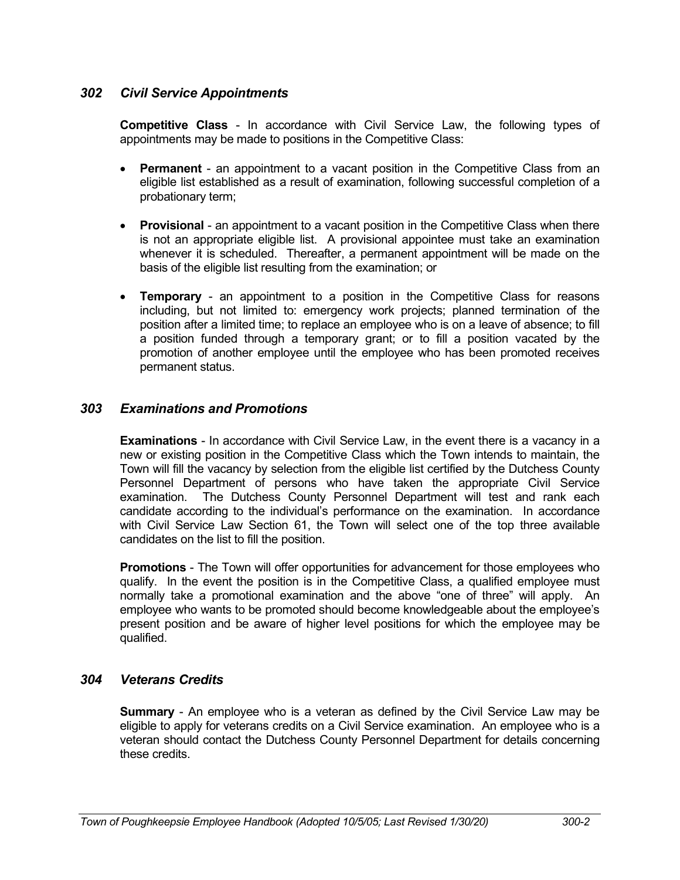## *302 Civil Service Appointments*

**Competitive Class** - In accordance with Civil Service Law, the following types of appointments may be made to positions in the Competitive Class:

- **Permanent** - an appointment to a vacant position in the Competitive Class from an eligible list established as a result of examination, following successful completion of a probationary term;

- **Provisional** - an appointment to a vacant position in the Competitive Class when there is not an appropriate eligible list. A provisional appointee must take an examination whenever it is scheduled. Thereafter, a permanent appointment will be made on the basis of the eligible list resulting from the examination; or

- **Temporary** - an appointment to a position in the Competitive Class for reasons including, but not limited to: emergency work projects; planned termination of the position after a limited time; to replace an employee who is on a leave of absence; to fill a position funded through a temporary grant; or to fill a position vacated by the promotion of another employee until the employee who has been promoted receives permanent status.

## *303 Examinations and Promotions*

**Examinations** - In accordance with Civil Service Law, in the event there is a vacancy in a new or existing position in the Competitive Class which the Town intends to maintain, the Town will fill the vacancy by selection from the eligible list certified by the Dutchess County Personnel Department of persons who have taken the appropriate Civil Service examination. The Dutchess County Personnel Department will test and rank each candidate according to the individual's performance on the examination. In accordance with Civil Service Law Section 61, the Town will select one of the top three available candidates on the list to fill the position.

**Promotions** - The Town will offer opportunities for advancement for those employees who qualify. In the event the position is in the Competitive Class, a qualified employee must normally take a promotional examination and the above "one of three" will apply. An employee who wants to be promoted should become knowledgeable about the employee's present position and be aware of higher level positions for which the employee may be qualified.

## *304 Veterans Credits*

**Summary** - An employee who is a veteran as defined by the Civil Service Law may be eligible to apply for veterans credits on a Civil Service examination. An employee who is a veteran should contact the Dutchess County Personnel Department for details concerning these credits.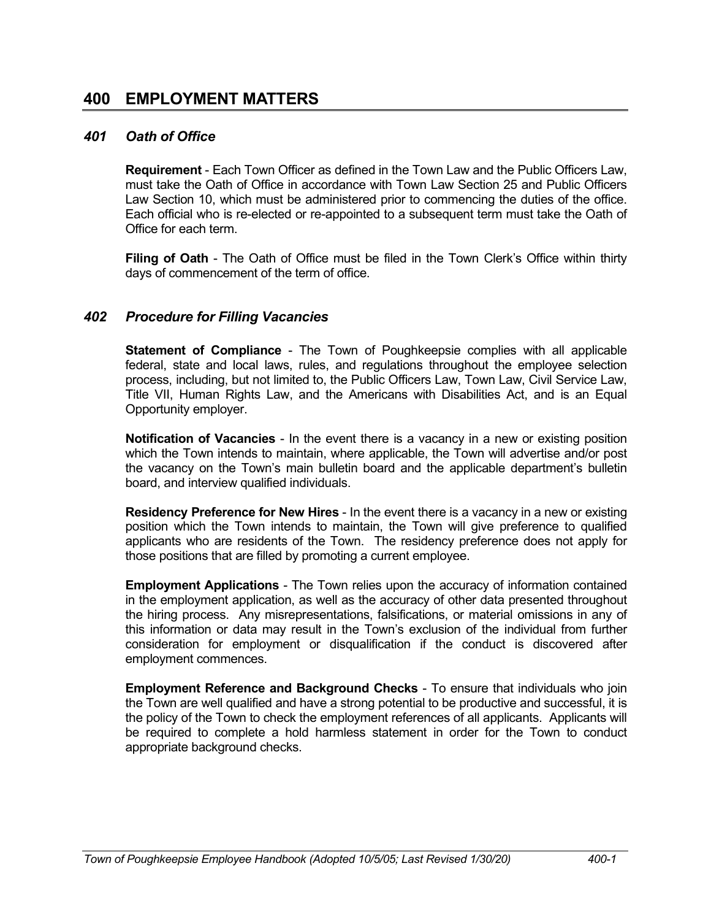# 400 EMPLOYMENT MATTERS

## *401 Oath of Office*

**Requirement** - Each Town Officer as defined in the Town Law and the Public Officers Law, must take the Oath of Office in accordance with Town Law Section 25 and Public Officers Law Section 10, which must be administered prior to commencing the duties of the office. Each official who is re-elected or re-appointed to a subsequent term must take the Oath of Office for each term.

**Filing of Oath** - The Oath of Office must be filed in the Town Clerk's Office within thirty days of commencement of the term of office.

## *402 Procedure for Filling Vacancies*

**Statement of Compliance** - The Town of Poughkeepsie complies with all applicable federal, state and local laws, rules, and regulations throughout the employee selection process, including, but not limited to, the Public Officers Law, Town Law, Civil Service Law, Title VII, Human Rights Law, and the Americans with Disabilities Act, and is an Equal Opportunity employer.

**Notification of Vacancies** - In the event there is a vacancy in a new or existing position which the Town intends to maintain, where applicable, the Town will advertise and/or post the vacancy on the Town's main bulletin board and the applicable department's bulletin board, and interview qualified individuals.

**Residency Preference for New Hires** - In the event there is a vacancy in a new or existing position which the Town intends to maintain, the Town will give preference to qualified applicants who are residents of the Town. The residency preference does not apply for those positions that are filled by promoting a current employee.

**Employment Applications** - The Town relies upon the accuracy of information contained in the employment application, as well as the accuracy of other data presented throughout the hiring process. Any misrepresentations, falsifications, or material omissions in any of this information or data may result in the Town's exclusion of the individual from further consideration for employment or disqualification if the conduct is discovered after employment commences.

**Employment Reference and Background Checks** - To ensure that individuals who join the Town are well qualified and have a strong potential to be productive and successful, it is the policy of the Town to check the employment references of all applicants. Applicants will be required to complete a hold harmless statement in order for the Town to conduct appropriate background checks.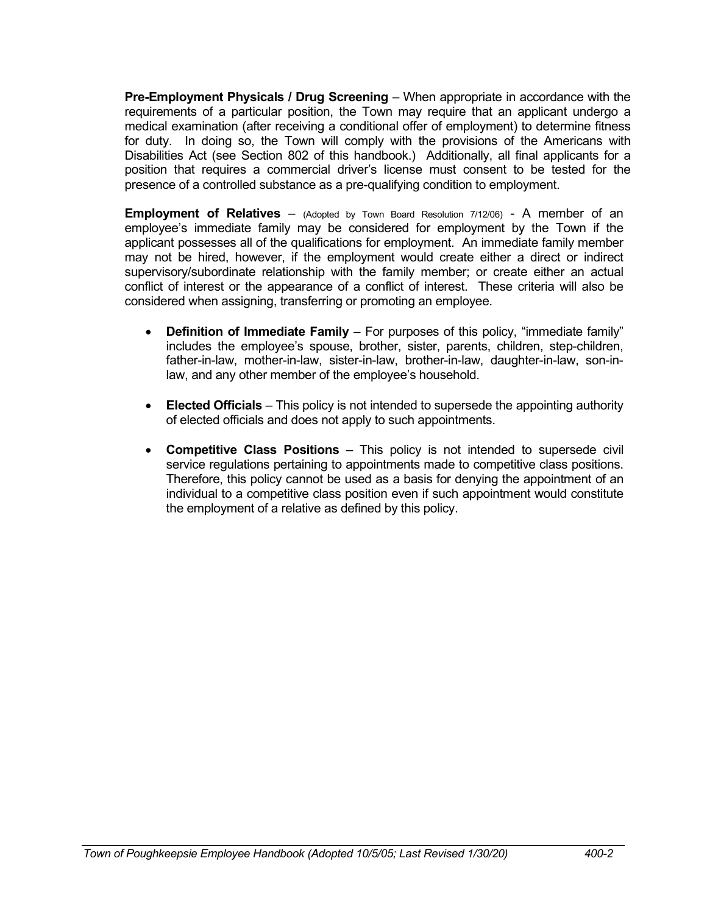**Pre-Employment Physicals / Drug Screening** – When appropriate in accordance with the requirements of a particular position, the Town may require that an applicant undergo a medical examination (after receiving a conditional offer of employment) to determine fitness for duty. In doing so, the Town will comply with the provisions of the Americans with Disabilities Act (see Section 802 of this handbook.) Additionally, all final applicants for a position that requires a commercial driver's license must consent to be tested for the presence of a controlled substance as a pre-qualifying condition to employment.

**Employment of Relatives** – (Adopted by Town Board Resolution 7/12/06) - A member of an employee's immediate family may be considered for employment by the Town if the applicant possesses all of the qualifications for employment. An immediate family member may not be hired, however, if the employment would create either a direct or indirect supervisory/subordinate relationship with the family member; or create either an actual conflict of interest or the appearance of a conflict of interest. These criteria will also be considered when assigning, transferring or promoting an employee.

- **Definition of Immediate Family** – For purposes of this policy, "immediate family" includes the employee's spouse, brother, sister, parents, children, step-children, father-in-law, mother-in-law, sister-in-law, brother-in-law, daughter-in-law, son-in-law, and any other member of the employee's household.
- **Elected Officials** – This policy is not intended to supersede the appointing authority of elected officials and does not apply to such appointments.
- **Competitive Class Positions** – This policy is not intended to supersede civil service regulations pertaining to appointments made to competitive class positions. Therefore, this policy cannot be used as a basis for denying the appointment of an individual to a competitive class position even if such appointment would constitute the employment of a relative as defined by this policy.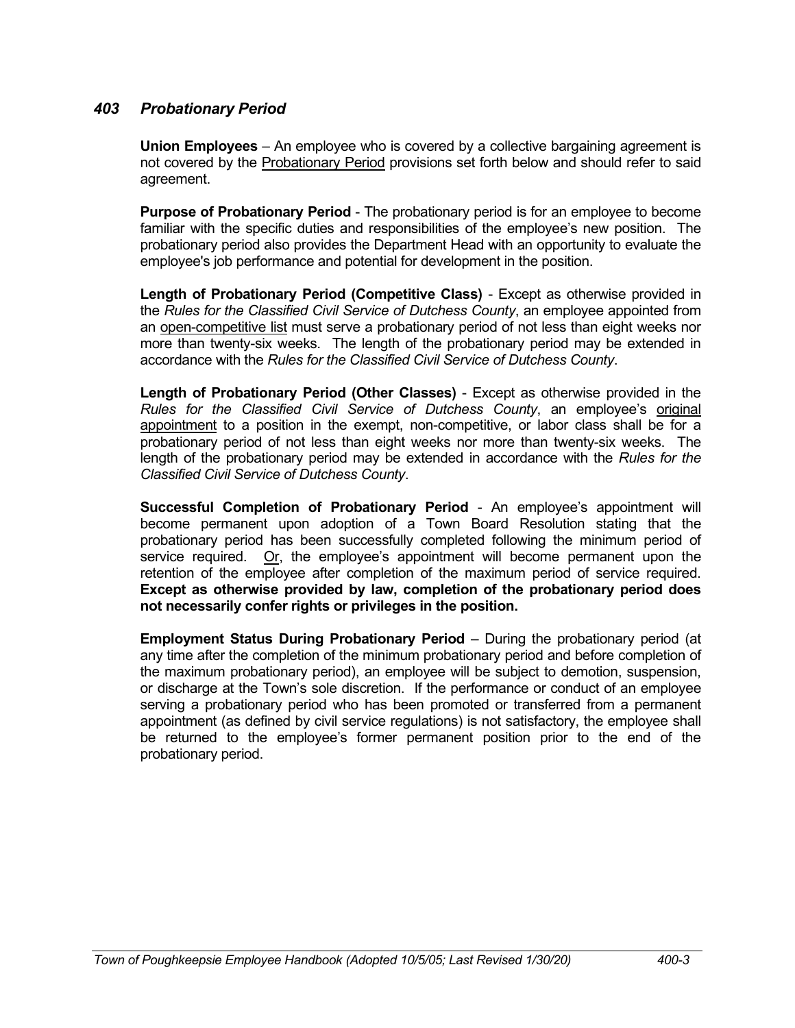## *403 Probationary Period*

**Union Employees** – An employee who is covered by a collective bargaining agreement is not covered by the Probationary Period provisions set forth below and should refer to said agreement.

**Purpose of Probationary Period** - The probationary period is for an employee to become familiar with the specific duties and responsibilities of the employee's new position. The probationary period also provides the Department Head with an opportunity to evaluate the employee's job performance and potential for development in the position.

**Length of Probationary Period (Competitive Class)** - Except as otherwise provided in the *Rules for the Classified Civil Service of Dutchess County*, an employee appointed from an open-competitive list must serve a probationary period of not less than eight weeks nor more than twenty-six weeks. The length of the probationary period may be extended in accordance with the *Rules for the Classified Civil Service of Dutchess County*.

**Length of Probationary Period (Other Classes)** - Except as otherwise provided in the *Rules for the Classified Civil Service of Dutchess County*, an employee's original appointment to a position in the exempt, non-competitive, or labor class shall be for a probationary period of not less than eight weeks nor more than twenty-six weeks. The length of the probationary period may be extended in accordance with the *Rules for the Classified Civil Service of Dutchess County*.

**Successful Completion of Probationary Period** - An employee's appointment will become permanent upon adoption of a Town Board Resolution stating that the probationary period has been successfully completed following the minimum period of service required. Or, the employee's appointment will become permanent upon the retention of the employee after completion of the maximum period of service required. **Except as otherwise provided by law, completion of the probationary period does not necessarily confer rights or privileges in the position.**

**Employment Status During Probationary Period** – During the probationary period (at any time after the completion of the minimum probationary period and before completion of the maximum probationary period), an employee will be subject to demotion, suspension, or discharge at the Town's sole discretion. If the performance or conduct of an employee serving a probationary period who has been promoted or transferred from a permanent appointment (as defined by civil service regulations) is not satisfactory, the employee shall be returned to the employee's former permanent position prior to the end of the probationary period.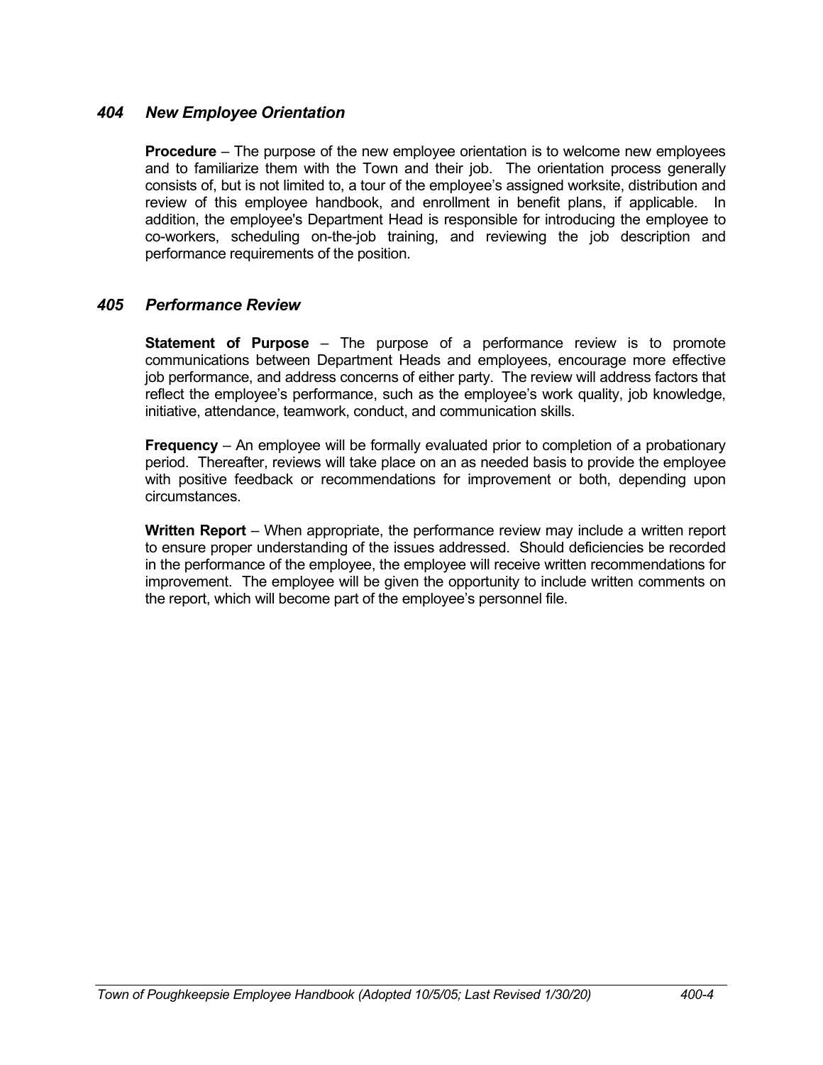## *404 New Employee Orientation*

**Procedure** – The purpose of the new employee orientation is to welcome new employees and to familiarize them with the Town and their job. The orientation process generally consists of, but is not limited to, a tour of the employee's assigned worksite, distribution and review of this employee handbook, and enrollment in benefit plans, if applicable. In addition, the employee's Department Head is responsible for introducing the employee to co-workers, scheduling on-the-job training, and reviewing the job description and performance requirements of the position.

## *405 Performance Review*

**Statement of Purpose** – The purpose of a performance review is to promote communications between Department Heads and employees, encourage more effective job performance, and address concerns of either party. The review will address factors that reflect the employee's performance, such as the employee's work quality, job knowledge, initiative, attendance, teamwork, conduct, and communication skills.

**Frequency** – An employee will be formally evaluated prior to completion of a probationary period. Thereafter, reviews will take place on an as needed basis to provide the employee with positive feedback or recommendations for improvement or both, depending upon circumstances.

**Written Report** – When appropriate, the performance review may include a written report to ensure proper understanding of the issues addressed. Should deficiencies be recorded in the performance of the employee, the employee will receive written recommendations for improvement. The employee will be given the opportunity to include written comments on the report, which will become part of the employee's personnel file.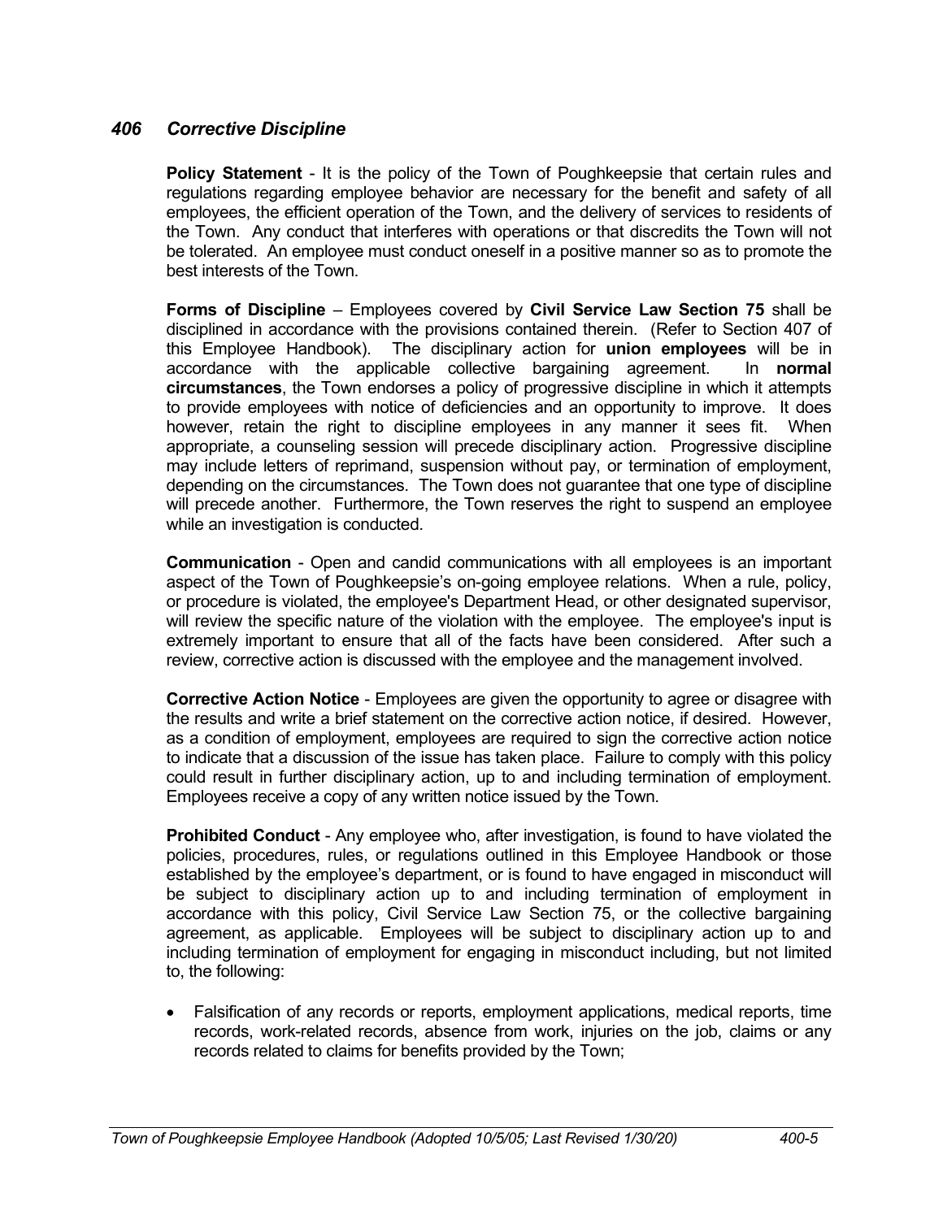## *406 Corrective Discipline*

**Policy Statement** - It is the policy of the Town of Poughkeepsie that certain rules and regulations regarding employee behavior are necessary for the benefit and safety of all employees, the efficient operation of the Town, and the delivery of services to residents of the Town. Any conduct that interferes with operations or that discredits the Town will not be tolerated. An employee must conduct oneself in a positive manner so as to promote the best interests of the Town.

**Forms of Discipline** – Employees covered by **Civil Service Law Section 75** shall be disciplined in accordance with the provisions contained therein. (Refer to Section 407 of this Employee Handbook). The disciplinary action for **union employees** will be in accordance with the applicable collective bargaining agreement. In **normal circumstances**, the Town endorses a policy of progressive discipline in which it attempts to provide employees with notice of deficiencies and an opportunity to improve. It does however, retain the right to discipline employees in any manner it sees fit. When appropriate, a counseling session will precede disciplinary action. Progressive discipline may include letters of reprimand, suspension without pay, or termination of employment, depending on the circumstances. The Town does not guarantee that one type of discipline will precede another. Furthermore, the Town reserves the right to suspend an employee while an investigation is conducted.

**Communication** - Open and candid communications with all employees is an important aspect of the Town of Poughkeepsie's on-going employee relations. When a rule, policy, or procedure is violated, the employee's Department Head, or other designated supervisor, will review the specific nature of the violation with the employee. The employee's input is extremely important to ensure that all of the facts have been considered. After such a review, corrective action is discussed with the employee and the management involved.

**Corrective Action Notice** - Employees are given the opportunity to agree or disagree with the results and write a brief statement on the corrective action notice, if desired. However, as a condition of employment, employees are required to sign the corrective action notice to indicate that a discussion of the issue has taken place. Failure to comply with this policy could result in further disciplinary action, up to and including termination of employment. Employees receive a copy of any written notice issued by the Town.

**Prohibited Conduct** - Any employee who, after investigation, is found to have violated the policies, procedures, rules, or regulations outlined in this Employee Handbook or those established by the employee's department, or is found to have engaged in misconduct will be subject to disciplinary action up to and including termination of employment in accordance with this policy, Civil Service Law Section 75, or the collective bargaining agreement, as applicable. Employees will be subject to disciplinary action up to and including termination of employment for engaging in misconduct including, but not limited to, the following:

- Falsification of any records or reports, employment applications, medical reports, time records, work-related records, absence from work, injuries on the job, claims or any records related to claims for benefits provided by the Town;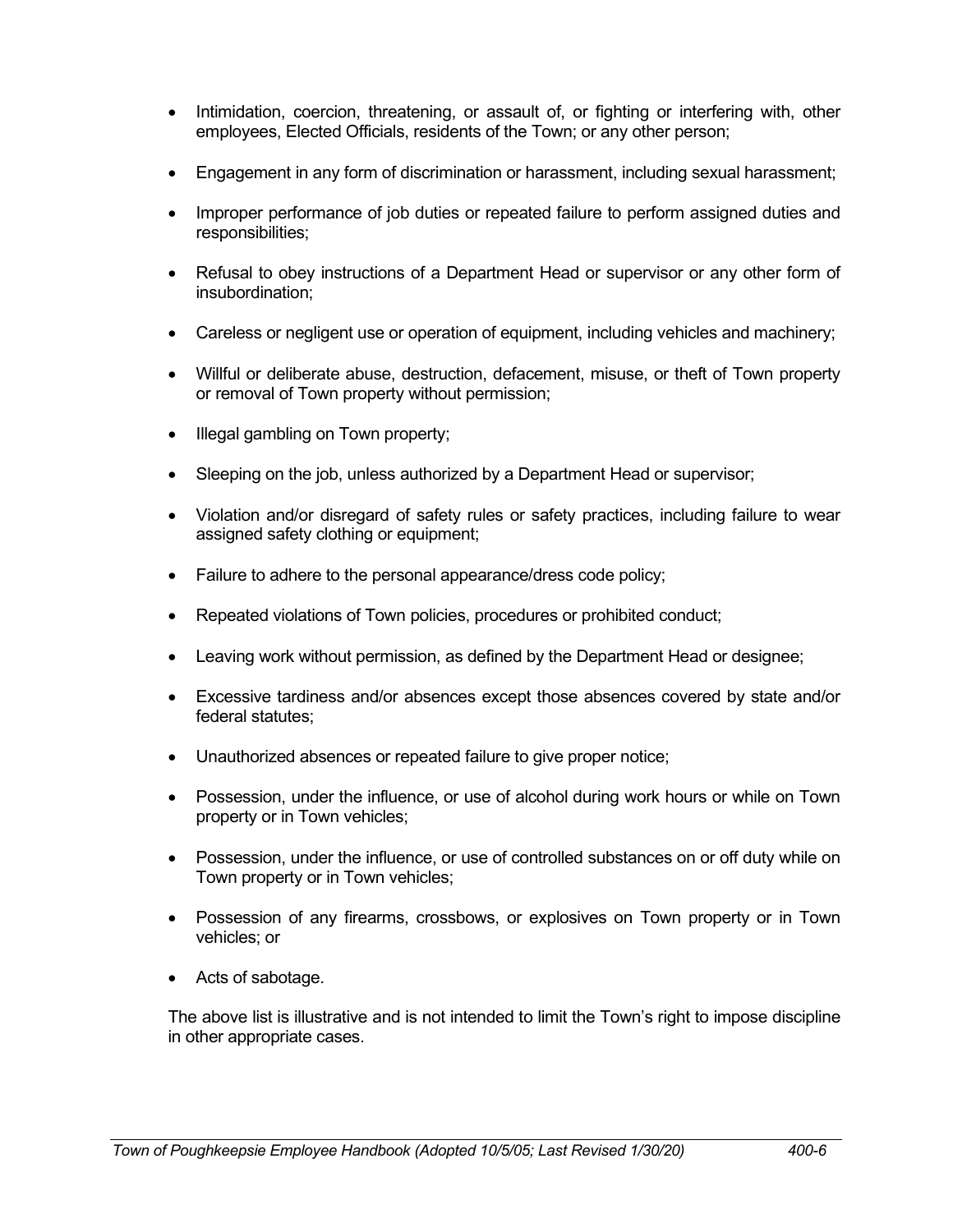- Intimidation, coercion, threatening, or assault of, or fighting or interfering with, other employees, Elected Officials, residents of the Town; or any other person;
- Engagement in any form of discrimination or harassment, including sexual harassment;
- Improper performance of job duties or repeated failure to perform assigned duties and responsibilities;
- Refusal to obey instructions of a Department Head or supervisor or any other form of insubordination;
- Careless or negligent use or operation of equipment, including vehicles and machinery;
- Willful or deliberate abuse, destruction, defacement, misuse, or theft of Town property or removal of Town property without permission;
- Illegal gambling on Town property;
- Sleeping on the job, unless authorized by a Department Head or supervisor;
- Violation and/or disregard of safety rules or safety practices, including failure to wear assigned safety clothing or equipment;
- Failure to adhere to the personal appearance/dress code policy;
- Repeated violations of Town policies, procedures or prohibited conduct;
- Leaving work without permission, as defined by the Department Head or designee;
- Excessive tardiness and/or absences except those absences covered by state and/or federal statutes;
- Unauthorized absences or repeated failure to give proper notice;
- Possession, under the influence, or use of alcohol during work hours or while on Town property or in Town vehicles;
- Possession, under the influence, or use of controlled substances on or off duty while on Town property or in Town vehicles;
- Possession of any firearms, crossbows, or explosives on Town property or in Town vehicles; or
- Acts of sabotage.

The above list is illustrative and is not intended to limit the Town's right to impose discipline in other appropriate cases.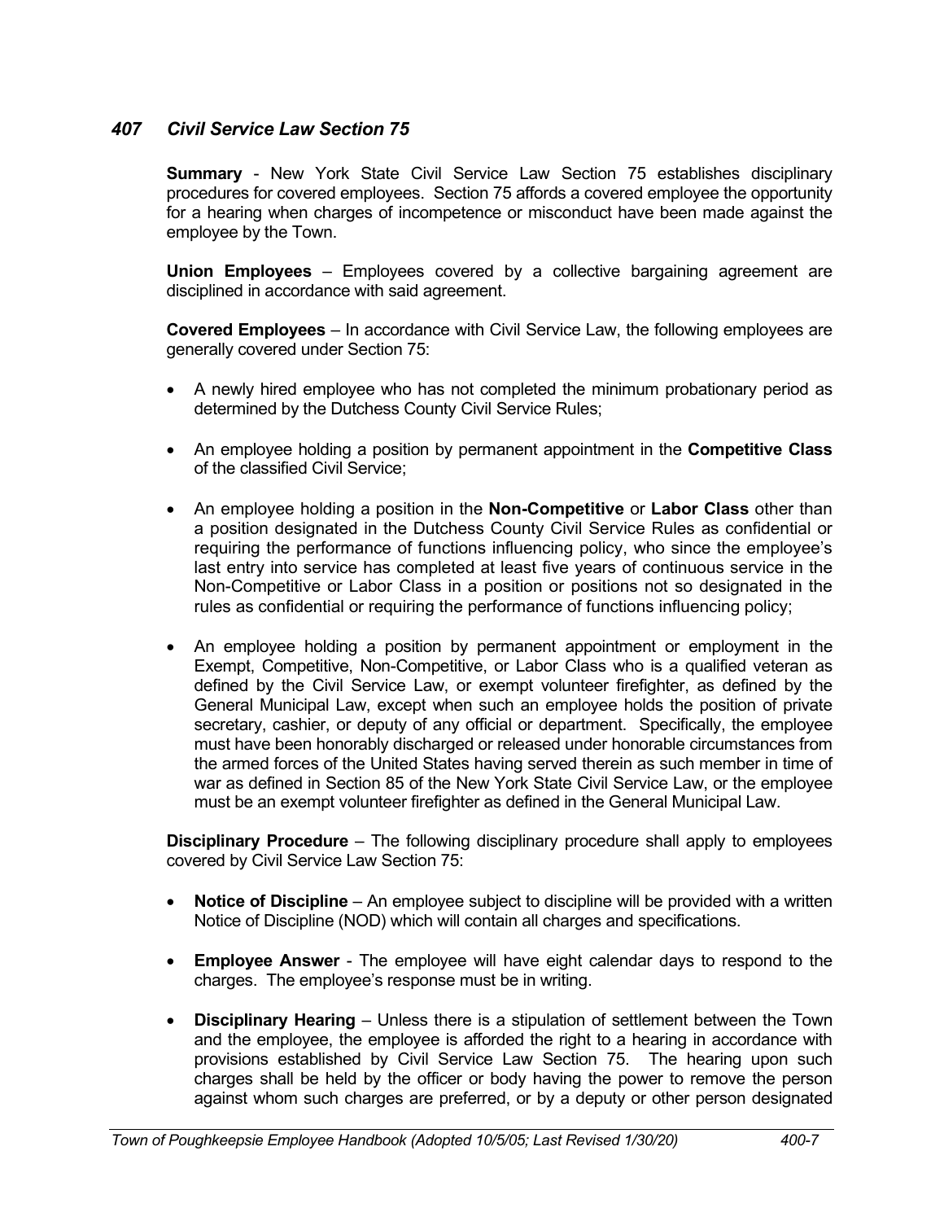## *407 Civil Service Law Section 75*

**Summary** - New York State Civil Service Law Section 75 establishes disciplinary procedures for covered employees. Section 75 affords a covered employee the opportunity for a hearing when charges of incompetence or misconduct have been made against the employee by the Town.

**Union Employees** – Employees covered by a collective bargaining agreement are disciplined in accordance with said agreement.

**Covered Employees** – In accordance with Civil Service Law, the following employees are generally covered under Section 75:

- A newly hired employee who has not completed the minimum probationary period as determined by the Dutchess County Civil Service Rules;
- An employee holding a position by permanent appointment in the **Competitive Class** of the classified Civil Service;
- An employee holding a position in the **Non-Competitive** or **Labor Class** other than a position designated in the Dutchess County Civil Service Rules as confidential or requiring the performance of functions influencing policy, who since the employee's last entry into service has completed at least five years of continuous service in the Non-Competitive or Labor Class in a position or positions not so designated in the rules as confidential or requiring the performance of functions influencing policy;
- An employee holding a position by permanent appointment or employment in the Exempt, Competitive, Non-Competitive, or Labor Class who is a qualified veteran as defined by the Civil Service Law, or exempt volunteer firefighter, as defined by the General Municipal Law, except when such an employee holds the position of private secretary, cashier, or deputy of any official or department. Specifically, the employee must have been honorably discharged or released under honorable circumstances from the armed forces of the United States having served therein as such member in time of war as defined in Section 85 of the New York State Civil Service Law, or the employee must be an exempt volunteer firefighter as defined in the General Municipal Law.

**Disciplinary Procedure** – The following disciplinary procedure shall apply to employees covered by Civil Service Law Section 75:

- **Notice of Discipline** – An employee subject to discipline will be provided with a written Notice of Discipline (NOD) which will contain all charges and specifications.
- **Employee Answer** - The employee will have eight calendar days to respond to the charges. The employee's response must be in writing.
- **Disciplinary Hearing** – Unless there is a stipulation of settlement between the Town and the employee, the employee is afforded the right to a hearing in accordance with provisions established by Civil Service Law Section 75. The hearing upon such charges shall be held by the officer or body having the power to remove the person against whom such charges are preferred, or by a deputy or other person designated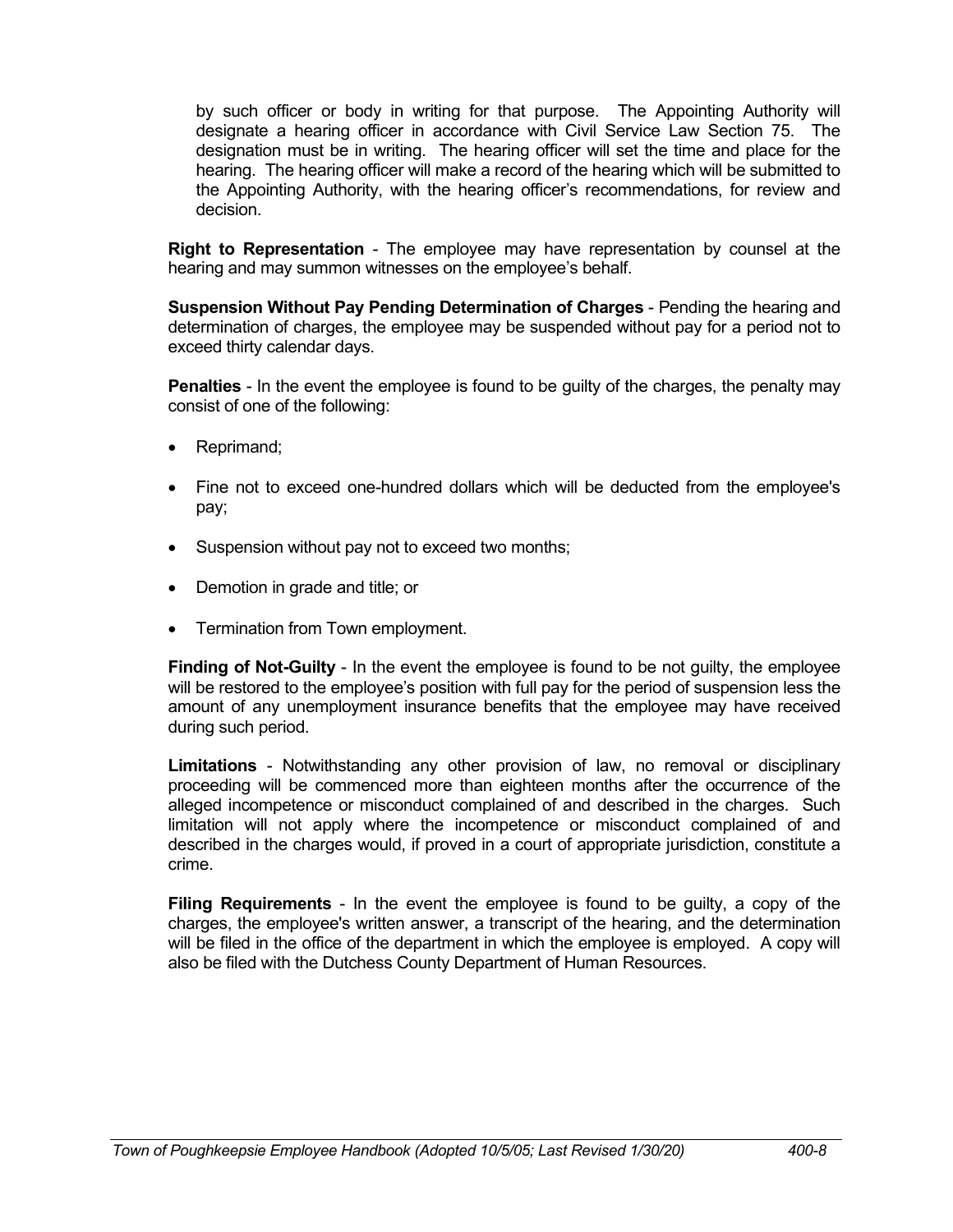by such officer or body in writing for that purpose. The Appointing Authority will designate a hearing officer in accordance with Civil Service Law Section 75. The designation must be in writing. The hearing officer will set the time and place for the hearing. The hearing officer will make a record of the hearing which will be submitted to the Appointing Authority, with the hearing officer's recommendations, for review and decision.

**Right to Representation** - The employee may have representation by counsel at the hearing and may summon witnesses on the employee's behalf.

**Suspension Without Pay Pending Determination of Charges** - Pending the hearing and determination of charges, the employee may be suspended without pay for a period not to exceed thirty calendar days.

**Penalties** - In the event the employee is found to be guilty of the charges, the penalty may consist of one of the following:

- Reprimand;
- Fine not to exceed one-hundred dollars which will be deducted from the employee's pay;
- Suspension without pay not to exceed two months;
- Demotion in grade and title; or
- Termination from Town employment.

**Finding of Not-Guilty** - In the event the employee is found to be not guilty, the employee will be restored to the employee's position with full pay for the period of suspension less the amount of any unemployment insurance benefits that the employee may have received during such period.

**Limitations** - Notwithstanding any other provision of law, no removal or disciplinary proceeding will be commenced more than eighteen months after the occurrence of the alleged incompetence or misconduct complained of and described in the charges. Such limitation will not apply where the incompetence or misconduct complained of and described in the charges would, if proved in a court of appropriate jurisdiction, constitute a crime.

**Filing Requirements** - In the event the employee is found to be guilty, a copy of the charges, the employee's written answer, a transcript of the hearing, and the determination will be filed in the office of the department in which the employee is employed. A copy will also be filed with the Dutchess County Department of Human Resources.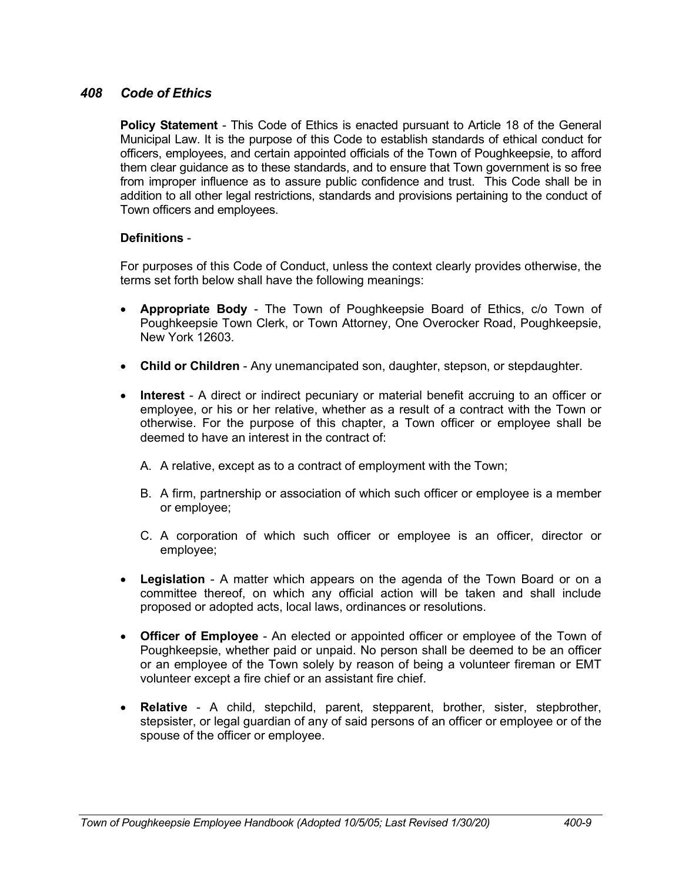## *408 Code of Ethics*

**Policy Statement** - This Code of Ethics is enacted pursuant to Article 18 of the General Municipal Law. It is the purpose of this Code to establish standards of ethical conduct for officers, employees, and certain appointed officials of the Town of Poughkeepsie, to afford them clear guidance as to these standards, and to ensure that Town government is so free from improper influence as to assure public confidence and trust. This Code shall be in addition to all other legal restrictions, standards and provisions pertaining to the conduct of Town officers and employees.

**Definitions** -

For purposes of this Code of Conduct, unless the context clearly provides otherwise, the terms set forth below shall have the following meanings:

- **Appropriate Body** - The Town of Poughkeepsie Board of Ethics, c/o Town of Poughkeepsie Town Clerk, or Town Attorney, One Overocker Road, Poughkeepsie, New York 12603.
- **Child or Children** - Any unemancipated son, daughter, stepson, or stepdaughter.
- **Interest** - A direct or indirect pecuniary or material benefit accruing to an officer or employee, or his or her relative, whether as a result of a contract with the Town or otherwise. For the purpose of this chapter, a Town officer or employee shall be deemed to have an interest in the contract of:

  A. A relative, except as to a contract of employment with the Town;

  B. A firm, partnership or association of which such officer or employee is a member or employee;

  C. A corporation of which such officer or employee is an officer, director or employee;
- **Legislation** - A matter which appears on the agenda of the Town Board or on a committee thereof, on which any official action will be taken and shall include proposed or adopted acts, local laws, ordinances or resolutions.
- **Officer of Employee** - An elected or appointed officer or employee of the Town of Poughkeepsie, whether paid or unpaid. No person shall be deemed to be an officer or an employee of the Town solely by reason of being a volunteer fireman or EMT volunteer except a fire chief or an assistant fire chief.
- **Relative** - A child, stepchild, parent, stepparent, brother, sister, stepbrother, stepsister, or legal guardian of any of said persons of an officer or employee or of the spouse of the officer or employee.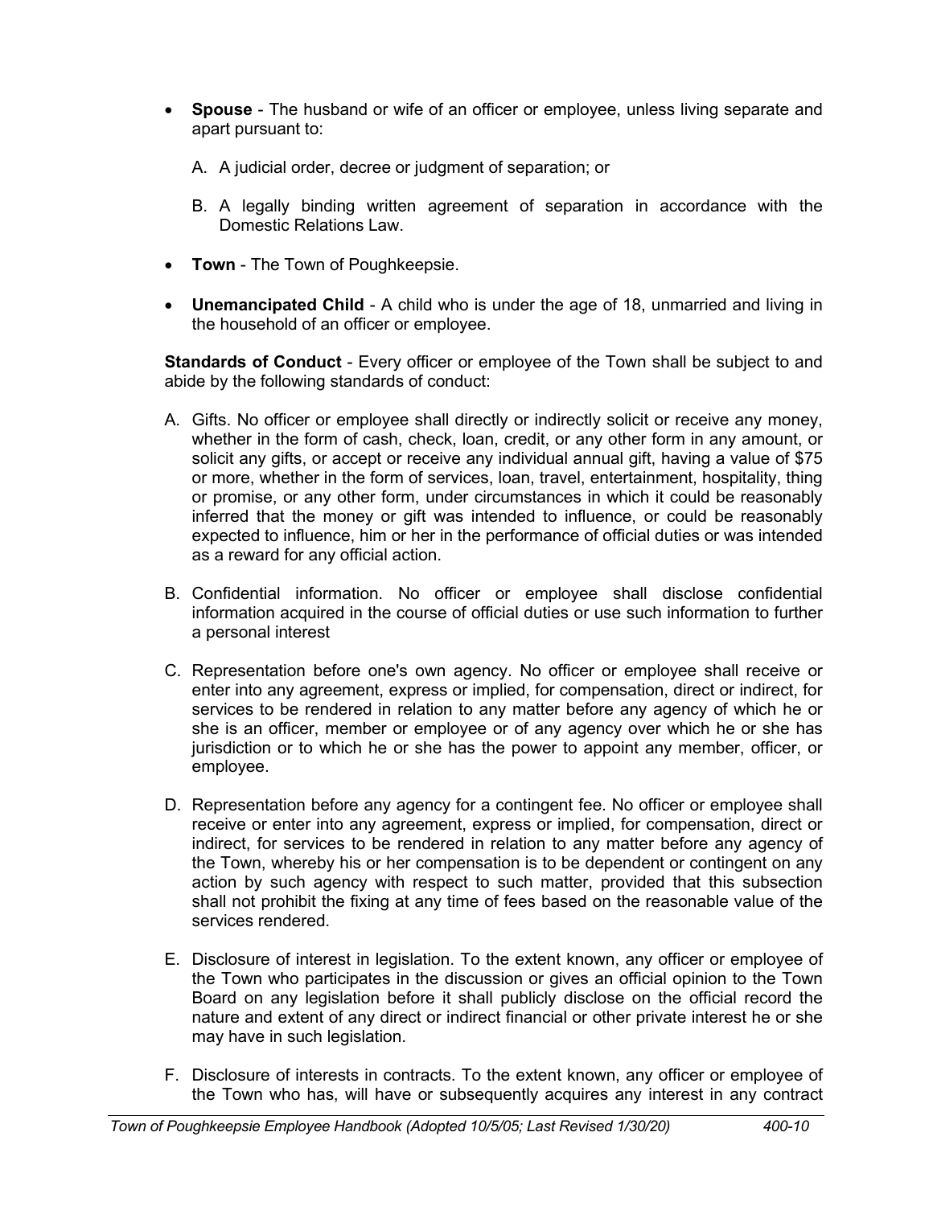- **Spouse** - The husband or wife of an officer or employee, unless living separate and apart pursuant to:

  A. A judicial order, decree or judgment of separation; or

  B. A legally binding written agreement of separation in accordance with the Domestic Relations Law.

- **Town** - The Town of Poughkeepsie.

- **Unemancipated Child** - A child who is under the age of 18, unmarried and living in the household of an officer or employee.

**Standards of Conduct** - Every officer or employee of the Town shall be subject to and abide by the following standards of conduct:

A. Gifts. No officer or employee shall directly or indirectly solicit or receive any money, whether in the form of cash, check, loan, credit, or any other form in any amount, or solicit any gifts, or accept or receive any individual annual gift, having a value of $75 or more, whether in the form of services, loan, travel, entertainment, hospitality, thing or promise, or any other form, under circumstances in which it could be reasonably inferred that the money or gift was intended to influence, or could be reasonably expected to influence, him or her in the performance of official duties or was intended as a reward for any official action.

B. Confidential information. No officer or employee shall disclose confidential information acquired in the course of official duties or use such information to further a personal interest

C. Representation before one's own agency. No officer or employee shall receive or enter into any agreement, express or implied, for compensation, direct or indirect, for services to be rendered in relation to any matter before any agency of which he or she is an officer, member or employee or of any agency over which he or she has jurisdiction or to which he or she has the power to appoint any member, officer, or employee.

D. Representation before any agency for a contingent fee. No officer or employee shall receive or enter into any agreement, express or implied, for compensation, direct or indirect, for services to be rendered in relation to any matter before any agency of the Town, whereby his or her compensation is to be dependent or contingent on any action by such agency with respect to such matter, provided that this subsection shall not prohibit the fixing at any time of fees based on the reasonable value of the services rendered.

E. Disclosure of interest in legislation. To the extent known, any officer or employee of the Town who participates in the discussion or gives an official opinion to the Town Board on any legislation before it shall publicly disclose on the official record the nature and extent of any direct or indirect financial or other private interest he or she may have in such legislation.

F. Disclosure of interests in contracts. To the extent known, any officer or employee of the Town who has, will have or subsequently acquires any interest in any contract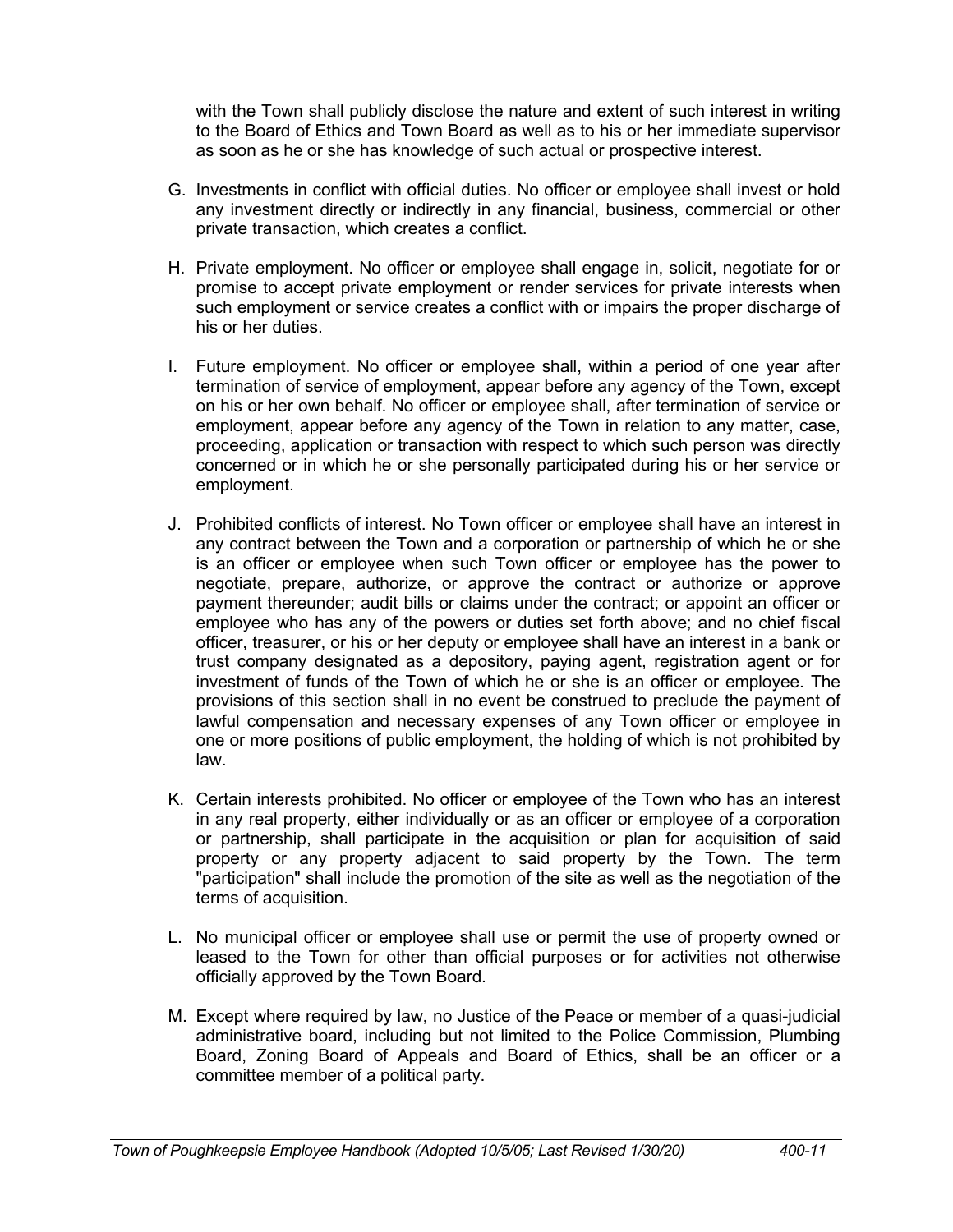with the Town shall publicly disclose the nature and extent of such interest in writing to the Board of Ethics and Town Board as well as to his or her immediate supervisor as soon as he or she has knowledge of such actual or prospective interest.

G. Investments in conflict with official duties. No officer or employee shall invest or hold any investment directly or indirectly in any financial, business, commercial or other private transaction, which creates a conflict.

H. Private employment. No officer or employee shall engage in, solicit, negotiate for or promise to accept private employment or render services for private interests when such employment or service creates a conflict with or impairs the proper discharge of his or her duties.

I. Future employment. No officer or employee shall, within a period of one year after termination of service of employment, appear before any agency of the Town, except on his or her own behalf. No officer or employee shall, after termination of service or employment, appear before any agency of the Town in relation to any matter, case, proceeding, application or transaction with respect to which such person was directly concerned or in which he or she personally participated during his or her service or employment.

J. Prohibited conflicts of interest. No Town officer or employee shall have an interest in any contract between the Town and a corporation or partnership of which he or she is an officer or employee when such Town officer or employee has the power to negotiate, prepare, authorize, or approve the contract or authorize or approve payment thereunder; audit bills or claims under the contract; or appoint an officer or employee who has any of the powers or duties set forth above; and no chief fiscal officer, treasurer, or his or her deputy or employee shall have an interest in a bank or trust company designated as a depository, paying agent, registration agent or for investment of funds of the Town of which he or she is an officer or employee. The provisions of this section shall in no event be construed to preclude the payment of lawful compensation and necessary expenses of any Town officer or employee in one or more positions of public employment, the holding of which is not prohibited by law.

K. Certain interests prohibited. No officer or employee of the Town who has an interest in any real property, either individually or as an officer or employee of a corporation or partnership, shall participate in the acquisition or plan for acquisition of said property or any property adjacent to said property by the Town. The term "participation" shall include the promotion of the site as well as the negotiation of the terms of acquisition.

L. No municipal officer or employee shall use or permit the use of property owned or leased to the Town for other than official purposes or for activities not otherwise officially approved by the Town Board.

M. Except where required by law, no Justice of the Peace or member of a quasi-judicial administrative board, including but not limited to the Police Commission, Plumbing Board, Zoning Board of Appeals and Board of Ethics, shall be an officer or a committee member of a political party.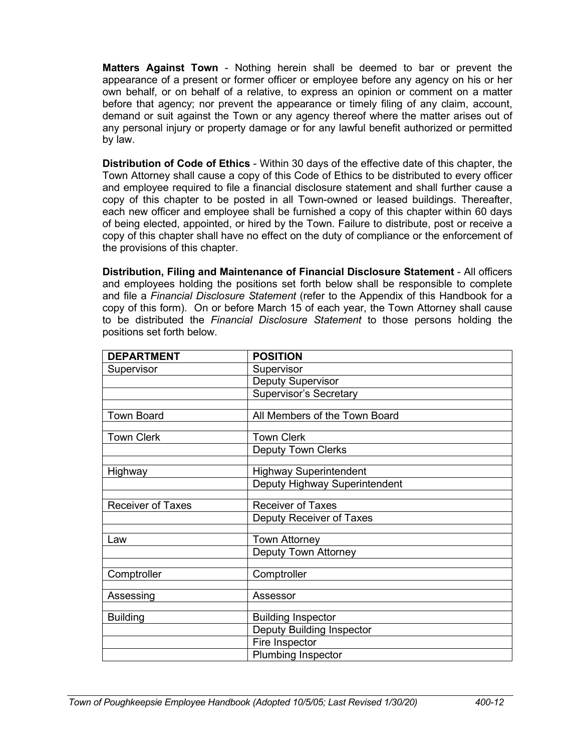**Matters Against Town** - Nothing herein shall be deemed to bar or prevent the appearance of a present or former officer or employee before any agency on his or her own behalf, or on behalf of a relative, to express an opinion or comment on a matter before that agency; nor prevent the appearance or timely filing of any claim, account, demand or suit against the Town or any agency thereof where the matter arises out of any personal injury or property damage or for any lawful benefit authorized or permitted by law.

**Distribution of Code of Ethics** - Within 30 days of the effective date of this chapter, the Town Attorney shall cause a copy of this Code of Ethics to be distributed to every officer and employee required to file a financial disclosure statement and shall further cause a copy of this chapter to be posted in all Town-owned or leased buildings. Thereafter, each new officer and employee shall be furnished a copy of this chapter within 60 days of being elected, appointed, or hired by the Town. Failure to distribute, post or receive a copy of this chapter shall have no effect on the duty of compliance or the enforcement of the provisions of this chapter.

**Distribution, Filing and Maintenance of Financial Disclosure Statement** - All officers and employees holding the positions set forth below shall be responsible to complete and file a *Financial Disclosure Statement* (refer to the Appendix of this Handbook for a copy of this form). On or before March 15 of each year, the Town Attorney shall cause to be distributed the *Financial Disclosure Statement* to those persons holding the positions set forth below.

| DEPARTMENT | POSITION |
|---|---|
| Supervisor | Supervisor |
| | Deputy Supervisor |
| | Supervisor's Secretary |
| | |
| Town Board | All Members of the Town Board |
| | |
| Town Clerk | Town Clerk |
| | Deputy Town Clerks |
| | |
| Highway | Highway Superintendent |
| | Deputy Highway Superintendent |
| | |
| Receiver of Taxes | Receiver of Taxes |
| | Deputy Receiver of Taxes |
| | |
| Law | Town Attorney |
| | Deputy Town Attorney |
| | |
| Comptroller | Comptroller |
| | |
| Assessing | Assessor |
| | |
| Building | Building Inspector |
| | Deputy Building Inspector |
| | Fire Inspector |
| | Plumbing Inspector |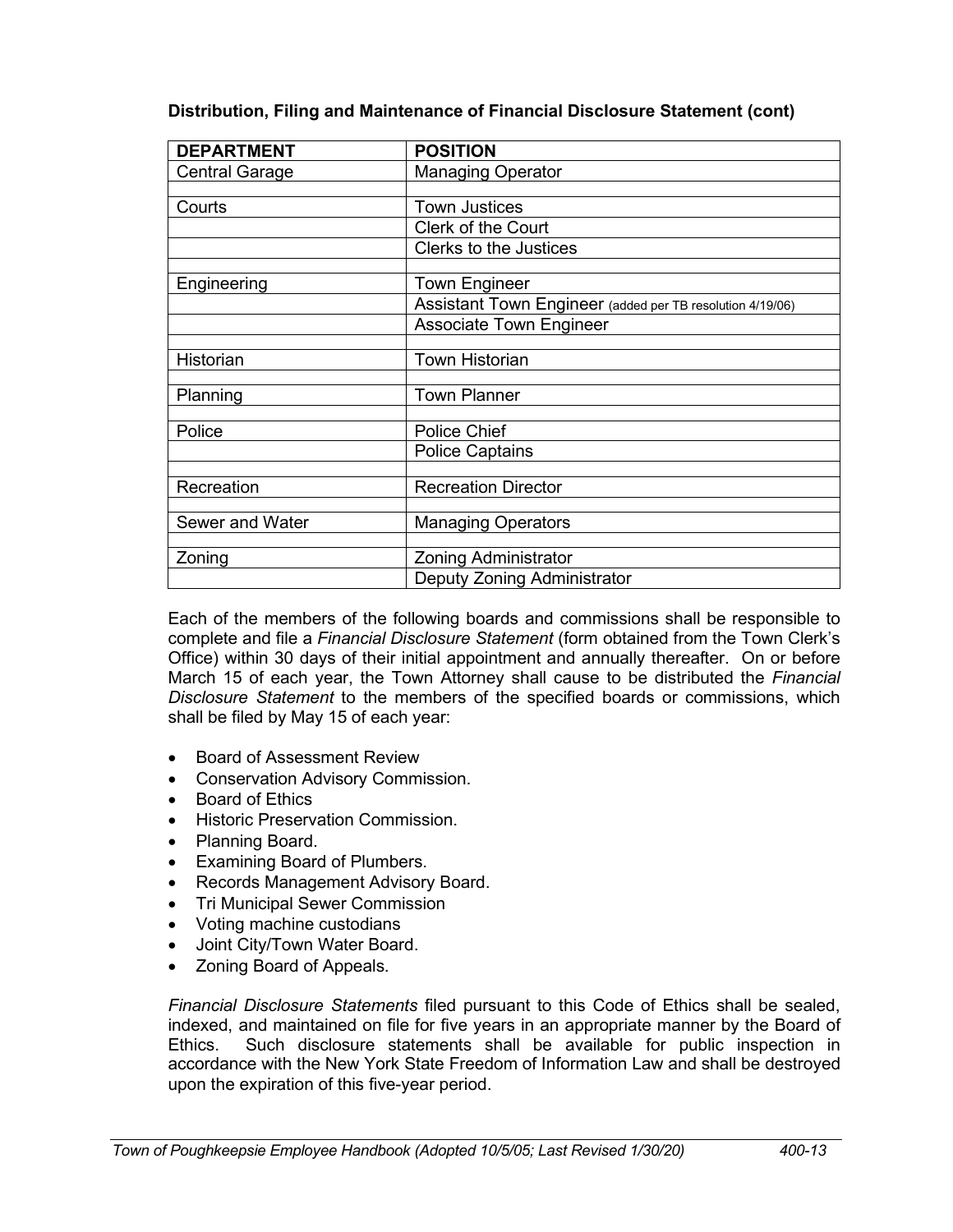**Distribution, Filing and Maintenance of Financial Disclosure Statement (cont)**

| DEPARTMENT | POSITION |
|---|---|
| Central Garage | Managing Operator |
| | |
| Courts | Town Justices |
| | Clerk of the Court |
| | Clerks to the Justices |
| | |
| Engineering | Town Engineer |
| | Assistant Town Engineer (added per TB resolution 4/19/06) |
| | Associate Town Engineer |
| | |
| Historian | Town Historian |
| | |
| Planning | Town Planner |
| | |
| Police | Police Chief |
| | Police Captains |
| | |
| Recreation | Recreation Director |
| | |
| Sewer and Water | Managing Operators |
| | |
| Zoning | Zoning Administrator |
| | Deputy Zoning Administrator |

Each of the members of the following boards and commissions shall be responsible to complete and file a *Financial Disclosure Statement* (form obtained from the Town Clerk's Office) within 30 days of their initial appointment and annually thereafter. On or before March 15 of each year, the Town Attorney shall cause to be distributed the *Financial Disclosure Statement* to the members of the specified boards or commissions, which shall be filed by May 15 of each year:

- Board of Assessment Review
- Conservation Advisory Commission.
- Board of Ethics
- Historic Preservation Commission.
- Planning Board.
- Examining Board of Plumbers.
- Records Management Advisory Board.
- Tri Municipal Sewer Commission
- Voting machine custodians
- Joint City/Town Water Board.
- Zoning Board of Appeals.

*Financial Disclosure Statements* filed pursuant to this Code of Ethics shall be sealed, indexed, and maintained on file for five years in an appropriate manner by the Board of Ethics. Such disclosure statements shall be available for public inspection in accordance with the New York State Freedom of Information Law and shall be destroyed upon the expiration of this five-year period.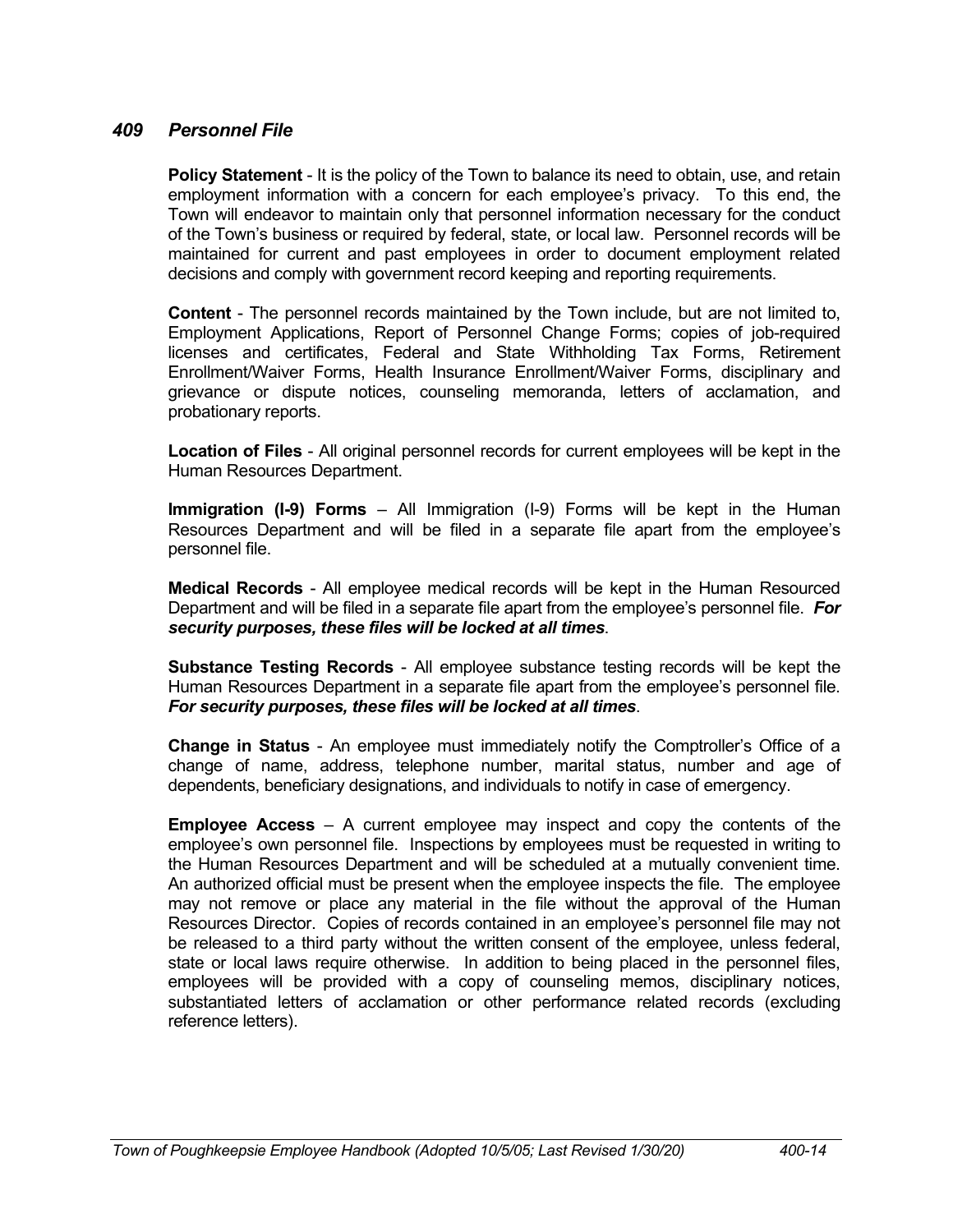## *409 Personnel File*

**Policy Statement** - It is the policy of the Town to balance its need to obtain, use, and retain employment information with a concern for each employee's privacy. To this end, the Town will endeavor to maintain only that personnel information necessary for the conduct of the Town's business or required by federal, state, or local law. Personnel records will be maintained for current and past employees in order to document employment related decisions and comply with government record keeping and reporting requirements.

**Content** - The personnel records maintained by the Town include, but are not limited to, Employment Applications, Report of Personnel Change Forms; copies of job-required licenses and certificates, Federal and State Withholding Tax Forms, Retirement Enrollment/Waiver Forms, Health Insurance Enrollment/Waiver Forms, disciplinary and grievance or dispute notices, counseling memoranda, letters of acclamation, and probationary reports.

**Location of Files** - All original personnel records for current employees will be kept in the Human Resources Department.

**Immigration (I-9) Forms** – All Immigration (I-9) Forms will be kept in the Human Resources Department and will be filed in a separate file apart from the employee's personnel file.

**Medical Records** - All employee medical records will be kept in the Human Resourced Department and will be filed in a separate file apart from the employee's personnel file. ***For security purposes, these files will be locked at all times***.

**Substance Testing Records** - All employee substance testing records will be kept the Human Resources Department in a separate file apart from the employee's personnel file. ***For security purposes, these files will be locked at all times***.

**Change in Status** - An employee must immediately notify the Comptroller's Office of a change of name, address, telephone number, marital status, number and age of dependents, beneficiary designations, and individuals to notify in case of emergency.

**Employee Access** – A current employee may inspect and copy the contents of the employee's own personnel file. Inspections by employees must be requested in writing to the Human Resources Department and will be scheduled at a mutually convenient time. An authorized official must be present when the employee inspects the file. The employee may not remove or place any material in the file without the approval of the Human Resources Director. Copies of records contained in an employee's personnel file may not be released to a third party without the written consent of the employee, unless federal, state or local laws require otherwise. In addition to being placed in the personnel files, employees will be provided with a copy of counseling memos, disciplinary notices, substantiated letters of acclamation or other performance related records (excluding reference letters).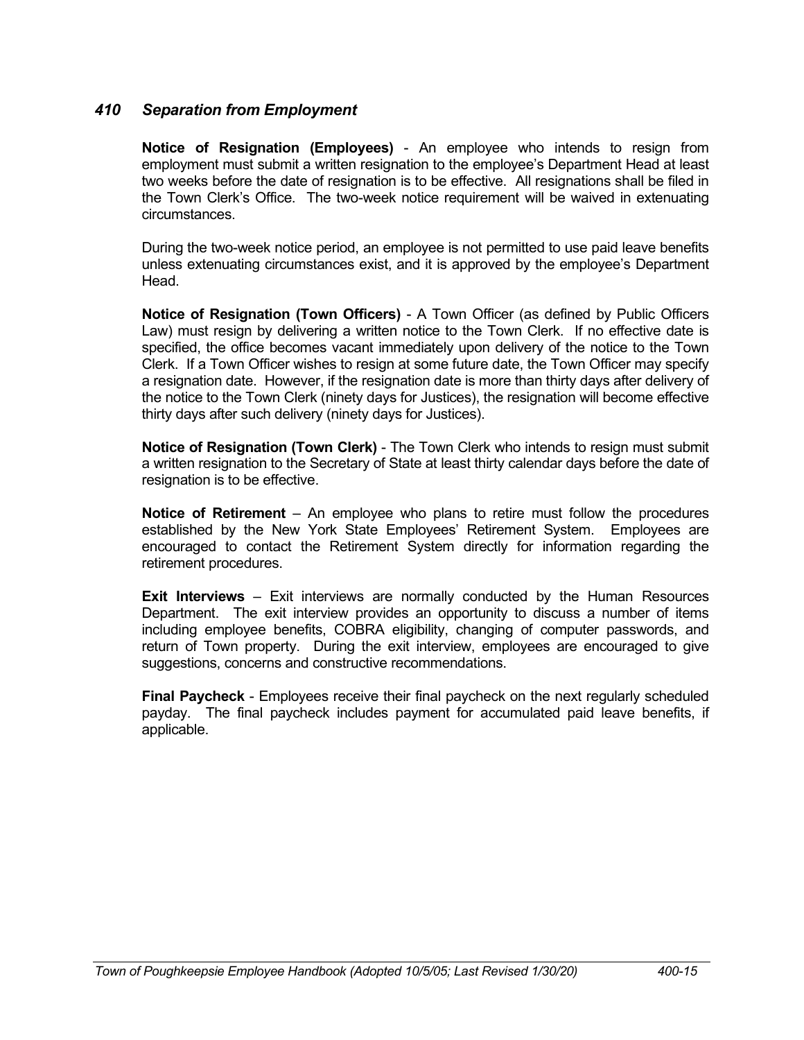## *410 Separation from Employment*

**Notice of Resignation (Employees)** - An employee who intends to resign from employment must submit a written resignation to the employee's Department Head at least two weeks before the date of resignation is to be effective. All resignations shall be filed in the Town Clerk's Office. The two-week notice requirement will be waived in extenuating circumstances.

During the two-week notice period, an employee is not permitted to use paid leave benefits unless extenuating circumstances exist, and it is approved by the employee's Department Head.

**Notice of Resignation (Town Officers)** - A Town Officer (as defined by Public Officers Law) must resign by delivering a written notice to the Town Clerk. If no effective date is specified, the office becomes vacant immediately upon delivery of the notice to the Town Clerk. If a Town Officer wishes to resign at some future date, the Town Officer may specify a resignation date. However, if the resignation date is more than thirty days after delivery of the notice to the Town Clerk (ninety days for Justices), the resignation will become effective thirty days after such delivery (ninety days for Justices).

**Notice of Resignation (Town Clerk)** - The Town Clerk who intends to resign must submit a written resignation to the Secretary of State at least thirty calendar days before the date of resignation is to be effective.

**Notice of Retirement** – An employee who plans to retire must follow the procedures established by the New York State Employees' Retirement System. Employees are encouraged to contact the Retirement System directly for information regarding the retirement procedures.

**Exit Interviews** – Exit interviews are normally conducted by the Human Resources Department. The exit interview provides an opportunity to discuss a number of items including employee benefits, COBRA eligibility, changing of computer passwords, and return of Town property. During the exit interview, employees are encouraged to give suggestions, concerns and constructive recommendations.

**Final Paycheck** - Employees receive their final paycheck on the next regularly scheduled payday. The final paycheck includes payment for accumulated paid leave benefits, if applicable.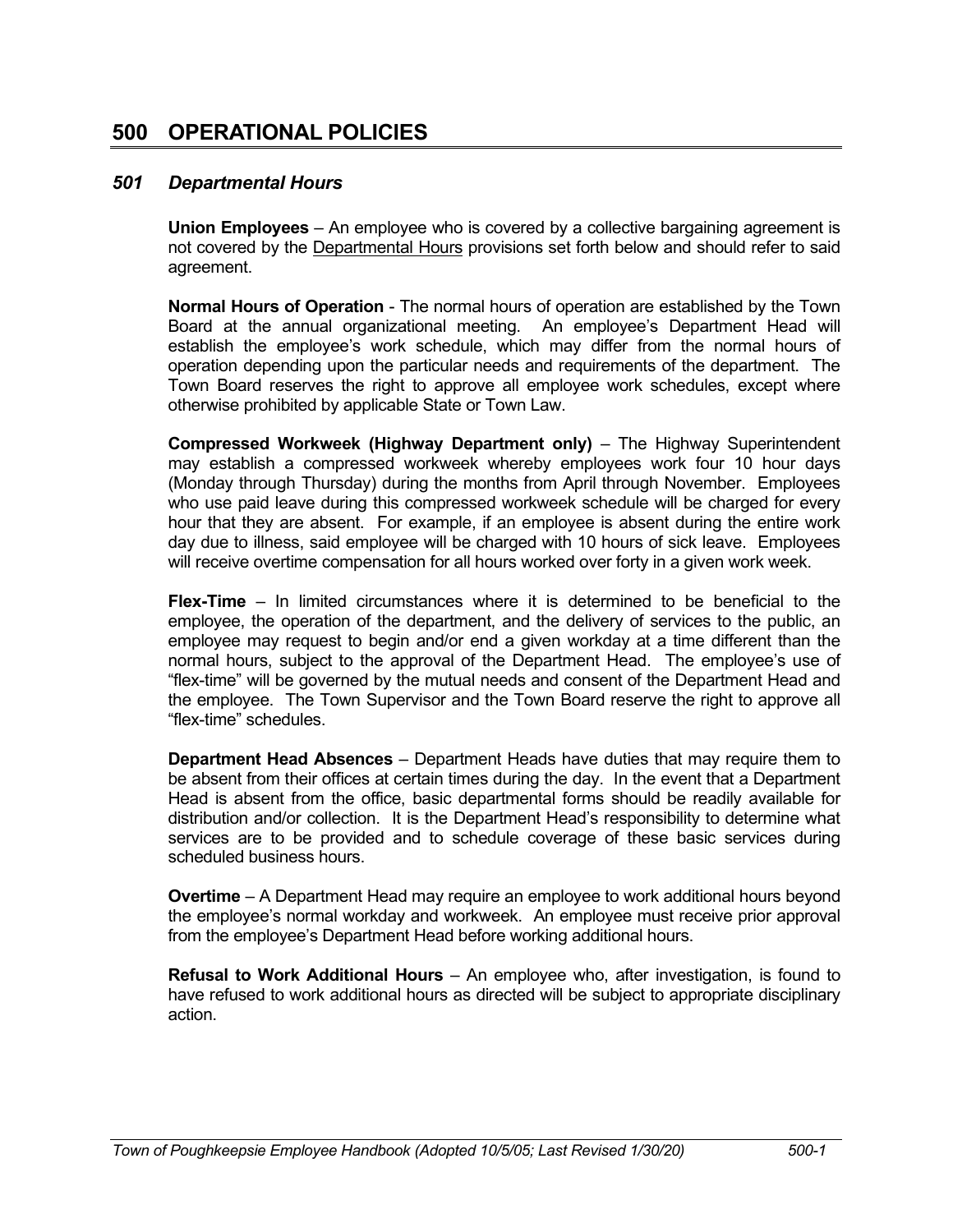# 500 OPERATIONAL POLICIES

## *501 Departmental Hours*

**Union Employees** – An employee who is covered by a collective bargaining agreement is not covered by the Departmental Hours provisions set forth below and should refer to said agreement.

**Normal Hours of Operation** - The normal hours of operation are established by the Town Board at the annual organizational meeting. An employee's Department Head will establish the employee's work schedule, which may differ from the normal hours of operation depending upon the particular needs and requirements of the department. The Town Board reserves the right to approve all employee work schedules, except where otherwise prohibited by applicable State or Town Law.

**Compressed Workweek (Highway Department only)** – The Highway Superintendent may establish a compressed workweek whereby employees work four 10 hour days (Monday through Thursday) during the months from April through November. Employees who use paid leave during this compressed workweek schedule will be charged for every hour that they are absent. For example, if an employee is absent during the entire work day due to illness, said employee will be charged with 10 hours of sick leave. Employees will receive overtime compensation for all hours worked over forty in a given work week.

**Flex-Time** – In limited circumstances where it is determined to be beneficial to the employee, the operation of the department, and the delivery of services to the public, an employee may request to begin and/or end a given workday at a time different than the normal hours, subject to the approval of the Department Head. The employee's use of "flex-time" will be governed by the mutual needs and consent of the Department Head and the employee. The Town Supervisor and the Town Board reserve the right to approve all "flex-time" schedules.

**Department Head Absences** – Department Heads have duties that may require them to be absent from their offices at certain times during the day. In the event that a Department Head is absent from the office, basic departmental forms should be readily available for distribution and/or collection. It is the Department Head's responsibility to determine what services are to be provided and to schedule coverage of these basic services during scheduled business hours.

**Overtime** – A Department Head may require an employee to work additional hours beyond the employee's normal workday and workweek. An employee must receive prior approval from the employee's Department Head before working additional hours.

**Refusal to Work Additional Hours** – An employee who, after investigation, is found to have refused to work additional hours as directed will be subject to appropriate disciplinary action.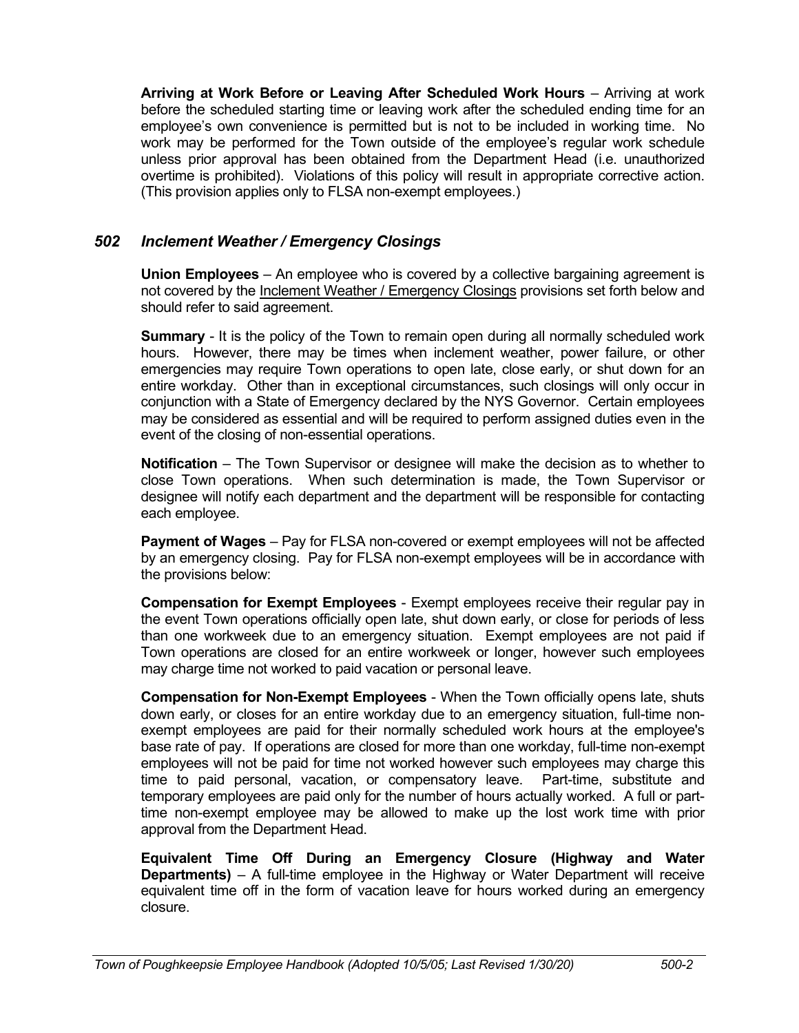**Arriving at Work Before or Leaving After Scheduled Work Hours** – Arriving at work before the scheduled starting time or leaving work after the scheduled ending time for an employee's own convenience is permitted but is not to be included in working time. No work may be performed for the Town outside of the employee's regular work schedule unless prior approval has been obtained from the Department Head (i.e. unauthorized overtime is prohibited). Violations of this policy will result in appropriate corrective action. (This provision applies only to FLSA non-exempt employees.)

## *502 Inclement Weather / Emergency Closings*

**Union Employees** – An employee who is covered by a collective bargaining agreement is not covered by the Inclement Weather / Emergency Closings provisions set forth below and should refer to said agreement.

**Summary** - It is the policy of the Town to remain open during all normally scheduled work hours. However, there may be times when inclement weather, power failure, or other emergencies may require Town operations to open late, close early, or shut down for an entire workday. Other than in exceptional circumstances, such closings will only occur in conjunction with a State of Emergency declared by the NYS Governor. Certain employees may be considered as essential and will be required to perform assigned duties even in the event of the closing of non-essential operations.

**Notification** – The Town Supervisor or designee will make the decision as to whether to close Town operations. When such determination is made, the Town Supervisor or designee will notify each department and the department will be responsible for contacting each employee.

**Payment of Wages** – Pay for FLSA non-covered or exempt employees will not be affected by an emergency closing. Pay for FLSA non-exempt employees will be in accordance with the provisions below:

**Compensation for Exempt Employees** - Exempt employees receive their regular pay in the event Town operations officially open late, shut down early, or close for periods of less than one workweek due to an emergency situation. Exempt employees are not paid if Town operations are closed for an entire workweek or longer, however such employees may charge time not worked to paid vacation or personal leave.

**Compensation for Non-Exempt Employees** - When the Town officially opens late, shuts down early, or closes for an entire workday due to an emergency situation, full-time non-exempt employees are paid for their normally scheduled work hours at the employee's base rate of pay. If operations are closed for more than one workday, full-time non-exempt employees will not be paid for time not worked however such employees may charge this time to paid personal, vacation, or compensatory leave. Part-time, substitute and temporary employees are paid only for the number of hours actually worked. A full or part-time non-exempt employee may be allowed to make up the lost work time with prior approval from the Department Head.

**Equivalent Time Off During an Emergency Closure (Highway and Water Departments)** – A full-time employee in the Highway or Water Department will receive equivalent time off in the form of vacation leave for hours worked during an emergency closure.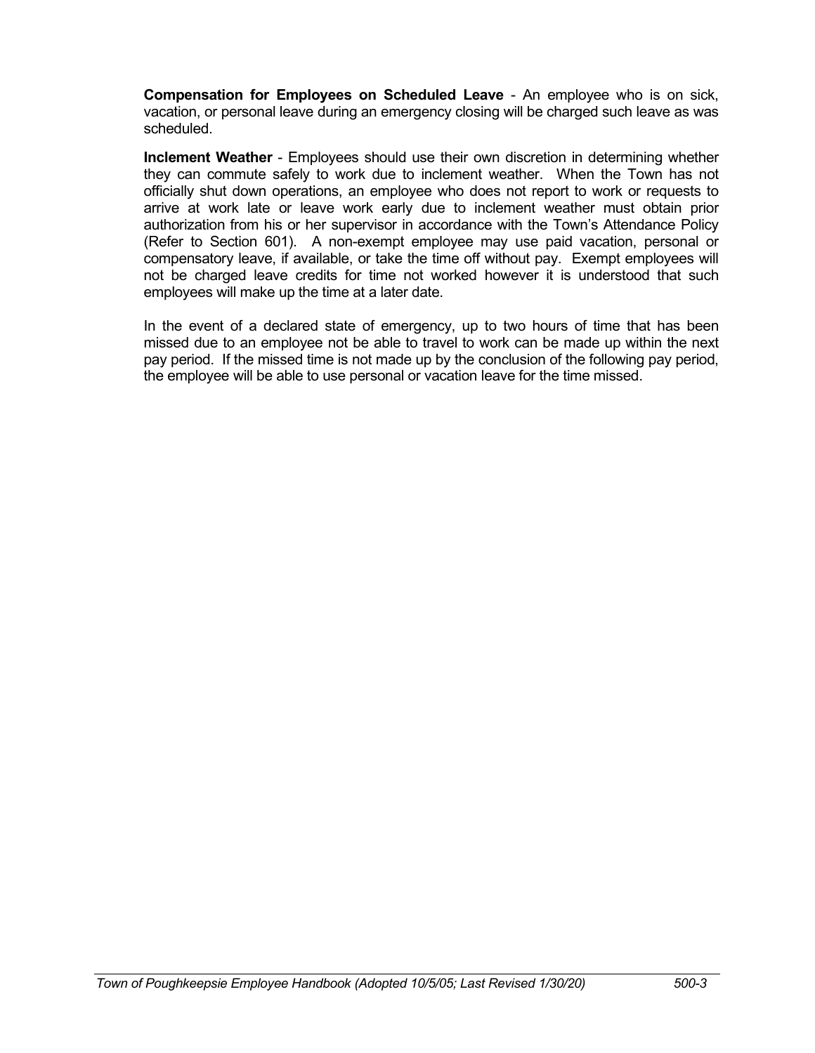**Compensation for Employees on Scheduled Leave** - An employee who is on sick, vacation, or personal leave during an emergency closing will be charged such leave as was scheduled.

**Inclement Weather** - Employees should use their own discretion in determining whether they can commute safely to work due to inclement weather. When the Town has not officially shut down operations, an employee who does not report to work or requests to arrive at work late or leave work early due to inclement weather must obtain prior authorization from his or her supervisor in accordance with the Town's Attendance Policy (Refer to Section 601). A non-exempt employee may use paid vacation, personal or compensatory leave, if available, or take the time off without pay. Exempt employees will not be charged leave credits for time not worked however it is understood that such employees will make up the time at a later date.

In the event of a declared state of emergency, up to two hours of time that has been missed due to an employee not be able to travel to work can be made up within the next pay period. If the missed time is not made up by the conclusion of the following pay period, the employee will be able to use personal or vacation leave for the time missed.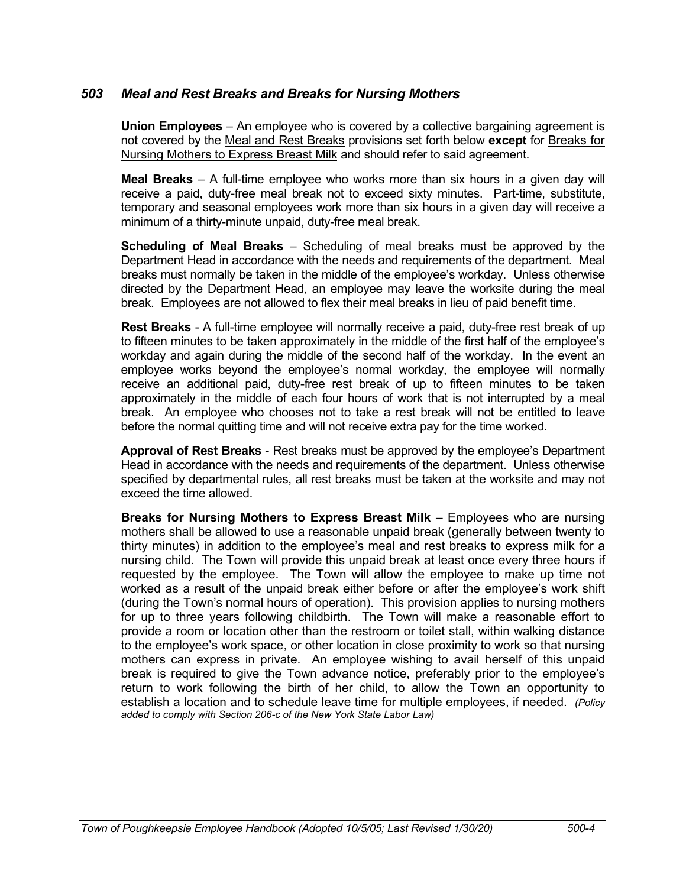## *503 Meal and Rest Breaks and Breaks for Nursing Mothers*

**Union Employees** – An employee who is covered by a collective bargaining agreement is not covered by the Meal and Rest Breaks provisions set forth below **except** for Breaks for Nursing Mothers to Express Breast Milk and should refer to said agreement.

**Meal Breaks** – A full-time employee who works more than six hours in a given day will receive a paid, duty-free meal break not to exceed sixty minutes. Part-time, substitute, temporary and seasonal employees work more than six hours in a given day will receive a minimum of a thirty-minute unpaid, duty-free meal break.

**Scheduling of Meal Breaks** – Scheduling of meal breaks must be approved by the Department Head in accordance with the needs and requirements of the department. Meal breaks must normally be taken in the middle of the employee's workday. Unless otherwise directed by the Department Head, an employee may leave the worksite during the meal break. Employees are not allowed to flex their meal breaks in lieu of paid benefit time.

**Rest Breaks** - A full-time employee will normally receive a paid, duty-free rest break of up to fifteen minutes to be taken approximately in the middle of the first half of the employee's workday and again during the middle of the second half of the workday. In the event an employee works beyond the employee's normal workday, the employee will normally receive an additional paid, duty-free rest break of up to fifteen minutes to be taken approximately in the middle of each four hours of work that is not interrupted by a meal break. An employee who chooses not to take a rest break will not be entitled to leave before the normal quitting time and will not receive extra pay for the time worked.

**Approval of Rest Breaks** - Rest breaks must be approved by the employee's Department Head in accordance with the needs and requirements of the department. Unless otherwise specified by departmental rules, all rest breaks must be taken at the worksite and may not exceed the time allowed.

**Breaks for Nursing Mothers to Express Breast Milk** – Employees who are nursing mothers shall be allowed to use a reasonable unpaid break (generally between twenty to thirty minutes) in addition to the employee's meal and rest breaks to express milk for a nursing child. The Town will provide this unpaid break at least once every three hours if requested by the employee. The Town will allow the employee to make up time not worked as a result of the unpaid break either before or after the employee's work shift (during the Town's normal hours of operation). This provision applies to nursing mothers for up to three years following childbirth. The Town will make a reasonable effort to provide a room or location other than the restroom or toilet stall, within walking distance to the employee's work space, or other location in close proximity to work so that nursing mothers can express in private. An employee wishing to avail herself of this unpaid break is required to give the Town advance notice, preferably prior to the employee's return to work following the birth of her child, to allow the Town an opportunity to establish a location and to schedule leave time for multiple employees, if needed. *(Policy added to comply with Section 206-c of the New York State Labor Law)*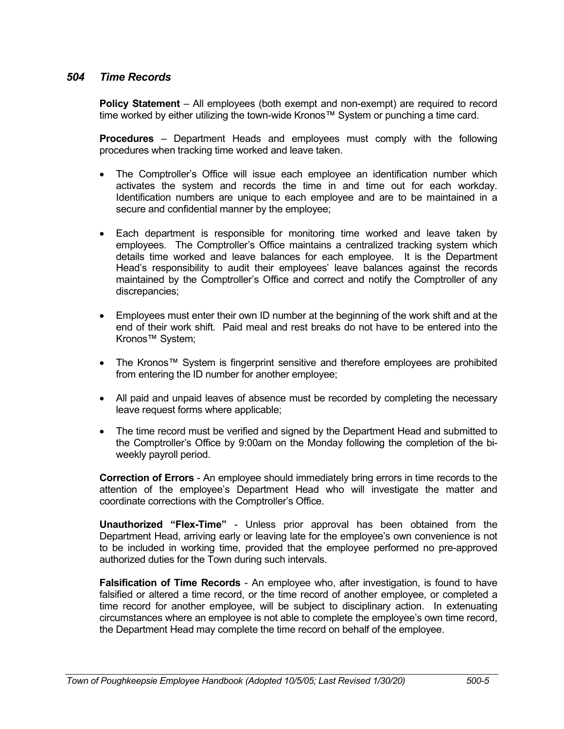### *504 Time Records*

**Policy Statement** – All employees (both exempt and non-exempt) are required to record time worked by either utilizing the town-wide Kronos™ System or punching a time card.

**Procedures** – Department Heads and employees must comply with the following procedures when tracking time worked and leave taken.

- The Comptroller's Office will issue each employee an identification number which activates the system and records the time in and time out for each workday. Identification numbers are unique to each employee and are to be maintained in a secure and confidential manner by the employee;
- Each department is responsible for monitoring time worked and leave taken by employees. The Comptroller's Office maintains a centralized tracking system which details time worked and leave balances for each employee. It is the Department Head's responsibility to audit their employees' leave balances against the records maintained by the Comptroller's Office and correct and notify the Comptroller of any discrepancies;
- Employees must enter their own ID number at the beginning of the work shift and at the end of their work shift. Paid meal and rest breaks do not have to be entered into the Kronos™ System;
- The Kronos™ System is fingerprint sensitive and therefore employees are prohibited from entering the ID number for another employee;
- All paid and unpaid leaves of absence must be recorded by completing the necessary leave request forms where applicable;
- The time record must be verified and signed by the Department Head and submitted to the Comptroller's Office by 9:00am on the Monday following the completion of the bi-weekly payroll period.

**Correction of Errors** - An employee should immediately bring errors in time records to the attention of the employee's Department Head who will investigate the matter and coordinate corrections with the Comptroller's Office.

**Unauthorized "Flex-Time"** - Unless prior approval has been obtained from the Department Head, arriving early or leaving late for the employee's own convenience is not to be included in working time, provided that the employee performed no pre-approved authorized duties for the Town during such intervals.

**Falsification of Time Records** - An employee who, after investigation, is found to have falsified or altered a time record, or the time record of another employee, or completed a time record for another employee, will be subject to disciplinary action. In extenuating circumstances where an employee is not able to complete the employee's own time record, the Department Head may complete the time record on behalf of the employee.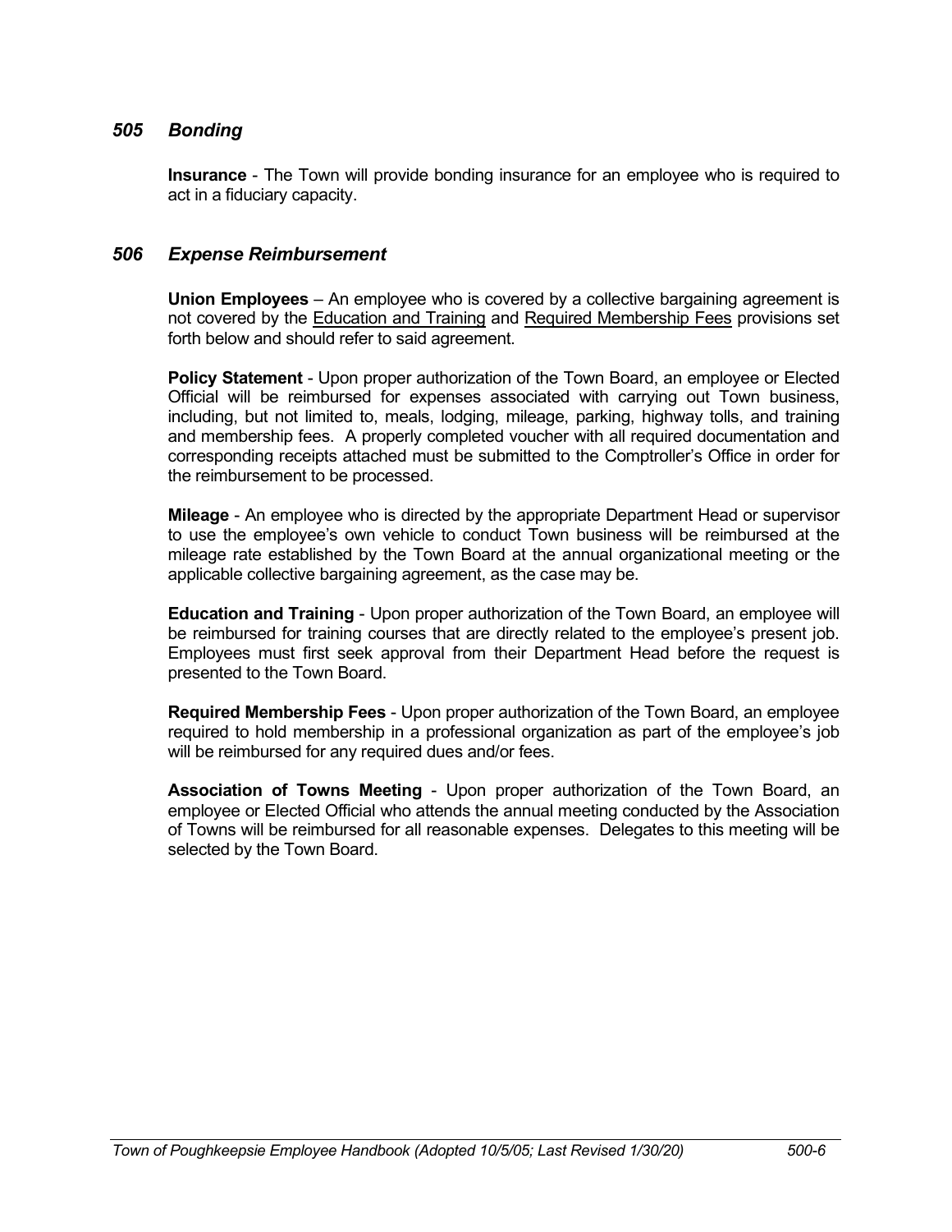### *505 Bonding*

**Insurance** - The Town will provide bonding insurance for an employee who is required to act in a fiduciary capacity.

### *506 Expense Reimbursement*

**Union Employees** – An employee who is covered by a collective bargaining agreement is not covered by the <u>Education and Training</u> and <u>Required Membership Fees</u> provisions set forth below and should refer to said agreement.

**Policy Statement** - Upon proper authorization of the Town Board, an employee or Elected Official will be reimbursed for expenses associated with carrying out Town business, including, but not limited to, meals, lodging, mileage, parking, highway tolls, and training and membership fees. A properly completed voucher with all required documentation and corresponding receipts attached must be submitted to the Comptroller's Office in order for the reimbursement to be processed.

**Mileage** - An employee who is directed by the appropriate Department Head or supervisor to use the employee's own vehicle to conduct Town business will be reimbursed at the mileage rate established by the Town Board at the annual organizational meeting or the applicable collective bargaining agreement, as the case may be.

**Education and Training** - Upon proper authorization of the Town Board, an employee will be reimbursed for training courses that are directly related to the employee's present job. Employees must first seek approval from their Department Head before the request is presented to the Town Board.

**Required Membership Fees** - Upon proper authorization of the Town Board, an employee required to hold membership in a professional organization as part of the employee's job will be reimbursed for any required dues and/or fees.

**Association of Towns Meeting** - Upon proper authorization of the Town Board, an employee or Elected Official who attends the annual meeting conducted by the Association of Towns will be reimbursed for all reasonable expenses. Delegates to this meeting will be selected by the Town Board.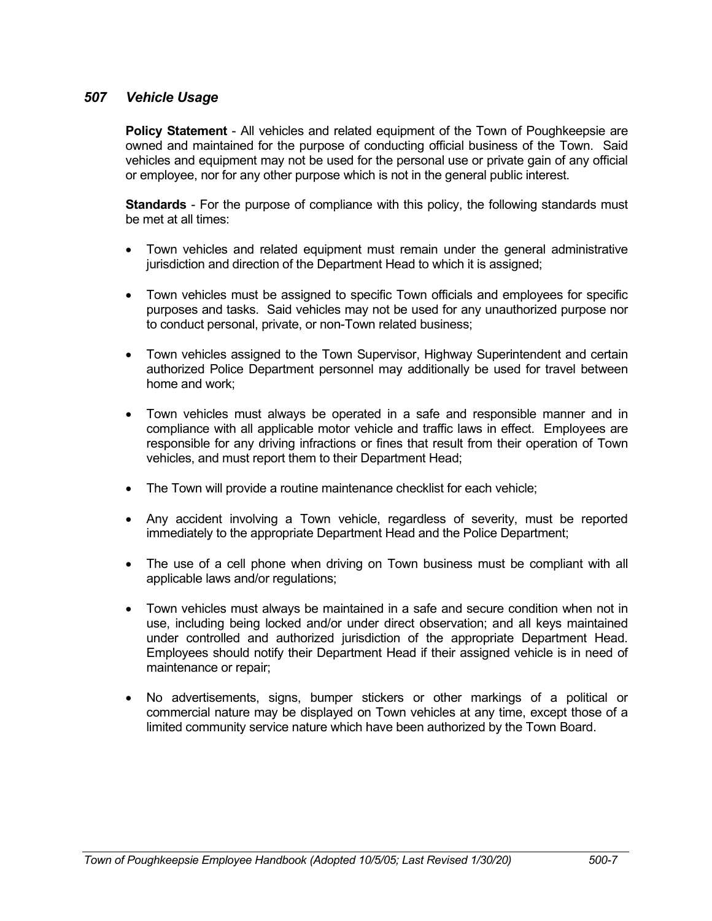## *507 Vehicle Usage*

**Policy Statement** - All vehicles and related equipment of the Town of Poughkeepsie are owned and maintained for the purpose of conducting official business of the Town. Said vehicles and equipment may not be used for the personal use or private gain of any official or employee, nor for any other purpose which is not in the general public interest.

**Standards** - For the purpose of compliance with this policy, the following standards must be met at all times:

- Town vehicles and related equipment must remain under the general administrative jurisdiction and direction of the Department Head to which it is assigned;
- Town vehicles must be assigned to specific Town officials and employees for specific purposes and tasks. Said vehicles may not be used for any unauthorized purpose nor to conduct personal, private, or non-Town related business;
- Town vehicles assigned to the Town Supervisor, Highway Superintendent and certain authorized Police Department personnel may additionally be used for travel between home and work;
- Town vehicles must always be operated in a safe and responsible manner and in compliance with all applicable motor vehicle and traffic laws in effect. Employees are responsible for any driving infractions or fines that result from their operation of Town vehicles, and must report them to their Department Head;
- The Town will provide a routine maintenance checklist for each vehicle;
- Any accident involving a Town vehicle, regardless of severity, must be reported immediately to the appropriate Department Head and the Police Department;
- The use of a cell phone when driving on Town business must be compliant with all applicable laws and/or regulations;
- Town vehicles must always be maintained in a safe and secure condition when not in use, including being locked and/or under direct observation; and all keys maintained under controlled and authorized jurisdiction of the appropriate Department Head. Employees should notify their Department Head if their assigned vehicle is in need of maintenance or repair;
- No advertisements, signs, bumper stickers or other markings of a political or commercial nature may be displayed on Town vehicles at any time, except those of a limited community service nature which have been authorized by the Town Board.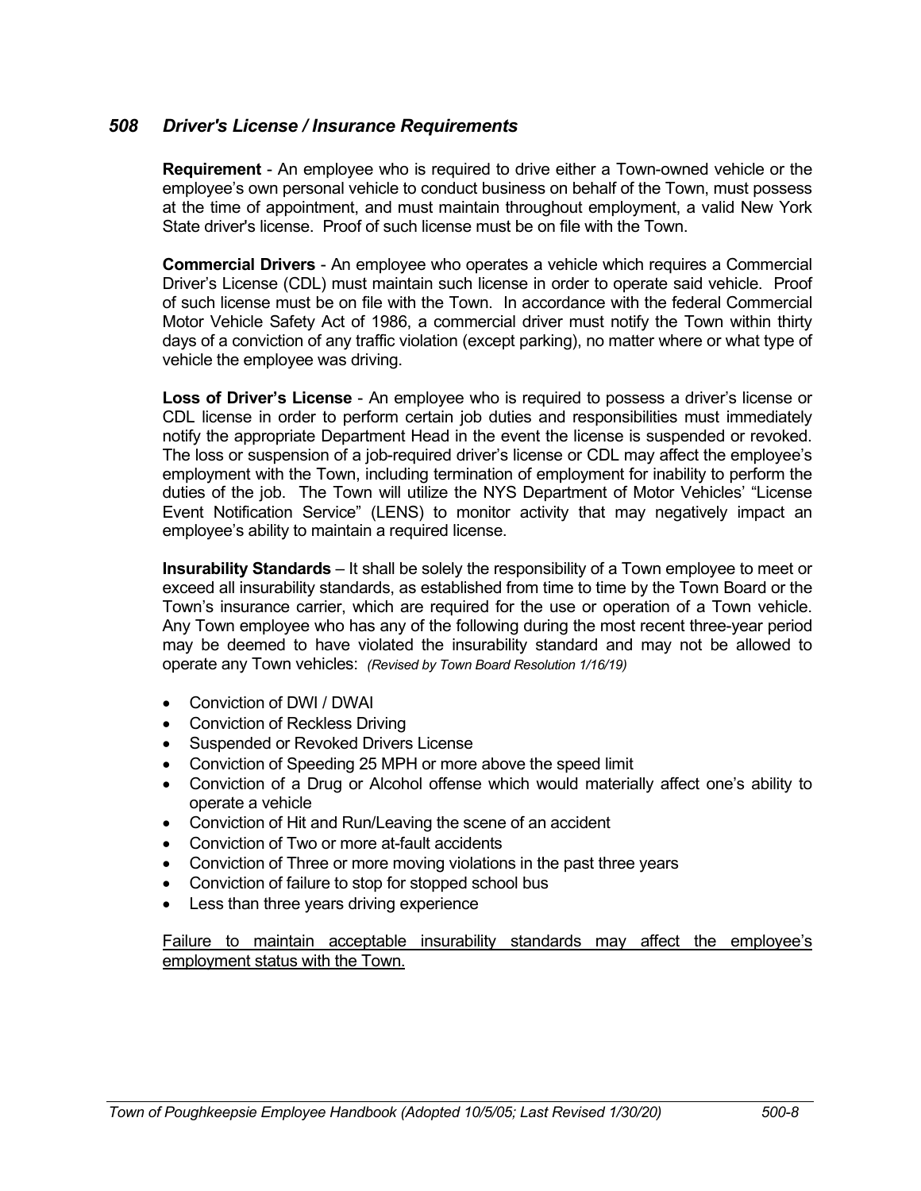## *508 Driver's License / Insurance Requirements*

**Requirement** - An employee who is required to drive either a Town-owned vehicle or the employee's own personal vehicle to conduct business on behalf of the Town, must possess at the time of appointment, and must maintain throughout employment, a valid New York State driver's license. Proof of such license must be on file with the Town.

**Commercial Drivers** - An employee who operates a vehicle which requires a Commercial Driver's License (CDL) must maintain such license in order to operate said vehicle. Proof of such license must be on file with the Town. In accordance with the federal Commercial Motor Vehicle Safety Act of 1986, a commercial driver must notify the Town within thirty days of a conviction of any traffic violation (except parking), no matter where or what type of vehicle the employee was driving.

**Loss of Driver's License** - An employee who is required to possess a driver's license or CDL license in order to perform certain job duties and responsibilities must immediately notify the appropriate Department Head in the event the license is suspended or revoked. The loss or suspension of a job-required driver's license or CDL may affect the employee's employment with the Town, including termination of employment for inability to perform the duties of the job. The Town will utilize the NYS Department of Motor Vehicles' "License Event Notification Service" (LENS) to monitor activity that may negatively impact an employee's ability to maintain a required license.

**Insurability Standards** – It shall be solely the responsibility of a Town employee to meet or exceed all insurability standards, as established from time to time by the Town Board or the Town's insurance carrier, which are required for the use or operation of a Town vehicle. Any Town employee who has any of the following during the most recent three-year period may be deemed to have violated the insurability standard and may not be allowed to operate any Town vehicles: *(Revised by Town Board Resolution 1/16/19)*

- Conviction of DWI / DWAI
- Conviction of Reckless Driving
- Suspended or Revoked Drivers License
- Conviction of Speeding 25 MPH or more above the speed limit
- Conviction of a Drug or Alcohol offense which would materially affect one's ability to operate a vehicle
- Conviction of Hit and Run/Leaving the scene of an accident
- Conviction of Two or more at-fault accidents
- Conviction of Three or more moving violations in the past three years
- Conviction of failure to stop for stopped school bus
- Less than three years driving experience

<u>Failure to maintain acceptable insurability standards may affect the employee's employment status with the Town.</u>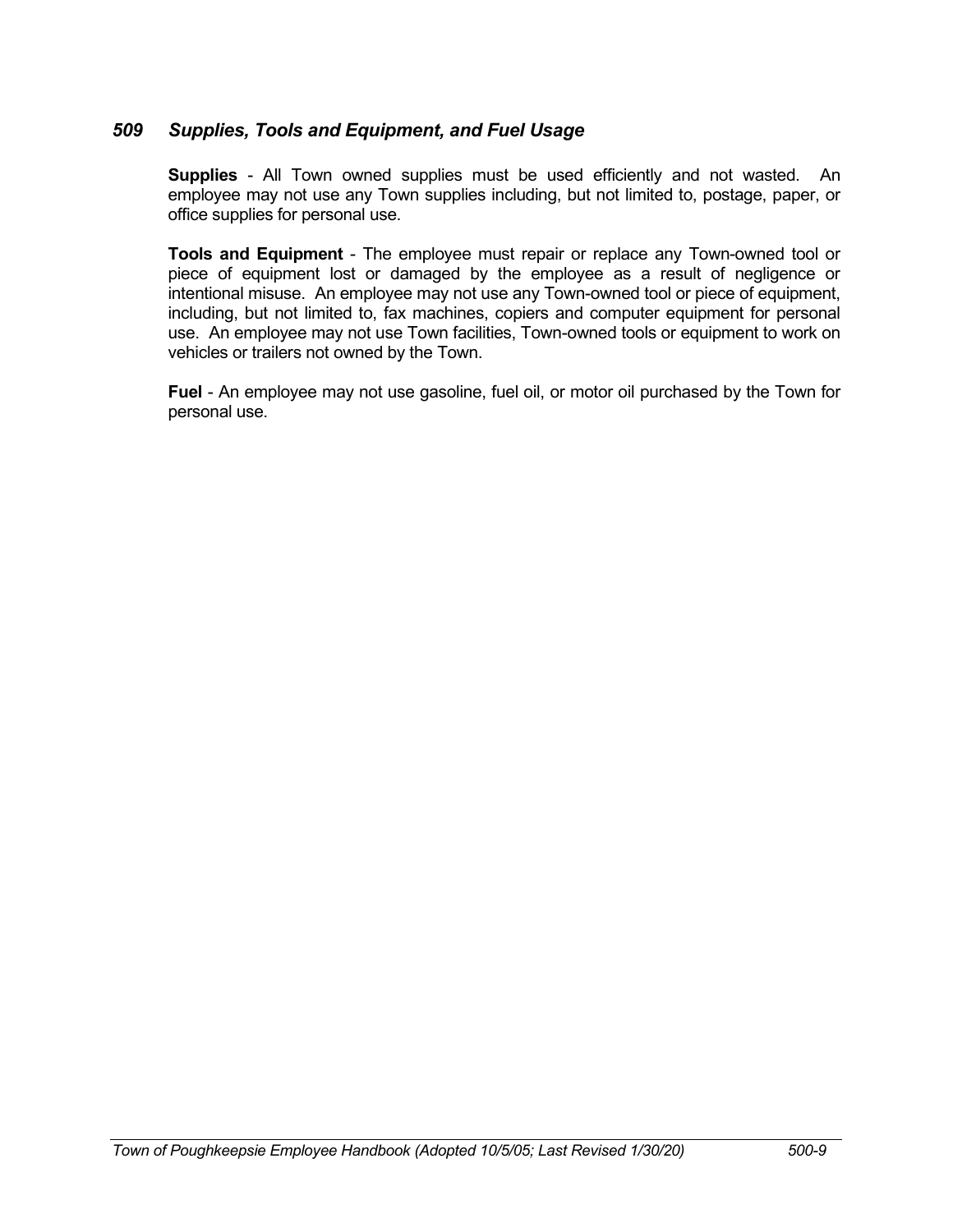## *509 Supplies, Tools and Equipment, and Fuel Usage*

**Supplies** - All Town owned supplies must be used efficiently and not wasted. An employee may not use any Town supplies including, but not limited to, postage, paper, or office supplies for personal use.

**Tools and Equipment** - The employee must repair or replace any Town-owned tool or piece of equipment lost or damaged by the employee as a result of negligence or intentional misuse. An employee may not use any Town-owned tool or piece of equipment, including, but not limited to, fax machines, copiers and computer equipment for personal use. An employee may not use Town facilities, Town-owned tools or equipment to work on vehicles or trailers not owned by the Town.

**Fuel** - An employee may not use gasoline, fuel oil, or motor oil purchased by the Town for personal use.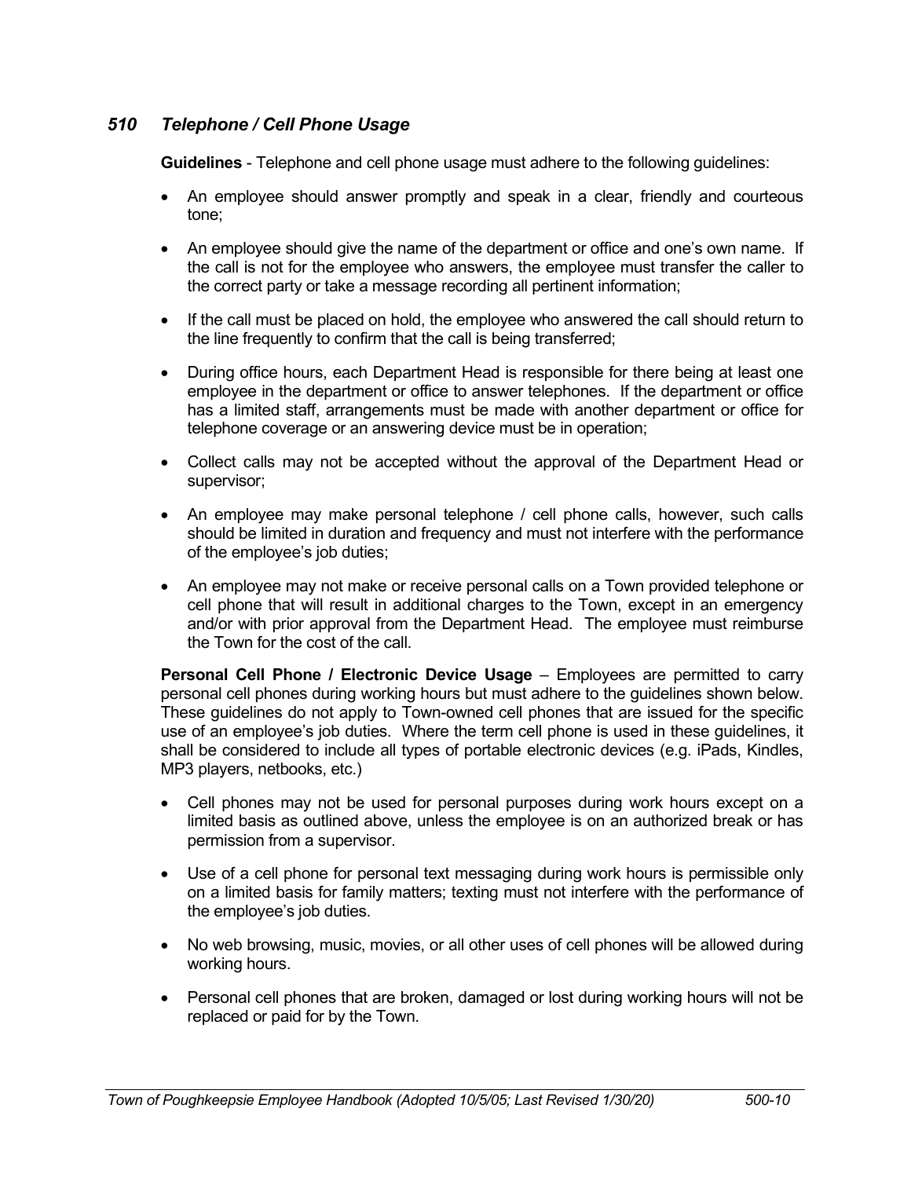## *510 Telephone / Cell Phone Usage*

**Guidelines** - Telephone and cell phone usage must adhere to the following guidelines:

- An employee should answer promptly and speak in a clear, friendly and courteous tone;
- An employee should give the name of the department or office and one's own name. If the call is not for the employee who answers, the employee must transfer the caller to the correct party or take a message recording all pertinent information;
- If the call must be placed on hold, the employee who answered the call should return to the line frequently to confirm that the call is being transferred;
- During office hours, each Department Head is responsible for there being at least one employee in the department or office to answer telephones. If the department or office has a limited staff, arrangements must be made with another department or office for telephone coverage or an answering device must be in operation;
- Collect calls may not be accepted without the approval of the Department Head or supervisor;
- An employee may make personal telephone / cell phone calls, however, such calls should be limited in duration and frequency and must not interfere with the performance of the employee's job duties;
- An employee may not make or receive personal calls on a Town provided telephone or cell phone that will result in additional charges to the Town, except in an emergency and/or with prior approval from the Department Head. The employee must reimburse the Town for the cost of the call.

**Personal Cell Phone / Electronic Device Usage** – Employees are permitted to carry personal cell phones during working hours but must adhere to the guidelines shown below. These guidelines do not apply to Town-owned cell phones that are issued for the specific use of an employee's job duties. Where the term cell phone is used in these guidelines, it shall be considered to include all types of portable electronic devices (e.g. iPads, Kindles, MP3 players, netbooks, etc.)

- Cell phones may not be used for personal purposes during work hours except on a limited basis as outlined above, unless the employee is on an authorized break or has permission from a supervisor.
- Use of a cell phone for personal text messaging during work hours is permissible only on a limited basis for family matters; texting must not interfere with the performance of the employee's job duties.
- No web browsing, music, movies, or all other uses of cell phones will be allowed during working hours.
- Personal cell phones that are broken, damaged or lost during working hours will not be replaced or paid for by the Town.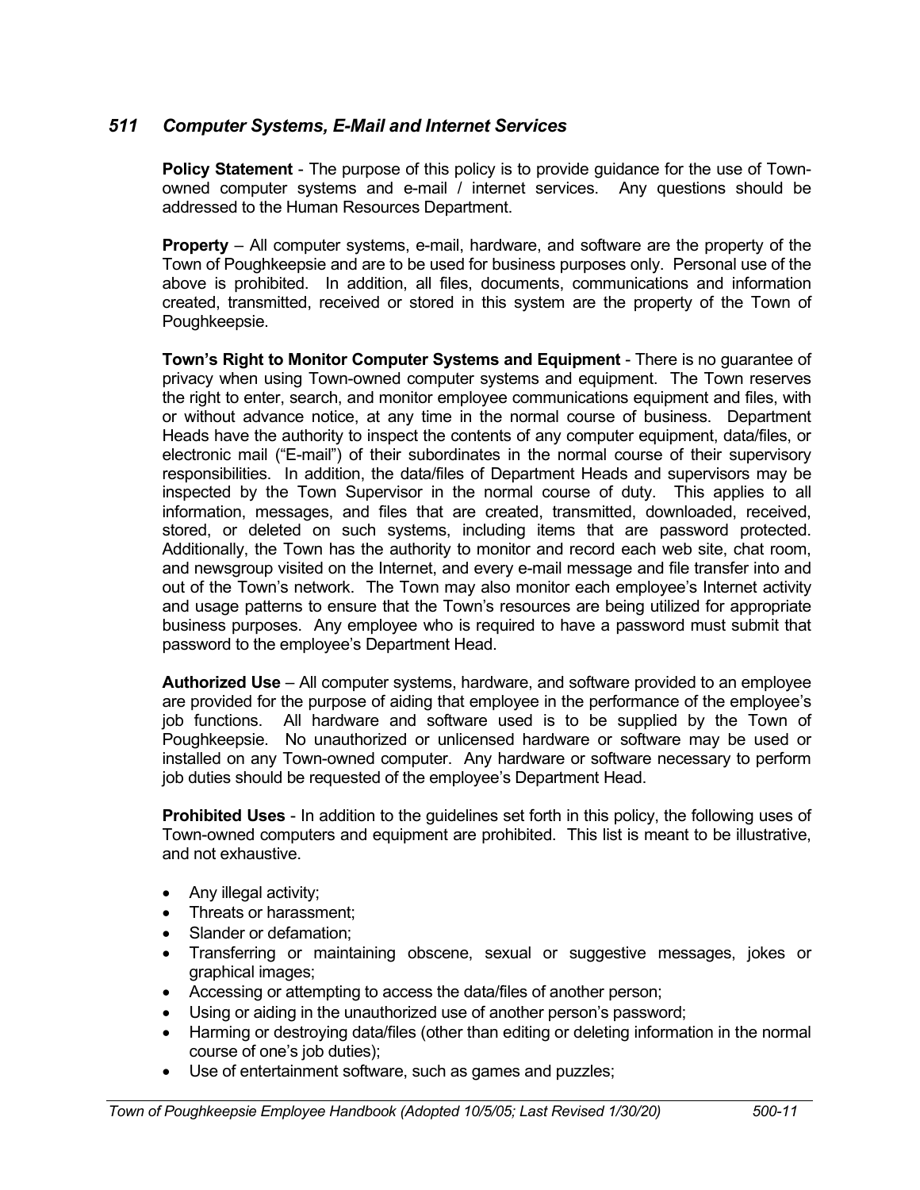## *511 Computer Systems, E-Mail and Internet Services*

**Policy Statement** - The purpose of this policy is to provide guidance for the use of Town-owned computer systems and e-mail / internet services. Any questions should be addressed to the Human Resources Department.

**Property** – All computer systems, e-mail, hardware, and software are the property of the Town of Poughkeepsie and are to be used for business purposes only. Personal use of the above is prohibited. In addition, all files, documents, communications and information created, transmitted, received or stored in this system are the property of the Town of Poughkeepsie.

**Town's Right to Monitor Computer Systems and Equipment** - There is no guarantee of privacy when using Town-owned computer systems and equipment. The Town reserves the right to enter, search, and monitor employee communications equipment and files, with or without advance notice, at any time in the normal course of business. Department Heads have the authority to inspect the contents of any computer equipment, data/files, or electronic mail ("E-mail") of their subordinates in the normal course of their supervisory responsibilities. In addition, the data/files of Department Heads and supervisors may be inspected by the Town Supervisor in the normal course of duty. This applies to all information, messages, and files that are created, transmitted, downloaded, received, stored, or deleted on such systems, including items that are password protected. Additionally, the Town has the authority to monitor and record each web site, chat room, and newsgroup visited on the Internet, and every e-mail message and file transfer into and out of the Town's network. The Town may also monitor each employee's Internet activity and usage patterns to ensure that the Town's resources are being utilized for appropriate business purposes. Any employee who is required to have a password must submit that password to the employee's Department Head.

**Authorized Use** – All computer systems, hardware, and software provided to an employee are provided for the purpose of aiding that employee in the performance of the employee's job functions. All hardware and software used is to be supplied by the Town of Poughkeepsie. No unauthorized or unlicensed hardware or software may be used or installed on any Town-owned computer. Any hardware or software necessary to perform job duties should be requested of the employee's Department Head.

**Prohibited Uses** - In addition to the guidelines set forth in this policy, the following uses of Town-owned computers and equipment are prohibited. This list is meant to be illustrative, and not exhaustive.

- Any illegal activity;
- Threats or harassment;
- Slander or defamation;
- Transferring or maintaining obscene, sexual or suggestive messages, jokes or graphical images;
- Accessing or attempting to access the data/files of another person;
- Using or aiding in the unauthorized use of another person's password;
- Harming or destroying data/files (other than editing or deleting information in the normal course of one's job duties);
- Use of entertainment software, such as games and puzzles;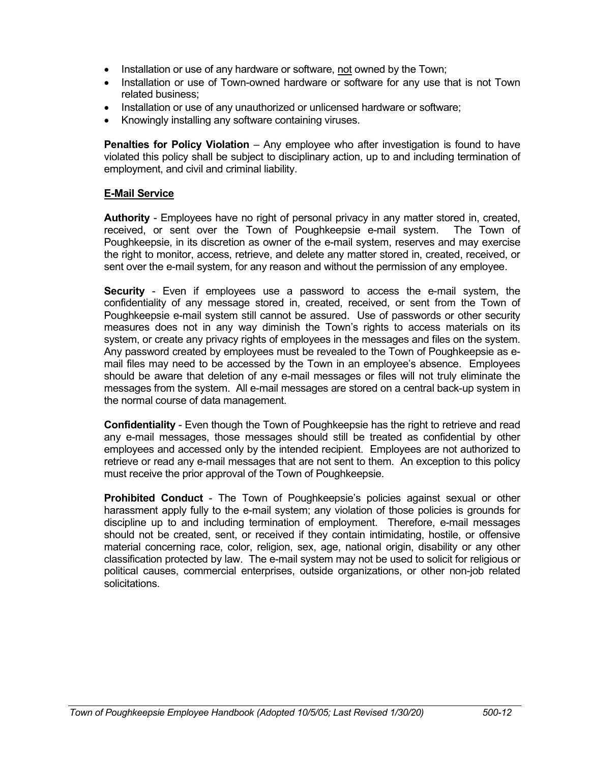- Installation or use of any hardware or software, <u>not</u> owned by the Town;
- Installation or use of Town-owned hardware or software for any use that is not Town related business;
- Installation or use of any unauthorized or unlicensed hardware or software;
- Knowingly installing any software containing viruses.

**Penalties for Policy Violation** – Any employee who after investigation is found to have violated this policy shall be subject to disciplinary action, up to and including termination of employment, and civil and criminal liability.

## <u>E-Mail Service</u>

**Authority** - Employees have no right of personal privacy in any matter stored in, created, received, or sent over the Town of Poughkeepsie e-mail system. The Town of Poughkeepsie, in its discretion as owner of the e-mail system, reserves and may exercise the right to monitor, access, retrieve, and delete any matter stored in, created, received, or sent over the e-mail system, for any reason and without the permission of any employee.

**Security** - Even if employees use a password to access the e-mail system, the confidentiality of any message stored in, created, received, or sent from the Town of Poughkeepsie e-mail system still cannot be assured. Use of passwords or other security measures does not in any way diminish the Town's rights to access materials on its system, or create any privacy rights of employees in the messages and files on the system. Any password created by employees must be revealed to the Town of Poughkeepsie as e-mail files may need to be accessed by the Town in an employee's absence. Employees should be aware that deletion of any e-mail messages or files will not truly eliminate the messages from the system. All e-mail messages are stored on a central back-up system in the normal course of data management.

**Confidentiality** - Even though the Town of Poughkeepsie has the right to retrieve and read any e-mail messages, those messages should still be treated as confidential by other employees and accessed only by the intended recipient. Employees are not authorized to retrieve or read any e-mail messages that are not sent to them. An exception to this policy must receive the prior approval of the Town of Poughkeepsie.

**Prohibited Conduct** - The Town of Poughkeepsie's policies against sexual or other harassment apply fully to the e-mail system; any violation of those policies is grounds for discipline up to and including termination of employment. Therefore, e-mail messages should not be created, sent, or received if they contain intimidating, hostile, or offensive material concerning race, color, religion, sex, age, national origin, disability or any other classification protected by law. The e-mail system may not be used to solicit for religious or political causes, commercial enterprises, outside organizations, or other non-job related solicitations.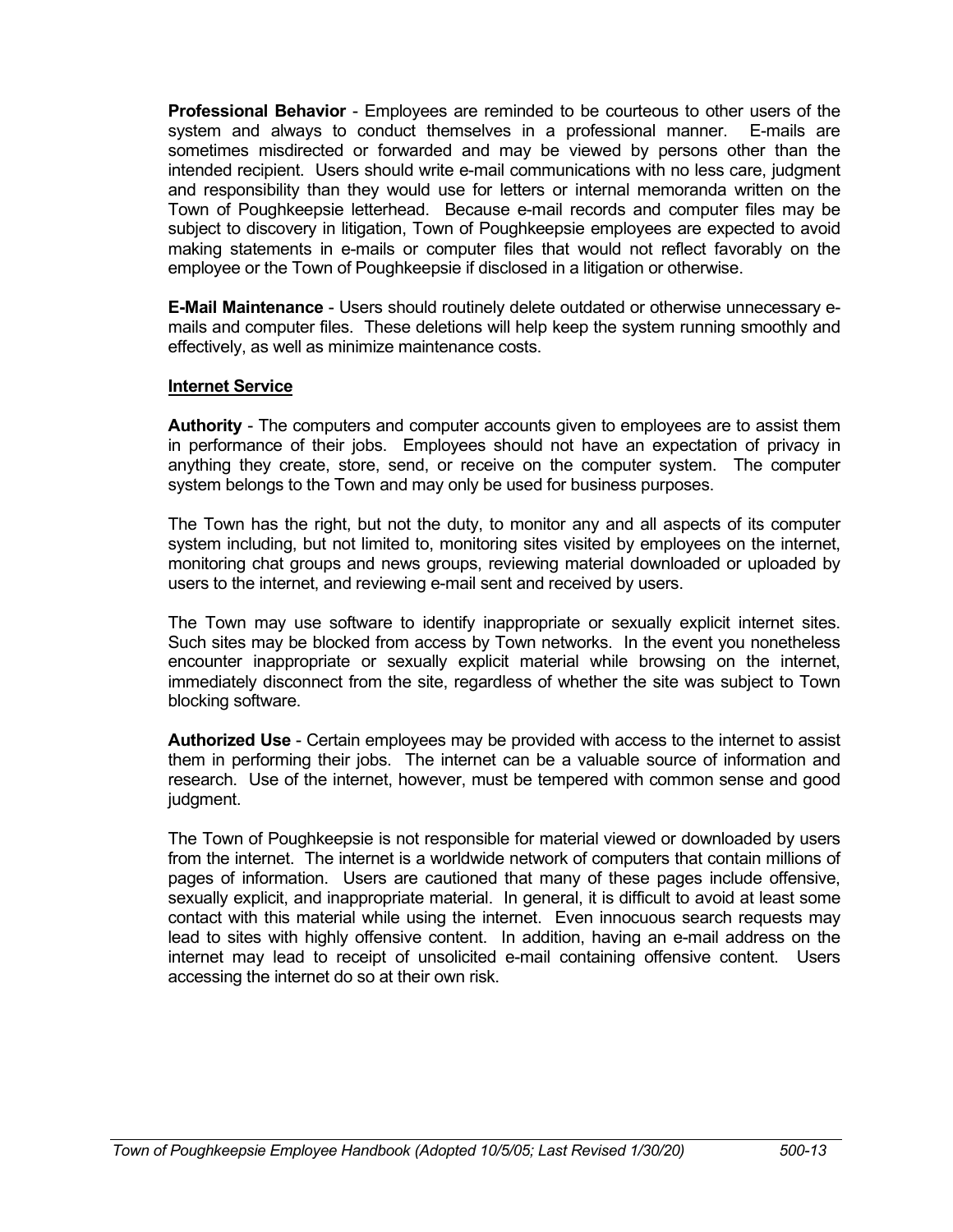**Professional Behavior** - Employees are reminded to be courteous to other users of the system and always to conduct themselves in a professional manner. E-mails are sometimes misdirected or forwarded and may be viewed by persons other than the intended recipient. Users should write e-mail communications with no less care, judgment and responsibility than they would use for letters or internal memoranda written on the Town of Poughkeepsie letterhead. Because e-mail records and computer files may be subject to discovery in litigation, Town of Poughkeepsie employees are expected to avoid making statements in e-mails or computer files that would not reflect favorably on the employee or the Town of Poughkeepsie if disclosed in a litigation or otherwise.

**E-Mail Maintenance** - Users should routinely delete outdated or otherwise unnecessary e-mails and computer files. These deletions will help keep the system running smoothly and effectively, as well as minimize maintenance costs.

**Internet Service**

**Authority** - The computers and computer accounts given to employees are to assist them in performance of their jobs. Employees should not have an expectation of privacy in anything they create, store, send, or receive on the computer system. The computer system belongs to the Town and may only be used for business purposes.

The Town has the right, but not the duty, to monitor any and all aspects of its computer system including, but not limited to, monitoring sites visited by employees on the internet, monitoring chat groups and news groups, reviewing material downloaded or uploaded by users to the internet, and reviewing e-mail sent and received by users.

The Town may use software to identify inappropriate or sexually explicit internet sites. Such sites may be blocked from access by Town networks. In the event you nonetheless encounter inappropriate or sexually explicit material while browsing on the internet, immediately disconnect from the site, regardless of whether the site was subject to Town blocking software.

**Authorized Use** - Certain employees may be provided with access to the internet to assist them in performing their jobs. The internet can be a valuable source of information and research. Use of the internet, however, must be tempered with common sense and good judgment.

The Town of Poughkeepsie is not responsible for material viewed or downloaded by users from the internet. The internet is a worldwide network of computers that contain millions of pages of information. Users are cautioned that many of these pages include offensive, sexually explicit, and inappropriate material. In general, it is difficult to avoid at least some contact with this material while using the internet. Even innocuous search requests may lead to sites with highly offensive content. In addition, having an e-mail address on the internet may lead to receipt of unsolicited e-mail containing offensive content. Users accessing the internet do so at their own risk.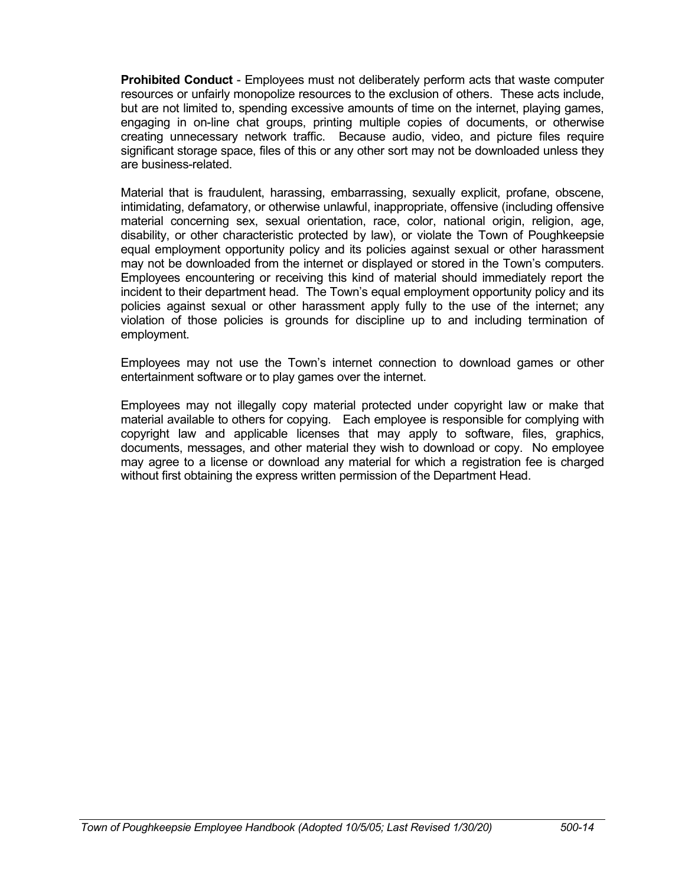**Prohibited Conduct** - Employees must not deliberately perform acts that waste computer resources or unfairly monopolize resources to the exclusion of others. These acts include, but are not limited to, spending excessive amounts of time on the internet, playing games, engaging in on-line chat groups, printing multiple copies of documents, or otherwise creating unnecessary network traffic. Because audio, video, and picture files require significant storage space, files of this or any other sort may not be downloaded unless they are business-related.

Material that is fraudulent, harassing, embarrassing, sexually explicit, profane, obscene, intimidating, defamatory, or otherwise unlawful, inappropriate, offensive (including offensive material concerning sex, sexual orientation, race, color, national origin, religion, age, disability, or other characteristic protected by law), or violate the Town of Poughkeepsie equal employment opportunity policy and its policies against sexual or other harassment may not be downloaded from the internet or displayed or stored in the Town's computers. Employees encountering or receiving this kind of material should immediately report the incident to their department head. The Town's equal employment opportunity policy and its policies against sexual or other harassment apply fully to the use of the internet; any violation of those policies is grounds for discipline up to and including termination of employment.

Employees may not use the Town's internet connection to download games or other entertainment software or to play games over the internet.

Employees may not illegally copy material protected under copyright law or make that material available to others for copying. Each employee is responsible for complying with copyright law and applicable licenses that may apply to software, files, graphics, documents, messages, and other material they wish to download or copy. No employee may agree to a license or download any material for which a registration fee is charged without first obtaining the express written permission of the Department Head.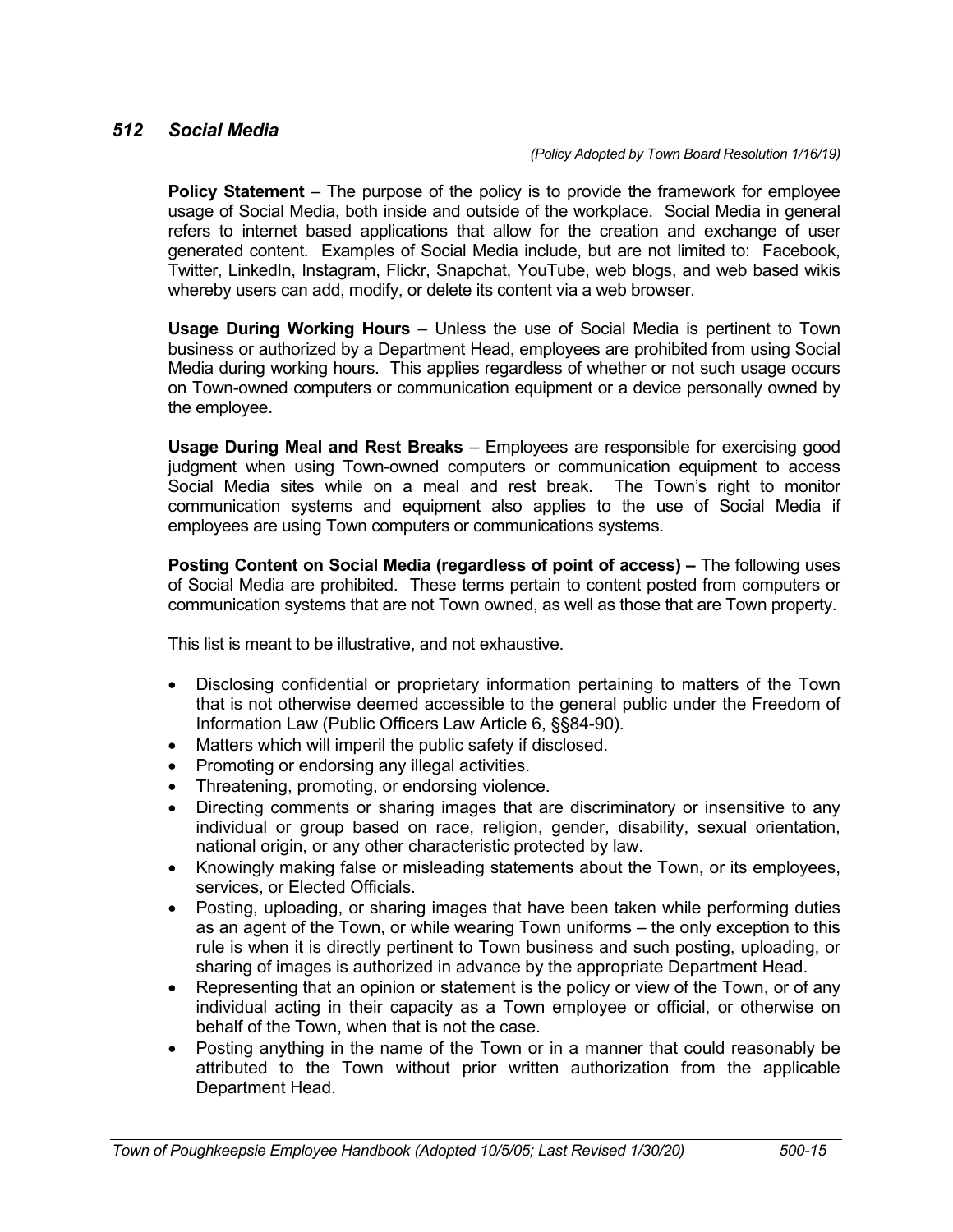## *512 Social Media*

*(Policy Adopted by Town Board Resolution 1/16/19)*

**Policy Statement** – The purpose of the policy is to provide the framework for employee usage of Social Media, both inside and outside of the workplace. Social Media in general refers to internet based applications that allow for the creation and exchange of user generated content. Examples of Social Media include, but are not limited to: Facebook, Twitter, LinkedIn, Instagram, Flickr, Snapchat, YouTube, web blogs, and web based wikis whereby users can add, modify, or delete its content via a web browser.

**Usage During Working Hours** – Unless the use of Social Media is pertinent to Town business or authorized by a Department Head, employees are prohibited from using Social Media during working hours. This applies regardless of whether or not such usage occurs on Town-owned computers or communication equipment or a device personally owned by the employee.

**Usage During Meal and Rest Breaks** – Employees are responsible for exercising good judgment when using Town-owned computers or communication equipment to access Social Media sites while on a meal and rest break. The Town's right to monitor communication systems and equipment also applies to the use of Social Media if employees are using Town computers or communications systems.

**Posting Content on Social Media (regardless of point of access) –** The following uses of Social Media are prohibited. These terms pertain to content posted from computers or communication systems that are not Town owned, as well as those that are Town property.

This list is meant to be illustrative, and not exhaustive.

- Disclosing confidential or proprietary information pertaining to matters of the Town that is not otherwise deemed accessible to the general public under the Freedom of Information Law (Public Officers Law Article 6, §§84-90).
- Matters which will imperil the public safety if disclosed.
- Promoting or endorsing any illegal activities.
- Threatening, promoting, or endorsing violence.
- Directing comments or sharing images that are discriminatory or insensitive to any individual or group based on race, religion, gender, disability, sexual orientation, national origin, or any other characteristic protected by law.
- Knowingly making false or misleading statements about the Town, or its employees, services, or Elected Officials.
- Posting, uploading, or sharing images that have been taken while performing duties as an agent of the Town, or while wearing Town uniforms – the only exception to this rule is when it is directly pertinent to Town business and such posting, uploading, or sharing of images is authorized in advance by the appropriate Department Head.
- Representing that an opinion or statement is the policy or view of the Town, or of any individual acting in their capacity as a Town employee or official, or otherwise on behalf of the Town, when that is not the case.
- Posting anything in the name of the Town or in a manner that could reasonably be attributed to the Town without prior written authorization from the applicable Department Head.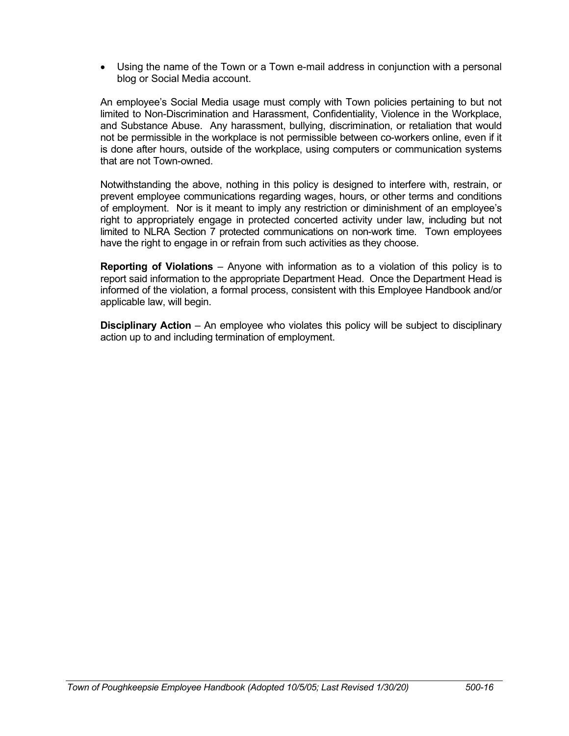- Using the name of the Town or a Town e-mail address in conjunction with a personal blog or Social Media account.

An employee's Social Media usage must comply with Town policies pertaining to but not limited to Non-Discrimination and Harassment, Confidentiality, Violence in the Workplace, and Substance Abuse. Any harassment, bullying, discrimination, or retaliation that would not be permissible in the workplace is not permissible between co-workers online, even if it is done after hours, outside of the workplace, using computers or communication systems that are not Town-owned.

Notwithstanding the above, nothing in this policy is designed to interfere with, restrain, or prevent employee communications regarding wages, hours, or other terms and conditions of employment. Nor is it meant to imply any restriction or diminishment of an employee's right to appropriately engage in protected concerted activity under law, including but not limited to NLRA Section 7 protected communications on non-work time. Town employees have the right to engage in or refrain from such activities as they choose.

**Reporting of Violations** – Anyone with information as to a violation of this policy is to report said information to the appropriate Department Head. Once the Department Head is informed of the violation, a formal process, consistent with this Employee Handbook and/or applicable law, will begin.

**Disciplinary Action** – An employee who violates this policy will be subject to disciplinary action up to and including termination of employment.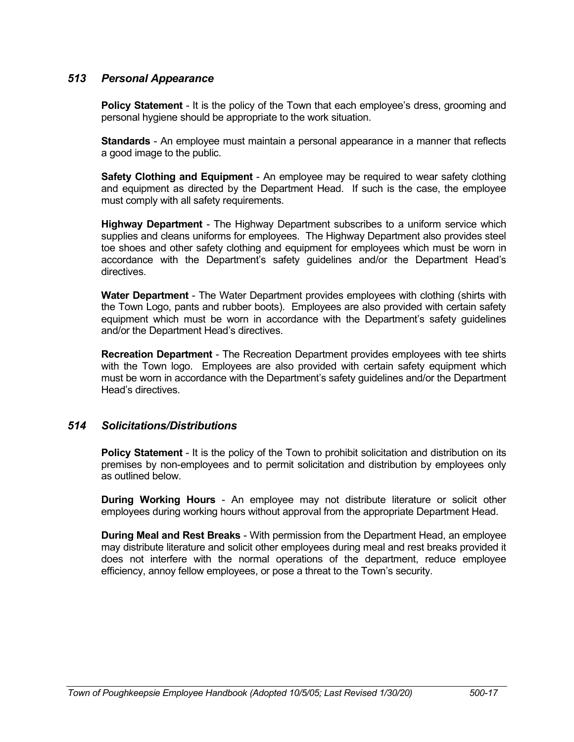## *513 Personal Appearance*

**Policy Statement** - It is the policy of the Town that each employee's dress, grooming and personal hygiene should be appropriate to the work situation.

**Standards** - An employee must maintain a personal appearance in a manner that reflects a good image to the public.

**Safety Clothing and Equipment** - An employee may be required to wear safety clothing and equipment as directed by the Department Head. If such is the case, the employee must comply with all safety requirements.

**Highway Department** - The Highway Department subscribes to a uniform service which supplies and cleans uniforms for employees. The Highway Department also provides steel toe shoes and other safety clothing and equipment for employees which must be worn in accordance with the Department's safety guidelines and/or the Department Head's directives.

**Water Department** - The Water Department provides employees with clothing (shirts with the Town Logo, pants and rubber boots). Employees are also provided with certain safety equipment which must be worn in accordance with the Department's safety guidelines and/or the Department Head's directives.

**Recreation Department** - The Recreation Department provides employees with tee shirts with the Town logo. Employees are also provided with certain safety equipment which must be worn in accordance with the Department's safety guidelines and/or the Department Head's directives.

## *514 Solicitations/Distributions*

**Policy Statement** - It is the policy of the Town to prohibit solicitation and distribution on its premises by non-employees and to permit solicitation and distribution by employees only as outlined below.

**During Working Hours** - An employee may not distribute literature or solicit other employees during working hours without approval from the appropriate Department Head.

**During Meal and Rest Breaks** - With permission from the Department Head, an employee may distribute literature and solicit other employees during meal and rest breaks provided it does not interfere with the normal operations of the department, reduce employee efficiency, annoy fellow employees, or pose a threat to the Town's security.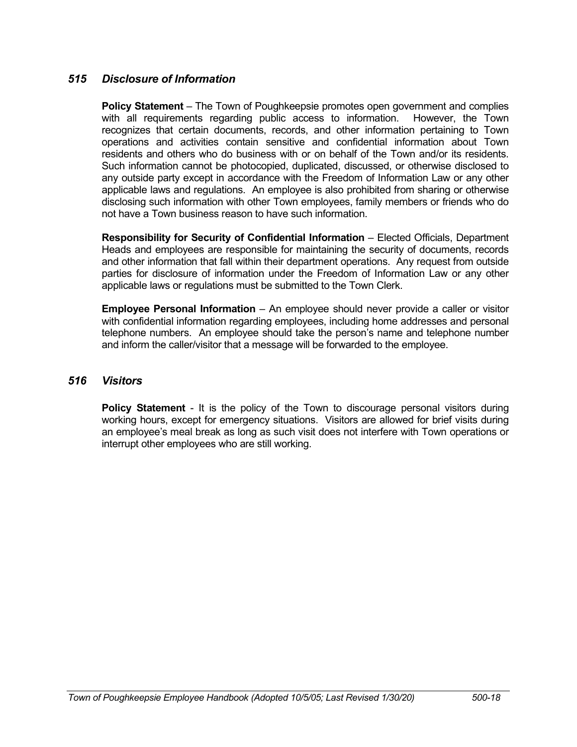## *515 Disclosure of Information*

**Policy Statement** – The Town of Poughkeepsie promotes open government and complies with all requirements regarding public access to information. However, the Town recognizes that certain documents, records, and other information pertaining to Town operations and activities contain sensitive and confidential information about Town residents and others who do business with or on behalf of the Town and/or its residents. Such information cannot be photocopied, duplicated, discussed, or otherwise disclosed to any outside party except in accordance with the Freedom of Information Law or any other applicable laws and regulations. An employee is also prohibited from sharing or otherwise disclosing such information with other Town employees, family members or friends who do not have a Town business reason to have such information.

**Responsibility for Security of Confidential Information** – Elected Officials, Department Heads and employees are responsible for maintaining the security of documents, records and other information that fall within their department operations. Any request from outside parties for disclosure of information under the Freedom of Information Law or any other applicable laws or regulations must be submitted to the Town Clerk.

**Employee Personal Information** – An employee should never provide a caller or visitor with confidential information regarding employees, including home addresses and personal telephone numbers. An employee should take the person's name and telephone number and inform the caller/visitor that a message will be forwarded to the employee.

## *516 Visitors*

**Policy Statement** - It is the policy of the Town to discourage personal visitors during working hours, except for emergency situations. Visitors are allowed for brief visits during an employee's meal break as long as such visit does not interfere with Town operations or interrupt other employees who are still working.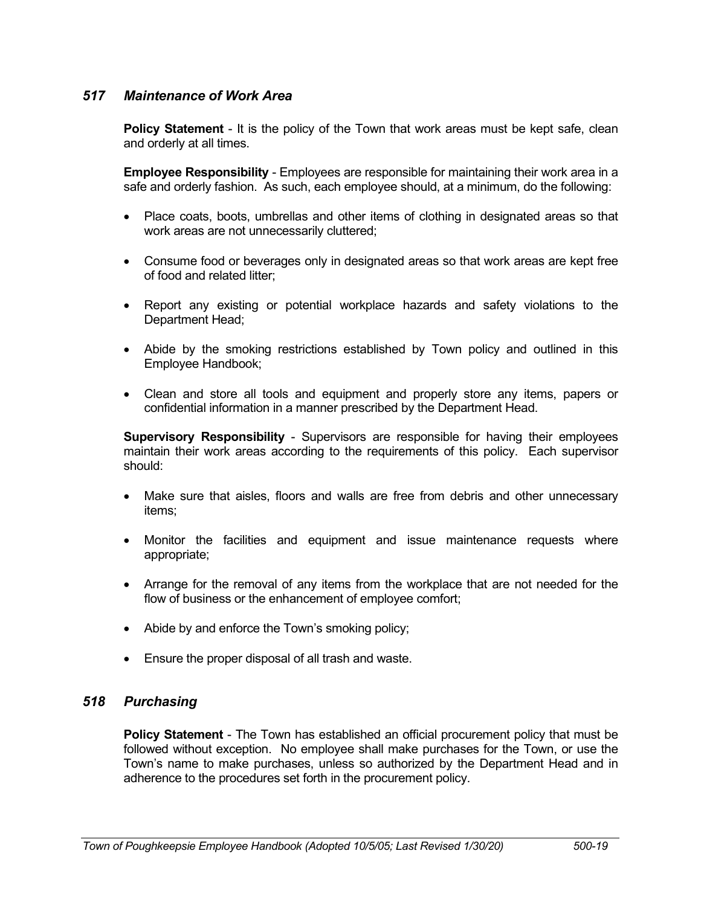## *517 Maintenance of Work Area*

**Policy Statement** - It is the policy of the Town that work areas must be kept safe, clean and orderly at all times.

**Employee Responsibility** - Employees are responsible for maintaining their work area in a safe and orderly fashion. As such, each employee should, at a minimum, do the following:

- Place coats, boots, umbrellas and other items of clothing in designated areas so that work areas are not unnecessarily cluttered;
- Consume food or beverages only in designated areas so that work areas are kept free of food and related litter;
- Report any existing or potential workplace hazards and safety violations to the Department Head;
- Abide by the smoking restrictions established by Town policy and outlined in this Employee Handbook;
- Clean and store all tools and equipment and properly store any items, papers or confidential information in a manner prescribed by the Department Head.

**Supervisory Responsibility** - Supervisors are responsible for having their employees maintain their work areas according to the requirements of this policy. Each supervisor should:

- Make sure that aisles, floors and walls are free from debris and other unnecessary items;
- Monitor the facilities and equipment and issue maintenance requests where appropriate;
- Arrange for the removal of any items from the workplace that are not needed for the flow of business or the enhancement of employee comfort;
- Abide by and enforce the Town's smoking policy;
- Ensure the proper disposal of all trash and waste.

## *518 Purchasing*

**Policy Statement** - The Town has established an official procurement policy that must be followed without exception. No employee shall make purchases for the Town, or use the Town's name to make purchases, unless so authorized by the Department Head and in adherence to the procedures set forth in the procurement policy.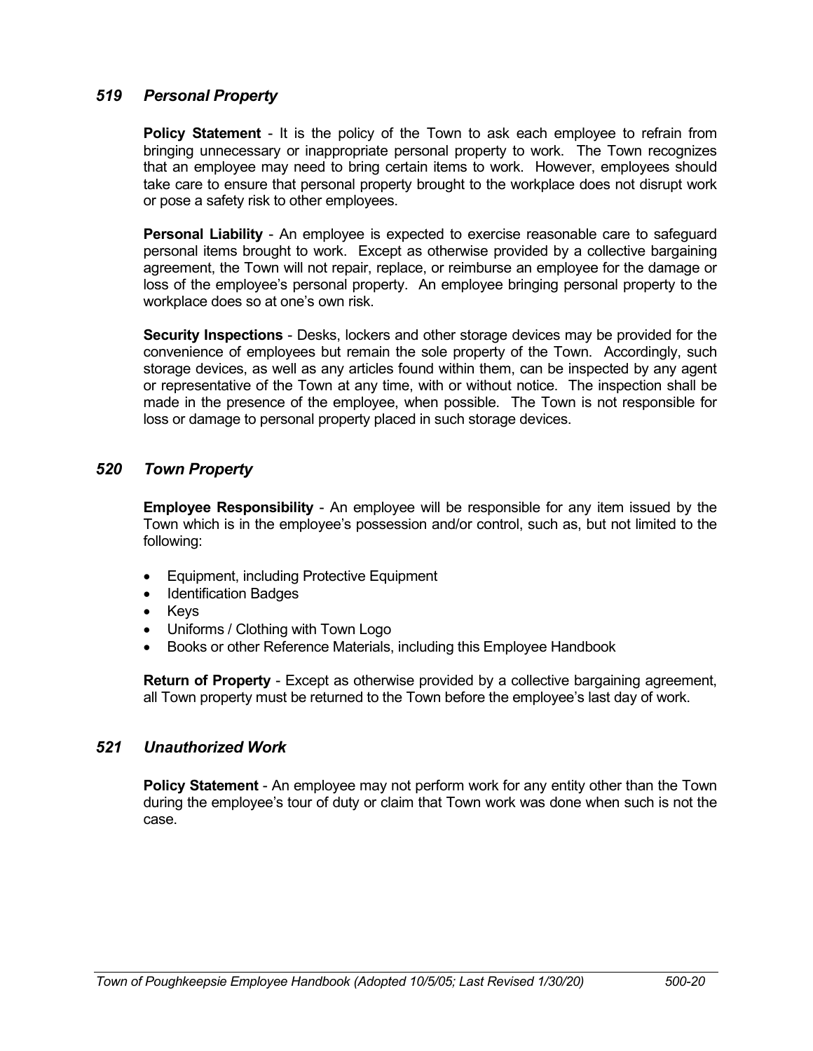## *519 Personal Property*

**Policy Statement** - It is the policy of the Town to ask each employee to refrain from bringing unnecessary or inappropriate personal property to work. The Town recognizes that an employee may need to bring certain items to work. However, employees should take care to ensure that personal property brought to the workplace does not disrupt work or pose a safety risk to other employees.

**Personal Liability** - An employee is expected to exercise reasonable care to safeguard personal items brought to work. Except as otherwise provided by a collective bargaining agreement, the Town will not repair, replace, or reimburse an employee for the damage or loss of the employee's personal property. An employee bringing personal property to the workplace does so at one's own risk.

**Security Inspections** - Desks, lockers and other storage devices may be provided for the convenience of employees but remain the sole property of the Town. Accordingly, such storage devices, as well as any articles found within them, can be inspected by any agent or representative of the Town at any time, with or without notice. The inspection shall be made in the presence of the employee, when possible. The Town is not responsible for loss or damage to personal property placed in such storage devices.

## *520 Town Property*

**Employee Responsibility** - An employee will be responsible for any item issued by the Town which is in the employee's possession and/or control, such as, but not limited to the following:

- Equipment, including Protective Equipment
- Identification Badges
- Keys
- Uniforms / Clothing with Town Logo
- Books or other Reference Materials, including this Employee Handbook

**Return of Property** - Except as otherwise provided by a collective bargaining agreement, all Town property must be returned to the Town before the employee's last day of work.

## *521 Unauthorized Work*

**Policy Statement** - An employee may not perform work for any entity other than the Town during the employee's tour of duty or claim that Town work was done when such is not the case.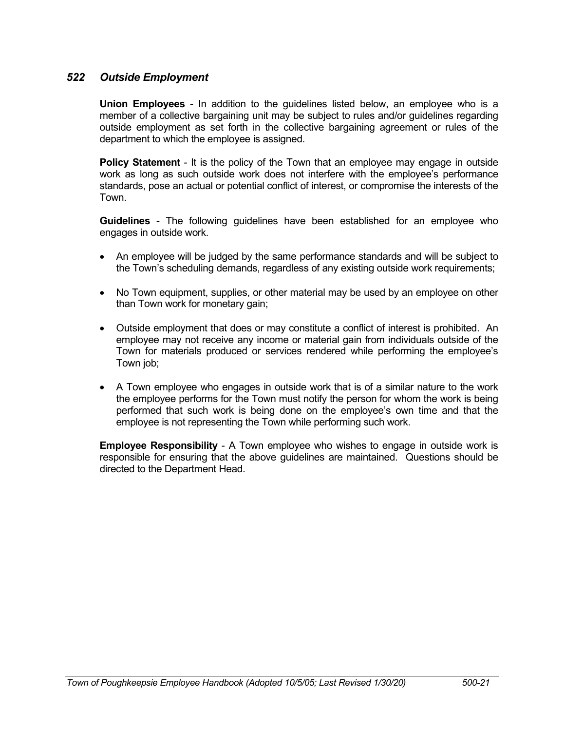## *522 Outside Employment*

**Union Employees** - In addition to the guidelines listed below, an employee who is a member of a collective bargaining unit may be subject to rules and/or guidelines regarding outside employment as set forth in the collective bargaining agreement or rules of the department to which the employee is assigned.

**Policy Statement** - It is the policy of the Town that an employee may engage in outside work as long as such outside work does not interfere with the employee's performance standards, pose an actual or potential conflict of interest, or compromise the interests of the Town.

**Guidelines** - The following guidelines have been established for an employee who engages in outside work.

- An employee will be judged by the same performance standards and will be subject to the Town's scheduling demands, regardless of any existing outside work requirements;
- No Town equipment, supplies, or other material may be used by an employee on other than Town work for monetary gain;
- Outside employment that does or may constitute a conflict of interest is prohibited. An employee may not receive any income or material gain from individuals outside of the Town for materials produced or services rendered while performing the employee's Town job;
- A Town employee who engages in outside work that is of a similar nature to the work the employee performs for the Town must notify the person for whom the work is being performed that such work is being done on the employee's own time and that the employee is not representing the Town while performing such work.

**Employee Responsibility** - A Town employee who wishes to engage in outside work is responsible for ensuring that the above guidelines are maintained. Questions should be directed to the Department Head.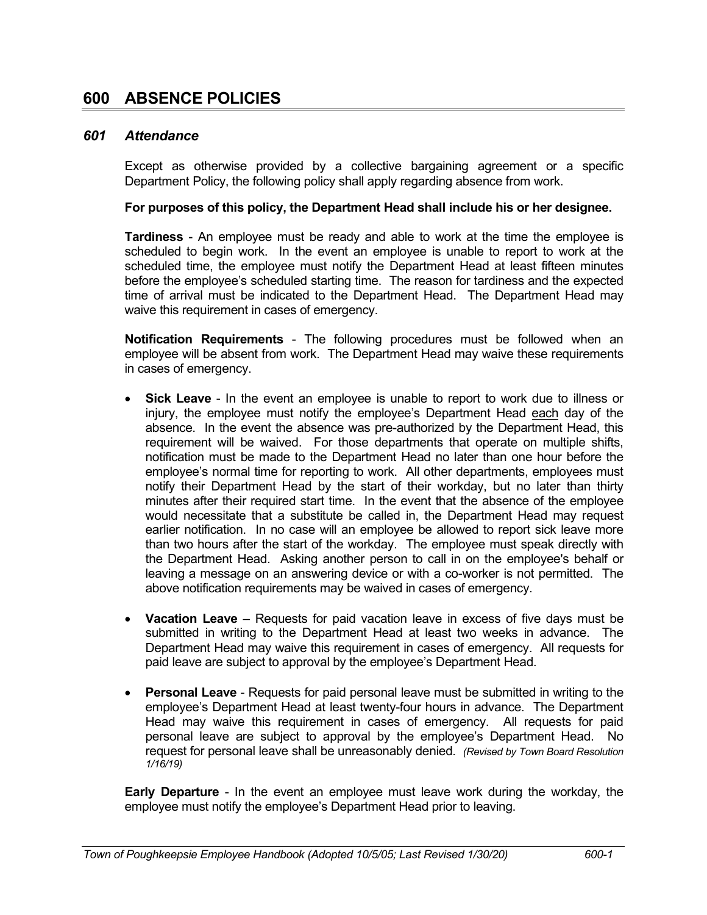# 600 ABSENCE POLICIES

## *601 Attendance*

Except as otherwise provided by a collective bargaining agreement or a specific Department Policy, the following policy shall apply regarding absence from work.

**For purposes of this policy, the Department Head shall include his or her designee.**

**Tardiness** - An employee must be ready and able to work at the time the employee is scheduled to begin work. In the event an employee is unable to report to work at the scheduled time, the employee must notify the Department Head at least fifteen minutes before the employee's scheduled starting time. The reason for tardiness and the expected time of arrival must be indicated to the Department Head. The Department Head may waive this requirement in cases of emergency.

**Notification Requirements** - The following procedures must be followed when an employee will be absent from work. The Department Head may waive these requirements in cases of emergency.

- **Sick Leave** - In the event an employee is unable to report to work due to illness or injury, the employee must notify the employee's Department Head <u>each</u> day of the absence. In the event the absence was pre-authorized by the Department Head, this requirement will be waived. For those departments that operate on multiple shifts, notification must be made to the Department Head no later than one hour before the employee's normal time for reporting to work. All other departments, employees must notify their Department Head by the start of their workday, but no later than thirty minutes after their required start time. In the event that the absence of the employee would necessitate that a substitute be called in, the Department Head may request earlier notification. In no case will an employee be allowed to report sick leave more than two hours after the start of the workday. The employee must speak directly with the Department Head. Asking another person to call in on the employee's behalf or leaving a message on an answering device or with a co-worker is not permitted. The above notification requirements may be waived in cases of emergency.

- **Vacation Leave** – Requests for paid vacation leave in excess of five days must be submitted in writing to the Department Head at least two weeks in advance. The Department Head may waive this requirement in cases of emergency. All requests for paid leave are subject to approval by the employee's Department Head.

- **Personal Leave** - Requests for paid personal leave must be submitted in writing to the employee's Department Head at least twenty-four hours in advance. The Department Head may waive this requirement in cases of emergency. All requests for paid personal leave are subject to approval by the employee's Department Head. No request for personal leave shall be unreasonably denied. *(Revised by Town Board Resolution 1/16/19)*

**Early Departure** - In the event an employee must leave work during the workday, the employee must notify the employee's Department Head prior to leaving.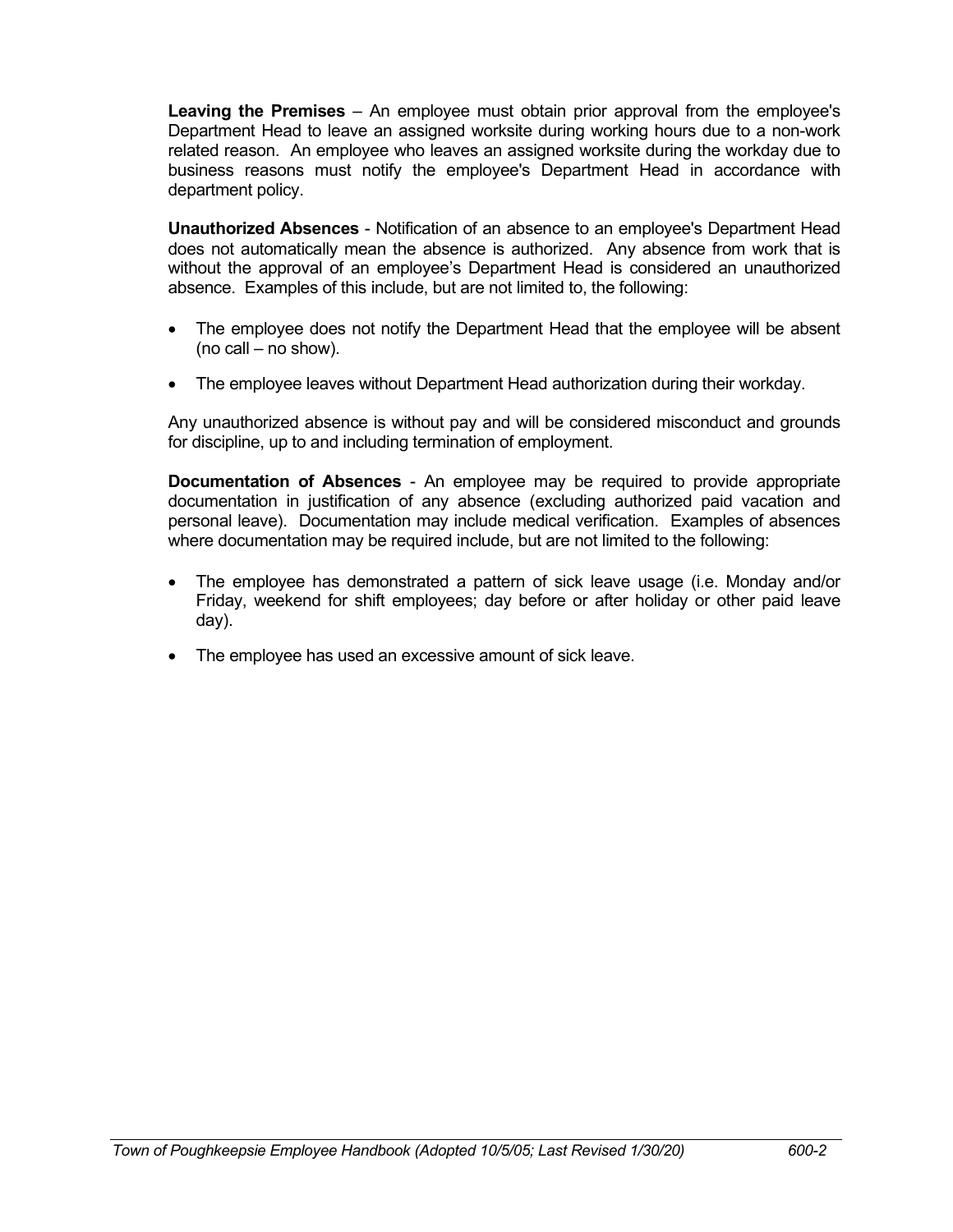**Leaving the Premises** – An employee must obtain prior approval from the employee's Department Head to leave an assigned worksite during working hours due to a non-work related reason. An employee who leaves an assigned worksite during the workday due to business reasons must notify the employee's Department Head in accordance with department policy.

**Unauthorized Absences** - Notification of an absence to an employee's Department Head does not automatically mean the absence is authorized. Any absence from work that is without the approval of an employee's Department Head is considered an unauthorized absence. Examples of this include, but are not limited to, the following:

- The employee does not notify the Department Head that the employee will be absent (no call – no show).
- The employee leaves without Department Head authorization during their workday.

Any unauthorized absence is without pay and will be considered misconduct and grounds for discipline, up to and including termination of employment.

**Documentation of Absences** - An employee may be required to provide appropriate documentation in justification of any absence (excluding authorized paid vacation and personal leave). Documentation may include medical verification. Examples of absences where documentation may be required include, but are not limited to the following:

- The employee has demonstrated a pattern of sick leave usage (i.e. Monday and/or Friday, weekend for shift employees; day before or after holiday or other paid leave day).
- The employee has used an excessive amount of sick leave.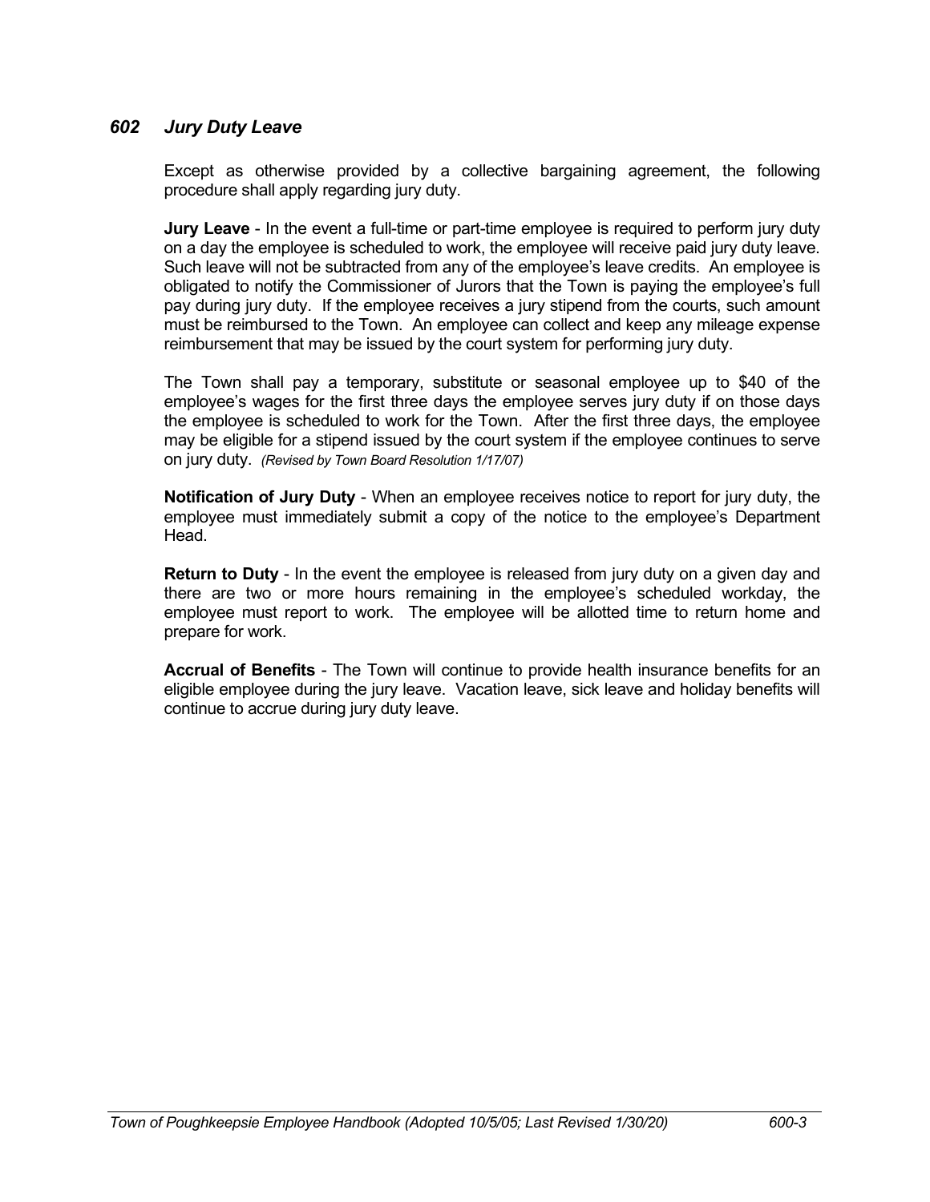## *602 Jury Duty Leave*

Except as otherwise provided by a collective bargaining agreement, the following procedure shall apply regarding jury duty.

**Jury Leave** - In the event a full-time or part-time employee is required to perform jury duty on a day the employee is scheduled to work, the employee will receive paid jury duty leave. Such leave will not be subtracted from any of the employee's leave credits. An employee is obligated to notify the Commissioner of Jurors that the Town is paying the employee's full pay during jury duty. If the employee receives a jury stipend from the courts, such amount must be reimbursed to the Town. An employee can collect and keep any mileage expense reimbursement that may be issued by the court system for performing jury duty.

The Town shall pay a temporary, substitute or seasonal employee up to $40 of the employee's wages for the first three days the employee serves jury duty if on those days the employee is scheduled to work for the Town. After the first three days, the employee may be eligible for a stipend issued by the court system if the employee continues to serve on jury duty. *(Revised by Town Board Resolution 1/17/07)*

**Notification of Jury Duty** - When an employee receives notice to report for jury duty, the employee must immediately submit a copy of the notice to the employee's Department Head.

**Return to Duty** - In the event the employee is released from jury duty on a given day and there are two or more hours remaining in the employee's scheduled workday, the employee must report to work. The employee will be allotted time to return home and prepare for work.

**Accrual of Benefits** - The Town will continue to provide health insurance benefits for an eligible employee during the jury leave. Vacation leave, sick leave and holiday benefits will continue to accrue during jury duty leave.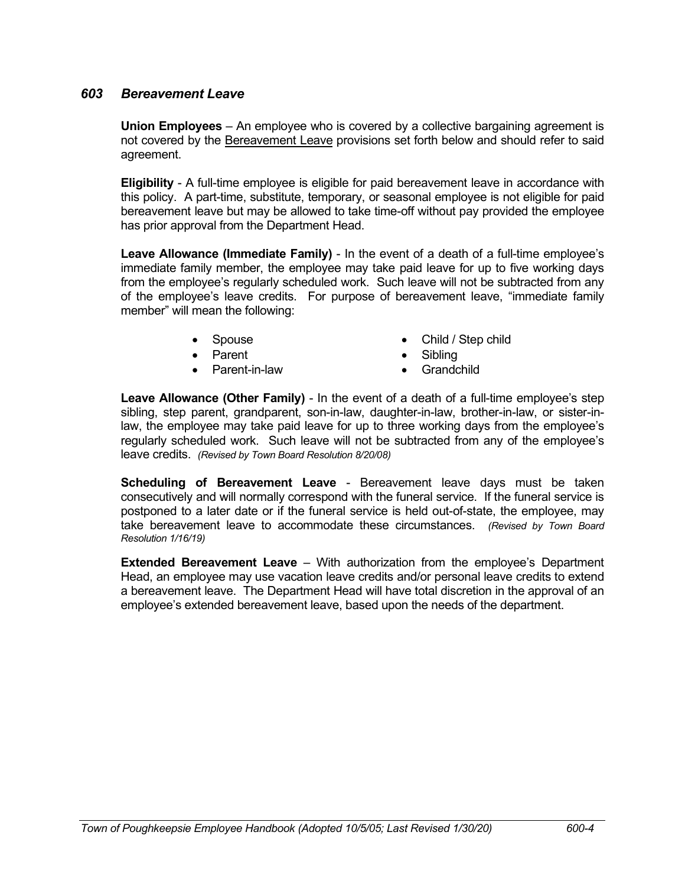### *603 Bereavement Leave*

**Union Employees** – An employee who is covered by a collective bargaining agreement is not covered by the Bereavement Leave provisions set forth below and should refer to said agreement.

**Eligibility** - A full-time employee is eligible for paid bereavement leave in accordance with this policy. A part-time, substitute, temporary, or seasonal employee is not eligible for paid bereavement leave but may be allowed to take time-off without pay provided the employee has prior approval from the Department Head.

**Leave Allowance (Immediate Family)** - In the event of a death of a full-time employee's immediate family member, the employee may take paid leave for up to five working days from the employee's regularly scheduled work. Such leave will not be subtracted from any of the employee's leave credits. For purpose of bereavement leave, "immediate family member" will mean the following:

- Spouse
- Parent
- Parent-in-law
- Child / Step child
- Sibling
- Grandchild

**Leave Allowance (Other Family)** - In the event of a death of a full-time employee's step sibling, step parent, grandparent, son-in-law, daughter-in-law, brother-in-law, or sister-in-law, the employee may take paid leave for up to three working days from the employee's regularly scheduled work. Such leave will not be subtracted from any of the employee's leave credits. *(Revised by Town Board Resolution 8/20/08)*

**Scheduling of Bereavement Leave** - Bereavement leave days must be taken consecutively and will normally correspond with the funeral service. If the funeral service is postponed to a later date or if the funeral service is held out-of-state, the employee, may take bereavement leave to accommodate these circumstances. *(Revised by Town Board Resolution 1/16/19)*

**Extended Bereavement Leave** – With authorization from the employee's Department Head, an employee may use vacation leave credits and/or personal leave credits to extend a bereavement leave. The Department Head will have total discretion in the approval of an employee's extended bereavement leave, based upon the needs of the department.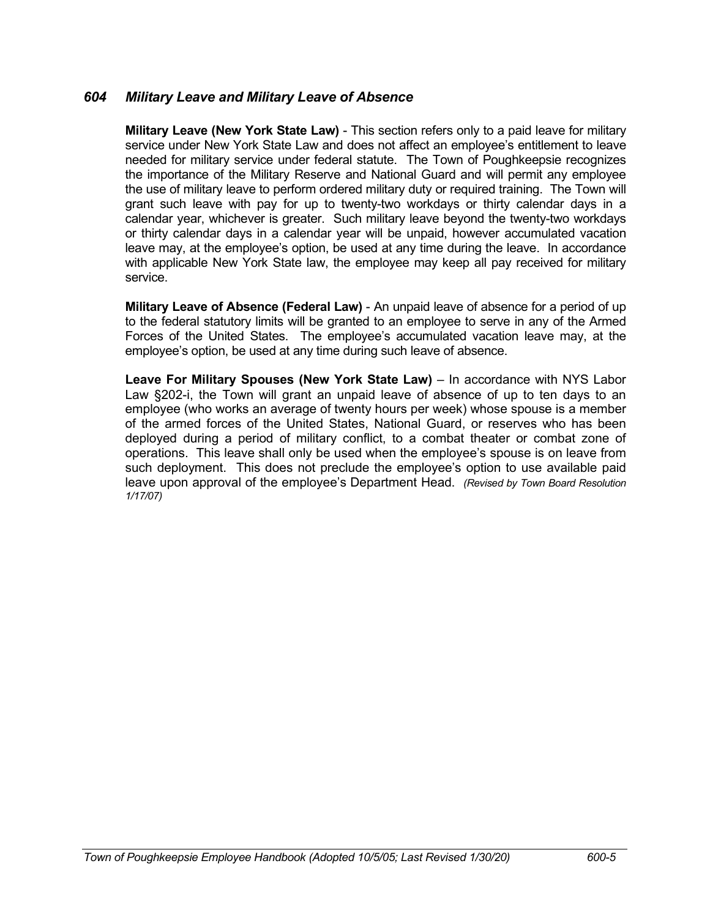## *604 Military Leave and Military Leave of Absence*

**Military Leave (New York State Law)** - This section refers only to a paid leave for military service under New York State Law and does not affect an employee's entitlement to leave needed for military service under federal statute. The Town of Poughkeepsie recognizes the importance of the Military Reserve and National Guard and will permit any employee the use of military leave to perform ordered military duty or required training. The Town will grant such leave with pay for up to twenty-two workdays or thirty calendar days in a calendar year, whichever is greater. Such military leave beyond the twenty-two workdays or thirty calendar days in a calendar year will be unpaid, however accumulated vacation leave may, at the employee's option, be used at any time during the leave. In accordance with applicable New York State law, the employee may keep all pay received for military service.

**Military Leave of Absence (Federal Law)** - An unpaid leave of absence for a period of up to the federal statutory limits will be granted to an employee to serve in any of the Armed Forces of the United States. The employee's accumulated vacation leave may, at the employee's option, be used at any time during such leave of absence.

**Leave For Military Spouses (New York State Law)** – In accordance with NYS Labor Law §202-i, the Town will grant an unpaid leave of absence of up to ten days to an employee (who works an average of twenty hours per week) whose spouse is a member of the armed forces of the United States, National Guard, or reserves who has been deployed during a period of military conflict, to a combat theater or combat zone of operations. This leave shall only be used when the employee's spouse is on leave from such deployment. This does not preclude the employee's option to use available paid leave upon approval of the employee's Department Head. *(Revised by Town Board Resolution 1/17/07)*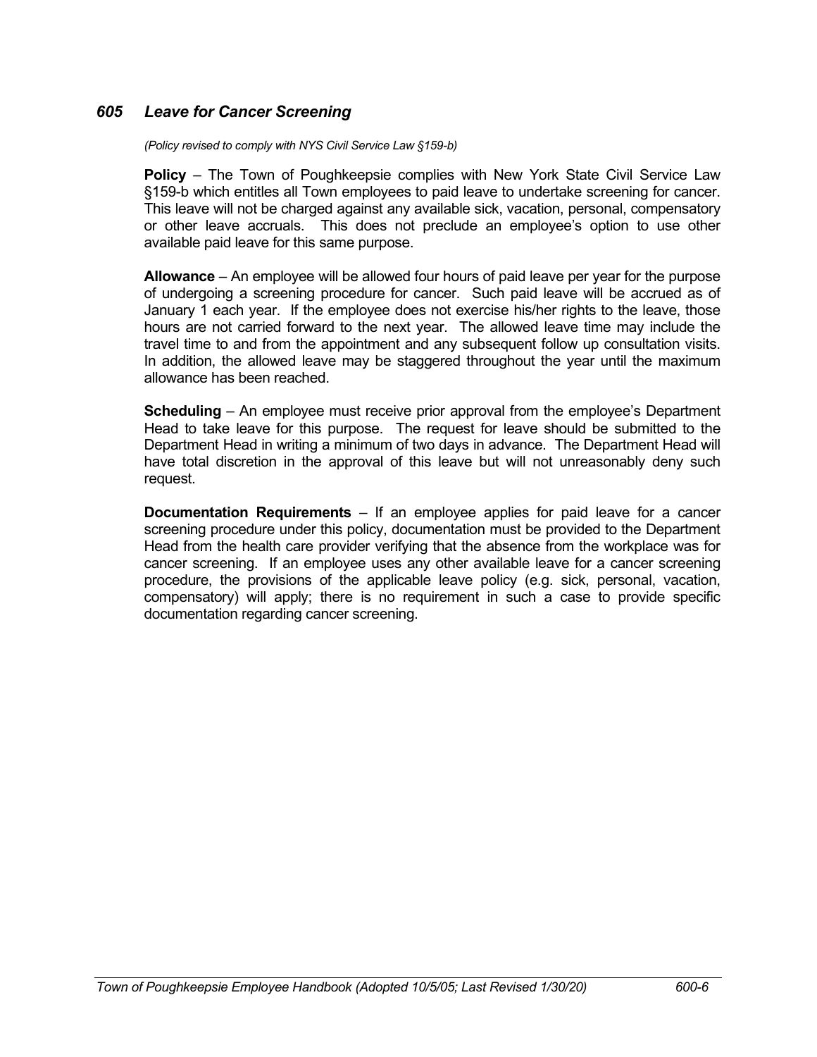### *605 Leave for Cancer Screening*

*(Policy revised to comply with NYS Civil Service Law §159-b)*

**Policy** – The Town of Poughkeepsie complies with New York State Civil Service Law §159-b which entitles all Town employees to paid leave to undertake screening for cancer. This leave will not be charged against any available sick, vacation, personal, compensatory or other leave accruals. This does not preclude an employee's option to use other available paid leave for this same purpose.

**Allowance** – An employee will be allowed four hours of paid leave per year for the purpose of undergoing a screening procedure for cancer. Such paid leave will be accrued as of January 1 each year. If the employee does not exercise his/her rights to the leave, those hours are not carried forward to the next year. The allowed leave time may include the travel time to and from the appointment and any subsequent follow up consultation visits. In addition, the allowed leave may be staggered throughout the year until the maximum allowance has been reached.

**Scheduling** – An employee must receive prior approval from the employee's Department Head to take leave for this purpose. The request for leave should be submitted to the Department Head in writing a minimum of two days in advance. The Department Head will have total discretion in the approval of this leave but will not unreasonably deny such request.

**Documentation Requirements** – If an employee applies for paid leave for a cancer screening procedure under this policy, documentation must be provided to the Department Head from the health care provider verifying that the absence from the workplace was for cancer screening. If an employee uses any other available leave for a cancer screening procedure, the provisions of the applicable leave policy (e.g. sick, personal, vacation, compensatory) will apply; there is no requirement in such a case to provide specific documentation regarding cancer screening.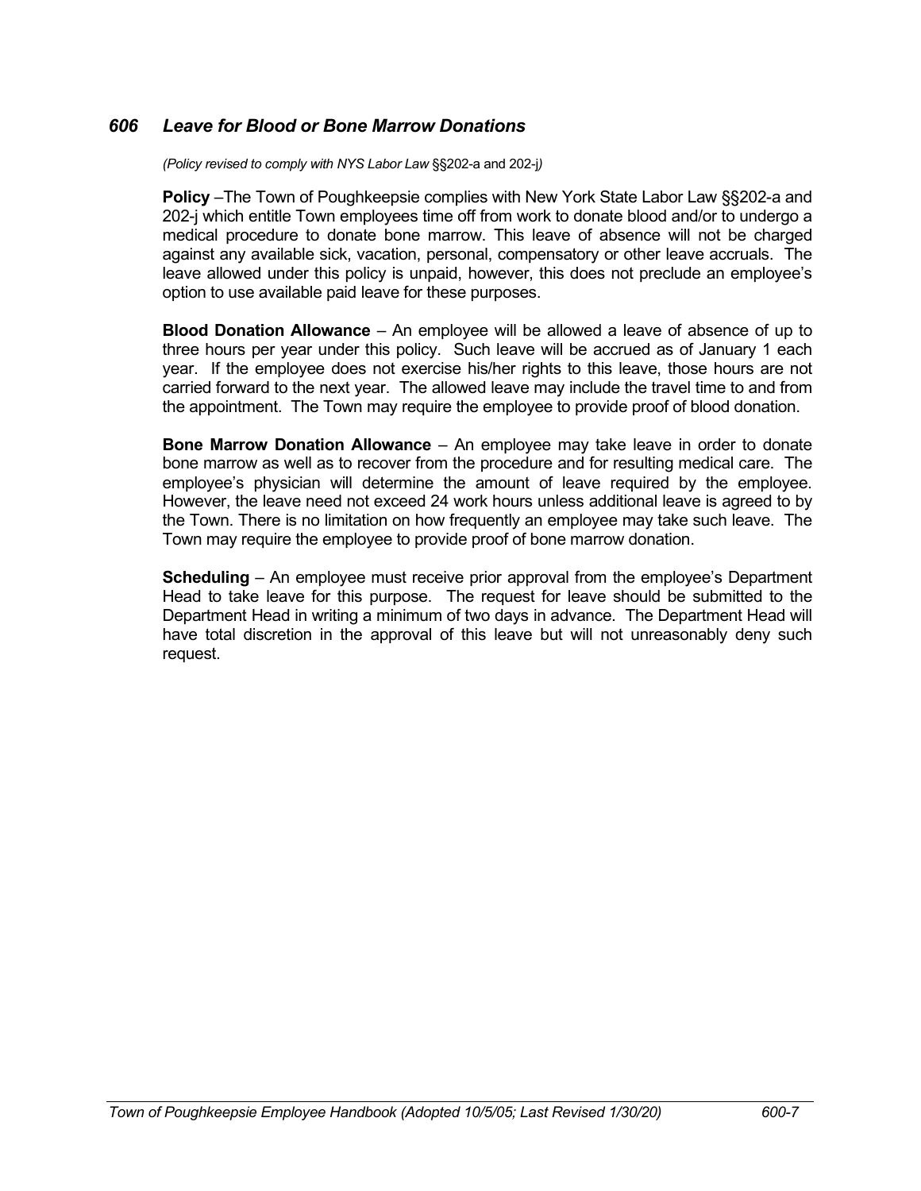### *606 Leave for Blood or Bone Marrow Donations*

*(Policy revised to comply with NYS Labor Law* §§202-a and 202-j*)*

**Policy** –The Town of Poughkeepsie complies with New York State Labor Law §§202-a and 202-j which entitle Town employees time off from work to donate blood and/or to undergo a medical procedure to donate bone marrow. This leave of absence will not be charged against any available sick, vacation, personal, compensatory or other leave accruals. The leave allowed under this policy is unpaid, however, this does not preclude an employee's option to use available paid leave for these purposes.

**Blood Donation Allowance** – An employee will be allowed a leave of absence of up to three hours per year under this policy. Such leave will be accrued as of January 1 each year. If the employee does not exercise his/her rights to this leave, those hours are not carried forward to the next year. The allowed leave may include the travel time to and from the appointment. The Town may require the employee to provide proof of blood donation.

**Bone Marrow Donation Allowance** – An employee may take leave in order to donate bone marrow as well as to recover from the procedure and for resulting medical care. The employee's physician will determine the amount of leave required by the employee. However, the leave need not exceed 24 work hours unless additional leave is agreed to by the Town. There is no limitation on how frequently an employee may take such leave. The Town may require the employee to provide proof of bone marrow donation.

**Scheduling** – An employee must receive prior approval from the employee's Department Head to take leave for this purpose. The request for leave should be submitted to the Department Head in writing a minimum of two days in advance. The Department Head will have total discretion in the approval of this leave but will not unreasonably deny such request.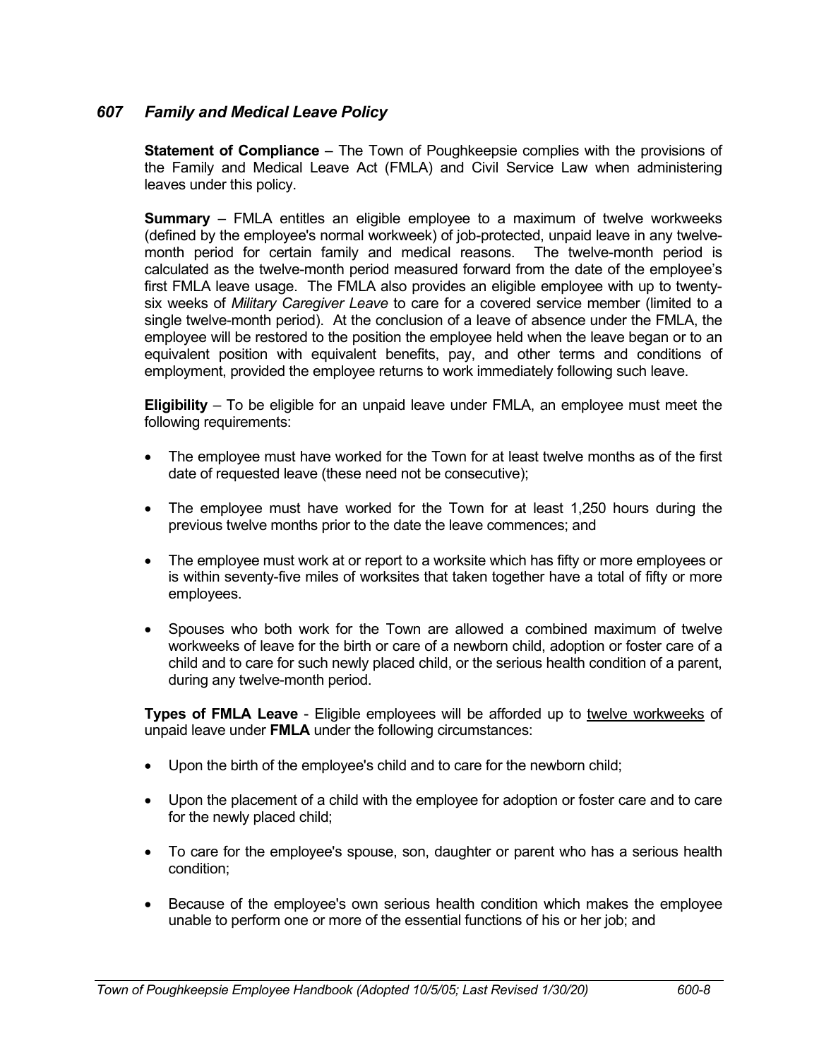## *607 Family and Medical Leave Policy*

**Statement of Compliance** – The Town of Poughkeepsie complies with the provisions of the Family and Medical Leave Act (FMLA) and Civil Service Law when administering leaves under this policy.

**Summary** – FMLA entitles an eligible employee to a maximum of twelve workweeks (defined by the employee's normal workweek) of job-protected, unpaid leave in any twelve-month period for certain family and medical reasons. The twelve-month period is calculated as the twelve-month period measured forward from the date of the employee's first FMLA leave usage. The FMLA also provides an eligible employee with up to twenty-six weeks of *Military Caregiver Leave* to care for a covered service member (limited to a single twelve-month period). At the conclusion of a leave of absence under the FMLA, the employee will be restored to the position the employee held when the leave began or to an equivalent position with equivalent benefits, pay, and other terms and conditions of employment, provided the employee returns to work immediately following such leave.

**Eligibility** – To be eligible for an unpaid leave under FMLA, an employee must meet the following requirements:

- The employee must have worked for the Town for at least twelve months as of the first date of requested leave (these need not be consecutive);
- The employee must have worked for the Town for at least 1,250 hours during the previous twelve months prior to the date the leave commences; and
- The employee must work at or report to a worksite which has fifty or more employees or is within seventy-five miles of worksites that taken together have a total of fifty or more employees.
- Spouses who both work for the Town are allowed a combined maximum of twelve workweeks of leave for the birth or care of a newborn child, adoption or foster care of a child and to care for such newly placed child, or the serious health condition of a parent, during any twelve-month period.

**Types of FMLA Leave** - Eligible employees will be afforded up to <u>twelve workweeks</u> of unpaid leave under **FMLA** under the following circumstances:

- Upon the birth of the employee's child and to care for the newborn child;
- Upon the placement of a child with the employee for adoption or foster care and to care for the newly placed child;
- To care for the employee's spouse, son, daughter or parent who has a serious health condition;
- Because of the employee's own serious health condition which makes the employee unable to perform one or more of the essential functions of his or her job; and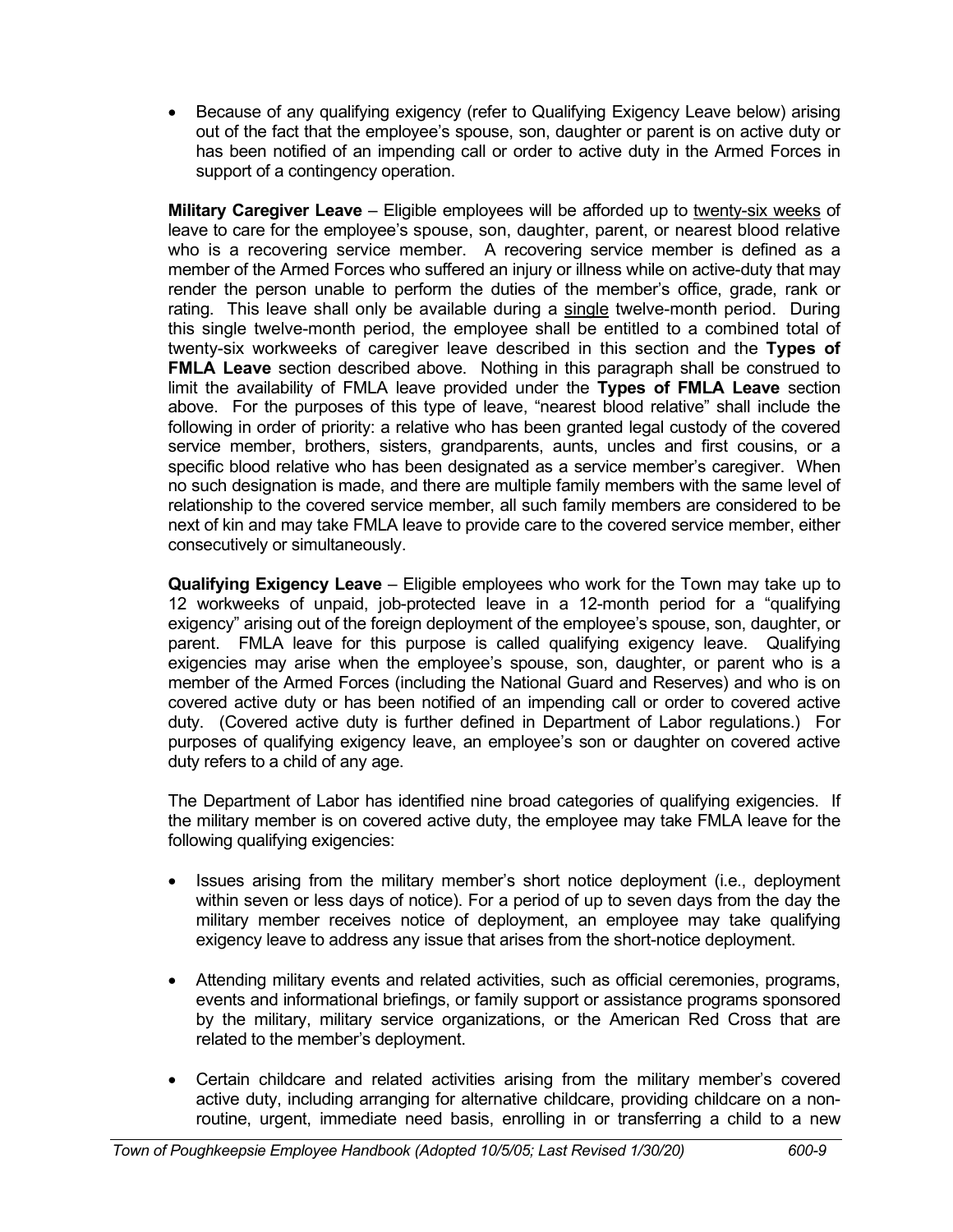- Because of any qualifying exigency (refer to Qualifying Exigency Leave below) arising out of the fact that the employee's spouse, son, daughter or parent is on active duty or has been notified of an impending call or order to active duty in the Armed Forces in support of a contingency operation.

**Military Caregiver Leave** – Eligible employees will be afforded up to twenty-six weeks of leave to care for the employee's spouse, son, daughter, parent, or nearest blood relative who is a recovering service member. A recovering service member is defined as a member of the Armed Forces who suffered an injury or illness while on active-duty that may render the person unable to perform the duties of the member's office, grade, rank or rating. This leave shall only be available during a single twelve-month period. During this single twelve-month period, the employee shall be entitled to a combined total of twenty-six workweeks of caregiver leave described in this section and the **Types of FMLA Leave** section described above. Nothing in this paragraph shall be construed to limit the availability of FMLA leave provided under the **Types of FMLA Leave** section above. For the purposes of this type of leave, "nearest blood relative" shall include the following in order of priority: a relative who has been granted legal custody of the covered service member, brothers, sisters, grandparents, aunts, uncles and first cousins, or a specific blood relative who has been designated as a service member's caregiver. When no such designation is made, and there are multiple family members with the same level of relationship to the covered service member, all such family members are considered to be next of kin and may take FMLA leave to provide care to the covered service member, either consecutively or simultaneously.

**Qualifying Exigency Leave** – Eligible employees who work for the Town may take up to 12 workweeks of unpaid, job-protected leave in a 12-month period for a "qualifying exigency" arising out of the foreign deployment of the employee's spouse, son, daughter, or parent. FMLA leave for this purpose is called qualifying exigency leave. Qualifying exigencies may arise when the employee's spouse, son, daughter, or parent who is a member of the Armed Forces (including the National Guard and Reserves) and who is on covered active duty or has been notified of an impending call or order to covered active duty. (Covered active duty is further defined in Department of Labor regulations.) For purposes of qualifying exigency leave, an employee's son or daughter on covered active duty refers to a child of any age.

The Department of Labor has identified nine broad categories of qualifying exigencies. If the military member is on covered active duty, the employee may take FMLA leave for the following qualifying exigencies:

- Issues arising from the military member's short notice deployment (i.e., deployment within seven or less days of notice). For a period of up to seven days from the day the military member receives notice of deployment, an employee may take qualifying exigency leave to address any issue that arises from the short-notice deployment.

- Attending military events and related activities, such as official ceremonies, programs, events and informational briefings, or family support or assistance programs sponsored by the military, military service organizations, or the American Red Cross that are related to the member's deployment.

- Certain childcare and related activities arising from the military member's covered active duty, including arranging for alternative childcare, providing childcare on a non-routine, urgent, immediate need basis, enrolling in or transferring a child to a new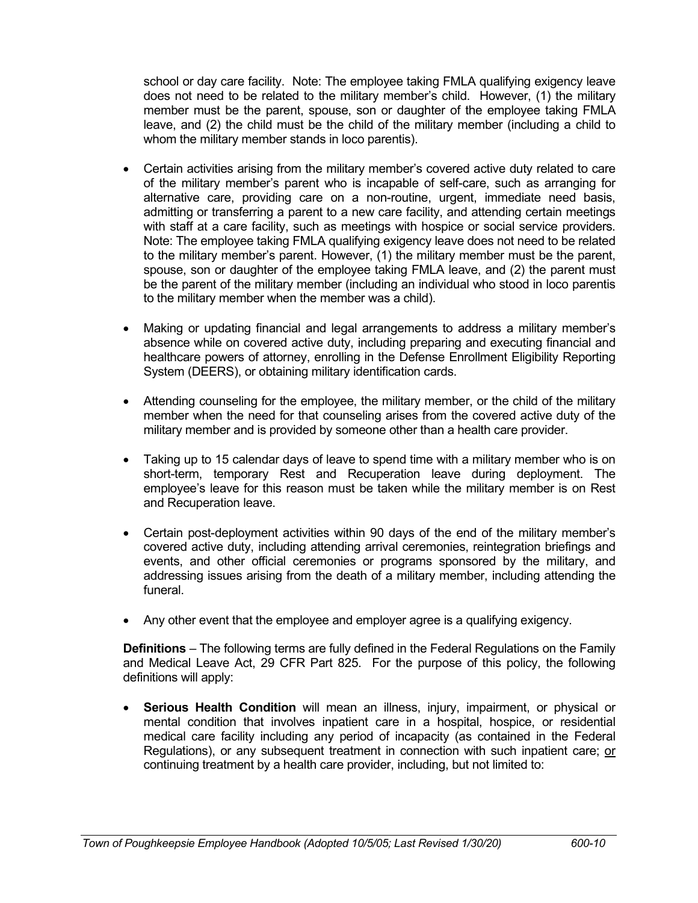school or day care facility. Note: The employee taking FMLA qualifying exigency leave does not need to be related to the military member's child. However, (1) the military member must be the parent, spouse, son or daughter of the employee taking FMLA leave, and (2) the child must be the child of the military member (including a child to whom the military member stands in loco parentis).

- Certain activities arising from the military member's covered active duty related to care of the military member's parent who is incapable of self-care, such as arranging for alternative care, providing care on a non-routine, urgent, immediate need basis, admitting or transferring a parent to a new care facility, and attending certain meetings with staff at a care facility, such as meetings with hospice or social service providers. Note: The employee taking FMLA qualifying exigency leave does not need to be related to the military member's parent. However, (1) the military member must be the parent, spouse, son or daughter of the employee taking FMLA leave, and (2) the parent must be the parent of the military member (including an individual who stood in loco parentis to the military member when the member was a child).

- Making or updating financial and legal arrangements to address a military member's absence while on covered active duty, including preparing and executing financial and healthcare powers of attorney, enrolling in the Defense Enrollment Eligibility Reporting System (DEERS), or obtaining military identification cards.

- Attending counseling for the employee, the military member, or the child of the military member when the need for that counseling arises from the covered active duty of the military member and is provided by someone other than a health care provider.

- Taking up to 15 calendar days of leave to spend time with a military member who is on short-term, temporary Rest and Recuperation leave during deployment. The employee's leave for this reason must be taken while the military member is on Rest and Recuperation leave.

- Certain post-deployment activities within 90 days of the end of the military member's covered active duty, including attending arrival ceremonies, reintegration briefings and events, and other official ceremonies or programs sponsored by the military, and addressing issues arising from the death of a military member, including attending the funeral.

- Any other event that the employee and employer agree is a qualifying exigency.

**Definitions** – The following terms are fully defined in the Federal Regulations on the Family and Medical Leave Act, 29 CFR Part 825. For the purpose of this policy, the following definitions will apply:

- **Serious Health Condition** will mean an illness, injury, impairment, or physical or mental condition that involves inpatient care in a hospital, hospice, or residential medical care facility including any period of incapacity (as contained in the Federal Regulations), or any subsequent treatment in connection with such inpatient care; <u>or</u> continuing treatment by a health care provider, including, but not limited to: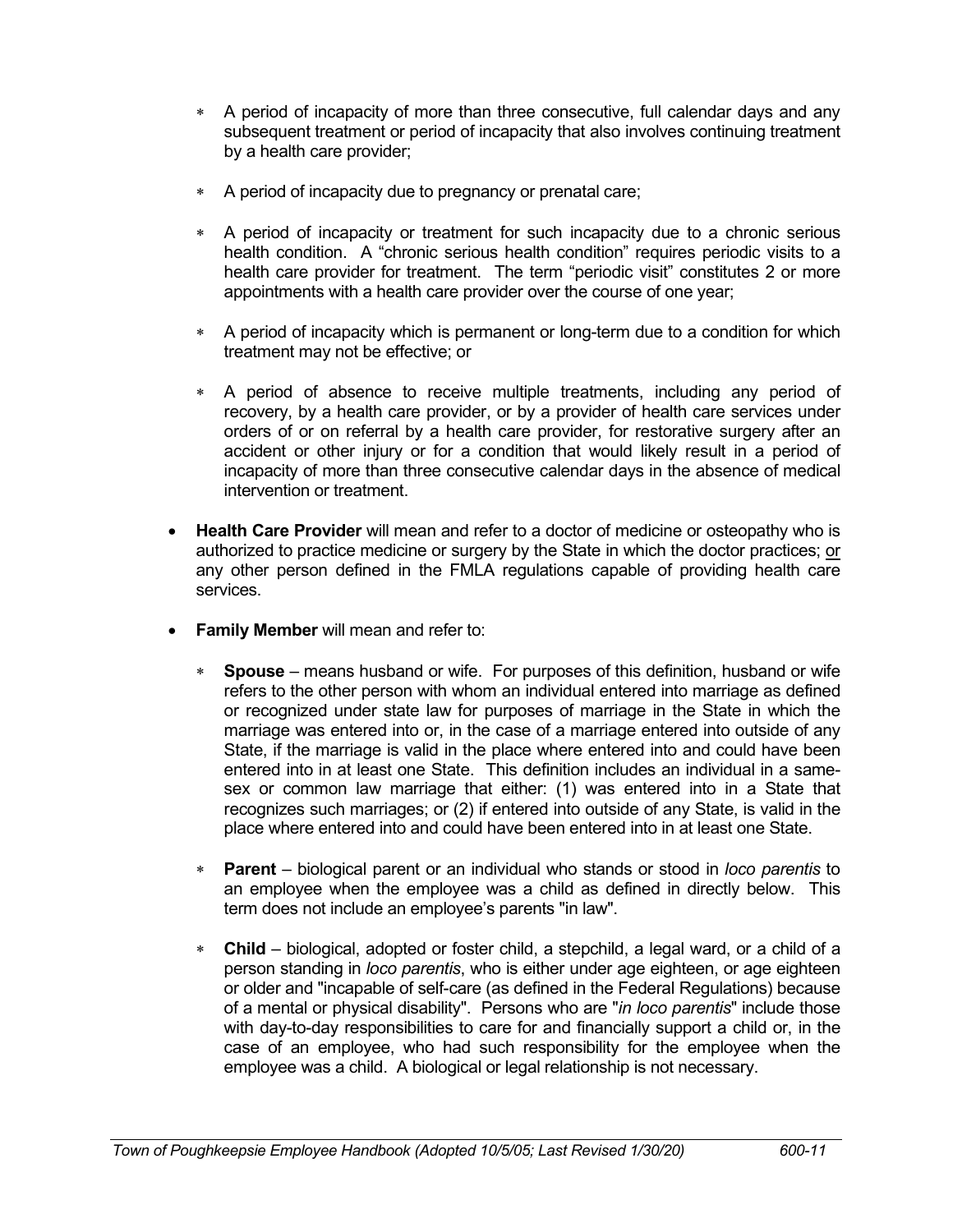- A period of incapacity of more than three consecutive, full calendar days and any subsequent treatment or period of incapacity that also involves continuing treatment by a health care provider;

- A period of incapacity due to pregnancy or prenatal care;

- A period of incapacity or treatment for such incapacity due to a chronic serious health condition. A "chronic serious health condition" requires periodic visits to a health care provider for treatment. The term "periodic visit" constitutes 2 or more appointments with a health care provider over the course of one year;

- A period of incapacity which is permanent or long-term due to a condition for which treatment may not be effective; or

- A period of absence to receive multiple treatments, including any period of recovery, by a health care provider, or by a provider of health care services under orders of or on referral by a health care provider, for restorative surgery after an accident or other injury or for a condition that would likely result in a period of incapacity of more than three consecutive calendar days in the absence of medical intervention or treatment.

- **Health Care Provider** will mean and refer to a doctor of medicine or osteopathy who is authorized to practice medicine or surgery by the State in which the doctor practices; <u>or</u> any other person defined in the FMLA regulations capable of providing health care services.

- **Family Member** will mean and refer to:

  - **Spouse** – means husband or wife. For purposes of this definition, husband or wife refers to the other person with whom an individual entered into marriage as defined or recognized under state law for purposes of marriage in the State in which the marriage was entered into or, in the case of a marriage entered into outside of any State, if the marriage is valid in the place where entered into and could have been entered into in at least one State. This definition includes an individual in a same-sex or common law marriage that either: (1) was entered into in a State that recognizes such marriages; or (2) if entered into outside of any State, is valid in the place where entered into and could have been entered into in at least one State.

  - **Parent** – biological parent or an individual who stands or stood in *loco parentis* to an employee when the employee was a child as defined in directly below. This term does not include an employee's parents "in law".

  - **Child** – biological, adopted or foster child, a stepchild, a legal ward, or a child of a person standing in *loco parentis*, who is either under age eighteen, or age eighteen or older and "incapable of self-care (as defined in the Federal Regulations) because of a mental or physical disability". Persons who are "*in loco parentis*" include those with day-to-day responsibilities to care for and financially support a child or, in the case of an employee, who had such responsibility for the employee when the employee was a child. A biological or legal relationship is not necessary.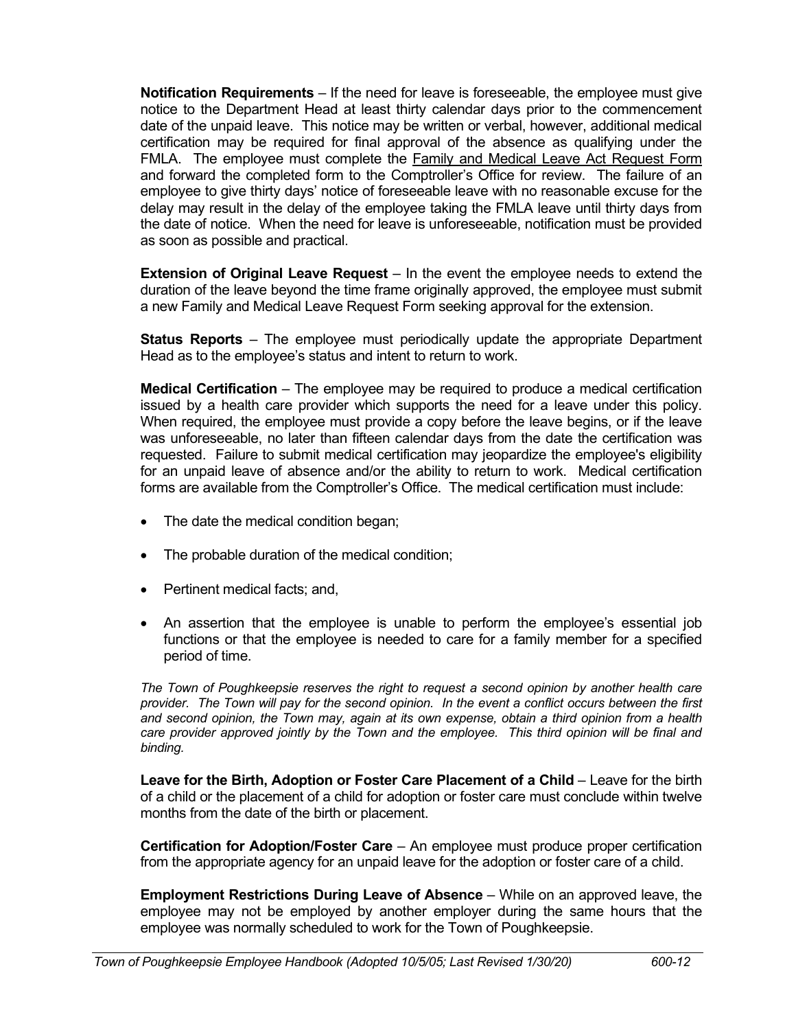**Notification Requirements** – If the need for leave is foreseeable, the employee must give notice to the Department Head at least thirty calendar days prior to the commencement date of the unpaid leave. This notice may be written or verbal, however, additional medical certification may be required for final approval of the absence as qualifying under the FMLA. The employee must complete the Family and Medical Leave Act Request Form and forward the completed form to the Comptroller's Office for review. The failure of an employee to give thirty days' notice of foreseeable leave with no reasonable excuse for the delay may result in the delay of the employee taking the FMLA leave until thirty days from the date of notice. When the need for leave is unforeseeable, notification must be provided as soon as possible and practical.

**Extension of Original Leave Request** – In the event the employee needs to extend the duration of the leave beyond the time frame originally approved, the employee must submit a new Family and Medical Leave Request Form seeking approval for the extension.

**Status Reports** – The employee must periodically update the appropriate Department Head as to the employee's status and intent to return to work.

**Medical Certification** – The employee may be required to produce a medical certification issued by a health care provider which supports the need for a leave under this policy. When required, the employee must provide a copy before the leave begins, or if the leave was unforeseeable, no later than fifteen calendar days from the date the certification was requested. Failure to submit medical certification may jeopardize the employee's eligibility for an unpaid leave of absence and/or the ability to return to work. Medical certification forms are available from the Comptroller's Office. The medical certification must include:

- The date the medical condition began;
- The probable duration of the medical condition;
- Pertinent medical facts; and,
- An assertion that the employee is unable to perform the employee's essential job functions or that the employee is needed to care for a family member for a specified period of time.

*The Town of Poughkeepsie reserves the right to request a second opinion by another health care provider. The Town will pay for the second opinion. In the event a conflict occurs between the first and second opinion, the Town may, again at its own expense, obtain a third opinion from a health care provider approved jointly by the Town and the employee. This third opinion will be final and binding.*

**Leave for the Birth, Adoption or Foster Care Placement of a Child** – Leave for the birth of a child or the placement of a child for adoption or foster care must conclude within twelve months from the date of the birth or placement.

**Certification for Adoption/Foster Care** – An employee must produce proper certification from the appropriate agency for an unpaid leave for the adoption or foster care of a child.

**Employment Restrictions During Leave of Absence** – While on an approved leave, the employee may not be employed by another employer during the same hours that the employee was normally scheduled to work for the Town of Poughkeepsie.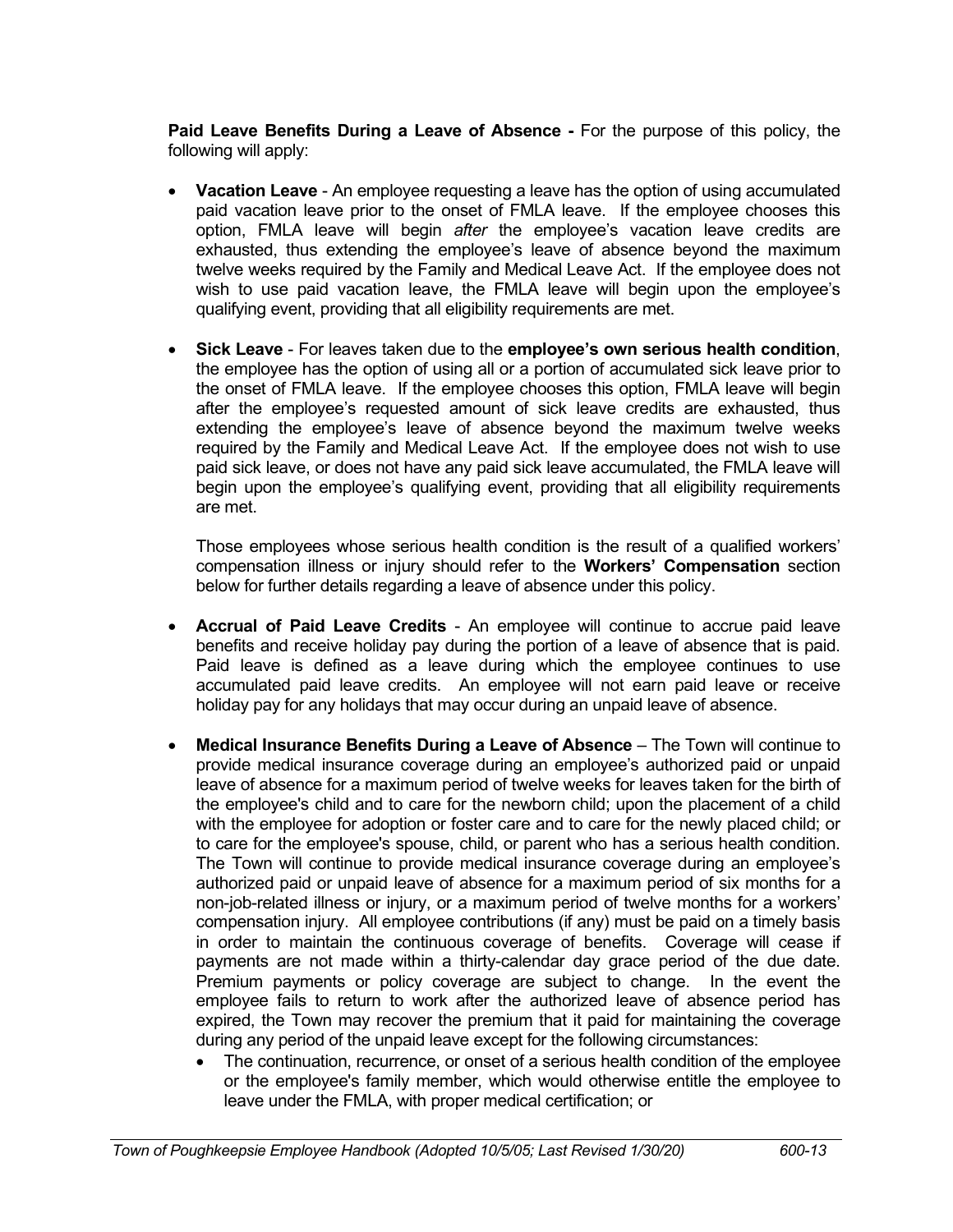**Paid Leave Benefits During a Leave of Absence -** For the purpose of this policy, the following will apply:

- **Vacation Leave** - An employee requesting a leave has the option of using accumulated paid vacation leave prior to the onset of FMLA leave. If the employee chooses this option, FMLA leave will begin *after* the employee's vacation leave credits are exhausted, thus extending the employee's leave of absence beyond the maximum twelve weeks required by the Family and Medical Leave Act. If the employee does not wish to use paid vacation leave, the FMLA leave will begin upon the employee's qualifying event, providing that all eligibility requirements are met.

- **Sick Leave** - For leaves taken due to the **employee's own serious health condition**, the employee has the option of using all or a portion of accumulated sick leave prior to the onset of FMLA leave. If the employee chooses this option, FMLA leave will begin after the employee's requested amount of sick leave credits are exhausted, thus extending the employee's leave of absence beyond the maximum twelve weeks required by the Family and Medical Leave Act. If the employee does not wish to use paid sick leave, or does not have any paid sick leave accumulated, the FMLA leave will begin upon the employee's qualifying event, providing that all eligibility requirements are met.

  Those employees whose serious health condition is the result of a qualified workers' compensation illness or injury should refer to the **Workers' Compensation** section below for further details regarding a leave of absence under this policy.

- **Accrual of Paid Leave Credits** - An employee will continue to accrue paid leave benefits and receive holiday pay during the portion of a leave of absence that is paid. Paid leave is defined as a leave during which the employee continues to use accumulated paid leave credits. An employee will not earn paid leave or receive holiday pay for any holidays that may occur during an unpaid leave of absence.

- **Medical Insurance Benefits During a Leave of Absence** – The Town will continue to provide medical insurance coverage during an employee's authorized paid or unpaid leave of absence for a maximum period of twelve weeks for leaves taken for the birth of the employee's child and to care for the newborn child; upon the placement of a child with the employee for adoption or foster care and to care for the newly placed child; or to care for the employee's spouse, child, or parent who has a serious health condition. The Town will continue to provide medical insurance coverage during an employee's authorized paid or unpaid leave of absence for a maximum period of six months for a non-job-related illness or injury, or a maximum period of twelve months for a workers' compensation injury. All employee contributions (if any) must be paid on a timely basis in order to maintain the continuous coverage of benefits. Coverage will cease if payments are not made within a thirty-calendar day grace period of the due date. Premium payments or policy coverage are subject to change. In the event the employee fails to return to work after the authorized leave of absence period has expired, the Town may recover the premium that it paid for maintaining the coverage during any period of the unpaid leave except for the following circumstances:
  - The continuation, recurrence, or onset of a serious health condition of the employee or the employee's family member, which would otherwise entitle the employee to leave under the FMLA, with proper medical certification; or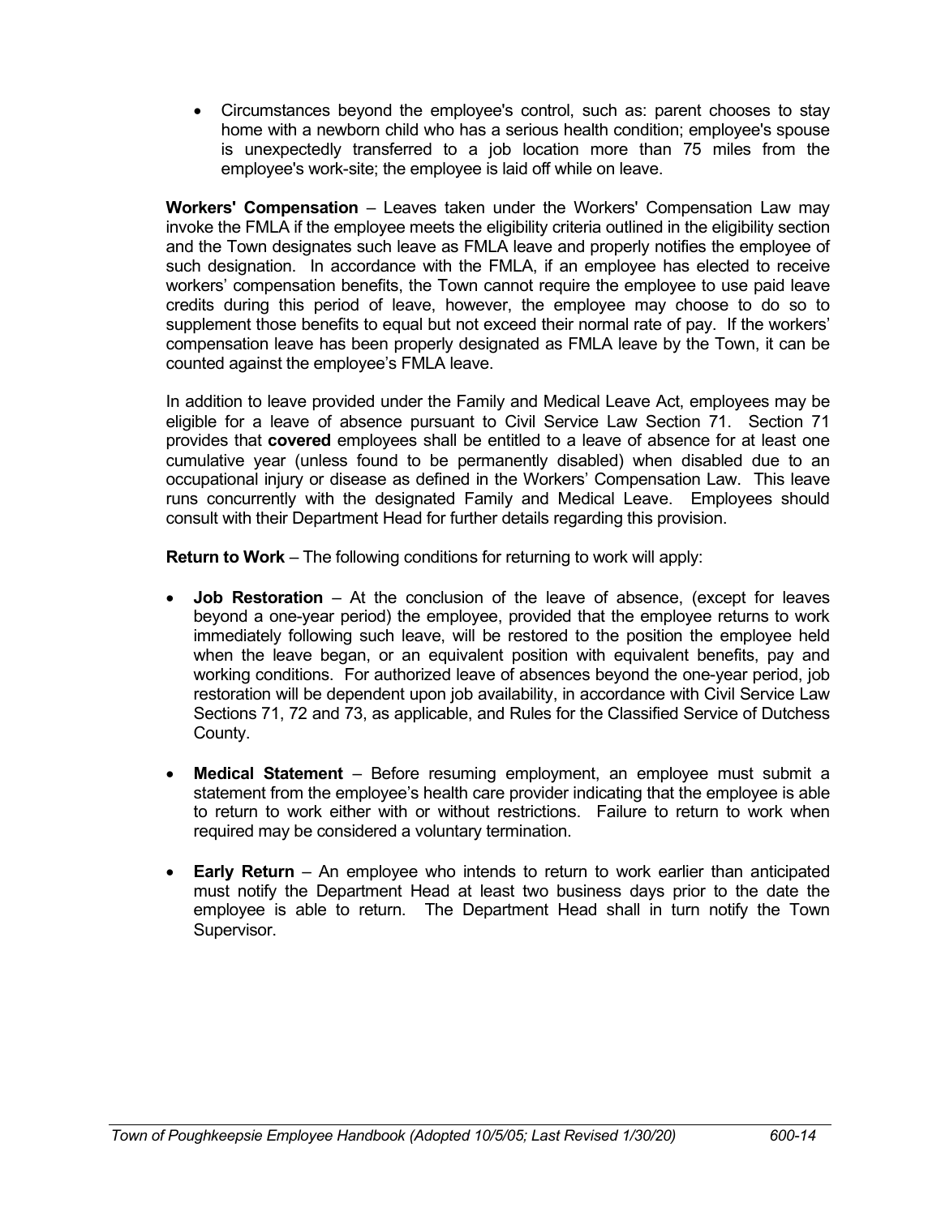- Circumstances beyond the employee's control, such as: parent chooses to stay home with a newborn child who has a serious health condition; employee's spouse is unexpectedly transferred to a job location more than 75 miles from the employee's work-site; the employee is laid off while on leave.

**Workers' Compensation** – Leaves taken under the Workers' Compensation Law may invoke the FMLA if the employee meets the eligibility criteria outlined in the eligibility section and the Town designates such leave as FMLA leave and properly notifies the employee of such designation. In accordance with the FMLA, if an employee has elected to receive workers' compensation benefits, the Town cannot require the employee to use paid leave credits during this period of leave, however, the employee may choose to do so to supplement those benefits to equal but not exceed their normal rate of pay. If the workers' compensation leave has been properly designated as FMLA leave by the Town, it can be counted against the employee's FMLA leave.

In addition to leave provided under the Family and Medical Leave Act, employees may be eligible for a leave of absence pursuant to Civil Service Law Section 71. Section 71 provides that **covered** employees shall be entitled to a leave of absence for at least one cumulative year (unless found to be permanently disabled) when disabled due to an occupational injury or disease as defined in the Workers' Compensation Law. This leave runs concurrently with the designated Family and Medical Leave. Employees should consult with their Department Head for further details regarding this provision.

**Return to Work** – The following conditions for returning to work will apply:

- **Job Restoration** – At the conclusion of the leave of absence, (except for leaves beyond a one-year period) the employee, provided that the employee returns to work immediately following such leave, will be restored to the position the employee held when the leave began, or an equivalent position with equivalent benefits, pay and working conditions. For authorized leave of absences beyond the one-year period, job restoration will be dependent upon job availability, in accordance with Civil Service Law Sections 71, 72 and 73, as applicable, and Rules for the Classified Service of Dutchess County.

- **Medical Statement** – Before resuming employment, an employee must submit a statement from the employee's health care provider indicating that the employee is able to return to work either with or without restrictions. Failure to return to work when required may be considered a voluntary termination.

- **Early Return** – An employee who intends to return to work earlier than anticipated must notify the Department Head at least two business days prior to the date the employee is able to return. The Department Head shall in turn notify the Town Supervisor.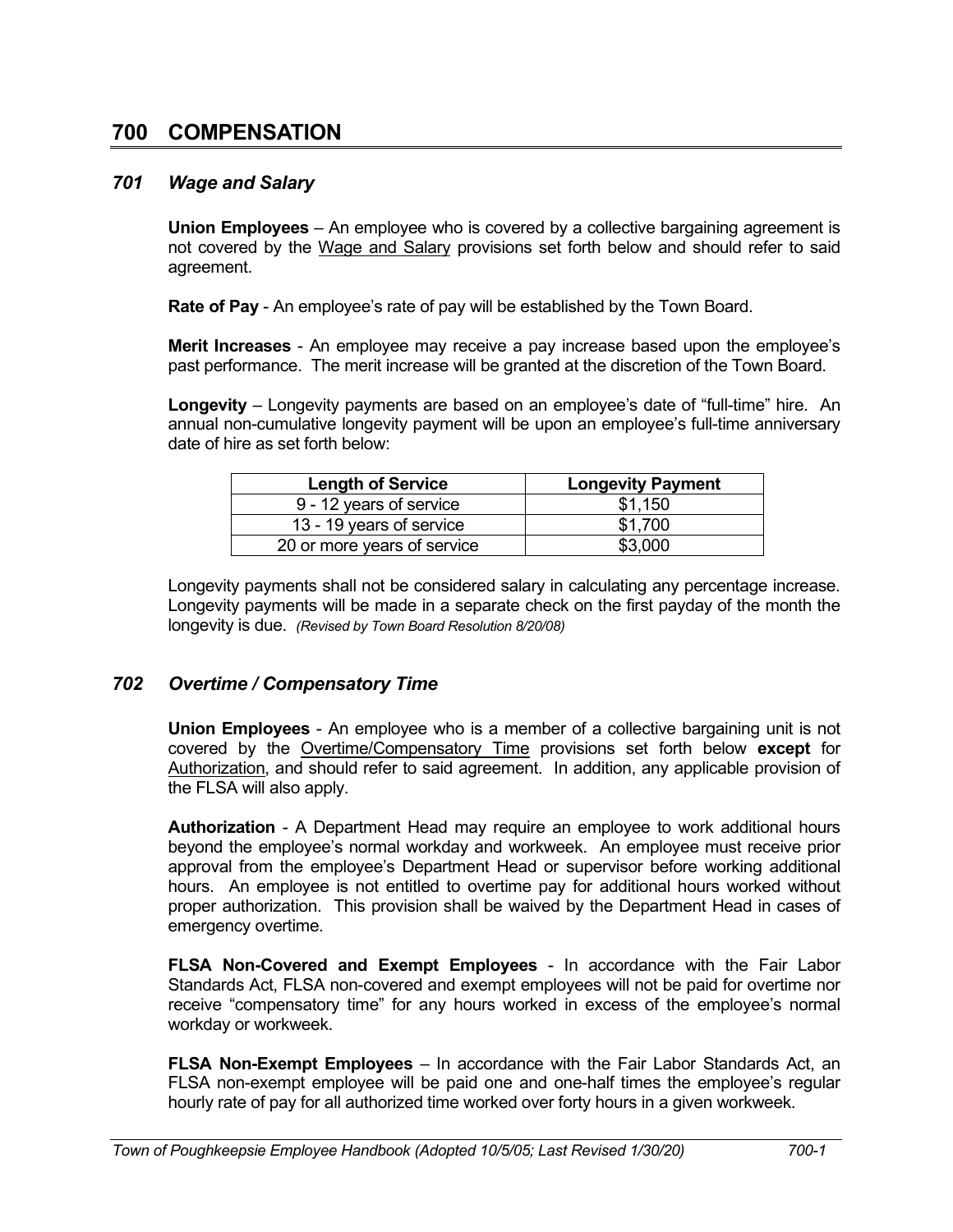# 700 COMPENSATION

## *701 Wage and Salary*

**Union Employees** – An employee who is covered by a collective bargaining agreement is not covered by the Wage and Salary provisions set forth below and should refer to said agreement.

**Rate of Pay** - An employee's rate of pay will be established by the Town Board.

**Merit Increases** - An employee may receive a pay increase based upon the employee's past performance. The merit increase will be granted at the discretion of the Town Board.

**Longevity** – Longevity payments are based on an employee's date of "full-time" hire. An annual non-cumulative longevity payment will be upon an employee's full-time anniversary date of hire as set forth below:

| Length of Service | Longevity Payment |
|---|---|
| 9 - 12 years of service | $1,150 |
| 13 - 19 years of service | $1,700 |
| 20 or more years of service | $3,000 |

Longevity payments shall not be considered salary in calculating any percentage increase. Longevity payments will be made in a separate check on the first payday of the month the longevity is due. *(Revised by Town Board Resolution 8/20/08)*

## *702 Overtime / Compensatory Time*

**Union Employees** - An employee who is a member of a collective bargaining unit is not covered by the Overtime/Compensatory Time provisions set forth below **except** for Authorization, and should refer to said agreement. In addition, any applicable provision of the FLSA will also apply.

**Authorization** - A Department Head may require an employee to work additional hours beyond the employee's normal workday and workweek. An employee must receive prior approval from the employee's Department Head or supervisor before working additional hours. An employee is not entitled to overtime pay for additional hours worked without proper authorization. This provision shall be waived by the Department Head in cases of emergency overtime.

**FLSA Non-Covered and Exempt Employees** - In accordance with the Fair Labor Standards Act, FLSA non-covered and exempt employees will not be paid for overtime nor receive "compensatory time" for any hours worked in excess of the employee's normal workday or workweek.

**FLSA Non-Exempt Employees** – In accordance with the Fair Labor Standards Act, an FLSA non-exempt employee will be paid one and one-half times the employee's regular hourly rate of pay for all authorized time worked over forty hours in a given workweek.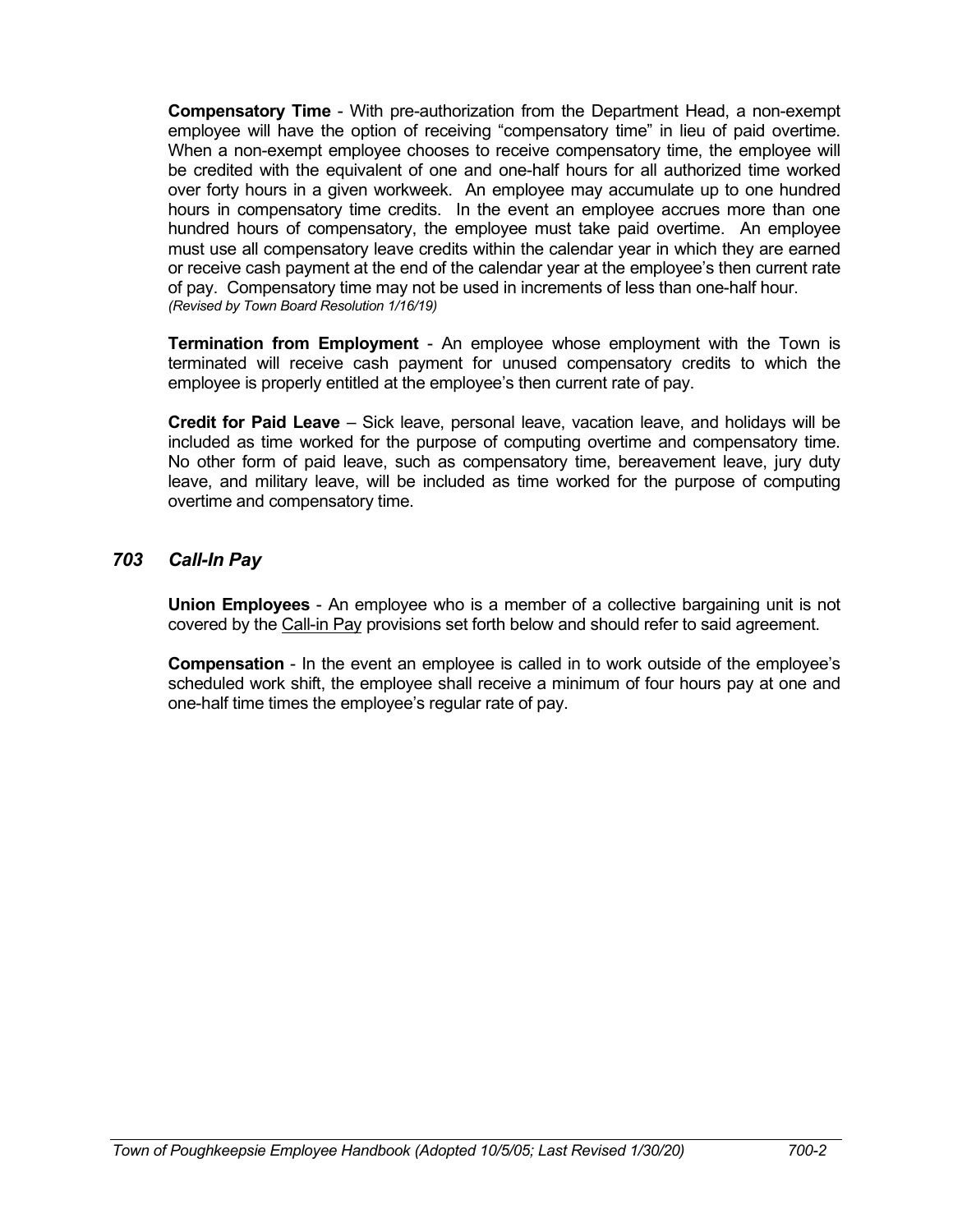**Compensatory Time** - With pre-authorization from the Department Head, a non-exempt employee will have the option of receiving "compensatory time" in lieu of paid overtime. When a non-exempt employee chooses to receive compensatory time, the employee will be credited with the equivalent of one and one-half hours for all authorized time worked over forty hours in a given workweek. An employee may accumulate up to one hundred hours in compensatory time credits. In the event an employee accrues more than one hundred hours of compensatory, the employee must take paid overtime. An employee must use all compensatory leave credits within the calendar year in which they are earned or receive cash payment at the end of the calendar year at the employee's then current rate of pay. Compensatory time may not be used in increments of less than one-half hour.
*(Revised by Town Board Resolution 1/16/19)*

**Termination from Employment** - An employee whose employment with the Town is terminated will receive cash payment for unused compensatory credits to which the employee is properly entitled at the employee's then current rate of pay.

**Credit for Paid Leave** – Sick leave, personal leave, vacation leave, and holidays will be included as time worked for the purpose of computing overtime and compensatory time. No other form of paid leave, such as compensatory time, bereavement leave, jury duty leave, and military leave, will be included as time worked for the purpose of computing overtime and compensatory time.

### *703 Call-In Pay*

**Union Employees** - An employee who is a member of a collective bargaining unit is not covered by the Call-in Pay provisions set forth below and should refer to said agreement.

**Compensation** - In the event an employee is called in to work outside of the employee's scheduled work shift, the employee shall receive a minimum of four hours pay at one and one-half time times the employee's regular rate of pay.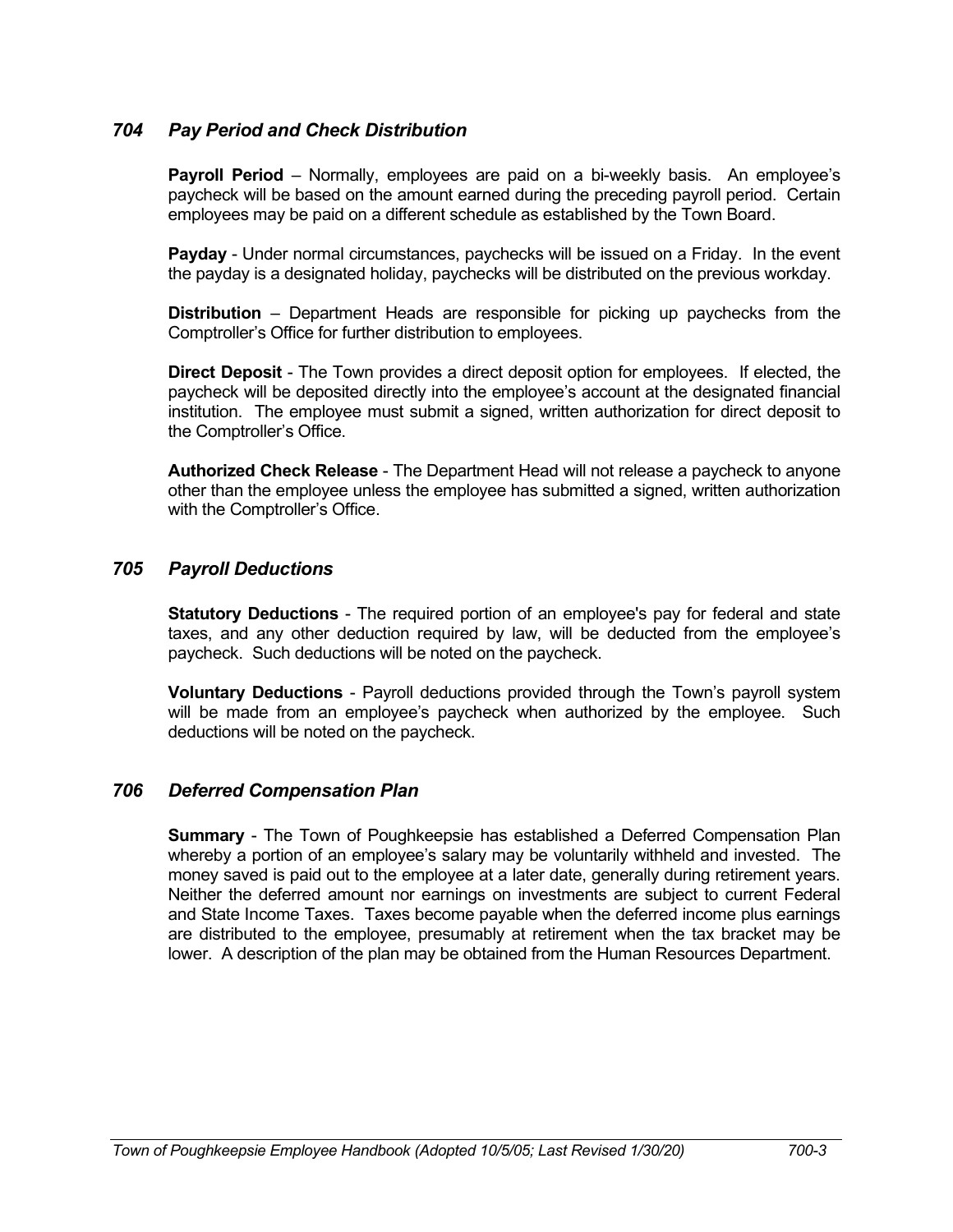## *704 Pay Period and Check Distribution*

**Payroll Period** – Normally, employees are paid on a bi-weekly basis. An employee's paycheck will be based on the amount earned during the preceding payroll period. Certain employees may be paid on a different schedule as established by the Town Board.

**Payday** - Under normal circumstances, paychecks will be issued on a Friday. In the event the payday is a designated holiday, paychecks will be distributed on the previous workday.

**Distribution** – Department Heads are responsible for picking up paychecks from the Comptroller's Office for further distribution to employees.

**Direct Deposit** - The Town provides a direct deposit option for employees. If elected, the paycheck will be deposited directly into the employee's account at the designated financial institution. The employee must submit a signed, written authorization for direct deposit to the Comptroller's Office.

**Authorized Check Release** - The Department Head will not release a paycheck to anyone other than the employee unless the employee has submitted a signed, written authorization with the Comptroller's Office.

## *705 Payroll Deductions*

**Statutory Deductions** - The required portion of an employee's pay for federal and state taxes, and any other deduction required by law, will be deducted from the employee's paycheck. Such deductions will be noted on the paycheck.

**Voluntary Deductions** - Payroll deductions provided through the Town's payroll system will be made from an employee's paycheck when authorized by the employee. Such deductions will be noted on the paycheck.

## *706 Deferred Compensation Plan*

**Summary** - The Town of Poughkeepsie has established a Deferred Compensation Plan whereby a portion of an employee's salary may be voluntarily withheld and invested. The money saved is paid out to the employee at a later date, generally during retirement years. Neither the deferred amount nor earnings on investments are subject to current Federal and State Income Taxes. Taxes become payable when the deferred income plus earnings are distributed to the employee, presumably at retirement when the tax bracket may be lower. A description of the plan may be obtained from the Human Resources Department.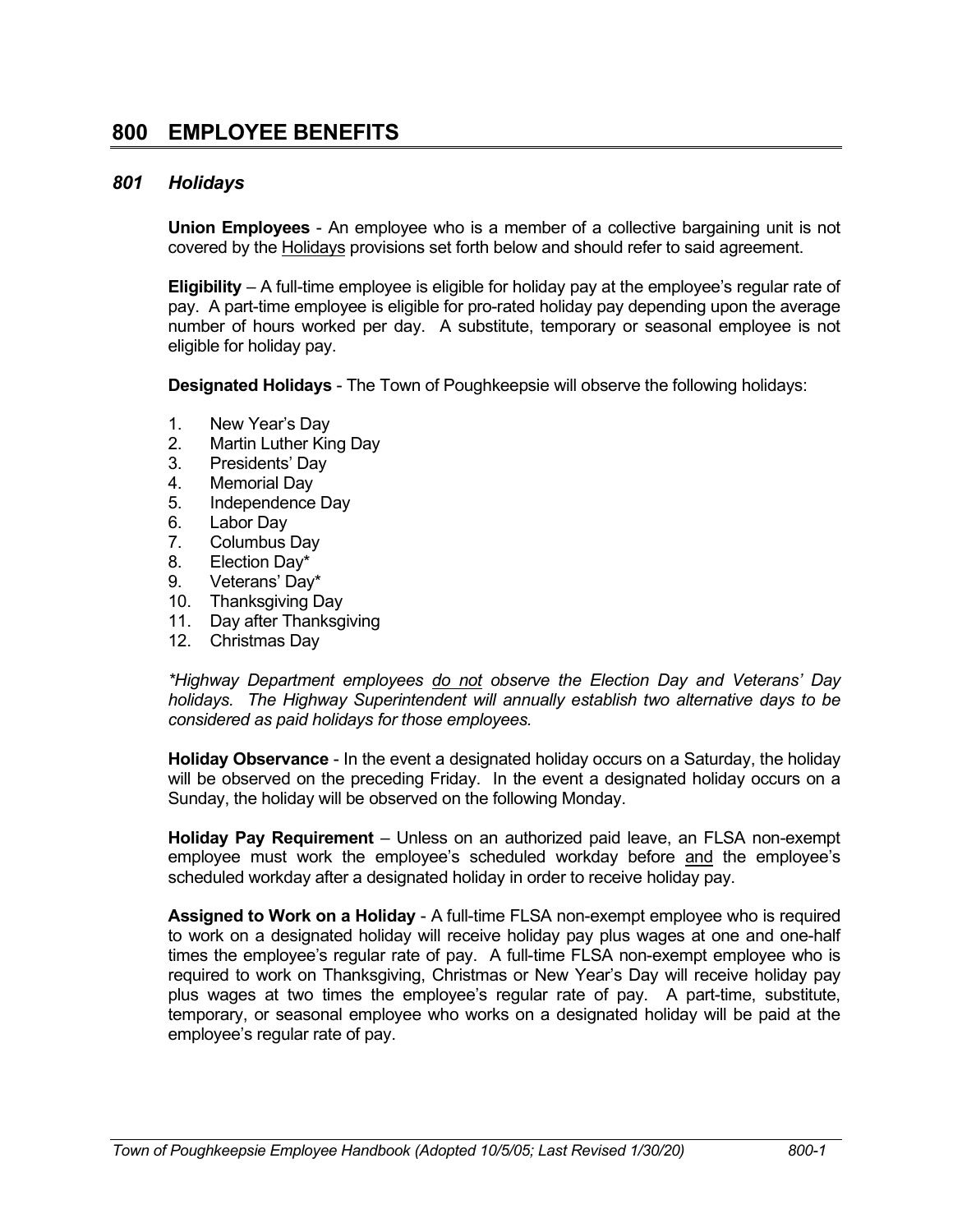# 800 EMPLOYEE BENEFITS

## *801 Holidays*

**Union Employees** - An employee who is a member of a collective bargaining unit is not covered by the Holidays provisions set forth below and should refer to said agreement.

**Eligibility** – A full-time employee is eligible for holiday pay at the employee's regular rate of pay. A part-time employee is eligible for pro-rated holiday pay depending upon the average number of hours worked per day. A substitute, temporary or seasonal employee is not eligible for holiday pay.

**Designated Holidays** - The Town of Poughkeepsie will observe the following holidays:

1. New Year's Day
2. Martin Luther King Day
3. Presidents' Day
4. Memorial Day
5. Independence Day
6. Labor Day
7. Columbus Day
8. Election Day*
9. Veterans' Day*
10. Thanksgiving Day
11. Day after Thanksgiving
12. Christmas Day

*\*Highway Department employees do not observe the Election Day and Veterans' Day holidays. The Highway Superintendent will annually establish two alternative days to be considered as paid holidays for those employees.*

**Holiday Observance** - In the event a designated holiday occurs on a Saturday, the holiday will be observed on the preceding Friday. In the event a designated holiday occurs on a Sunday, the holiday will be observed on the following Monday.

**Holiday Pay Requirement** – Unless on an authorized paid leave, an FLSA non-exempt employee must work the employee's scheduled workday before and the employee's scheduled workday after a designated holiday in order to receive holiday pay.

**Assigned to Work on a Holiday** - A full-time FLSA non-exempt employee who is required to work on a designated holiday will receive holiday pay plus wages at one and one-half times the employee's regular rate of pay. A full-time FLSA non-exempt employee who is required to work on Thanksgiving, Christmas or New Year's Day will receive holiday pay plus wages at two times the employee's regular rate of pay. A part-time, substitute, temporary, or seasonal employee who works on a designated holiday will be paid at the employee's regular rate of pay.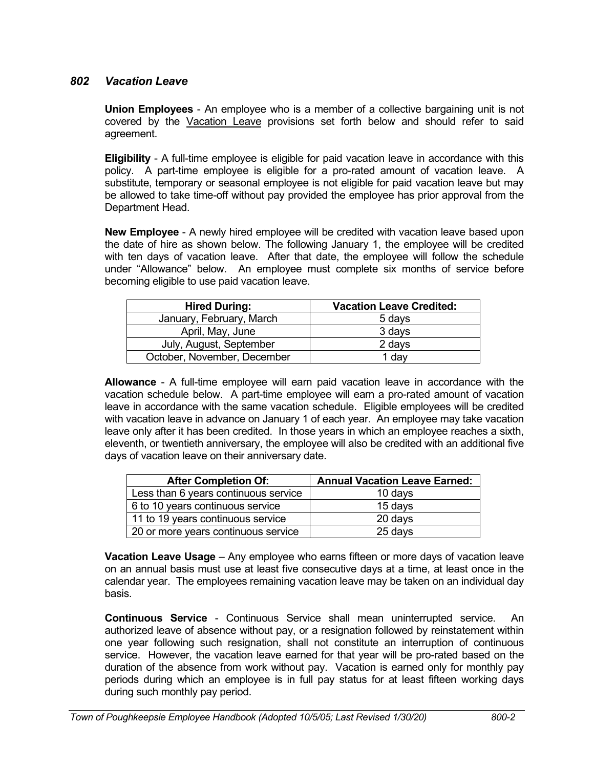## *802 Vacation Leave*

**Union Employees** - An employee who is a member of a collective bargaining unit is not covered by the Vacation Leave provisions set forth below and should refer to said agreement.

**Eligibility** - A full-time employee is eligible for paid vacation leave in accordance with this policy. A part-time employee is eligible for a pro-rated amount of vacation leave. A substitute, temporary or seasonal employee is not eligible for paid vacation leave but may be allowed to take time-off without pay provided the employee has prior approval from the Department Head.

**New Employee** - A newly hired employee will be credited with vacation leave based upon the date of hire as shown below. The following January 1, the employee will be credited with ten days of vacation leave. After that date, the employee will follow the schedule under "Allowance" below. An employee must complete six months of service before becoming eligible to use paid vacation leave.

| Hired During: | Vacation Leave Credited: |
|---|---|
| January, February, March | 5 days |
| April, May, June | 3 days |
| July, August, September | 2 days |
| October, November, December | 1 day |

**Allowance** - A full-time employee will earn paid vacation leave in accordance with the vacation schedule below. A part-time employee will earn a pro-rated amount of vacation leave in accordance with the same vacation schedule. Eligible employees will be credited with vacation leave in advance on January 1 of each year. An employee may take vacation leave only after it has been credited. In those years in which an employee reaches a sixth, eleventh, or twentieth anniversary, the employee will also be credited with an additional five days of vacation leave on their anniversary date.

| After Completion Of: | Annual Vacation Leave Earned: |
|---|---|
| Less than 6 years continuous service | 10 days |
| 6 to 10 years continuous service | 15 days |
| 11 to 19 years continuous service | 20 days |
| 20 or more years continuous service | 25 days |

**Vacation Leave Usage** – Any employee who earns fifteen or more days of vacation leave on an annual basis must use at least five consecutive days at a time, at least once in the calendar year. The employees remaining vacation leave may be taken on an individual day basis.

**Continuous Service** - Continuous Service shall mean uninterrupted service. An authorized leave of absence without pay, or a resignation followed by reinstatement within one year following such resignation, shall not constitute an interruption of continuous service. However, the vacation leave earned for that year will be pro-rated based on the duration of the absence from work without pay. Vacation is earned only for monthly pay periods during which an employee is in full pay status for at least fifteen working days during such monthly pay period.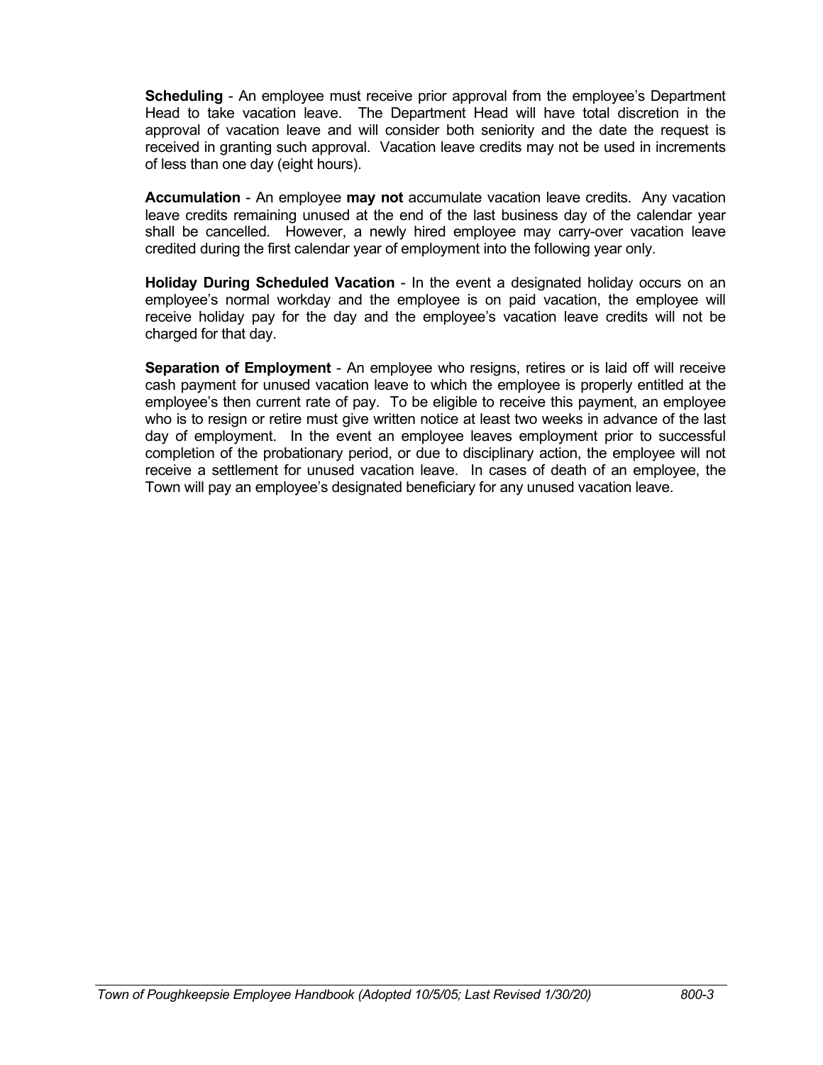**Scheduling** - An employee must receive prior approval from the employee's Department Head to take vacation leave. The Department Head will have total discretion in the approval of vacation leave and will consider both seniority and the date the request is received in granting such approval. Vacation leave credits may not be used in increments of less than one day (eight hours).

**Accumulation** - An employee **may not** accumulate vacation leave credits. Any vacation leave credits remaining unused at the end of the last business day of the calendar year shall be cancelled. However, a newly hired employee may carry-over vacation leave credited during the first calendar year of employment into the following year only.

**Holiday During Scheduled Vacation** - In the event a designated holiday occurs on an employee's normal workday and the employee is on paid vacation, the employee will receive holiday pay for the day and the employee's vacation leave credits will not be charged for that day.

**Separation of Employment** - An employee who resigns, retires or is laid off will receive cash payment for unused vacation leave to which the employee is properly entitled at the employee's then current rate of pay. To be eligible to receive this payment, an employee who is to resign or retire must give written notice at least two weeks in advance of the last day of employment. In the event an employee leaves employment prior to successful completion of the probationary period, or due to disciplinary action, the employee will not receive a settlement for unused vacation leave. In cases of death of an employee, the Town will pay an employee's designated beneficiary for any unused vacation leave.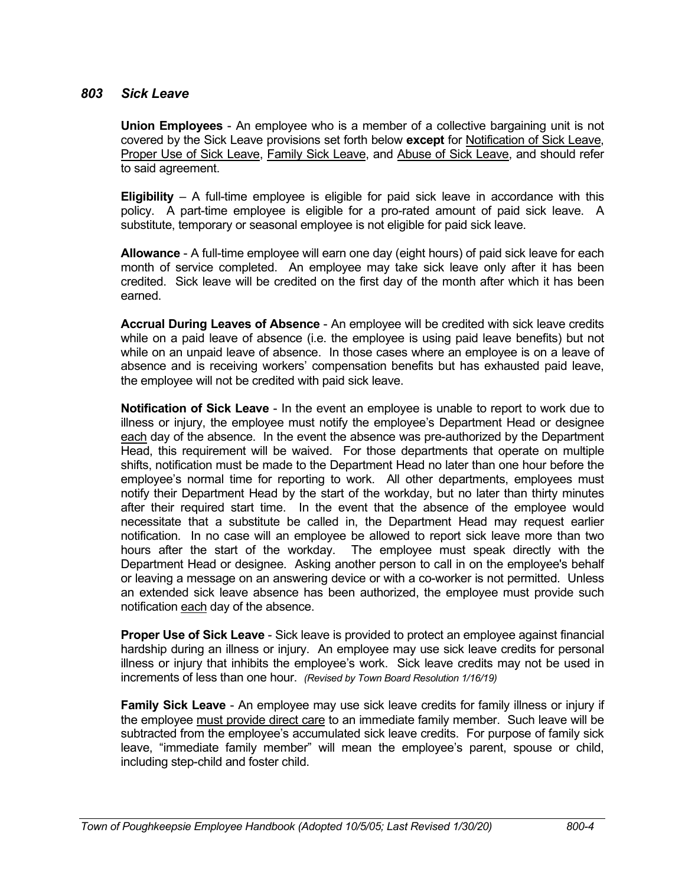## *803 Sick Leave*

**Union Employees** - An employee who is a member of a collective bargaining unit is not covered by the Sick Leave provisions set forth below **except** for Notification of Sick Leave, Proper Use of Sick Leave, Family Sick Leave, and Abuse of Sick Leave, and should refer to said agreement.

**Eligibility** – A full-time employee is eligible for paid sick leave in accordance with this policy. A part-time employee is eligible for a pro-rated amount of paid sick leave. A substitute, temporary or seasonal employee is not eligible for paid sick leave.

**Allowance** - A full-time employee will earn one day (eight hours) of paid sick leave for each month of service completed. An employee may take sick leave only after it has been credited. Sick leave will be credited on the first day of the month after which it has been earned.

**Accrual During Leaves of Absence** - An employee will be credited with sick leave credits while on a paid leave of absence (i.e. the employee is using paid leave benefits) but not while on an unpaid leave of absence. In those cases where an employee is on a leave of absence and is receiving workers' compensation benefits but has exhausted paid leave, the employee will not be credited with paid sick leave.

**Notification of Sick Leave** - In the event an employee is unable to report to work due to illness or injury, the employee must notify the employee's Department Head or designee each day of the absence. In the event the absence was pre-authorized by the Department Head, this requirement will be waived. For those departments that operate on multiple shifts, notification must be made to the Department Head no later than one hour before the employee's normal time for reporting to work. All other departments, employees must notify their Department Head by the start of the workday, but no later than thirty minutes after their required start time. In the event that the absence of the employee would necessitate that a substitute be called in, the Department Head may request earlier notification. In no case will an employee be allowed to report sick leave more than two hours after the start of the workday. The employee must speak directly with the Department Head or designee. Asking another person to call in on the employee's behalf or leaving a message on an answering device or with a co-worker is not permitted. Unless an extended sick leave absence has been authorized, the employee must provide such notification each day of the absence.

**Proper Use of Sick Leave** - Sick leave is provided to protect an employee against financial hardship during an illness or injury. An employee may use sick leave credits for personal illness or injury that inhibits the employee's work. Sick leave credits may not be used in increments of less than one hour. *(Revised by Town Board Resolution 1/16/19)*

**Family Sick Leave** - An employee may use sick leave credits for family illness or injury if the employee must provide direct care to an immediate family member. Such leave will be subtracted from the employee's accumulated sick leave credits. For purpose of family sick leave, "immediate family member" will mean the employee's parent, spouse or child, including step-child and foster child.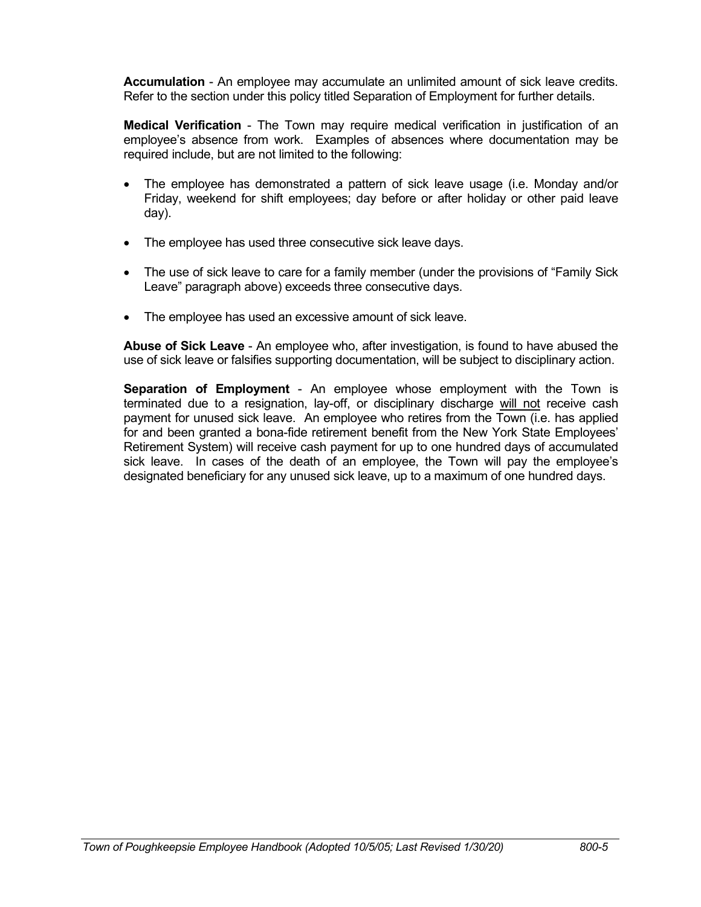**Accumulation** - An employee may accumulate an unlimited amount of sick leave credits. Refer to the section under this policy titled Separation of Employment for further details.

**Medical Verification** - The Town may require medical verification in justification of an employee's absence from work. Examples of absences where documentation may be required include, but are not limited to the following:

- The employee has demonstrated a pattern of sick leave usage (i.e. Monday and/or Friday, weekend for shift employees; day before or after holiday or other paid leave day).
- The employee has used three consecutive sick leave days.
- The use of sick leave to care for a family member (under the provisions of "Family Sick Leave" paragraph above) exceeds three consecutive days.
- The employee has used an excessive amount of sick leave.

**Abuse of Sick Leave** - An employee who, after investigation, is found to have abused the use of sick leave or falsifies supporting documentation, will be subject to disciplinary action.

**Separation of Employment** - An employee whose employment with the Town is terminated due to a resignation, lay-off, or disciplinary discharge <u>will not</u> receive cash payment for unused sick leave. An employee who retires from the Town (i.e. has applied for and been granted a bona-fide retirement benefit from the New York State Employees' Retirement System) will receive cash payment for up to one hundred days of accumulated sick leave. In cases of the death of an employee, the Town will pay the employee's designated beneficiary for any unused sick leave, up to a maximum of one hundred days.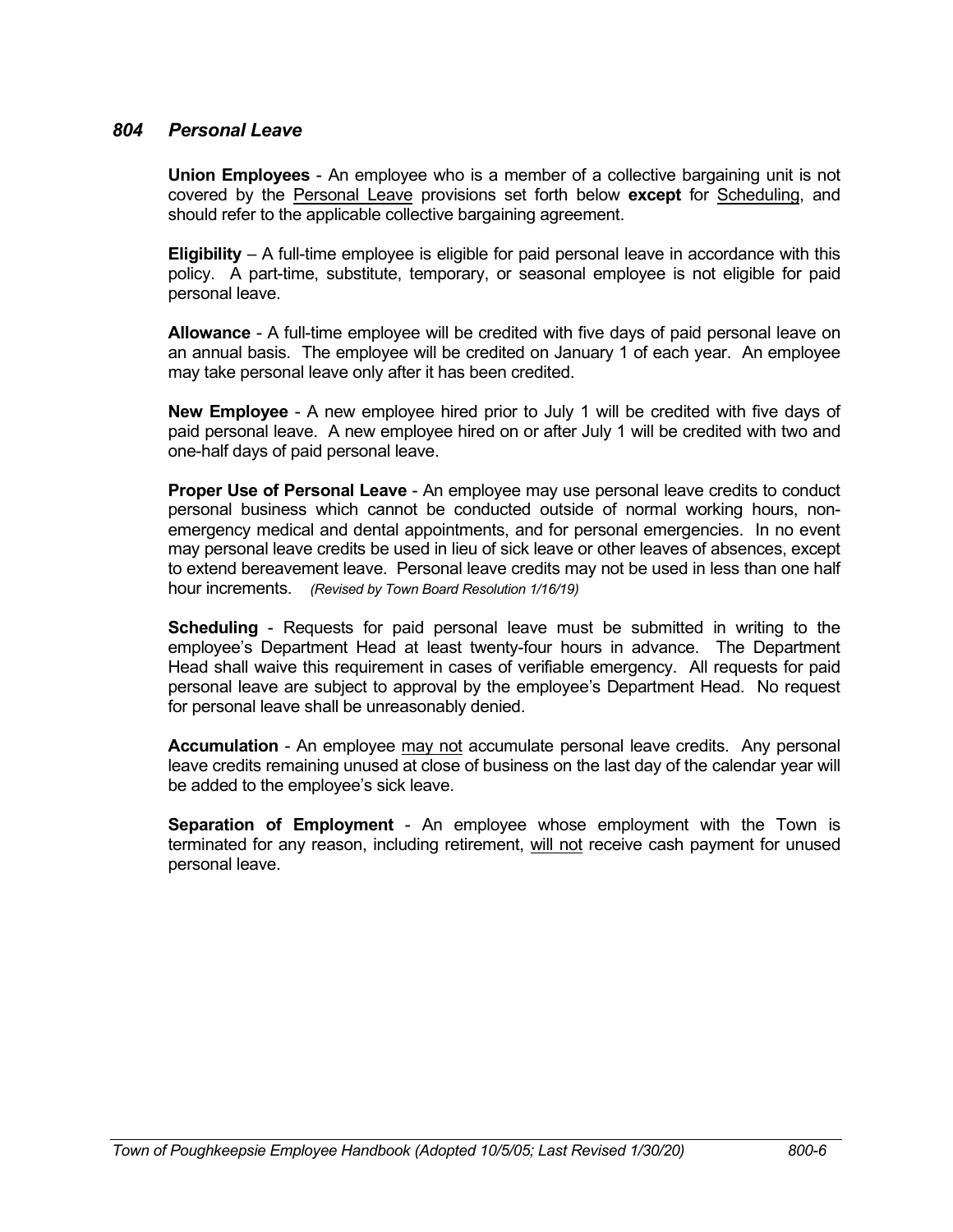### *804 Personal Leave*

**Union Employees** - An employee who is a member of a collective bargaining unit is not covered by the <u>Personal Leave</u> provisions set forth below **except** for <u>Scheduling</u>, and should refer to the applicable collective bargaining agreement.

**Eligibility** – A full-time employee is eligible for paid personal leave in accordance with this policy. A part-time, substitute, temporary, or seasonal employee is not eligible for paid personal leave.

**Allowance** - A full-time employee will be credited with five days of paid personal leave on an annual basis. The employee will be credited on January 1 of each year. An employee may take personal leave only after it has been credited.

**New Employee** - A new employee hired prior to July 1 will be credited with five days of paid personal leave. A new employee hired on or after July 1 will be credited with two and one-half days of paid personal leave.

**Proper Use of Personal Leave** - An employee may use personal leave credits to conduct personal business which cannot be conducted outside of normal working hours, non-emergency medical and dental appointments, and for personal emergencies. In no event may personal leave credits be used in lieu of sick leave or other leaves of absences, except to extend bereavement leave. Personal leave credits may not be used in less than one half hour increments. *(Revised by Town Board Resolution 1/16/19)*

**Scheduling** - Requests for paid personal leave must be submitted in writing to the employee's Department Head at least twenty-four hours in advance. The Department Head shall waive this requirement in cases of verifiable emergency. All requests for paid personal leave are subject to approval by the employee's Department Head. No request for personal leave shall be unreasonably denied.

**Accumulation** - An employee <u>may not</u> accumulate personal leave credits. Any personal leave credits remaining unused at close of business on the last day of the calendar year will be added to the employee's sick leave.

**Separation of Employment** - An employee whose employment with the Town is terminated for any reason, including retirement, <u>will not</u> receive cash payment for unused personal leave.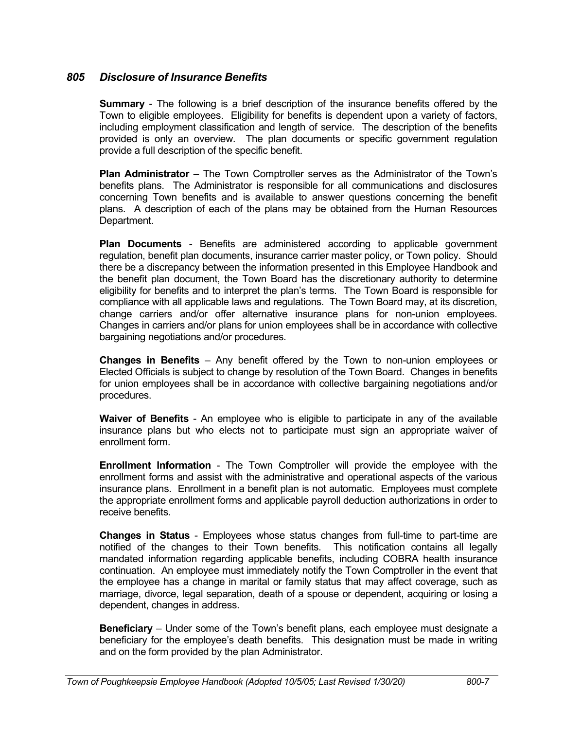## *805 Disclosure of Insurance Benefits*

**Summary** - The following is a brief description of the insurance benefits offered by the Town to eligible employees. Eligibility for benefits is dependent upon a variety of factors, including employment classification and length of service. The description of the benefits provided is only an overview. The plan documents or specific government regulation provide a full description of the specific benefit.

**Plan Administrator** – The Town Comptroller serves as the Administrator of the Town's benefits plans. The Administrator is responsible for all communications and disclosures concerning Town benefits and is available to answer questions concerning the benefit plans. A description of each of the plans may be obtained from the Human Resources Department.

**Plan Documents** - Benefits are administered according to applicable government regulation, benefit plan documents, insurance carrier master policy, or Town policy. Should there be a discrepancy between the information presented in this Employee Handbook and the benefit plan document, the Town Board has the discretionary authority to determine eligibility for benefits and to interpret the plan's terms. The Town Board is responsible for compliance with all applicable laws and regulations. The Town Board may, at its discretion, change carriers and/or offer alternative insurance plans for non-union employees. Changes in carriers and/or plans for union employees shall be in accordance with collective bargaining negotiations and/or procedures.

**Changes in Benefits** – Any benefit offered by the Town to non-union employees or Elected Officials is subject to change by resolution of the Town Board. Changes in benefits for union employees shall be in accordance with collective bargaining negotiations and/or procedures.

**Waiver of Benefits** - An employee who is eligible to participate in any of the available insurance plans but who elects not to participate must sign an appropriate waiver of enrollment form.

**Enrollment Information** - The Town Comptroller will provide the employee with the enrollment forms and assist with the administrative and operational aspects of the various insurance plans. Enrollment in a benefit plan is not automatic. Employees must complete the appropriate enrollment forms and applicable payroll deduction authorizations in order to receive benefits.

**Changes in Status** - Employees whose status changes from full-time to part-time are notified of the changes to their Town benefits. This notification contains all legally mandated information regarding applicable benefits, including COBRA health insurance continuation. An employee must immediately notify the Town Comptroller in the event that the employee has a change in marital or family status that may affect coverage, such as marriage, divorce, legal separation, death of a spouse or dependent, acquiring or losing a dependent, changes in address.

**Beneficiary** – Under some of the Town's benefit plans, each employee must designate a beneficiary for the employee's death benefits. This designation must be made in writing and on the form provided by the plan Administrator.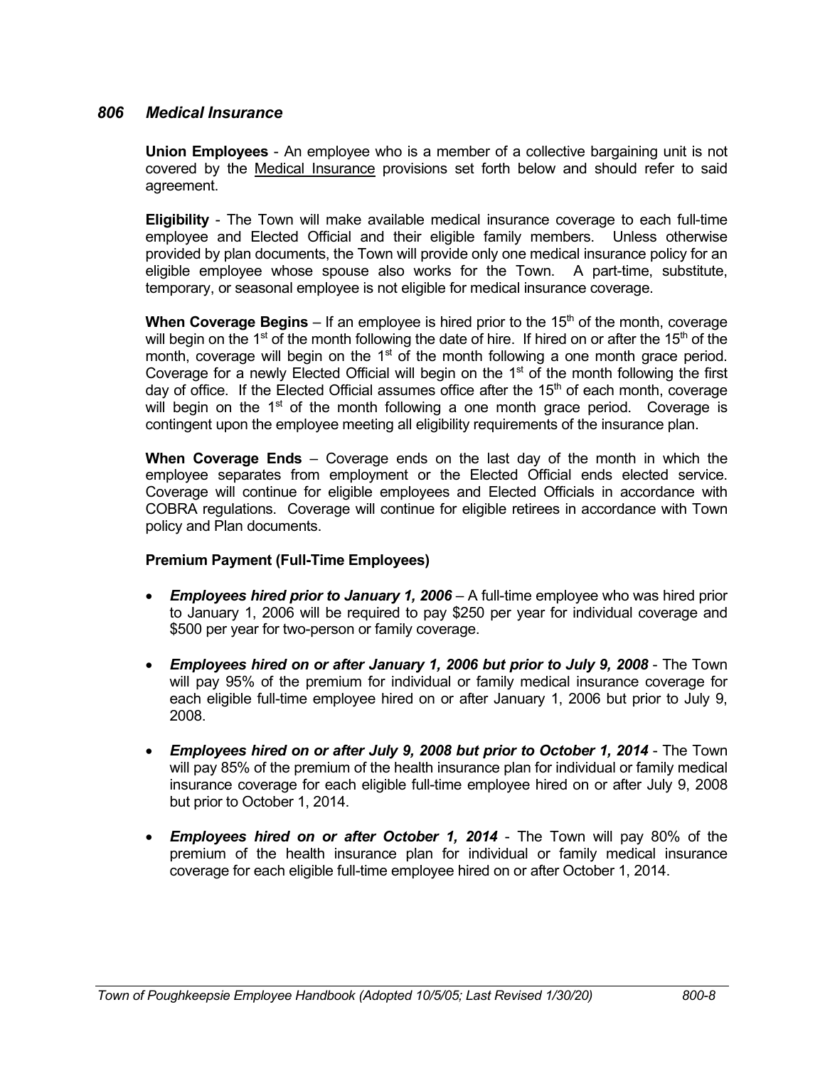## *806 Medical Insurance*

**Union Employees** - An employee who is a member of a collective bargaining unit is not covered by the Medical Insurance provisions set forth below and should refer to said agreement.

**Eligibility** - The Town will make available medical insurance coverage to each full-time employee and Elected Official and their eligible family members. Unless otherwise provided by plan documents, the Town will provide only one medical insurance policy for an eligible employee whose spouse also works for the Town. A part-time, substitute, temporary, or seasonal employee is not eligible for medical insurance coverage.

**When Coverage Begins** – If an employee is hired prior to the 15th of the month, coverage will begin on the 1st of the month following the date of hire. If hired on or after the 15th of the month, coverage will begin on the 1st of the month following a one month grace period. Coverage for a newly Elected Official will begin on the 1st of the month following the first day of office. If the Elected Official assumes office after the 15th of each month, coverage will begin on the 1st of the month following a one month grace period. Coverage is contingent upon the employee meeting all eligibility requirements of the insurance plan.

**When Coverage Ends** – Coverage ends on the last day of the month in which the employee separates from employment or the Elected Official ends elected service. Coverage will continue for eligible employees and Elected Officials in accordance with COBRA regulations. Coverage will continue for eligible retirees in accordance with Town policy and Plan documents.

**Premium Payment (Full-Time Employees)**

- ***Employees hired prior to January 1, 2006*** – A full-time employee who was hired prior to January 1, 2006 will be required to pay $250 per year for individual coverage and $500 per year for two-person or family coverage.
- ***Employees hired on or after January 1, 2006 but prior to July 9, 2008*** - The Town will pay 95% of the premium for individual or family medical insurance coverage for each eligible full-time employee hired on or after January 1, 2006 but prior to July 9, 2008.
- ***Employees hired on or after July 9, 2008 but prior to October 1, 2014*** - The Town will pay 85% of the premium of the health insurance plan for individual or family medical insurance coverage for each eligible full-time employee hired on or after July 9, 2008 but prior to October 1, 2014.
- ***Employees hired on or after October 1, 2014*** - The Town will pay 80% of the premium of the health insurance plan for individual or family medical insurance coverage for each eligible full-time employee hired on or after October 1, 2014.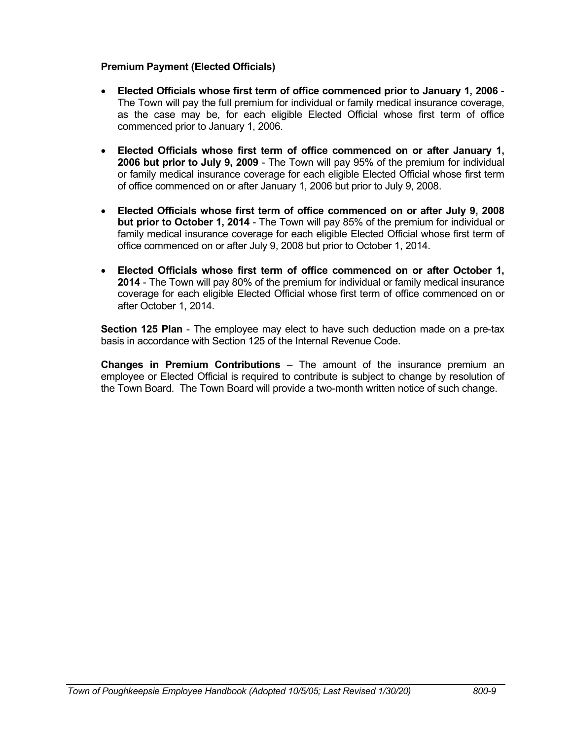**Premium Payment (Elected Officials)**

- **Elected Officials whose first term of office commenced prior to January 1, 2006** - The Town will pay the full premium for individual or family medical insurance coverage, as the case may be, for each eligible Elected Official whose first term of office commenced prior to January 1, 2006.
- **Elected Officials whose first term of office commenced on or after January 1, 2006 but prior to July 9, 2009** - The Town will pay 95% of the premium for individual or family medical insurance coverage for each eligible Elected Official whose first term of office commenced on or after January 1, 2006 but prior to July 9, 2008.
- **Elected Officials whose first term of office commenced on or after July 9, 2008 but prior to October 1, 2014** - The Town will pay 85% of the premium for individual or family medical insurance coverage for each eligible Elected Official whose first term of office commenced on or after July 9, 2008 but prior to October 1, 2014.
- **Elected Officials whose first term of office commenced on or after October 1, 2014** - The Town will pay 80% of the premium for individual or family medical insurance coverage for each eligible Elected Official whose first term of office commenced on or after October 1, 2014.

**Section 125 Plan** - The employee may elect to have such deduction made on a pre-tax basis in accordance with Section 125 of the Internal Revenue Code.

**Changes in Premium Contributions** – The amount of the insurance premium an employee or Elected Official is required to contribute is subject to change by resolution of the Town Board. The Town Board will provide a two-month written notice of such change.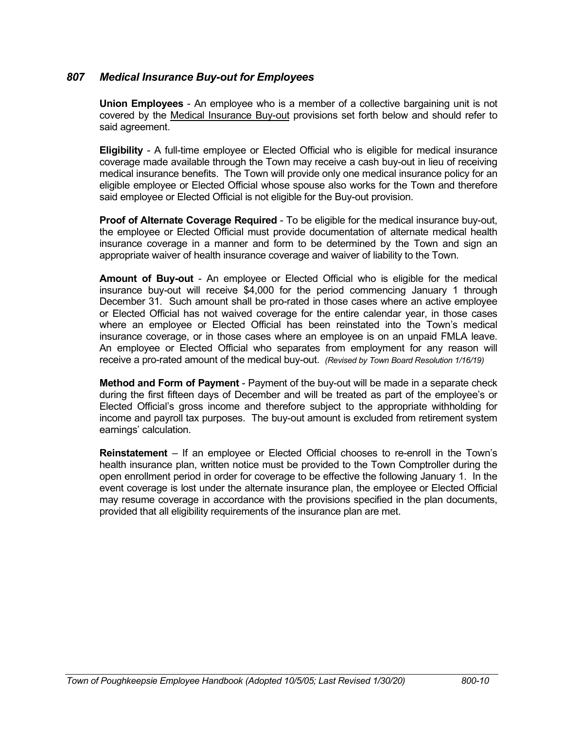### *807 Medical Insurance Buy-out for Employees*

**Union Employees** - An employee who is a member of a collective bargaining unit is not covered by the Medical Insurance Buy-out provisions set forth below and should refer to said agreement.

**Eligibility** - A full-time employee or Elected Official who is eligible for medical insurance coverage made available through the Town may receive a cash buy-out in lieu of receiving medical insurance benefits. The Town will provide only one medical insurance policy for an eligible employee or Elected Official whose spouse also works for the Town and therefore said employee or Elected Official is not eligible for the Buy-out provision.

**Proof of Alternate Coverage Required** - To be eligible for the medical insurance buy-out, the employee or Elected Official must provide documentation of alternate medical health insurance coverage in a manner and form to be determined by the Town and sign an appropriate waiver of health insurance coverage and waiver of liability to the Town.

**Amount of Buy-out** - An employee or Elected Official who is eligible for the medical insurance buy-out will receive $4,000 for the period commencing January 1 through December 31. Such amount shall be pro-rated in those cases where an active employee or Elected Official has not waived coverage for the entire calendar year, in those cases where an employee or Elected Official has been reinstated into the Town's medical insurance coverage, or in those cases where an employee is on an unpaid FMLA leave. An employee or Elected Official who separates from employment for any reason will receive a pro-rated amount of the medical buy-out. *(Revised by Town Board Resolution 1/16/19)*

**Method and Form of Payment** - Payment of the buy-out will be made in a separate check during the first fifteen days of December and will be treated as part of the employee's or Elected Official's gross income and therefore subject to the appropriate withholding for income and payroll tax purposes. The buy-out amount is excluded from retirement system earnings' calculation.

**Reinstatement** – If an employee or Elected Official chooses to re-enroll in the Town's health insurance plan, written notice must be provided to the Town Comptroller during the open enrollment period in order for coverage to be effective the following January 1. In the event coverage is lost under the alternate insurance plan, the employee or Elected Official may resume coverage in accordance with the provisions specified in the plan documents, provided that all eligibility requirements of the insurance plan are met.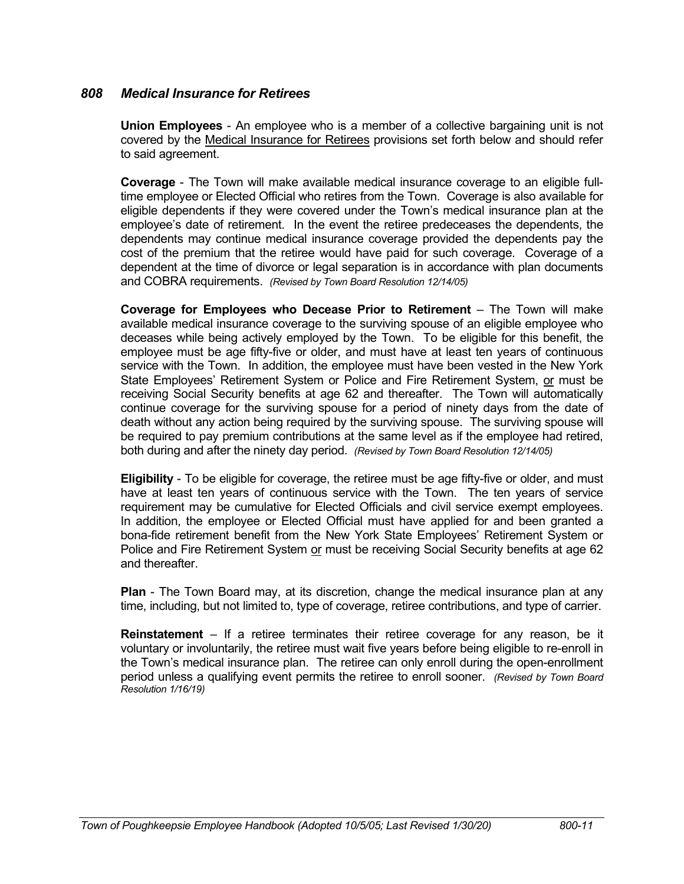## *808 Medical Insurance for Retirees*

**Union Employees** - An employee who is a member of a collective bargaining unit is not covered by the Medical Insurance for Retirees provisions set forth below and should refer to said agreement.

**Coverage** - The Town will make available medical insurance coverage to an eligible full-time employee or Elected Official who retires from the Town. Coverage is also available for eligible dependents if they were covered under the Town's medical insurance plan at the employee's date of retirement. In the event the retiree predeceases the dependents, the dependents may continue medical insurance coverage provided the dependents pay the cost of the premium that the retiree would have paid for such coverage. Coverage of a dependent at the time of divorce or legal separation is in accordance with plan documents and COBRA requirements. *(Revised by Town Board Resolution 12/14/05)*

**Coverage for Employees who Decease Prior to Retirement** – The Town will make available medical insurance coverage to the surviving spouse of an eligible employee who deceases while being actively employed by the Town. To be eligible for this benefit, the employee must be age fifty-five or older, and must have at least ten years of continuous service with the Town. In addition, the employee must have been vested in the New York State Employees' Retirement System or Police and Fire Retirement System, or must be receiving Social Security benefits at age 62 and thereafter. The Town will automatically continue coverage for the surviving spouse for a period of ninety days from the date of death without any action being required by the surviving spouse. The surviving spouse will be required to pay premium contributions at the same level as if the employee had retired, both during and after the ninety day period. *(Revised by Town Board Resolution 12/14/05)*

**Eligibility** - To be eligible for coverage, the retiree must be age fifty-five or older, and must have at least ten years of continuous service with the Town. The ten years of service requirement may be cumulative for Elected Officials and civil service exempt employees. In addition, the employee or Elected Official must have applied for and been granted a bona-fide retirement benefit from the New York State Employees' Retirement System or Police and Fire Retirement System or must be receiving Social Security benefits at age 62 and thereafter.

**Plan** - The Town Board may, at its discretion, change the medical insurance plan at any time, including, but not limited to, type of coverage, retiree contributions, and type of carrier.

**Reinstatement** – If a retiree terminates their retiree coverage for any reason, be it voluntary or involuntarily, the retiree must wait five years before being eligible to re-enroll in the Town's medical insurance plan. The retiree can only enroll during the open-enrollment period unless a qualifying event permits the retiree to enroll sooner. *(Revised by Town Board Resolution 1/16/19)*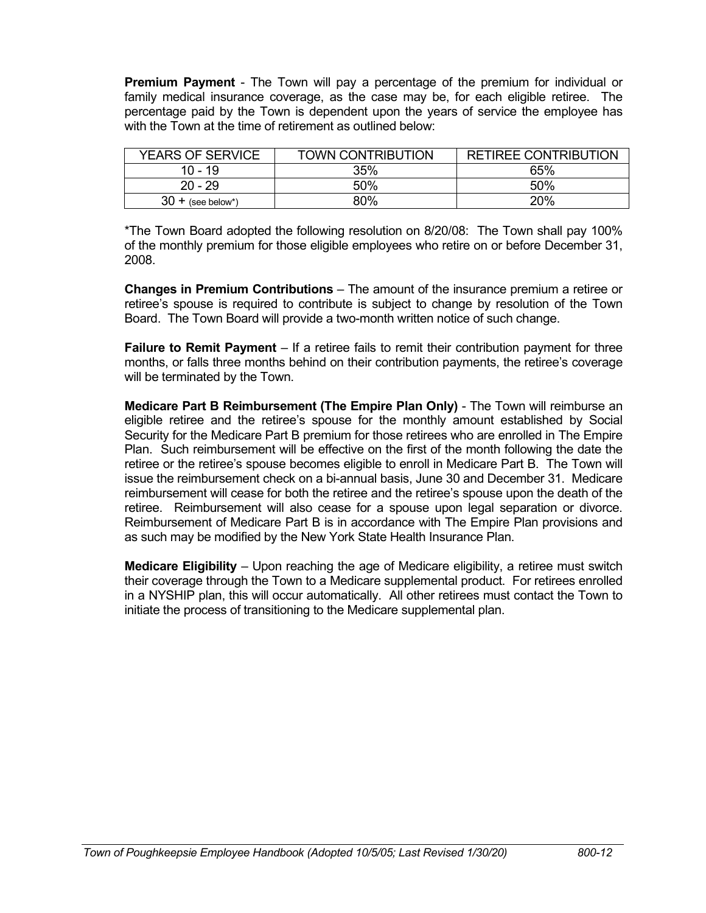**Premium Payment** - The Town will pay a percentage of the premium for individual or family medical insurance coverage, as the case may be, for each eligible retiree. The percentage paid by the Town is dependent upon the years of service the employee has with the Town at the time of retirement as outlined below:

| YEARS OF SERVICE | TOWN CONTRIBUTION | RETIREE CONTRIBUTION |
|---|---|---|
| 10 - 19 | 35% | 65% |
| 20 - 29 | 50% | 50% |
| 30 + (see below*) | 80% | 20% |

*The Town Board adopted the following resolution on 8/20/08: The Town shall pay 100% of the monthly premium for those eligible employees who retire on or before December 31, 2008.

**Changes in Premium Contributions** – The amount of the insurance premium a retiree or retiree's spouse is required to contribute is subject to change by resolution of the Town Board. The Town Board will provide a two-month written notice of such change.

**Failure to Remit Payment** – If a retiree fails to remit their contribution payment for three months, or falls three months behind on their contribution payments, the retiree's coverage will be terminated by the Town.

**Medicare Part B Reimbursement (The Empire Plan Only)** - The Town will reimburse an eligible retiree and the retiree's spouse for the monthly amount established by Social Security for the Medicare Part B premium for those retirees who are enrolled in The Empire Plan. Such reimbursement will be effective on the first of the month following the date the retiree or the retiree's spouse becomes eligible to enroll in Medicare Part B. The Town will issue the reimbursement check on a bi-annual basis, June 30 and December 31. Medicare reimbursement will cease for both the retiree and the retiree's spouse upon the death of the retiree. Reimbursement will also cease for a spouse upon legal separation or divorce. Reimbursement of Medicare Part B is in accordance with The Empire Plan provisions and as such may be modified by the New York State Health Insurance Plan.

**Medicare Eligibility** – Upon reaching the age of Medicare eligibility, a retiree must switch their coverage through the Town to a Medicare supplemental product. For retirees enrolled in a NYSHIP plan, this will occur automatically. All other retirees must contact the Town to initiate the process of transitioning to the Medicare supplemental plan.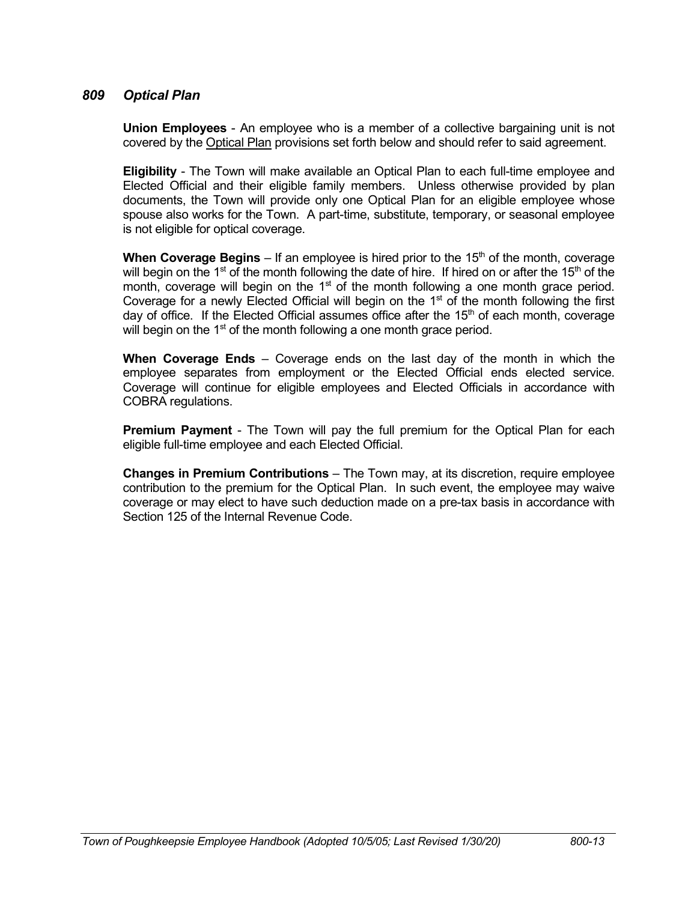## *809 Optical Plan*

**Union Employees** - An employee who is a member of a collective bargaining unit is not covered by the Optical Plan provisions set forth below and should refer to said agreement.

**Eligibility** - The Town will make available an Optical Plan to each full-time employee and Elected Official and their eligible family members. Unless otherwise provided by plan documents, the Town will provide only one Optical Plan for an eligible employee whose spouse also works for the Town. A part-time, substitute, temporary, or seasonal employee is not eligible for optical coverage.

**When Coverage Begins** – If an employee is hired prior to the 15th of the month, coverage will begin on the 1st of the month following the date of hire. If hired on or after the 15th of the month, coverage will begin on the 1st of the month following a one month grace period. Coverage for a newly Elected Official will begin on the 1st of the month following the first day of office. If the Elected Official assumes office after the 15th of each month, coverage will begin on the 1st of the month following a one month grace period.

**When Coverage Ends** – Coverage ends on the last day of the month in which the employee separates from employment or the Elected Official ends elected service. Coverage will continue for eligible employees and Elected Officials in accordance with COBRA regulations.

**Premium Payment** - The Town will pay the full premium for the Optical Plan for each eligible full-time employee and each Elected Official.

**Changes in Premium Contributions** – The Town may, at its discretion, require employee contribution to the premium for the Optical Plan. In such event, the employee may waive coverage or may elect to have such deduction made on a pre-tax basis in accordance with Section 125 of the Internal Revenue Code.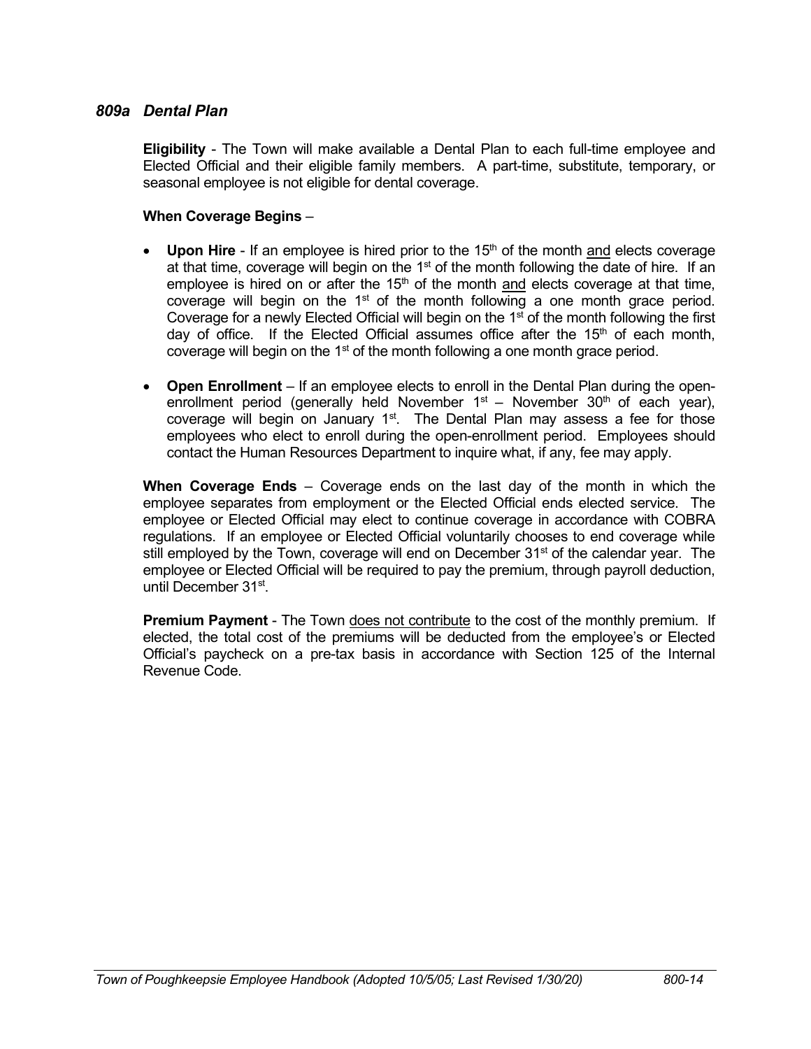### *809a Dental Plan*

**Eligibility** - The Town will make available a Dental Plan to each full-time employee and Elected Official and their eligible family members. A part-time, substitute, temporary, or seasonal employee is not eligible for dental coverage.

**When Coverage Begins** –

- **Upon Hire** - If an employee is hired prior to the 15th of the month <u>and</u> elects coverage at that time, coverage will begin on the 1st of the month following the date of hire. If an employee is hired on or after the 15th of the month <u>and</u> elects coverage at that time, coverage will begin on the 1st of the month following a one month grace period. Coverage for a newly Elected Official will begin on the 1st of the month following the first day of office. If the Elected Official assumes office after the 15th of each month, coverage will begin on the 1st of the month following a one month grace period.
- **Open Enrollment** – If an employee elects to enroll in the Dental Plan during the open-enrollment period (generally held November 1st – November 30th of each year), coverage will begin on January 1st. The Dental Plan may assess a fee for those employees who elect to enroll during the open-enrollment period. Employees should contact the Human Resources Department to inquire what, if any, fee may apply.

**When Coverage Ends** – Coverage ends on the last day of the month in which the employee separates from employment or the Elected Official ends elected service. The employee or Elected Official may elect to continue coverage in accordance with COBRA regulations. If an employee or Elected Official voluntarily chooses to end coverage while still employed by the Town, coverage will end on December 31st of the calendar year. The employee or Elected Official will be required to pay the premium, through payroll deduction, until December 31st.

**Premium Payment** - The Town <u>does not contribute</u> to the cost of the monthly premium. If elected, the total cost of the premiums will be deducted from the employee's or Elected Official's paycheck on a pre-tax basis in accordance with Section 125 of the Internal Revenue Code.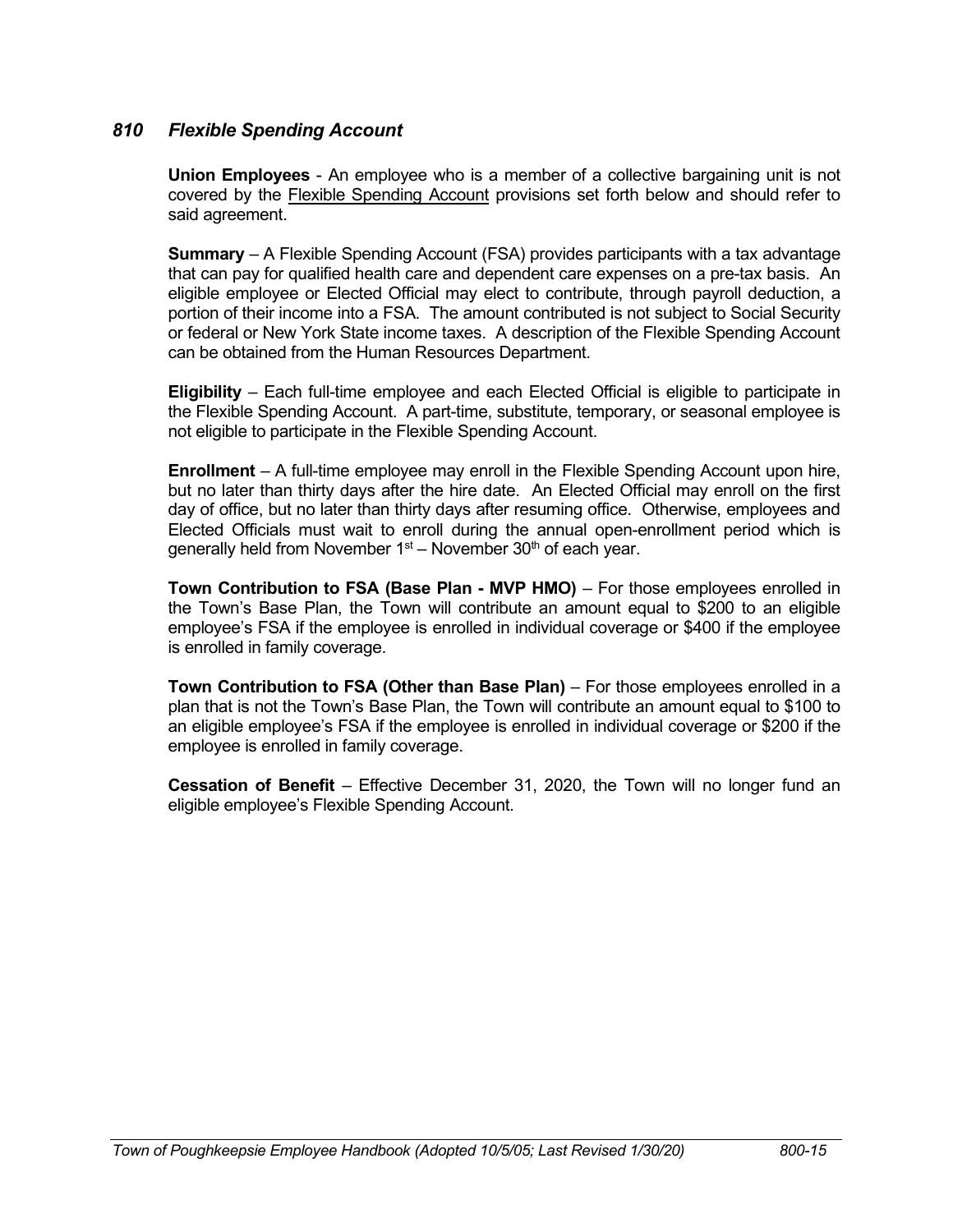## *810 Flexible Spending Account*

**Union Employees** - An employee who is a member of a collective bargaining unit is not covered by the Flexible Spending Account provisions set forth below and should refer to said agreement.

**Summary** – A Flexible Spending Account (FSA) provides participants with a tax advantage that can pay for qualified health care and dependent care expenses on a pre-tax basis. An eligible employee or Elected Official may elect to contribute, through payroll deduction, a portion of their income into a FSA. The amount contributed is not subject to Social Security or federal or New York State income taxes. A description of the Flexible Spending Account can be obtained from the Human Resources Department.

**Eligibility** – Each full-time employee and each Elected Official is eligible to participate in the Flexible Spending Account. A part-time, substitute, temporary, or seasonal employee is not eligible to participate in the Flexible Spending Account.

**Enrollment** – A full-time employee may enroll in the Flexible Spending Account upon hire, but no later than thirty days after the hire date. An Elected Official may enroll on the first day of office, but no later than thirty days after resuming office. Otherwise, employees and Elected Officials must wait to enroll during the annual open-enrollment period which is generally held from November 1st – November 30th of each year.

**Town Contribution to FSA (Base Plan - MVP HMO)** – For those employees enrolled in the Town's Base Plan, the Town will contribute an amount equal to $200 to an eligible employee's FSA if the employee is enrolled in individual coverage or $400 if the employee is enrolled in family coverage.

**Town Contribution to FSA (Other than Base Plan)** – For those employees enrolled in a plan that is not the Town's Base Plan, the Town will contribute an amount equal to $100 to an eligible employee's FSA if the employee is enrolled in individual coverage or $200 if the employee is enrolled in family coverage.

**Cessation of Benefit** – Effective December 31, 2020, the Town will no longer fund an eligible employee's Flexible Spending Account.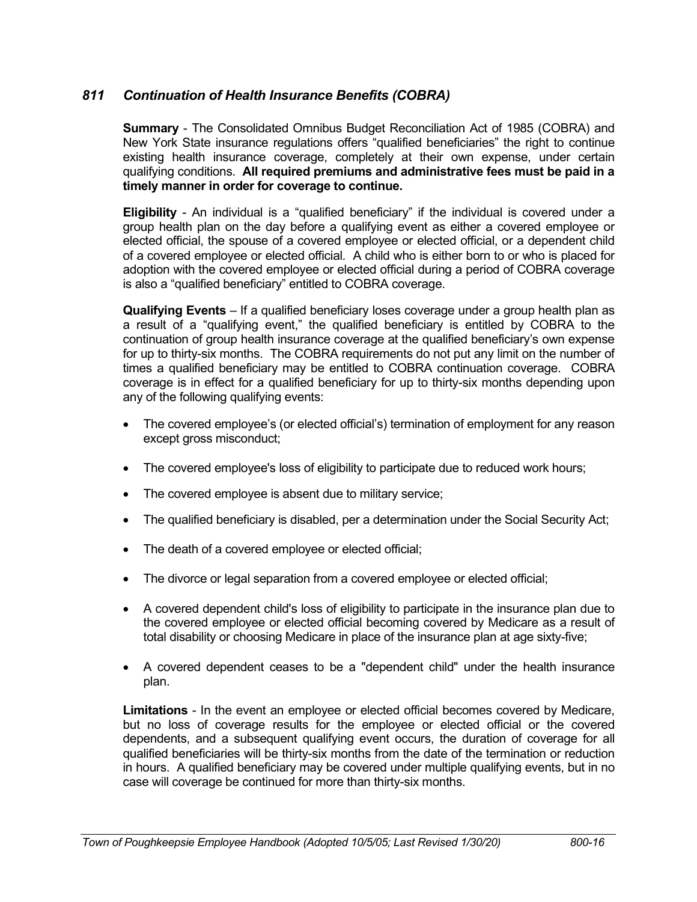## *811 Continuation of Health Insurance Benefits (COBRA)*

**Summary** - The Consolidated Omnibus Budget Reconciliation Act of 1985 (COBRA) and New York State insurance regulations offers "qualified beneficiaries" the right to continue existing health insurance coverage, completely at their own expense, under certain qualifying conditions. **All required premiums and administrative fees must be paid in a timely manner in order for coverage to continue.**

**Eligibility** - An individual is a "qualified beneficiary" if the individual is covered under a group health plan on the day before a qualifying event as either a covered employee or elected official, the spouse of a covered employee or elected official, or a dependent child of a covered employee or elected official. A child who is either born to or who is placed for adoption with the covered employee or elected official during a period of COBRA coverage is also a "qualified beneficiary" entitled to COBRA coverage.

**Qualifying Events** – If a qualified beneficiary loses coverage under a group health plan as a result of a "qualifying event," the qualified beneficiary is entitled by COBRA to the continuation of group health insurance coverage at the qualified beneficiary's own expense for up to thirty-six months. The COBRA requirements do not put any limit on the number of times a qualified beneficiary may be entitled to COBRA continuation coverage. COBRA coverage is in effect for a qualified beneficiary for up to thirty-six months depending upon any of the following qualifying events:

- The covered employee's (or elected official's) termination of employment for any reason except gross misconduct;
- The covered employee's loss of eligibility to participate due to reduced work hours;
- The covered employee is absent due to military service;
- The qualified beneficiary is disabled, per a determination under the Social Security Act;
- The death of a covered employee or elected official;
- The divorce or legal separation from a covered employee or elected official;
- A covered dependent child's loss of eligibility to participate in the insurance plan due to the covered employee or elected official becoming covered by Medicare as a result of total disability or choosing Medicare in place of the insurance plan at age sixty-five;
- A covered dependent ceases to be a "dependent child" under the health insurance plan.

**Limitations** - In the event an employee or elected official becomes covered by Medicare, but no loss of coverage results for the employee or elected official or the covered dependents, and a subsequent qualifying event occurs, the duration of coverage for all qualified beneficiaries will be thirty-six months from the date of the termination or reduction in hours. A qualified beneficiary may be covered under multiple qualifying events, but in no case will coverage be continued for more than thirty-six months.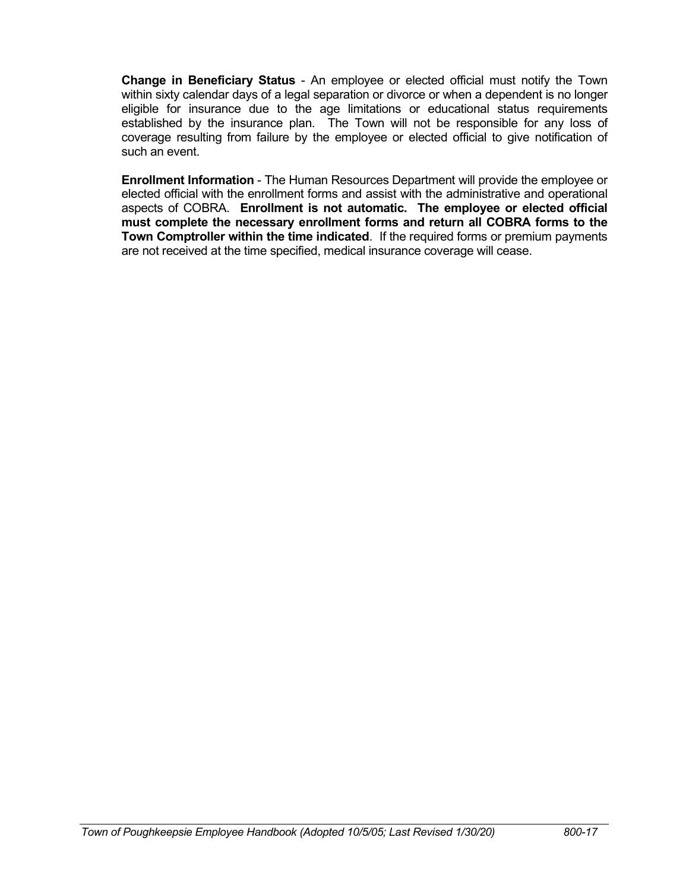**Change in Beneficiary Status** - An employee or elected official must notify the Town within sixty calendar days of a legal separation or divorce or when a dependent is no longer eligible for insurance due to the age limitations or educational status requirements established by the insurance plan. The Town will not be responsible for any loss of coverage resulting from failure by the employee or elected official to give notification of such an event.

**Enrollment Information** - The Human Resources Department will provide the employee or elected official with the enrollment forms and assist with the administrative and operational aspects of COBRA. **Enrollment is not automatic. The employee or elected official must complete the necessary enrollment forms and return all COBRA forms to the Town Comptroller within the time indicated**. If the required forms or premium payments are not received at the time specified, medical insurance coverage will cease.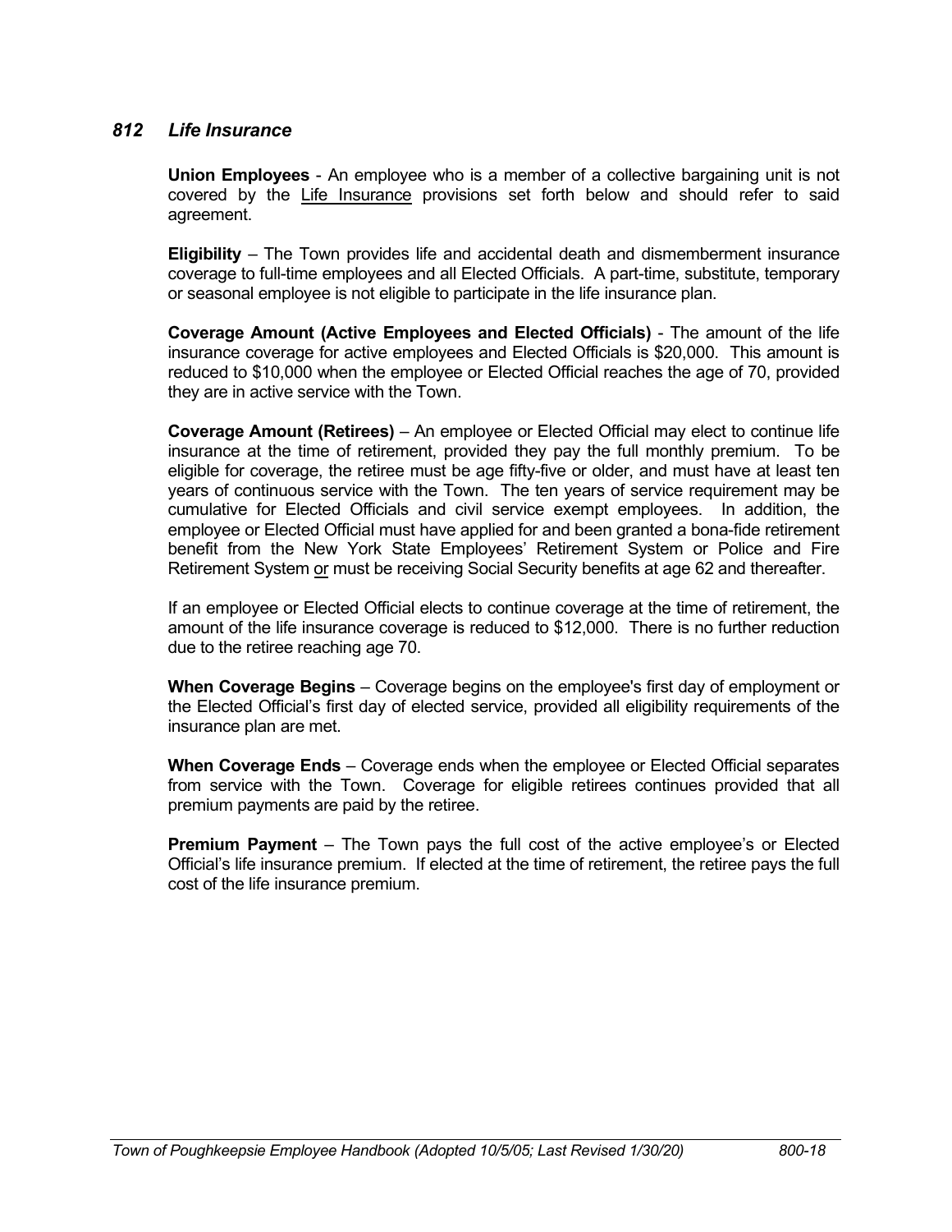## *812 Life Insurance*

**Union Employees** - An employee who is a member of a collective bargaining unit is not covered by the Life Insurance provisions set forth below and should refer to said agreement.

**Eligibility** – The Town provides life and accidental death and dismemberment insurance coverage to full-time employees and all Elected Officials. A part-time, substitute, temporary or seasonal employee is not eligible to participate in the life insurance plan.

**Coverage Amount (Active Employees and Elected Officials)** - The amount of the life insurance coverage for active employees and Elected Officials is $20,000. This amount is reduced to $10,000 when the employee or Elected Official reaches the age of 70, provided they are in active service with the Town.

**Coverage Amount (Retirees)** – An employee or Elected Official may elect to continue life insurance at the time of retirement, provided they pay the full monthly premium. To be eligible for coverage, the retiree must be age fifty-five or older, and must have at least ten years of continuous service with the Town. The ten years of service requirement may be cumulative for Elected Officials and civil service exempt employees. In addition, the employee or Elected Official must have applied for and been granted a bona-fide retirement benefit from the New York State Employees' Retirement System or Police and Fire Retirement System or must be receiving Social Security benefits at age 62 and thereafter.

If an employee or Elected Official elects to continue coverage at the time of retirement, the amount of the life insurance coverage is reduced to $12,000. There is no further reduction due to the retiree reaching age 70.

**When Coverage Begins** – Coverage begins on the employee's first day of employment or the Elected Official's first day of elected service, provided all eligibility requirements of the insurance plan are met.

**When Coverage Ends** – Coverage ends when the employee or Elected Official separates from service with the Town. Coverage for eligible retirees continues provided that all premium payments are paid by the retiree.

**Premium Payment** – The Town pays the full cost of the active employee's or Elected Official's life insurance premium. If elected at the time of retirement, the retiree pays the full cost of the life insurance premium.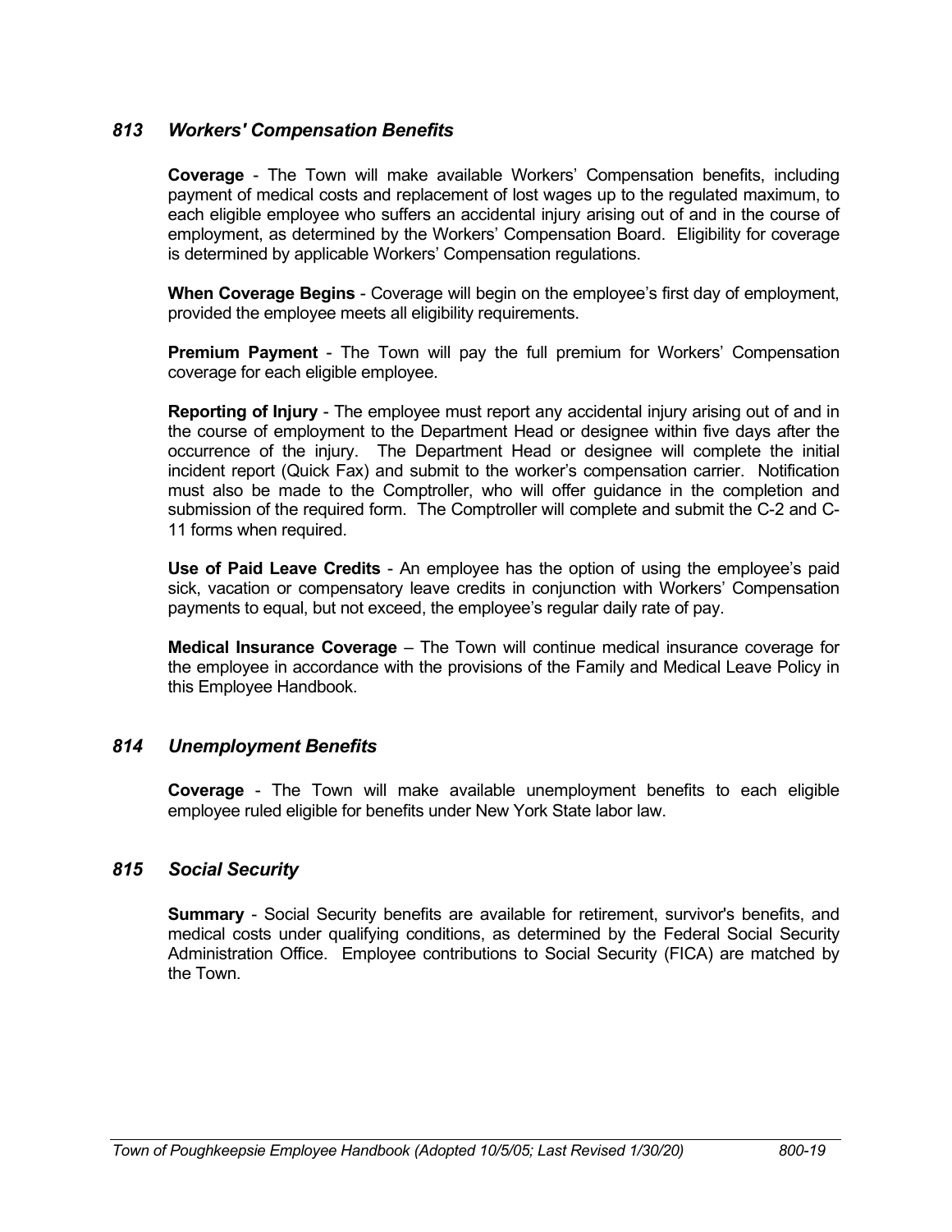## *813 Workers' Compensation Benefits*

**Coverage** - The Town will make available Workers' Compensation benefits, including payment of medical costs and replacement of lost wages up to the regulated maximum, to each eligible employee who suffers an accidental injury arising out of and in the course of employment, as determined by the Workers' Compensation Board. Eligibility for coverage is determined by applicable Workers' Compensation regulations.

**When Coverage Begins** - Coverage will begin on the employee's first day of employment, provided the employee meets all eligibility requirements.

**Premium Payment** - The Town will pay the full premium for Workers' Compensation coverage for each eligible employee.

**Reporting of Injury** - The employee must report any accidental injury arising out of and in the course of employment to the Department Head or designee within five days after the occurrence of the injury. The Department Head or designee will complete the initial incident report (Quick Fax) and submit to the worker's compensation carrier. Notification must also be made to the Comptroller, who will offer guidance in the completion and submission of the required form. The Comptroller will complete and submit the C-2 and C-11 forms when required.

**Use of Paid Leave Credits** - An employee has the option of using the employee's paid sick, vacation or compensatory leave credits in conjunction with Workers' Compensation payments to equal, but not exceed, the employee's regular daily rate of pay.

**Medical Insurance Coverage** – The Town will continue medical insurance coverage for the employee in accordance with the provisions of the Family and Medical Leave Policy in this Employee Handbook.

## *814 Unemployment Benefits*

**Coverage** - The Town will make available unemployment benefits to each eligible employee ruled eligible for benefits under New York State labor law.

## *815 Social Security*

**Summary** - Social Security benefits are available for retirement, survivor's benefits, and medical costs under qualifying conditions, as determined by the Federal Social Security Administration Office. Employee contributions to Social Security (FICA) are matched by the Town.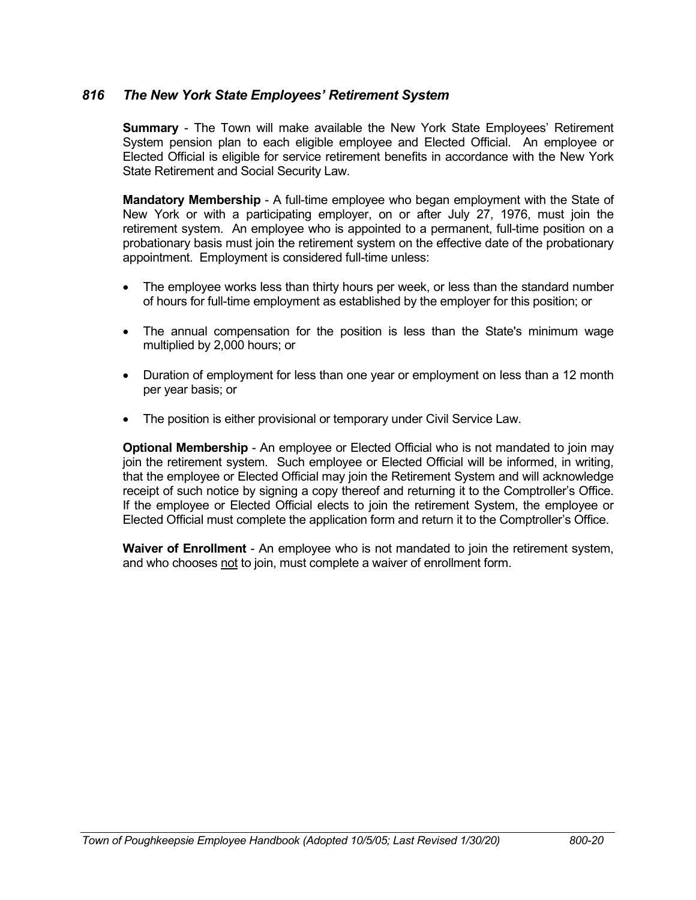## *816 The New York State Employees' Retirement System*

**Summary** - The Town will make available the New York State Employees' Retirement System pension plan to each eligible employee and Elected Official. An employee or Elected Official is eligible for service retirement benefits in accordance with the New York State Retirement and Social Security Law.

**Mandatory Membership** - A full-time employee who began employment with the State of New York or with a participating employer, on or after July 27, 1976, must join the retirement system. An employee who is appointed to a permanent, full-time position on a probationary basis must join the retirement system on the effective date of the probationary appointment. Employment is considered full-time unless:

- The employee works less than thirty hours per week, or less than the standard number of hours for full-time employment as established by the employer for this position; or
- The annual compensation for the position is less than the State's minimum wage multiplied by 2,000 hours; or
- Duration of employment for less than one year or employment on less than a 12 month per year basis; or
- The position is either provisional or temporary under Civil Service Law.

**Optional Membership** - An employee or Elected Official who is not mandated to join may join the retirement system. Such employee or Elected Official will be informed, in writing, that the employee or Elected Official may join the Retirement System and will acknowledge receipt of such notice by signing a copy thereof and returning it to the Comptroller's Office. If the employee or Elected Official elects to join the retirement System, the employee or Elected Official must complete the application form and return it to the Comptroller's Office.

**Waiver of Enrollment** - An employee who is not mandated to join the retirement system, and who chooses <u>not</u> to join, must complete a waiver of enrollment form.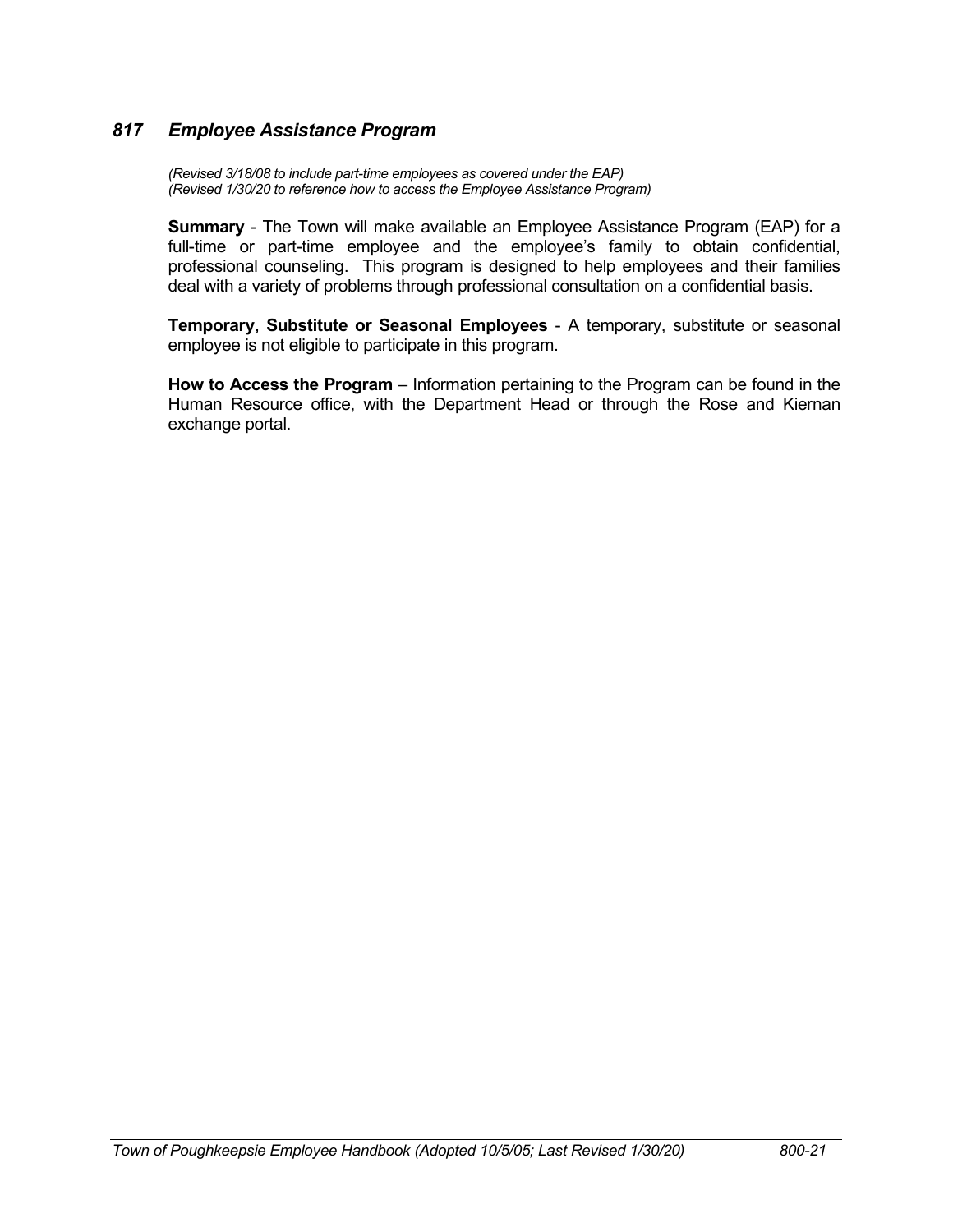## *817 Employee Assistance Program*

*(Revised 3/18/08 to include part-time employees as covered under the EAP)*
*(Revised 1/30/20 to reference how to access the Employee Assistance Program)*

**Summary** - The Town will make available an Employee Assistance Program (EAP) for a full-time or part-time employee and the employee's family to obtain confidential, professional counseling. This program is designed to help employees and their families deal with a variety of problems through professional consultation on a confidential basis.

**Temporary, Substitute or Seasonal Employees** - A temporary, substitute or seasonal employee is not eligible to participate in this program.

**How to Access the Program** – Information pertaining to the Program can be found in the Human Resource office, with the Department Head or through the Rose and Kiernan exchange portal.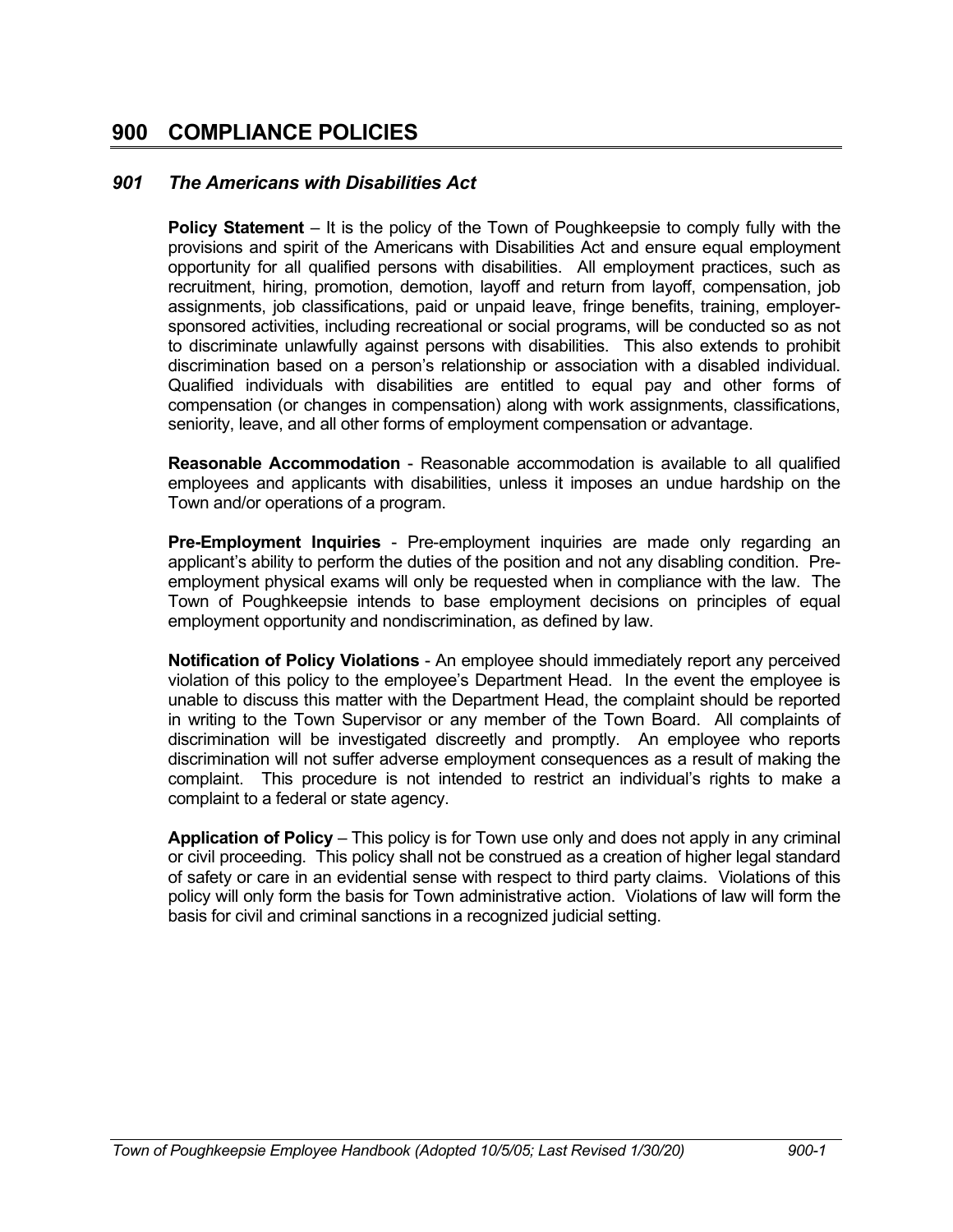# 900 COMPLIANCE POLICIES

## *901 The Americans with Disabilities Act*

**Policy Statement** – It is the policy of the Town of Poughkeepsie to comply fully with the provisions and spirit of the Americans with Disabilities Act and ensure equal employment opportunity for all qualified persons with disabilities. All employment practices, such as recruitment, hiring, promotion, demotion, layoff and return from layoff, compensation, job assignments, job classifications, paid or unpaid leave, fringe benefits, training, employer-sponsored activities, including recreational or social programs, will be conducted so as not to discriminate unlawfully against persons with disabilities. This also extends to prohibit discrimination based on a person's relationship or association with a disabled individual. Qualified individuals with disabilities are entitled to equal pay and other forms of compensation (or changes in compensation) along with work assignments, classifications, seniority, leave, and all other forms of employment compensation or advantage.

**Reasonable Accommodation** - Reasonable accommodation is available to all qualified employees and applicants with disabilities, unless it imposes an undue hardship on the Town and/or operations of a program.

**Pre-Employment Inquiries** - Pre-employment inquiries are made only regarding an applicant's ability to perform the duties of the position and not any disabling condition. Pre-employment physical exams will only be requested when in compliance with the law. The Town of Poughkeepsie intends to base employment decisions on principles of equal employment opportunity and nondiscrimination, as defined by law.

**Notification of Policy Violations** - An employee should immediately report any perceived violation of this policy to the employee's Department Head. In the event the employee is unable to discuss this matter with the Department Head, the complaint should be reported in writing to the Town Supervisor or any member of the Town Board. All complaints of discrimination will be investigated discreetly and promptly. An employee who reports discrimination will not suffer adverse employment consequences as a result of making the complaint. This procedure is not intended to restrict an individual's rights to make a complaint to a federal or state agency.

**Application of Policy** – This policy is for Town use only and does not apply in any criminal or civil proceeding. This policy shall not be construed as a creation of higher legal standard of safety or care in an evidential sense with respect to third party claims. Violations of this policy will only form the basis for Town administrative action. Violations of law will form the basis for civil and criminal sanctions in a recognized judicial setting.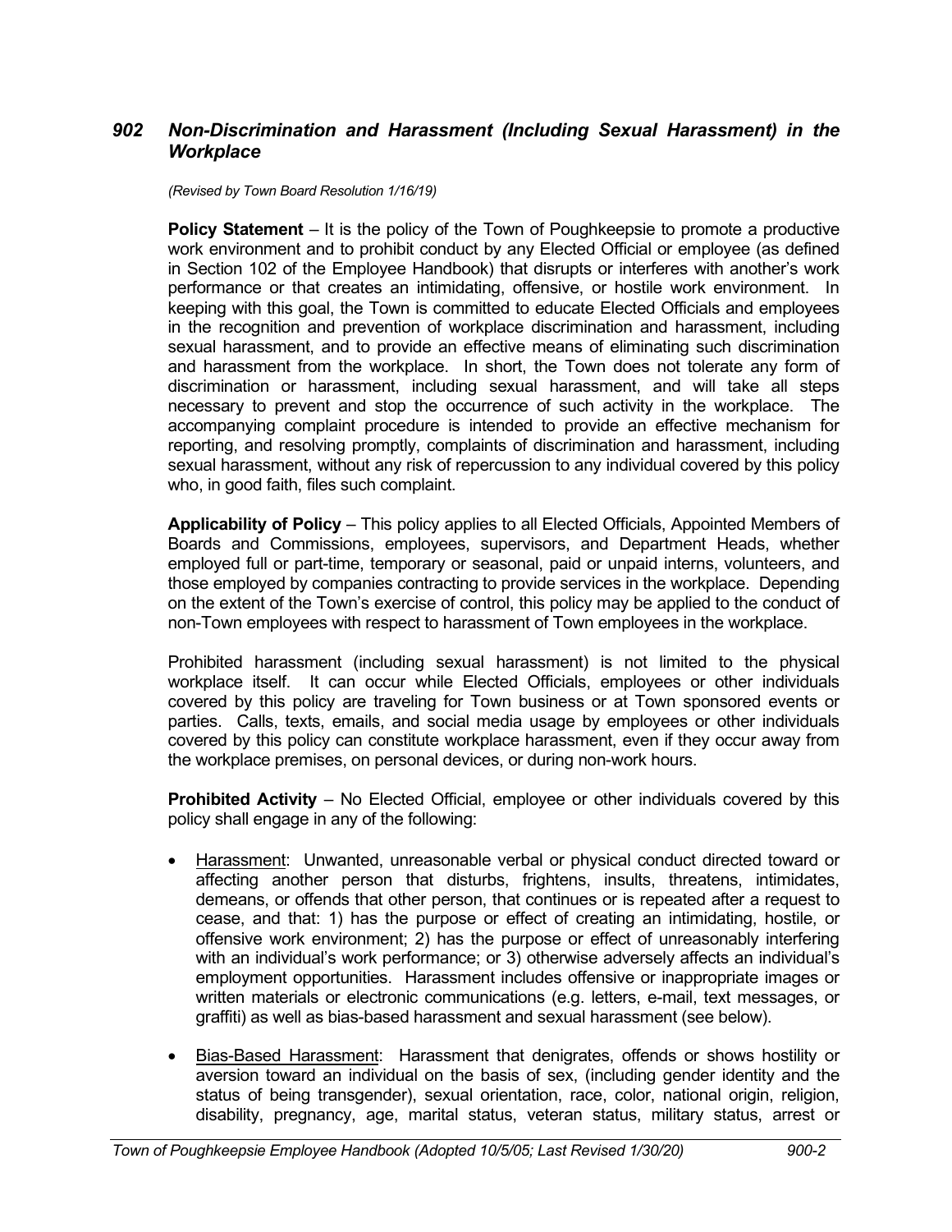### *902 Non-Discrimination and Harassment (Including Sexual Harassment) in the Workplace*

*(Revised by Town Board Resolution 1/16/19)*

**Policy Statement** – It is the policy of the Town of Poughkeepsie to promote a productive work environment and to prohibit conduct by any Elected Official or employee (as defined in Section 102 of the Employee Handbook) that disrupts or interferes with another's work performance or that creates an intimidating, offensive, or hostile work environment. In keeping with this goal, the Town is committed to educate Elected Officials and employees in the recognition and prevention of workplace discrimination and harassment, including sexual harassment, and to provide an effective means of eliminating such discrimination and harassment from the workplace. In short, the Town does not tolerate any form of discrimination or harassment, including sexual harassment, and will take all steps necessary to prevent and stop the occurrence of such activity in the workplace. The accompanying complaint procedure is intended to provide an effective mechanism for reporting, and resolving promptly, complaints of discrimination and harassment, including sexual harassment, without any risk of repercussion to any individual covered by this policy who, in good faith, files such complaint.

**Applicability of Policy** – This policy applies to all Elected Officials, Appointed Members of Boards and Commissions, employees, supervisors, and Department Heads, whether employed full or part-time, temporary or seasonal, paid or unpaid interns, volunteers, and those employed by companies contracting to provide services in the workplace. Depending on the extent of the Town's exercise of control, this policy may be applied to the conduct of non-Town employees with respect to harassment of Town employees in the workplace.

Prohibited harassment (including sexual harassment) is not limited to the physical workplace itself. It can occur while Elected Officials, employees or other individuals covered by this policy are traveling for Town business or at Town sponsored events or parties. Calls, texts, emails, and social media usage by employees or other individuals covered by this policy can constitute workplace harassment, even if they occur away from the workplace premises, on personal devices, or during non-work hours.

**Prohibited Activity** – No Elected Official, employee or other individuals covered by this policy shall engage in any of the following:

- <u>Harassment</u>: Unwanted, unreasonable verbal or physical conduct directed toward or affecting another person that disturbs, frightens, insults, threatens, intimidates, demeans, or offends that other person, that continues or is repeated after a request to cease, and that: 1) has the purpose or effect of creating an intimidating, hostile, or offensive work environment; 2) has the purpose or effect of unreasonably interfering with an individual's work performance; or 3) otherwise adversely affects an individual's employment opportunities. Harassment includes offensive or inappropriate images or written materials or electronic communications (e.g. letters, e-mail, text messages, or graffiti) as well as bias-based harassment and sexual harassment (see below).
- <u>Bias-Based Harassment</u>: Harassment that denigrates, offends or shows hostility or aversion toward an individual on the basis of sex, (including gender identity and the status of being transgender), sexual orientation, race, color, national origin, religion, disability, pregnancy, age, marital status, veteran status, military status, arrest or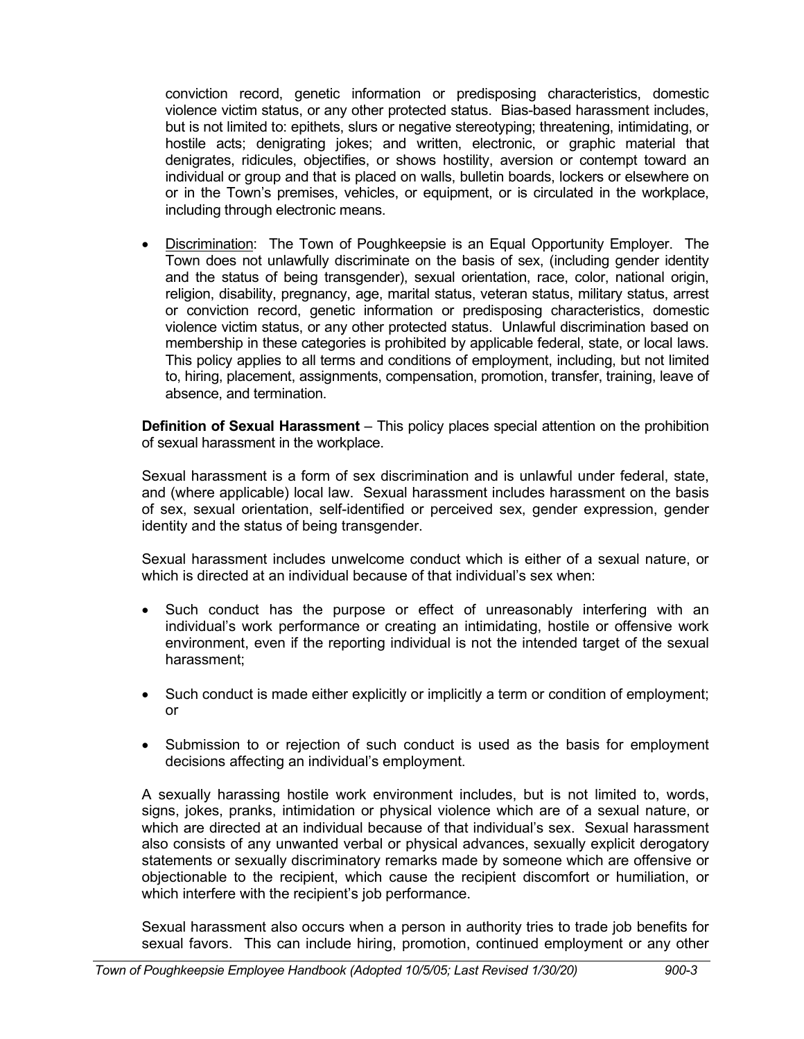conviction record, genetic information or predisposing characteristics, domestic violence victim status, or any other protected status. Bias-based harassment includes, but is not limited to: epithets, slurs or negative stereotyping; threatening, intimidating, or hostile acts; denigrating jokes; and written, electronic, or graphic material that denigrates, ridicules, objectifies, or shows hostility, aversion or contempt toward an individual or group and that is placed on walls, bulletin boards, lockers or elsewhere on or in the Town's premises, vehicles, or equipment, or is circulated in the workplace, including through electronic means.

- Discrimination: The Town of Poughkeepsie is an Equal Opportunity Employer. The Town does not unlawfully discriminate on the basis of sex, (including gender identity and the status of being transgender), sexual orientation, race, color, national origin, religion, disability, pregnancy, age, marital status, veteran status, military status, arrest or conviction record, genetic information or predisposing characteristics, domestic violence victim status, or any other protected status. Unlawful discrimination based on membership in these categories is prohibited by applicable federal, state, or local laws. This policy applies to all terms and conditions of employment, including, but not limited to, hiring, placement, assignments, compensation, promotion, transfer, training, leave of absence, and termination.

**Definition of Sexual Harassment** – This policy places special attention on the prohibition of sexual harassment in the workplace.

Sexual harassment is a form of sex discrimination and is unlawful under federal, state, and (where applicable) local law. Sexual harassment includes harassment on the basis of sex, sexual orientation, self-identified or perceived sex, gender expression, gender identity and the status of being transgender.

Sexual harassment includes unwelcome conduct which is either of a sexual nature, or which is directed at an individual because of that individual's sex when:

- Such conduct has the purpose or effect of unreasonably interfering with an individual's work performance or creating an intimidating, hostile or offensive work environment, even if the reporting individual is not the intended target of the sexual harassment;
- Such conduct is made either explicitly or implicitly a term or condition of employment; or
- Submission to or rejection of such conduct is used as the basis for employment decisions affecting an individual's employment.

A sexually harassing hostile work environment includes, but is not limited to, words, signs, jokes, pranks, intimidation or physical violence which are of a sexual nature, or which are directed at an individual because of that individual's sex. Sexual harassment also consists of any unwanted verbal or physical advances, sexually explicit derogatory statements or sexually discriminatory remarks made by someone which are offensive or objectionable to the recipient, which cause the recipient discomfort or humiliation, or which interfere with the recipient's job performance.

Sexual harassment also occurs when a person in authority tries to trade job benefits for sexual favors. This can include hiring, promotion, continued employment or any other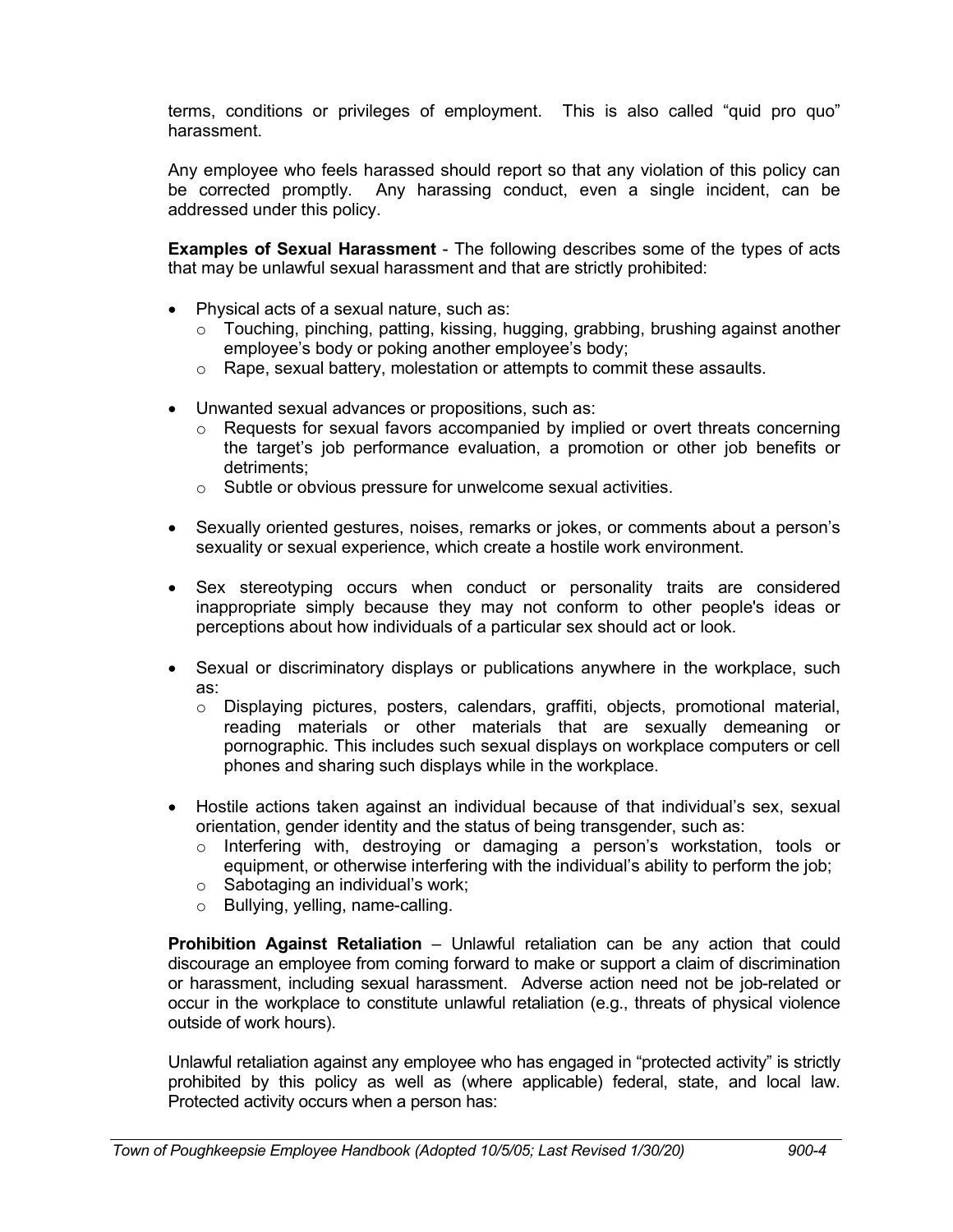terms, conditions or privileges of employment. This is also called "quid pro quo" harassment.

Any employee who feels harassed should report so that any violation of this policy can be corrected promptly. Any harassing conduct, even a single incident, can be addressed under this policy.

**Examples of Sexual Harassment** - The following describes some of the types of acts that may be unlawful sexual harassment and that are strictly prohibited:

- Physical acts of a sexual nature, such as:
  - Touching, pinching, patting, kissing, hugging, grabbing, brushing against another employee's body or poking another employee's body;
  - Rape, sexual battery, molestation or attempts to commit these assaults.
- Unwanted sexual advances or propositions, such as:
  - Requests for sexual favors accompanied by implied or overt threats concerning the target's job performance evaluation, a promotion or other job benefits or detriments;
  - Subtle or obvious pressure for unwelcome sexual activities.
- Sexually oriented gestures, noises, remarks or jokes, or comments about a person's sexuality or sexual experience, which create a hostile work environment.
- Sex stereotyping occurs when conduct or personality traits are considered inappropriate simply because they may not conform to other people's ideas or perceptions about how individuals of a particular sex should act or look.
- Sexual or discriminatory displays or publications anywhere in the workplace, such as:
  - Displaying pictures, posters, calendars, graffiti, objects, promotional material, reading materials or other materials that are sexually demeaning or pornographic. This includes such sexual displays on workplace computers or cell phones and sharing such displays while in the workplace.
- Hostile actions taken against an individual because of that individual's sex, sexual orientation, gender identity and the status of being transgender, such as:
  - Interfering with, destroying or damaging a person's workstation, tools or equipment, or otherwise interfering with the individual's ability to perform the job;
  - Sabotaging an individual's work;
  - Bullying, yelling, name-calling.

**Prohibition Against Retaliation** – Unlawful retaliation can be any action that could discourage an employee from coming forward to make or support a claim of discrimination or harassment, including sexual harassment. Adverse action need not be job-related or occur in the workplace to constitute unlawful retaliation (e.g., threats of physical violence outside of work hours).

Unlawful retaliation against any employee who has engaged in "protected activity" is strictly prohibited by this policy as well as (where applicable) federal, state, and local law. Protected activity occurs when a person has: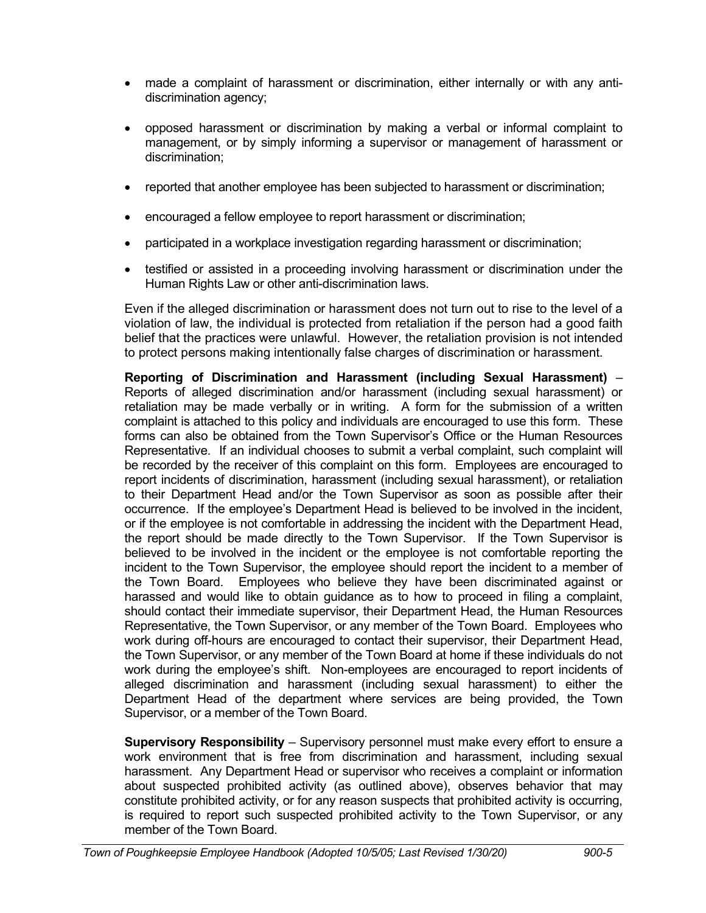- made a complaint of harassment or discrimination, either internally or with any anti-discrimination agency;
- opposed harassment or discrimination by making a verbal or informal complaint to management, or by simply informing a supervisor or management of harassment or discrimination;
- reported that another employee has been subjected to harassment or discrimination;
- encouraged a fellow employee to report harassment or discrimination;
- participated in a workplace investigation regarding harassment or discrimination;
- testified or assisted in a proceeding involving harassment or discrimination under the Human Rights Law or other anti-discrimination laws.

Even if the alleged discrimination or harassment does not turn out to rise to the level of a violation of law, the individual is protected from retaliation if the person had a good faith belief that the practices were unlawful. However, the retaliation provision is not intended to protect persons making intentionally false charges of discrimination or harassment.

**Reporting of Discrimination and Harassment (including Sexual Harassment)** – Reports of alleged discrimination and/or harassment (including sexual harassment) or retaliation may be made verbally or in writing. A form for the submission of a written complaint is attached to this policy and individuals are encouraged to use this form. These forms can also be obtained from the Town Supervisor's Office or the Human Resources Representative. If an individual chooses to submit a verbal complaint, such complaint will be recorded by the receiver of this complaint on this form. Employees are encouraged to report incidents of discrimination, harassment (including sexual harassment), or retaliation to their Department Head and/or the Town Supervisor as soon as possible after their occurrence. If the employee's Department Head is believed to be involved in the incident, or if the employee is not comfortable in addressing the incident with the Department Head, the report should be made directly to the Town Supervisor. If the Town Supervisor is believed to be involved in the incident or the employee is not comfortable reporting the incident to the Town Supervisor, the employee should report the incident to a member of the Town Board. Employees who believe they have been discriminated against or harassed and would like to obtain guidance as to how to proceed in filing a complaint, should contact their immediate supervisor, their Department Head, the Human Resources Representative, the Town Supervisor, or any member of the Town Board. Employees who work during off-hours are encouraged to contact their supervisor, their Department Head, the Town Supervisor, or any member of the Town Board at home if these individuals do not work during the employee's shift. Non-employees are encouraged to report incidents of alleged discrimination and harassment (including sexual harassment) to either the Department Head of the department where services are being provided, the Town Supervisor, or a member of the Town Board.

**Supervisory Responsibility** – Supervisory personnel must make every effort to ensure a work environment that is free from discrimination and harassment, including sexual harassment. Any Department Head or supervisor who receives a complaint or information about suspected prohibited activity (as outlined above), observes behavior that may constitute prohibited activity, or for any reason suspects that prohibited activity is occurring, is required to report such suspected prohibited activity to the Town Supervisor, or any member of the Town Board.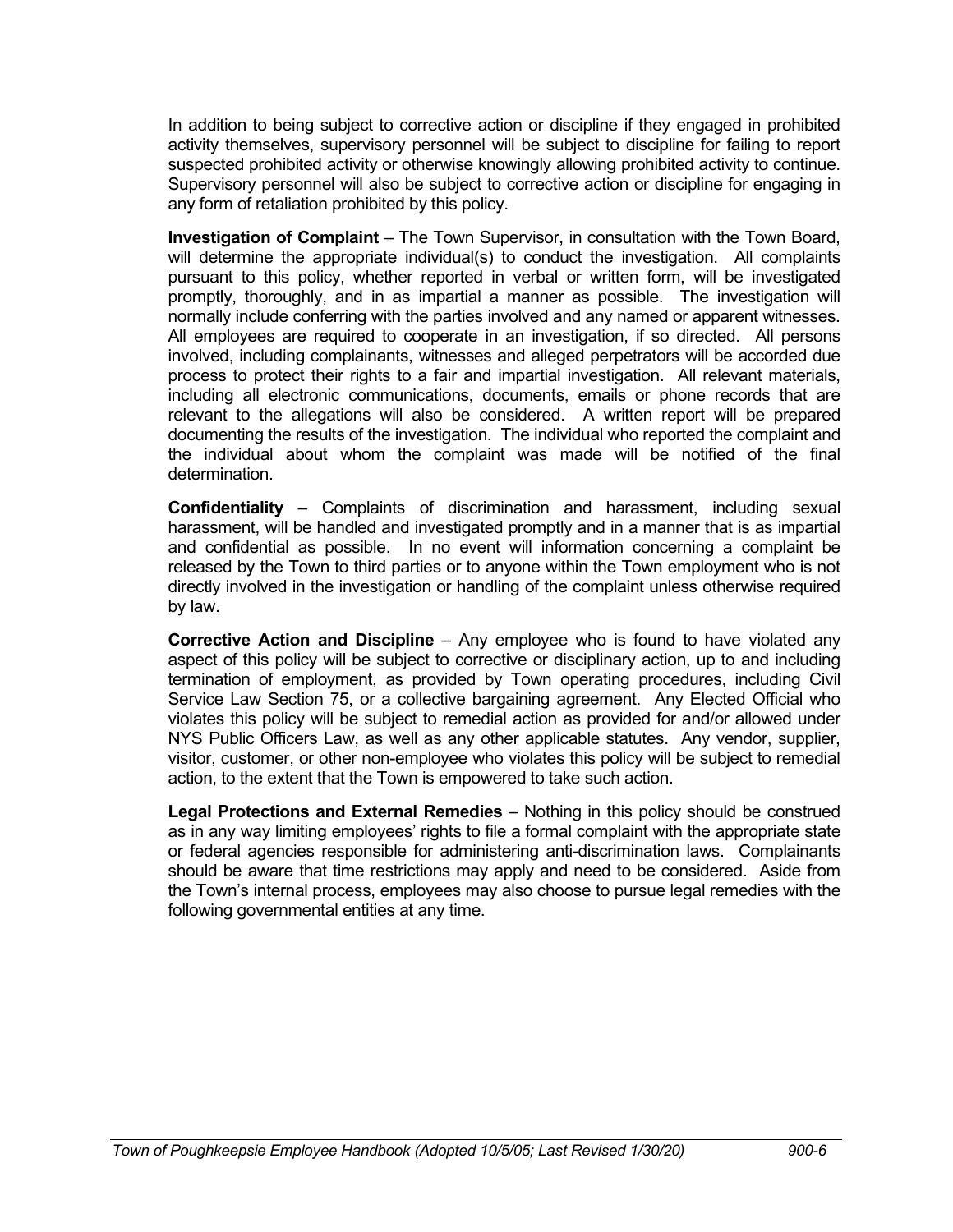In addition to being subject to corrective action or discipline if they engaged in prohibited activity themselves, supervisory personnel will be subject to discipline for failing to report suspected prohibited activity or otherwise knowingly allowing prohibited activity to continue. Supervisory personnel will also be subject to corrective action or discipline for engaging in any form of retaliation prohibited by this policy.

**Investigation of Complaint** – The Town Supervisor, in consultation with the Town Board, will determine the appropriate individual(s) to conduct the investigation. All complaints pursuant to this policy, whether reported in verbal or written form, will be investigated promptly, thoroughly, and in as impartial a manner as possible. The investigation will normally include conferring with the parties involved and any named or apparent witnesses. All employees are required to cooperate in an investigation, if so directed. All persons involved, including complainants, witnesses and alleged perpetrators will be accorded due process to protect their rights to a fair and impartial investigation. All relevant materials, including all electronic communications, documents, emails or phone records that are relevant to the allegations will also be considered. A written report will be prepared documenting the results of the investigation. The individual who reported the complaint and the individual about whom the complaint was made will be notified of the final determination.

**Confidentiality** – Complaints of discrimination and harassment, including sexual harassment, will be handled and investigated promptly and in a manner that is as impartial and confidential as possible. In no event will information concerning a complaint be released by the Town to third parties or to anyone within the Town employment who is not directly involved in the investigation or handling of the complaint unless otherwise required by law.

**Corrective Action and Discipline** – Any employee who is found to have violated any aspect of this policy will be subject to corrective or disciplinary action, up to and including termination of employment, as provided by Town operating procedures, including Civil Service Law Section 75, or a collective bargaining agreement. Any Elected Official who violates this policy will be subject to remedial action as provided for and/or allowed under NYS Public Officers Law, as well as any other applicable statutes. Any vendor, supplier, visitor, customer, or other non-employee who violates this policy will be subject to remedial action, to the extent that the Town is empowered to take such action.

**Legal Protections and External Remedies** – Nothing in this policy should be construed as in any way limiting employees' rights to file a formal complaint with the appropriate state or federal agencies responsible for administering anti-discrimination laws. Complainants should be aware that time restrictions may apply and need to be considered. Aside from the Town's internal process, employees may also choose to pursue legal remedies with the following governmental entities at any time.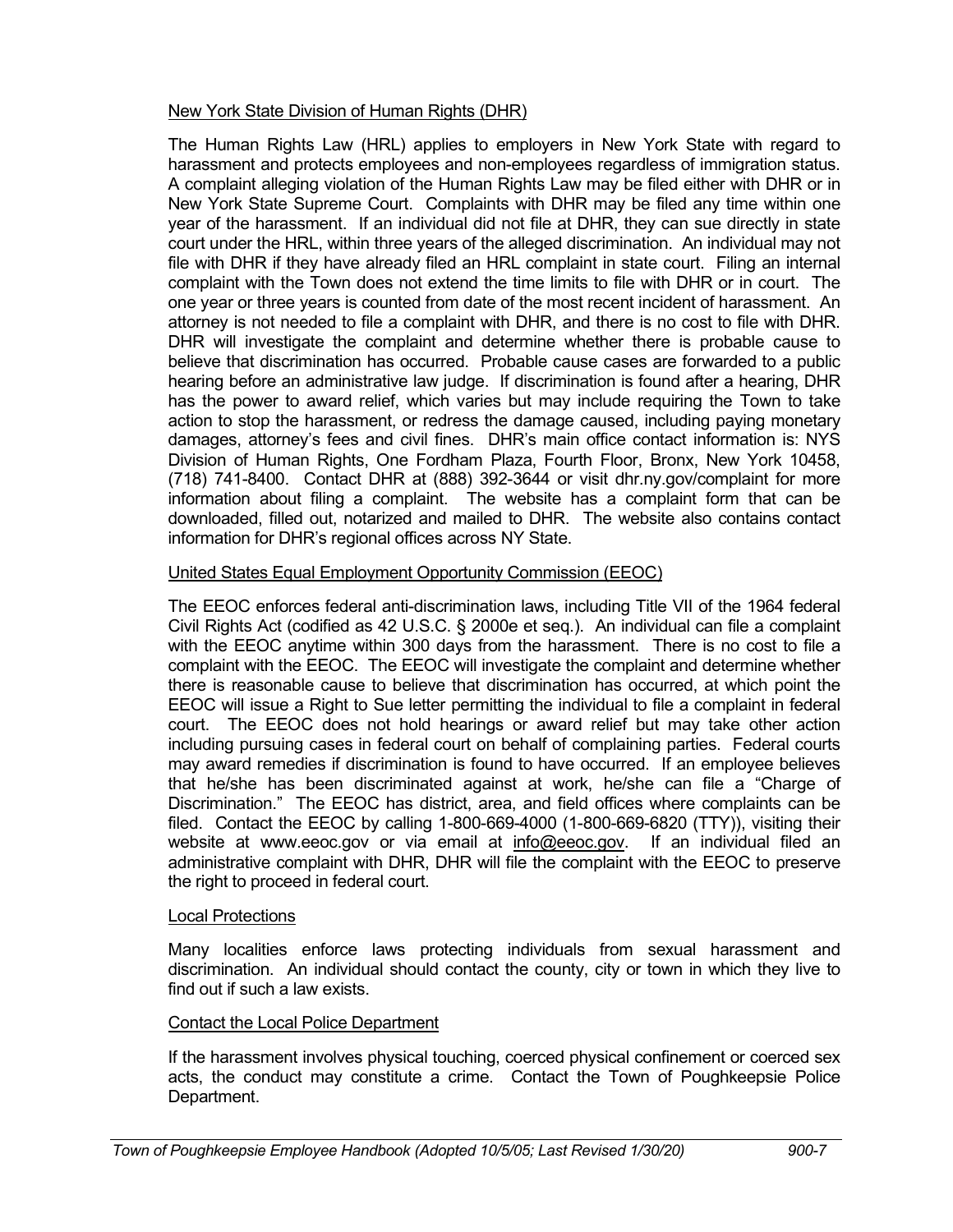<u>New York State Division of Human Rights (DHR)</u>

The Human Rights Law (HRL) applies to employers in New York State with regard to harassment and protects employees and non-employees regardless of immigration status. A complaint alleging violation of the Human Rights Law may be filed either with DHR or in New York State Supreme Court. Complaints with DHR may be filed any time within one year of the harassment. If an individual did not file at DHR, they can sue directly in state court under the HRL, within three years of the alleged discrimination. An individual may not file with DHR if they have already filed an HRL complaint in state court. Filing an internal complaint with the Town does not extend the time limits to file with DHR or in court. The one year or three years is counted from date of the most recent incident of harassment. An attorney is not needed to file a complaint with DHR, and there is no cost to file with DHR. DHR will investigate the complaint and determine whether there is probable cause to believe that discrimination has occurred. Probable cause cases are forwarded to a public hearing before an administrative law judge. If discrimination is found after a hearing, DHR has the power to award relief, which varies but may include requiring the Town to take action to stop the harassment, or redress the damage caused, including paying monetary damages, attorney's fees and civil fines. DHR's main office contact information is: NYS Division of Human Rights, One Fordham Plaza, Fourth Floor, Bronx, New York 10458, (718) 741-8400. Contact DHR at (888) 392-3644 or visit dhr.ny.gov/complaint for more information about filing a complaint. The website has a complaint form that can be downloaded, filled out, notarized and mailed to DHR. The website also contains contact information for DHR's regional offices across NY State.

<u>United States Equal Employment Opportunity Commission (EEOC)</u>

The EEOC enforces federal anti-discrimination laws, including Title VII of the 1964 federal Civil Rights Act (codified as 42 U.S.C. § 2000e et seq.). An individual can file a complaint with the EEOC anytime within 300 days from the harassment. There is no cost to file a complaint with the EEOC. The EEOC will investigate the complaint and determine whether there is reasonable cause to believe that discrimination has occurred, at which point the EEOC will issue a Right to Sue letter permitting the individual to file a complaint in federal court. The EEOC does not hold hearings or award relief but may take other action including pursuing cases in federal court on behalf of complaining parties. Federal courts may award remedies if discrimination is found to have occurred. If an employee believes that he/she has been discriminated against at work, he/she can file a "Charge of Discrimination." The EEOC has district, area, and field offices where complaints can be filed. Contact the EEOC by calling 1-800-669-4000 (1-800-669-6820 (TTY)), visiting their website at www.eeoc.gov or via email at info@eeoc.gov. If an individual filed an administrative complaint with DHR, DHR will file the complaint with the EEOC to preserve the right to proceed in federal court.

<u>Local Protections</u>

Many localities enforce laws protecting individuals from sexual harassment and discrimination. An individual should contact the county, city or town in which they live to find out if such a law exists.

<u>Contact the Local Police Department</u>

If the harassment involves physical touching, coerced physical confinement or coerced sex acts, the conduct may constitute a crime. Contact the Town of Poughkeepsie Police Department.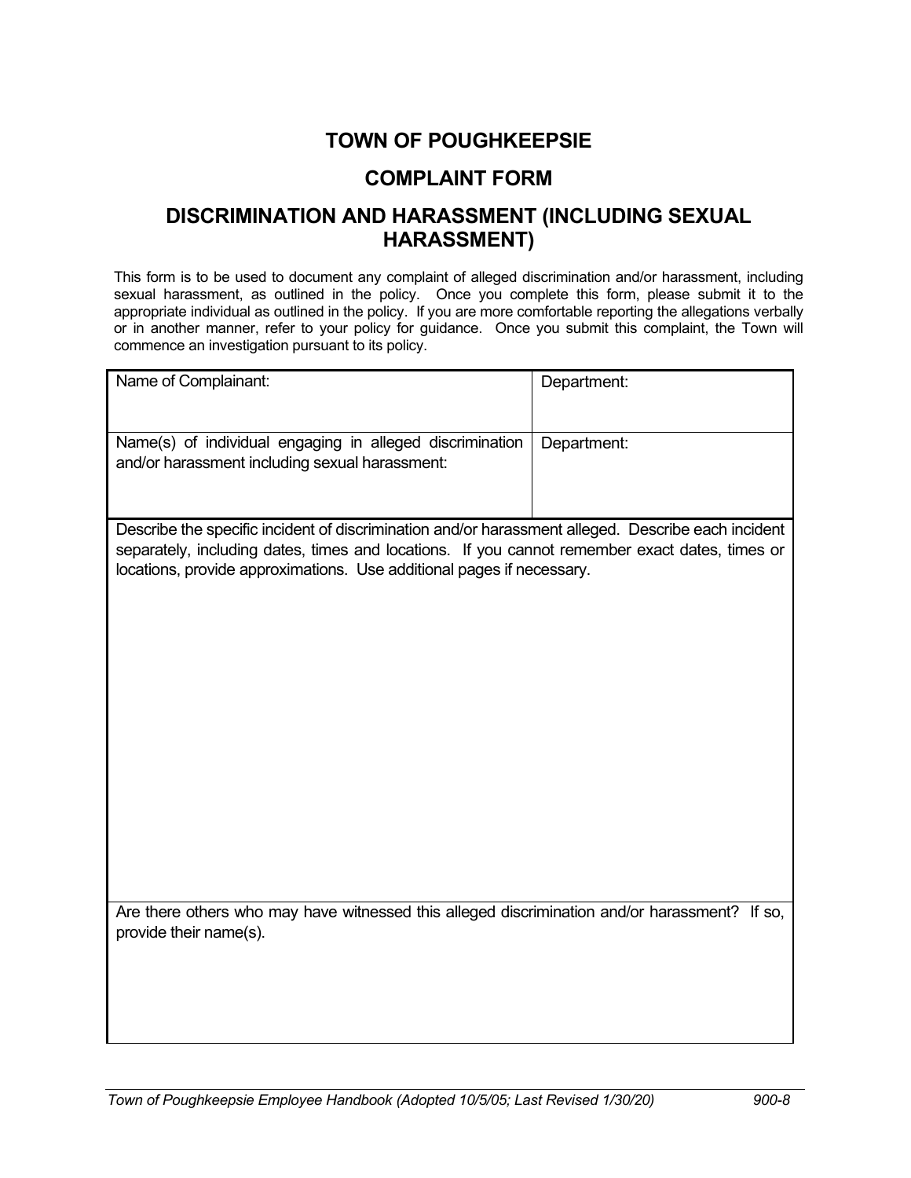# TOWN OF POUGHKEEPSIE

## COMPLAINT FORM

## DISCRIMINATION AND HARASSMENT (INCLUDING SEXUAL HARASSMENT)

This form is to be used to document any complaint of alleged discrimination and/or harassment, including sexual harassment, as outlined in the policy. Once you complete this form, please submit it to the appropriate individual as outlined in the policy. If you are more comfortable reporting the allegations verbally or in another manner, refer to your policy for guidance. Once you submit this complaint, the Town will commence an investigation pursuant to its policy.

| Name of Complainant: | Department: |
|---|---|
| Name(s) of individual engaging in alleged discrimination and/or harassment including sexual harassment: | Department: |
| Describe the specific incident of discrimination and/or harassment alleged. Describe each incident separately, including dates, times and locations. If you cannot remember exact dates, times or locations, provide approximations. Use additional pages if necessary. | |
| Are there others who may have witnessed this alleged discrimination and/or harassment? If so, provide their name(s). | |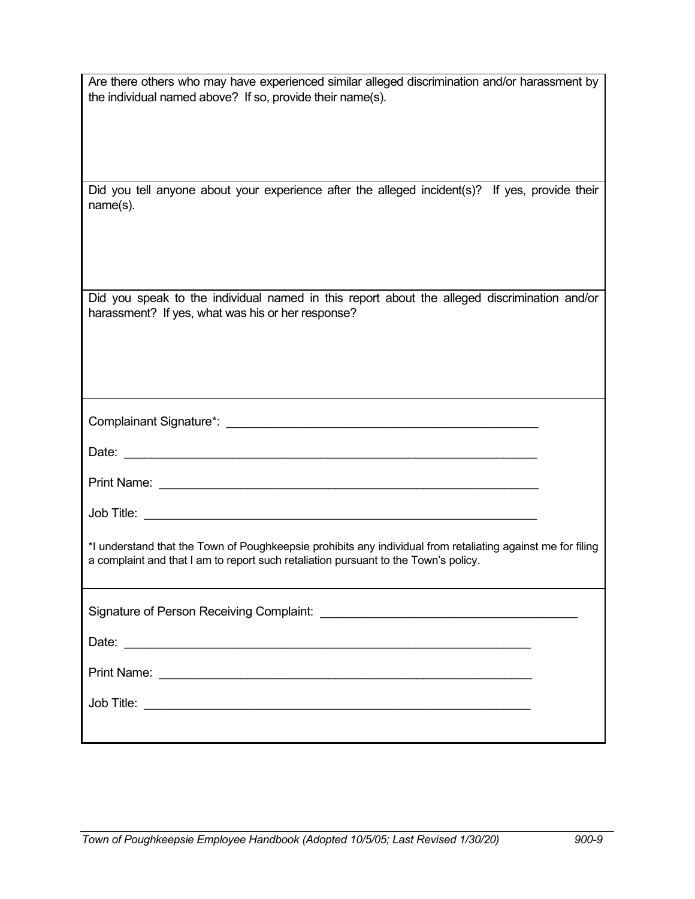Are there others who may have experienced similar alleged discrimination and/or harassment by the individual named above? If so, provide their name(s).

Did you tell anyone about your experience after the alleged incident(s)? If yes, provide their name(s).

Did you speak to the individual named in this report about the alleged discrimination and/or harassment? If yes, what was his or her response?

Complainant Signature*: ______________________________________________

Date: ______________________________________________

Print Name: ______________________________________________

Job Title: ______________________________________________

*I understand that the Town of Poughkeepsie prohibits any individual from retaliating against me for filing a complaint and that I am to report such retaliation pursuant to the Town's policy.

Signature of Person Receiving Complaint: ______________________________________

Date: ______________________________________________

Print Name: ______________________________________________

Job Title: ______________________________________________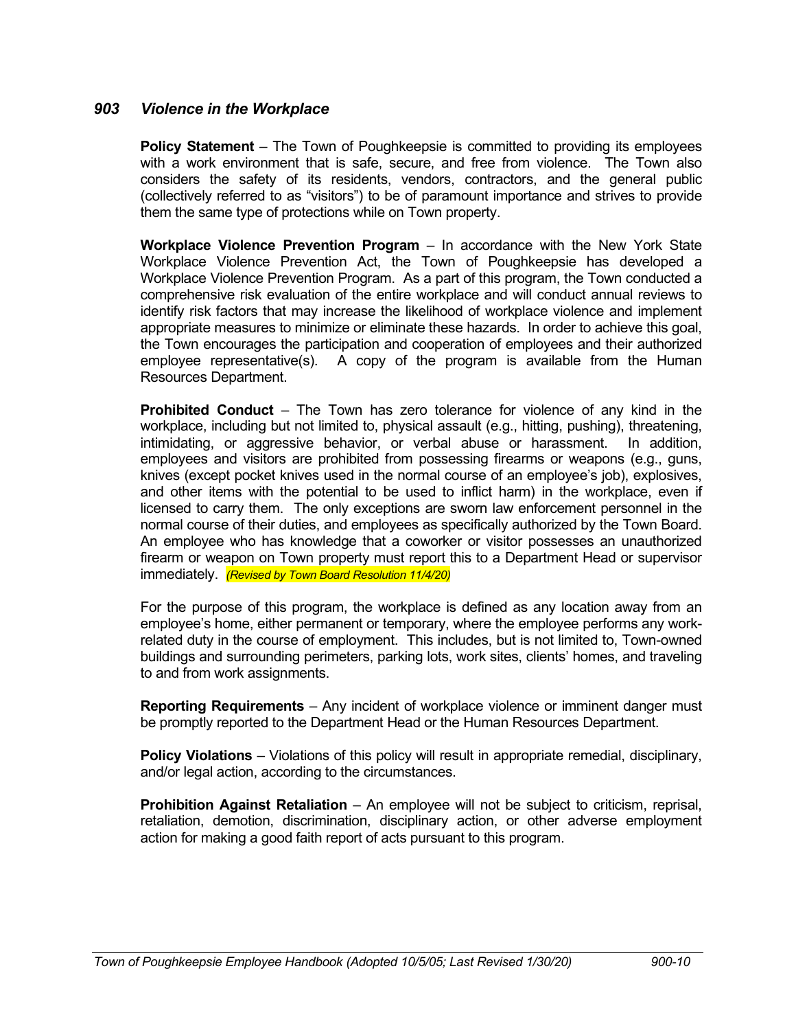### *903 Violence in the Workplace*

**Policy Statement** – The Town of Poughkeepsie is committed to providing its employees with a work environment that is safe, secure, and free from violence. The Town also considers the safety of its residents, vendors, contractors, and the general public (collectively referred to as "visitors") to be of paramount importance and strives to provide them the same type of protections while on Town property.

**Workplace Violence Prevention Program** – In accordance with the New York State Workplace Violence Prevention Act, the Town of Poughkeepsie has developed a Workplace Violence Prevention Program. As a part of this program, the Town conducted a comprehensive risk evaluation of the entire workplace and will conduct annual reviews to identify risk factors that may increase the likelihood of workplace violence and implement appropriate measures to minimize or eliminate these hazards. In order to achieve this goal, the Town encourages the participation and cooperation of employees and their authorized employee representative(s). A copy of the program is available from the Human Resources Department.

**Prohibited Conduct** – The Town has zero tolerance for violence of any kind in the workplace, including but not limited to, physical assault (e.g., hitting, pushing), threatening, intimidating, or aggressive behavior, or verbal abuse or harassment. In addition, employees and visitors are prohibited from possessing firearms or weapons (e.g., guns, knives (except pocket knives used in the normal course of an employee's job), explosives, and other items with the potential to be used to inflict harm) in the workplace, even if licensed to carry them. The only exceptions are sworn law enforcement personnel in the normal course of their duties, and employees as specifically authorized by the Town Board. An employee who has knowledge that a coworker or visitor possesses an unauthorized firearm or weapon on Town property must report this to a Department Head or supervisor immediately. *(Revised by Town Board Resolution 11/4/20)*

For the purpose of this program, the workplace is defined as any location away from an employee's home, either permanent or temporary, where the employee performs any work-related duty in the course of employment. This includes, but is not limited to, Town-owned buildings and surrounding perimeters, parking lots, work sites, clients' homes, and traveling to and from work assignments.

**Reporting Requirements** – Any incident of workplace violence or imminent danger must be promptly reported to the Department Head or the Human Resources Department.

**Policy Violations** – Violations of this policy will result in appropriate remedial, disciplinary, and/or legal action, according to the circumstances.

**Prohibition Against Retaliation** – An employee will not be subject to criticism, reprisal, retaliation, demotion, discrimination, disciplinary action, or other adverse employment action for making a good faith report of acts pursuant to this program.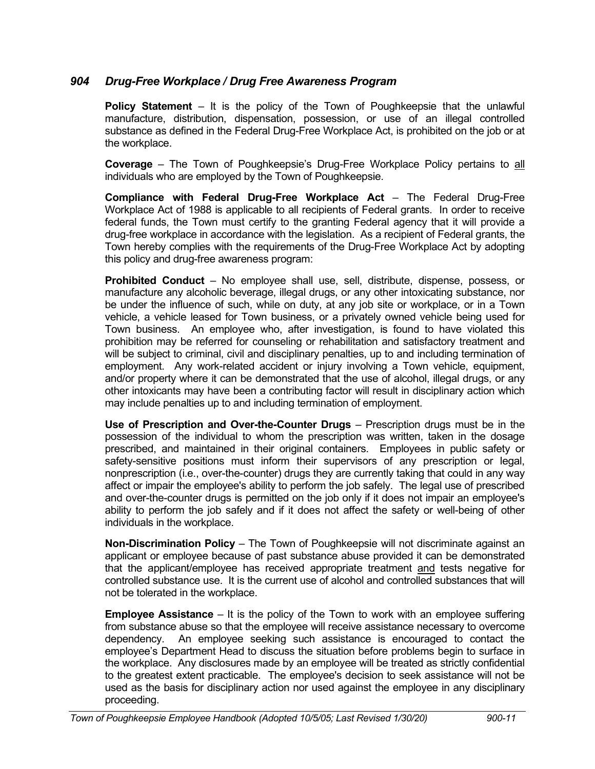### *904 Drug-Free Workplace / Drug Free Awareness Program*

**Policy Statement** – It is the policy of the Town of Poughkeepsie that the unlawful manufacture, distribution, dispensation, possession, or use of an illegal controlled substance as defined in the Federal Drug-Free Workplace Act, is prohibited on the job or at the workplace.

**Coverage** – The Town of Poughkeepsie's Drug-Free Workplace Policy pertains to <u>all</u> individuals who are employed by the Town of Poughkeepsie.

**Compliance with Federal Drug-Free Workplace Act** – The Federal Drug-Free Workplace Act of 1988 is applicable to all recipients of Federal grants. In order to receive federal funds, the Town must certify to the granting Federal agency that it will provide a drug-free workplace in accordance with the legislation. As a recipient of Federal grants, the Town hereby complies with the requirements of the Drug-Free Workplace Act by adopting this policy and drug-free awareness program:

**Prohibited Conduct** – No employee shall use, sell, distribute, dispense, possess, or manufacture any alcoholic beverage, illegal drugs, or any other intoxicating substance, nor be under the influence of such, while on duty, at any job site or workplace, or in a Town vehicle, a vehicle leased for Town business, or a privately owned vehicle being used for Town business. An employee who, after investigation, is found to have violated this prohibition may be referred for counseling or rehabilitation and satisfactory treatment and will be subject to criminal, civil and disciplinary penalties, up to and including termination of employment. Any work-related accident or injury involving a Town vehicle, equipment, and/or property where it can be demonstrated that the use of alcohol, illegal drugs, or any other intoxicants may have been a contributing factor will result in disciplinary action which may include penalties up to and including termination of employment.

**Use of Prescription and Over-the-Counter Drugs** – Prescription drugs must be in the possession of the individual to whom the prescription was written, taken in the dosage prescribed, and maintained in their original containers. Employees in public safety or safety-sensitive positions must inform their supervisors of any prescription or legal, nonprescription (i.e., over-the-counter) drugs they are currently taking that could in any way affect or impair the employee's ability to perform the job safely. The legal use of prescribed and over-the-counter drugs is permitted on the job only if it does not impair an employee's ability to perform the job safely and if it does not affect the safety or well-being of other individuals in the workplace.

**Non-Discrimination Policy** – The Town of Poughkeepsie will not discriminate against an applicant or employee because of past substance abuse provided it can be demonstrated that the applicant/employee has received appropriate treatment <u>and</u> tests negative for controlled substance use. It is the current use of alcohol and controlled substances that will not be tolerated in the workplace.

**Employee Assistance** – It is the policy of the Town to work with an employee suffering from substance abuse so that the employee will receive assistance necessary to overcome dependency. An employee seeking such assistance is encouraged to contact the employee's Department Head to discuss the situation before problems begin to surface in the workplace. Any disclosures made by an employee will be treated as strictly confidential to the greatest extent practicable. The employee's decision to seek assistance will not be used as the basis for disciplinary action nor used against the employee in any disciplinary proceeding.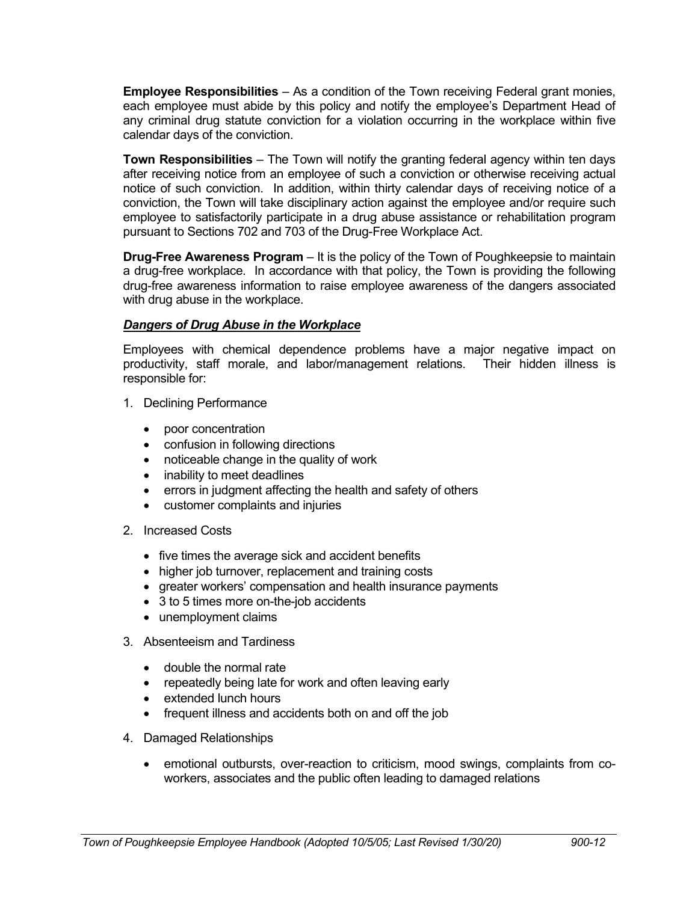**Employee Responsibilities** – As a condition of the Town receiving Federal grant monies, each employee must abide by this policy and notify the employee's Department Head of any criminal drug statute conviction for a violation occurring in the workplace within five calendar days of the conviction.

**Town Responsibilities** – The Town will notify the granting federal agency within ten days after receiving notice from an employee of such a conviction or otherwise receiving actual notice of such conviction. In addition, within thirty calendar days of receiving notice of a conviction, the Town will take disciplinary action against the employee and/or require such employee to satisfactorily participate in a drug abuse assistance or rehabilitation program pursuant to Sections 702 and 703 of the Drug-Free Workplace Act.

**Drug-Free Awareness Program** – It is the policy of the Town of Poughkeepsie to maintain a drug-free workplace. In accordance with that policy, the Town is providing the following drug-free awareness information to raise employee awareness of the dangers associated with drug abuse in the workplace.

***Dangers of Drug Abuse in the Workplace***

Employees with chemical dependence problems have a major negative impact on productivity, staff morale, and labor/management relations. Their hidden illness is responsible for:

1. Declining Performance
   - poor concentration
   - confusion in following directions
   - noticeable change in the quality of work
   - inability to meet deadlines
   - errors in judgment affecting the health and safety of others
   - customer complaints and injuries
2. Increased Costs
   - five times the average sick and accident benefits
   - higher job turnover, replacement and training costs
   - greater workers' compensation and health insurance payments
   - 3 to 5 times more on-the-job accidents
   - unemployment claims
3. Absenteeism and Tardiness
   - double the normal rate
   - repeatedly being late for work and often leaving early
   - extended lunch hours
   - frequent illness and accidents both on and off the job
4. Damaged Relationships
   - emotional outbursts, over-reaction to criticism, mood swings, complaints from co-workers, associates and the public often leading to damaged relations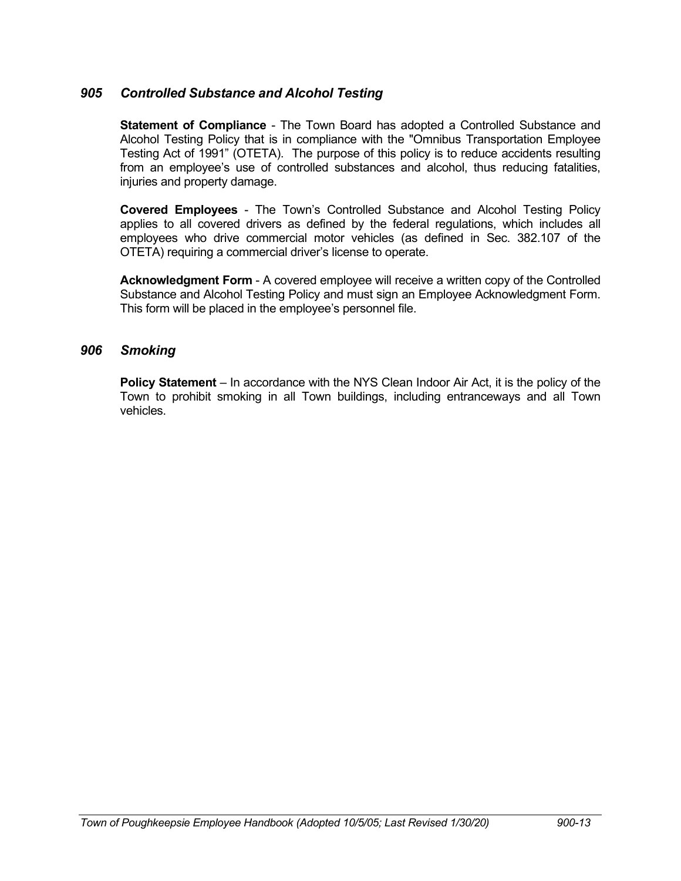### *905 Controlled Substance and Alcohol Testing*

**Statement of Compliance** - The Town Board has adopted a Controlled Substance and Alcohol Testing Policy that is in compliance with the "Omnibus Transportation Employee Testing Act of 1991" (OTETA). The purpose of this policy is to reduce accidents resulting from an employee's use of controlled substances and alcohol, thus reducing fatalities, injuries and property damage.

**Covered Employees** - The Town's Controlled Substance and Alcohol Testing Policy applies to all covered drivers as defined by the federal regulations, which includes all employees who drive commercial motor vehicles (as defined in Sec. 382.107 of the OTETA) requiring a commercial driver's license to operate.

**Acknowledgment Form** - A covered employee will receive a written copy of the Controlled Substance and Alcohol Testing Policy and must sign an Employee Acknowledgment Form. This form will be placed in the employee's personnel file.

### *906 Smoking*

**Policy Statement** – In accordance with the NYS Clean Indoor Air Act, it is the policy of the Town to prohibit smoking in all Town buildings, including entranceways and all Town vehicles.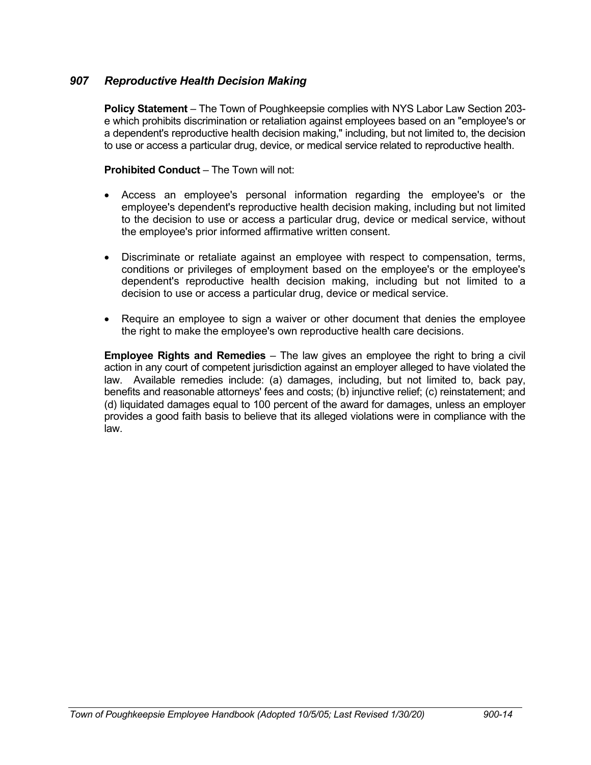## *907 Reproductive Health Decision Making*

**Policy Statement** – The Town of Poughkeepsie complies with NYS Labor Law Section 203-e which prohibits discrimination or retaliation against employees based on an "employee's or a dependent's reproductive health decision making," including, but not limited to, the decision to use or access a particular drug, device, or medical service related to reproductive health.

**Prohibited Conduct** – The Town will not:

- Access an employee's personal information regarding the employee's or the employee's dependent's reproductive health decision making, including but not limited to the decision to use or access a particular drug, device or medical service, without the employee's prior informed affirmative written consent.

- Discriminate or retaliate against an employee with respect to compensation, terms, conditions or privileges of employment based on the employee's or the employee's dependent's reproductive health decision making, including but not limited to a decision to use or access a particular drug, device or medical service.

- Require an employee to sign a waiver or other document that denies the employee the right to make the employee's own reproductive health care decisions.

**Employee Rights and Remedies** – The law gives an employee the right to bring a civil action in any court of competent jurisdiction against an employer alleged to have violated the law. Available remedies include: (a) damages, including, but not limited to, back pay, benefits and reasonable attorneys' fees and costs; (b) injunctive relief; (c) reinstatement; and (d) liquidated damages equal to 100 percent of the award for damages, unless an employer provides a good faith basis to believe that its alleged violations were in compliance with the law.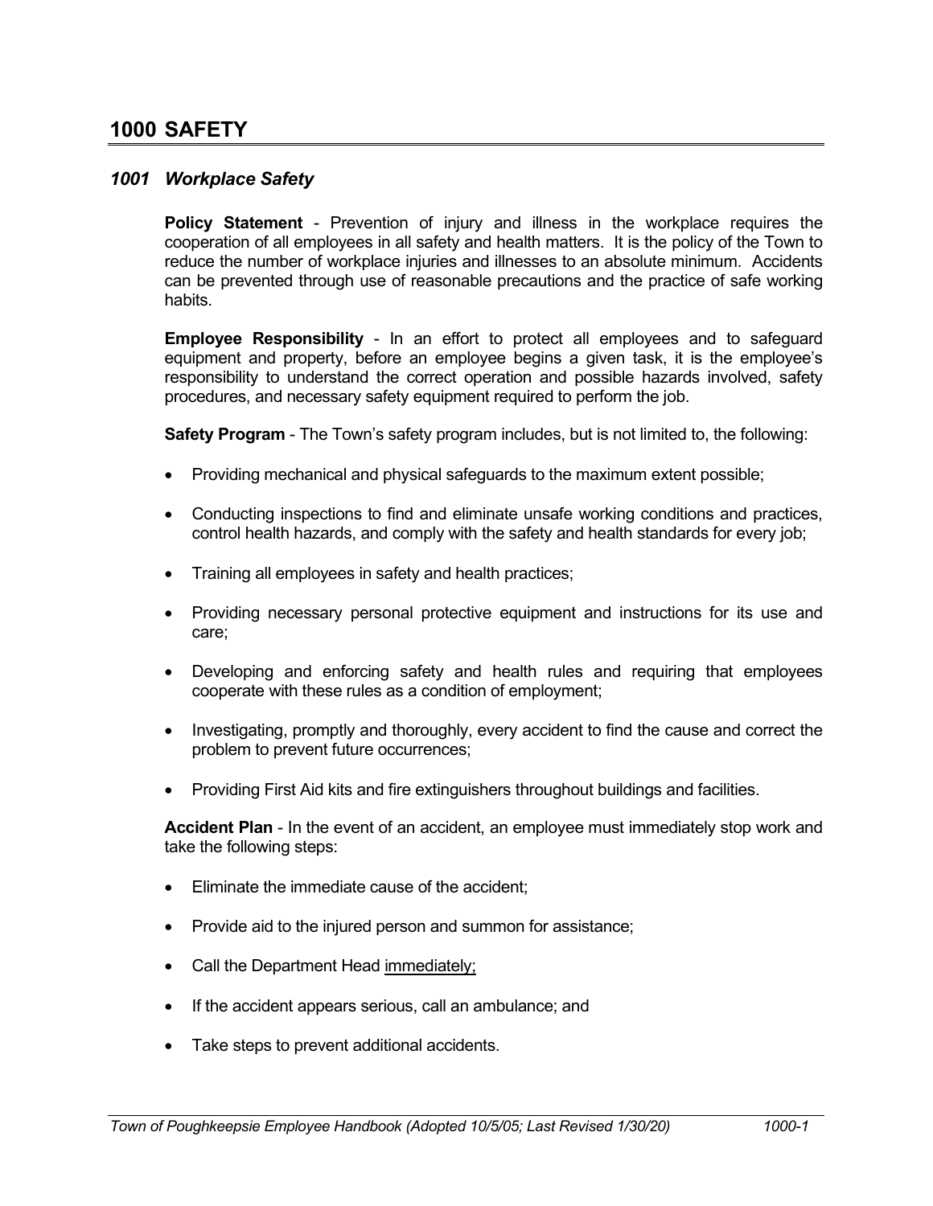# 1000 SAFETY

## *1001 Workplace Safety*

**Policy Statement** - Prevention of injury and illness in the workplace requires the cooperation of all employees in all safety and health matters. It is the policy of the Town to reduce the number of workplace injuries and illnesses to an absolute minimum. Accidents can be prevented through use of reasonable precautions and the practice of safe working habits.

**Employee Responsibility** - In an effort to protect all employees and to safeguard equipment and property, before an employee begins a given task, it is the employee's responsibility to understand the correct operation and possible hazards involved, safety procedures, and necessary safety equipment required to perform the job.

**Safety Program** - The Town's safety program includes, but is not limited to, the following:

- Providing mechanical and physical safeguards to the maximum extent possible;
- Conducting inspections to find and eliminate unsafe working conditions and practices, control health hazards, and comply with the safety and health standards for every job;
- Training all employees in safety and health practices;
- Providing necessary personal protective equipment and instructions for its use and care;
- Developing and enforcing safety and health rules and requiring that employees cooperate with these rules as a condition of employment;
- Investigating, promptly and thoroughly, every accident to find the cause and correct the problem to prevent future occurrences;
- Providing First Aid kits and fire extinguishers throughout buildings and facilities.

**Accident Plan** - In the event of an accident, an employee must immediately stop work and take the following steps:

- Eliminate the immediate cause of the accident;
- Provide aid to the injured person and summon for assistance;
- Call the Department Head <u>immediately;</u>
- If the accident appears serious, call an ambulance; and
- Take steps to prevent additional accidents.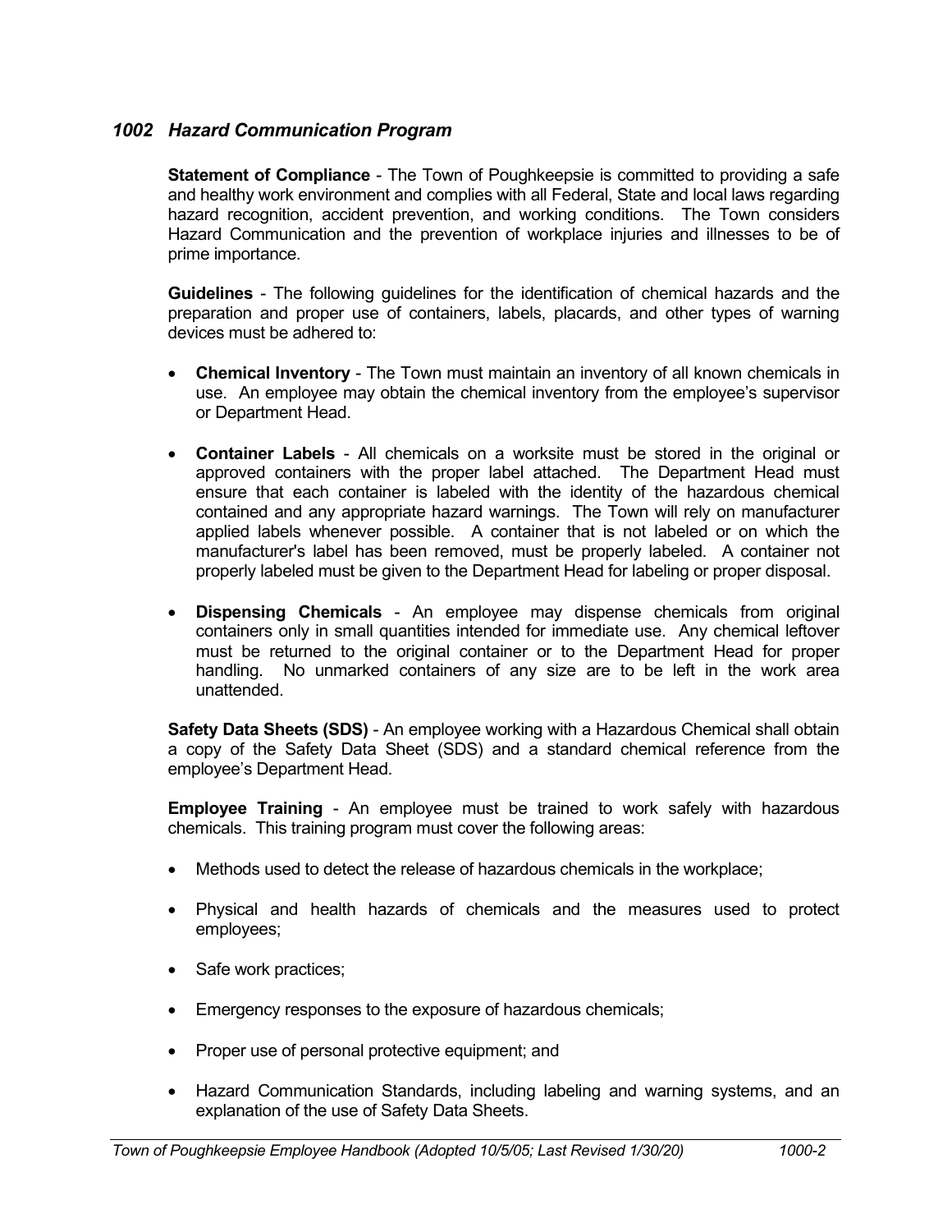### *1002 Hazard Communication Program*

**Statement of Compliance** - The Town of Poughkeepsie is committed to providing a safe and healthy work environment and complies with all Federal, State and local laws regarding hazard recognition, accident prevention, and working conditions. The Town considers Hazard Communication and the prevention of workplace injuries and illnesses to be of prime importance.

**Guidelines** - The following guidelines for the identification of chemical hazards and the preparation and proper use of containers, labels, placards, and other types of warning devices must be adhered to:

- **Chemical Inventory** - The Town must maintain an inventory of all known chemicals in use. An employee may obtain the chemical inventory from the employee's supervisor or Department Head.
- **Container Labels** - All chemicals on a worksite must be stored in the original or approved containers with the proper label attached. The Department Head must ensure that each container is labeled with the identity of the hazardous chemical contained and any appropriate hazard warnings. The Town will rely on manufacturer applied labels whenever possible. A container that is not labeled or on which the manufacturer's label has been removed, must be properly labeled. A container not properly labeled must be given to the Department Head for labeling or proper disposal.
- **Dispensing Chemicals** - An employee may dispense chemicals from original containers only in small quantities intended for immediate use. Any chemical leftover must be returned to the original container or to the Department Head for proper handling. No unmarked containers of any size are to be left in the work area unattended.

**Safety Data Sheets (SDS)** - An employee working with a Hazardous Chemical shall obtain a copy of the Safety Data Sheet (SDS) and a standard chemical reference from the employee's Department Head.

**Employee Training** - An employee must be trained to work safely with hazardous chemicals. This training program must cover the following areas:

- Methods used to detect the release of hazardous chemicals in the workplace;
- Physical and health hazards of chemicals and the measures used to protect employees;
- Safe work practices;
- Emergency responses to the exposure of hazardous chemicals;
- Proper use of personal protective equipment; and
- Hazard Communication Standards, including labeling and warning systems, and an explanation of the use of Safety Data Sheets.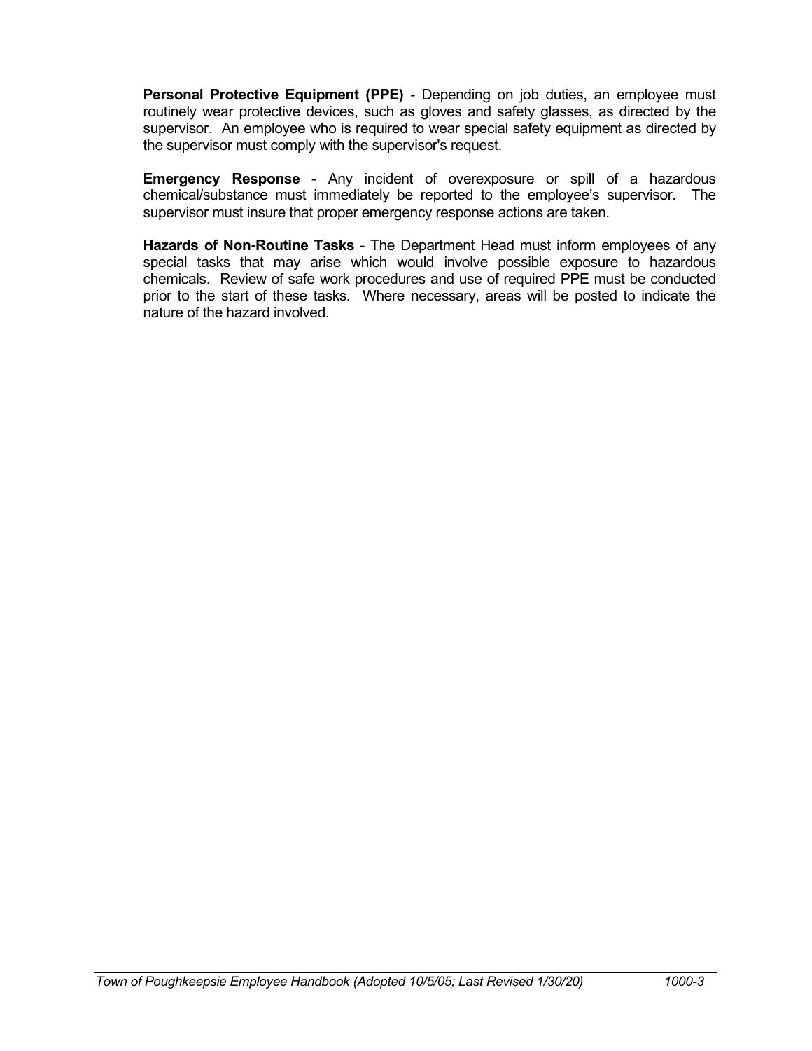**Personal Protective Equipment (PPE)** - Depending on job duties, an employee must routinely wear protective devices, such as gloves and safety glasses, as directed by the supervisor. An employee who is required to wear special safety equipment as directed by the supervisor must comply with the supervisor's request.

**Emergency Response** - Any incident of overexposure or spill of a hazardous chemical/substance must immediately be reported to the employee's supervisor. The supervisor must insure that proper emergency response actions are taken.

**Hazards of Non-Routine Tasks** - The Department Head must inform employees of any special tasks that may arise which would involve possible exposure to hazardous chemicals. Review of safe work procedures and use of required PPE must be conducted prior to the start of these tasks. Where necessary, areas will be posted to indicate the nature of the hazard involved.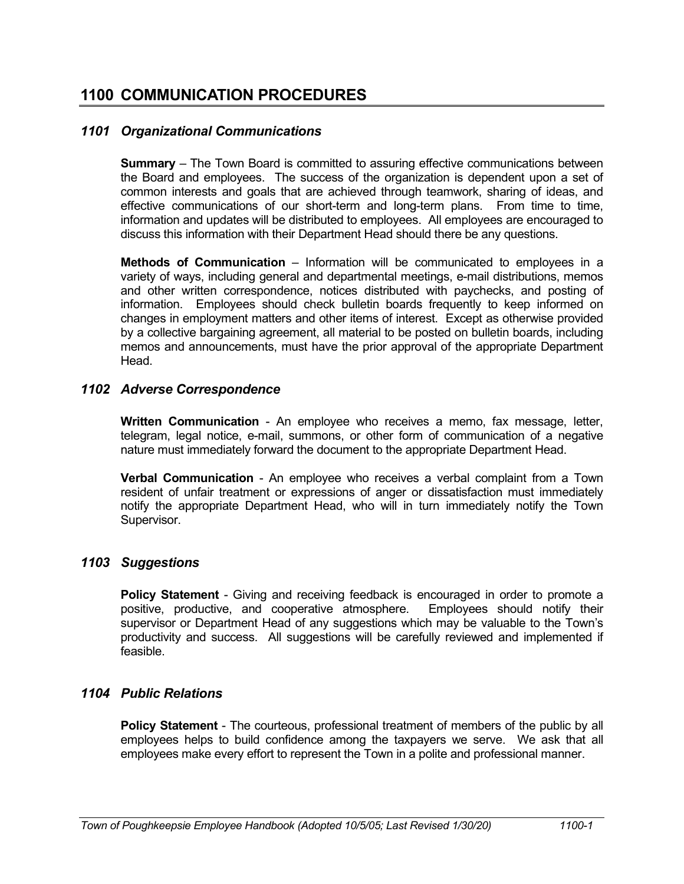# 1100 COMMUNICATION PROCEDURES

## *1101 Organizational Communications*

**Summary** – The Town Board is committed to assuring effective communications between the Board and employees. The success of the organization is dependent upon a set of common interests and goals that are achieved through teamwork, sharing of ideas, and effective communications of our short-term and long-term plans. From time to time, information and updates will be distributed to employees. All employees are encouraged to discuss this information with their Department Head should there be any questions.

**Methods of Communication** – Information will be communicated to employees in a variety of ways, including general and departmental meetings, e-mail distributions, memos and other written correspondence, notices distributed with paychecks, and posting of information. Employees should check bulletin boards frequently to keep informed on changes in employment matters and other items of interest. Except as otherwise provided by a collective bargaining agreement, all material to be posted on bulletin boards, including memos and announcements, must have the prior approval of the appropriate Department Head.

## *1102 Adverse Correspondence*

**Written Communication** - An employee who receives a memo, fax message, letter, telegram, legal notice, e-mail, summons, or other form of communication of a negative nature must immediately forward the document to the appropriate Department Head.

**Verbal Communication** - An employee who receives a verbal complaint from a Town resident of unfair treatment or expressions of anger or dissatisfaction must immediately notify the appropriate Department Head, who will in turn immediately notify the Town Supervisor.

## *1103 Suggestions*

**Policy Statement** - Giving and receiving feedback is encouraged in order to promote a positive, productive, and cooperative atmosphere. Employees should notify their supervisor or Department Head of any suggestions which may be valuable to the Town's productivity and success. All suggestions will be carefully reviewed and implemented if feasible.

## *1104 Public Relations*

**Policy Statement** - The courteous, professional treatment of members of the public by all employees helps to build confidence among the taxpayers we serve. We ask that all employees make every effort to represent the Town in a polite and professional manner.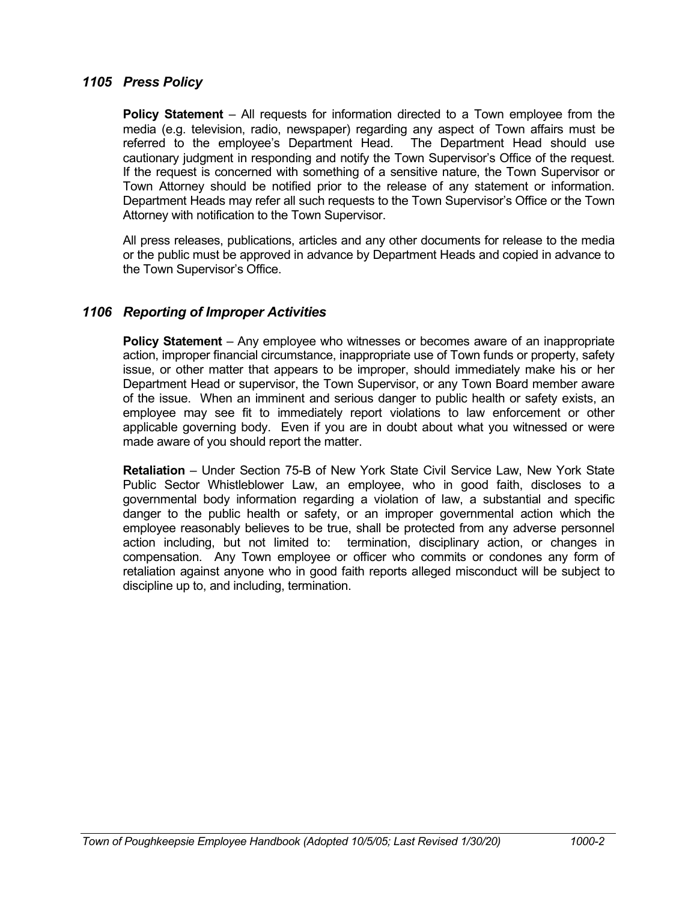### *1105 Press Policy*

**Policy Statement** – All requests for information directed to a Town employee from the media (e.g. television, radio, newspaper) regarding any aspect of Town affairs must be referred to the employee's Department Head. The Department Head should use cautionary judgment in responding and notify the Town Supervisor's Office of the request. If the request is concerned with something of a sensitive nature, the Town Supervisor or Town Attorney should be notified prior to the release of any statement or information. Department Heads may refer all such requests to the Town Supervisor's Office or the Town Attorney with notification to the Town Supervisor.

All press releases, publications, articles and any other documents for release to the media or the public must be approved in advance by Department Heads and copied in advance to the Town Supervisor's Office.

### *1106 Reporting of Improper Activities*

**Policy Statement** – Any employee who witnesses or becomes aware of an inappropriate action, improper financial circumstance, inappropriate use of Town funds or property, safety issue, or other matter that appears to be improper, should immediately make his or her Department Head or supervisor, the Town Supervisor, or any Town Board member aware of the issue. When an imminent and serious danger to public health or safety exists, an employee may see fit to immediately report violations to law enforcement or other applicable governing body. Even if you are in doubt about what you witnessed or were made aware of you should report the matter.

**Retaliation** – Under Section 75-B of New York State Civil Service Law, New York State Public Sector Whistleblower Law, an employee, who in good faith, discloses to a governmental body information regarding a violation of law, a substantial and specific danger to the public health or safety, or an improper governmental action which the employee reasonably believes to be true, shall be protected from any adverse personnel action including, but not limited to: termination, disciplinary action, or changes in compensation. Any Town employee or officer who commits or condones any form of retaliation against anyone who in good faith reports alleged misconduct will be subject to discipline up to, and including, termination.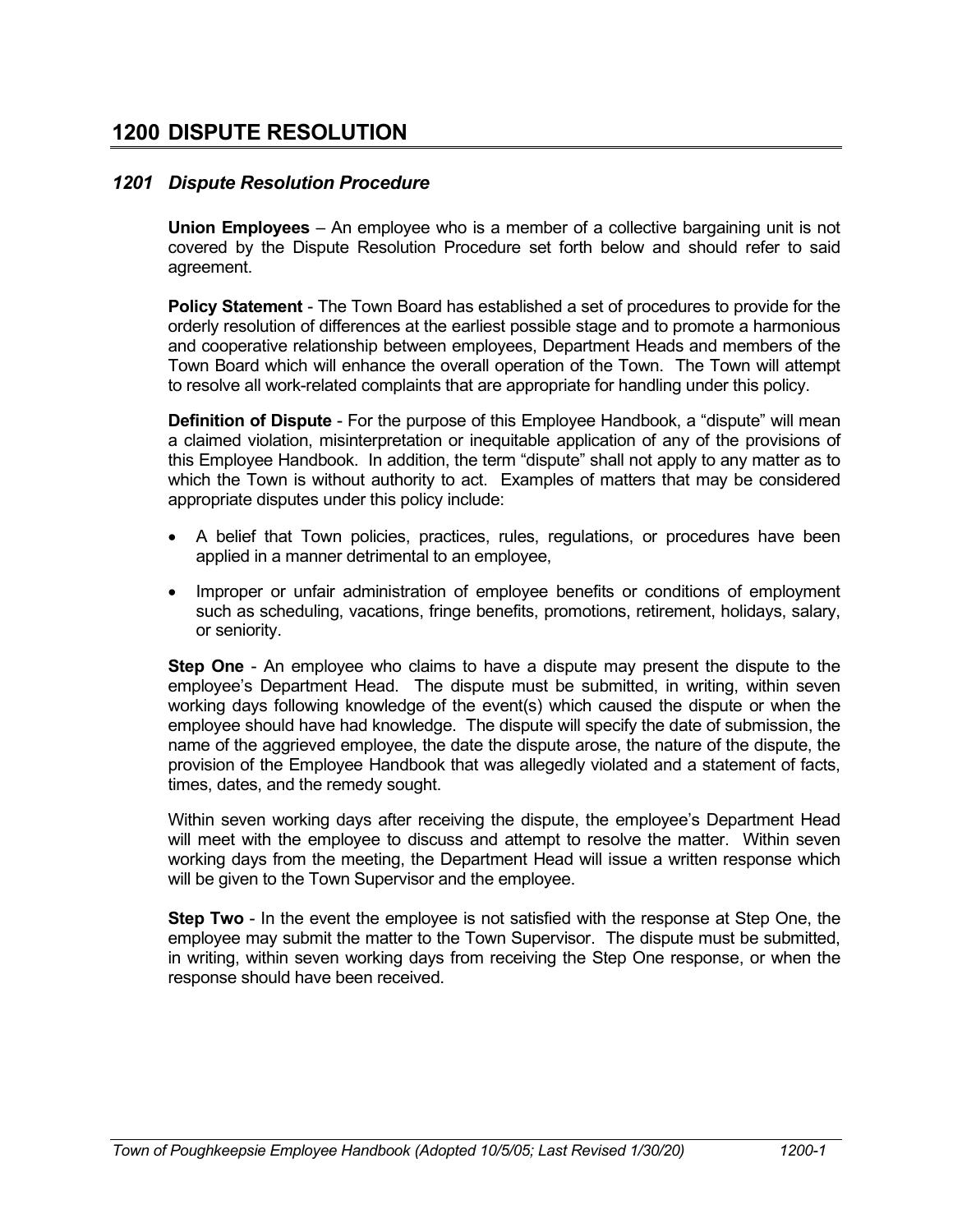# 1200 DISPUTE RESOLUTION

## *1201 Dispute Resolution Procedure*

**Union Employees** – An employee who is a member of a collective bargaining unit is not covered by the Dispute Resolution Procedure set forth below and should refer to said agreement.

**Policy Statement** - The Town Board has established a set of procedures to provide for the orderly resolution of differences at the earliest possible stage and to promote a harmonious and cooperative relationship between employees, Department Heads and members of the Town Board which will enhance the overall operation of the Town. The Town will attempt to resolve all work-related complaints that are appropriate for handling under this policy.

**Definition of Dispute** - For the purpose of this Employee Handbook, a "dispute" will mean a claimed violation, misinterpretation or inequitable application of any of the provisions of this Employee Handbook. In addition, the term "dispute" shall not apply to any matter as to which the Town is without authority to act. Examples of matters that may be considered appropriate disputes under this policy include:

- A belief that Town policies, practices, rules, regulations, or procedures have been applied in a manner detrimental to an employee,
- Improper or unfair administration of employee benefits or conditions of employment such as scheduling, vacations, fringe benefits, promotions, retirement, holidays, salary, or seniority.

**Step One** - An employee who claims to have a dispute may present the dispute to the employee's Department Head. The dispute must be submitted, in writing, within seven working days following knowledge of the event(s) which caused the dispute or when the employee should have had knowledge. The dispute will specify the date of submission, the name of the aggrieved employee, the date the dispute arose, the nature of the dispute, the provision of the Employee Handbook that was allegedly violated and a statement of facts, times, dates, and the remedy sought.

Within seven working days after receiving the dispute, the employee's Department Head will meet with the employee to discuss and attempt to resolve the matter. Within seven working days from the meeting, the Department Head will issue a written response which will be given to the Town Supervisor and the employee.

**Step Two** - In the event the employee is not satisfied with the response at Step One, the employee may submit the matter to the Town Supervisor. The dispute must be submitted, in writing, within seven working days from receiving the Step One response, or when the response should have been received.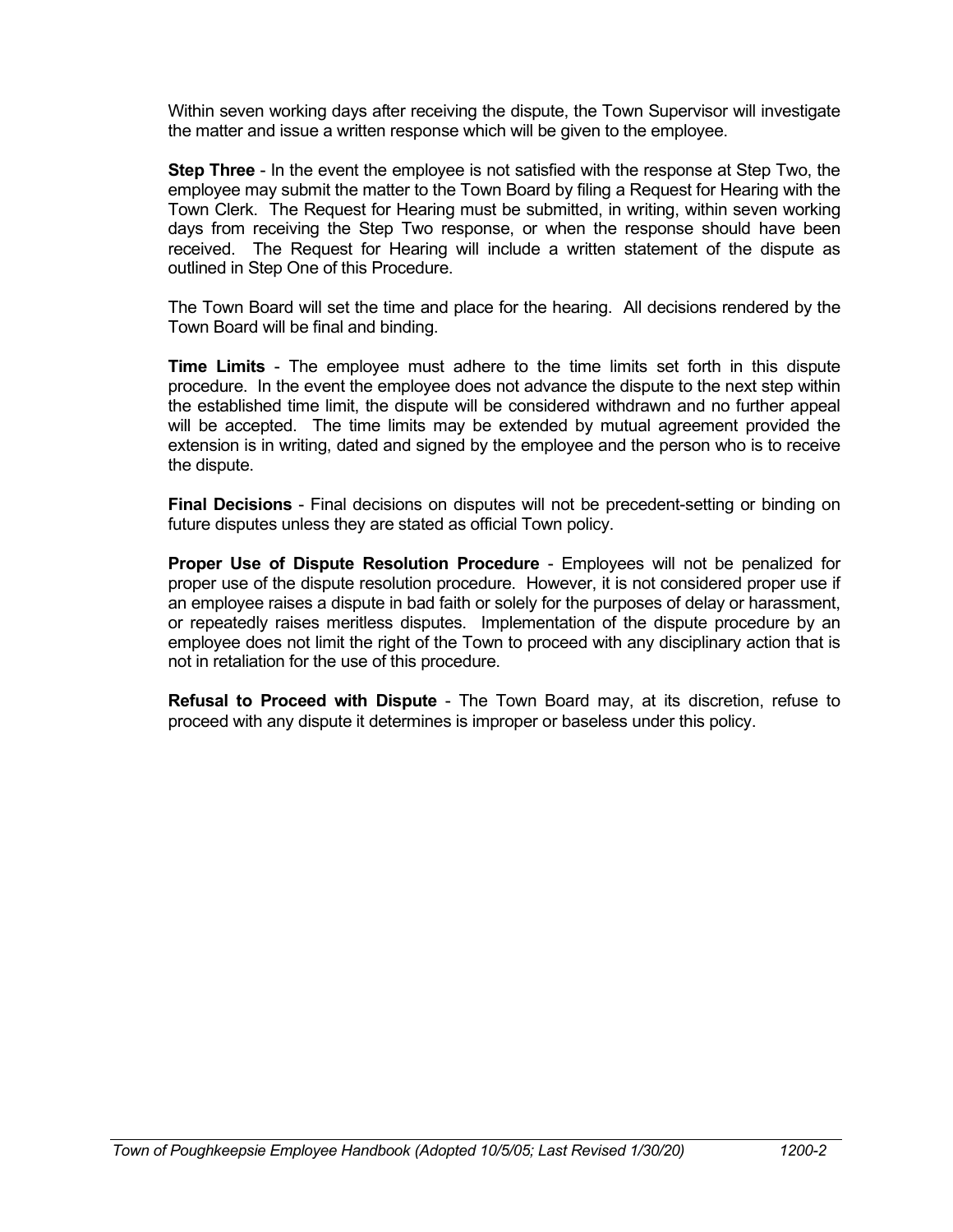Within seven working days after receiving the dispute, the Town Supervisor will investigate the matter and issue a written response which will be given to the employee.

**Step Three** - In the event the employee is not satisfied with the response at Step Two, the employee may submit the matter to the Town Board by filing a Request for Hearing with the Town Clerk. The Request for Hearing must be submitted, in writing, within seven working days from receiving the Step Two response, or when the response should have been received. The Request for Hearing will include a written statement of the dispute as outlined in Step One of this Procedure.

The Town Board will set the time and place for the hearing. All decisions rendered by the Town Board will be final and binding.

**Time Limits** - The employee must adhere to the time limits set forth in this dispute procedure. In the event the employee does not advance the dispute to the next step within the established time limit, the dispute will be considered withdrawn and no further appeal will be accepted. The time limits may be extended by mutual agreement provided the extension is in writing, dated and signed by the employee and the person who is to receive the dispute.

**Final Decisions** - Final decisions on disputes will not be precedent-setting or binding on future disputes unless they are stated as official Town policy.

**Proper Use of Dispute Resolution Procedure** - Employees will not be penalized for proper use of the dispute resolution procedure. However, it is not considered proper use if an employee raises a dispute in bad faith or solely for the purposes of delay or harassment, or repeatedly raises meritless disputes. Implementation of the dispute procedure by an employee does not limit the right of the Town to proceed with any disciplinary action that is not in retaliation for the use of this procedure.

**Refusal to Proceed with Dispute** - The Town Board may, at its discretion, refuse to proceed with any dispute it determines is improper or baseless under this policy.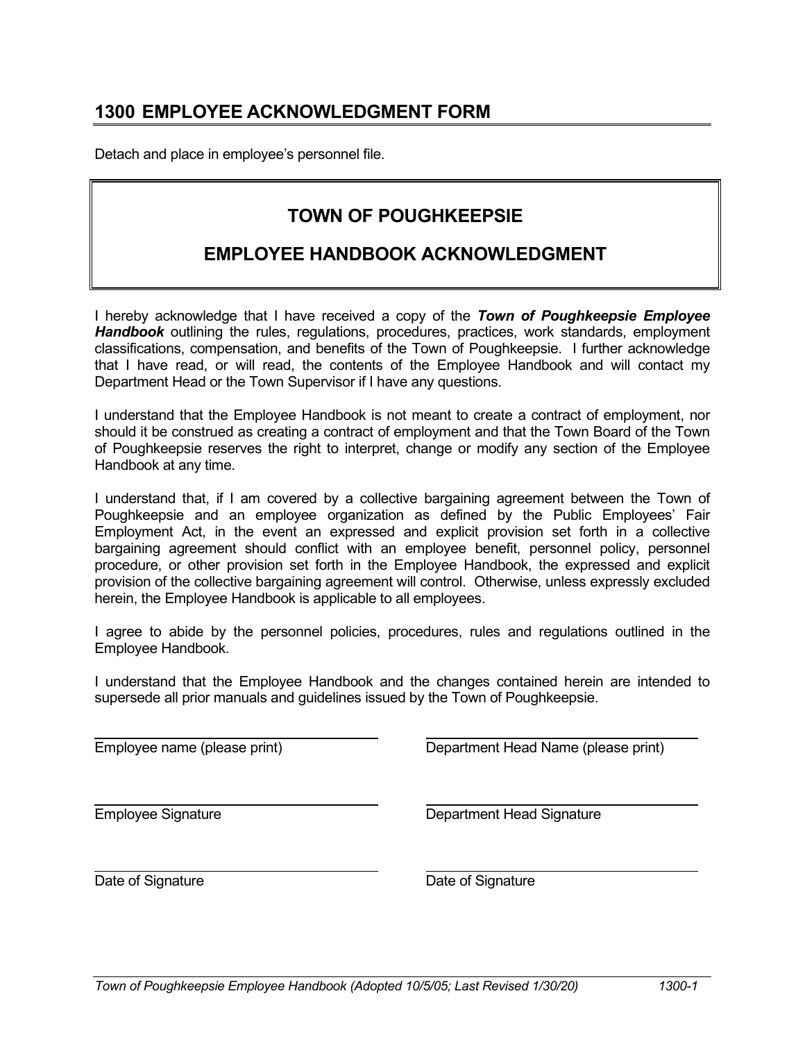# 1300 EMPLOYEE ACKNOWLEDGMENT FORM

Detach and place in employee's personnel file.

## TOWN OF POUGHKEEPSIE

## EMPLOYEE HANDBOOK ACKNOWLEDGMENT

I hereby acknowledge that I have received a copy of the ***Town of Poughkeepsie Employee Handbook*** outlining the rules, regulations, procedures, practices, work standards, employment classifications, compensation, and benefits of the Town of Poughkeepsie. I further acknowledge that I have read, or will read, the contents of the Employee Handbook and will contact my Department Head or the Town Supervisor if I have any questions.

I understand that the Employee Handbook is not meant to create a contract of employment, nor should it be construed as creating a contract of employment and that the Town Board of the Town of Poughkeepsie reserves the right to interpret, change or modify any section of the Employee Handbook at any time.

I understand that, if I am covered by a collective bargaining agreement between the Town of Poughkeepsie and an employee organization as defined by the Public Employees' Fair Employment Act, in the event an expressed and explicit provision set forth in a collective bargaining agreement should conflict with an employee benefit, personnel policy, personnel procedure, or other provision set forth in the Employee Handbook, the expressed and explicit provision of the collective bargaining agreement will control. Otherwise, unless expressly excluded herein, the Employee Handbook is applicable to all employees.

I agree to abide by the personnel policies, procedures, rules and regulations outlined in the Employee Handbook.

I understand that the Employee Handbook and the changes contained herein are intended to supersede all prior manuals and guidelines issued by the Town of Poughkeepsie.

\_\_\_\_\_\_\_\_\_\_\_\_\_\_\_\_\_\_\_\_\_\_\_\_\_\_\_\_\_\_
Employee name (please print)

\_\_\_\_\_\_\_\_\_\_\_\_\_\_\_\_\_\_\_\_\_\_\_\_\_\_\_\_\_\_
Department Head Name (please print)

\_\_\_\_\_\_\_\_\_\_\_\_\_\_\_\_\_\_\_\_\_\_\_\_\_\_\_\_\_\_
Employee Signature

\_\_\_\_\_\_\_\_\_\_\_\_\_\_\_\_\_\_\_\_\_\_\_\_\_\_\_\_\_\_
Department Head Signature

\_\_\_\_\_\_\_\_\_\_\_\_\_\_\_\_\_\_\_\_\_\_\_\_\_\_\_\_\_\_
Date of Signature

\_\_\_\_\_\_\_\_\_\_\_\_\_\_\_\_\_\_\_\_\_\_\_\_\_\_\_\_\_\_
Date of Signature